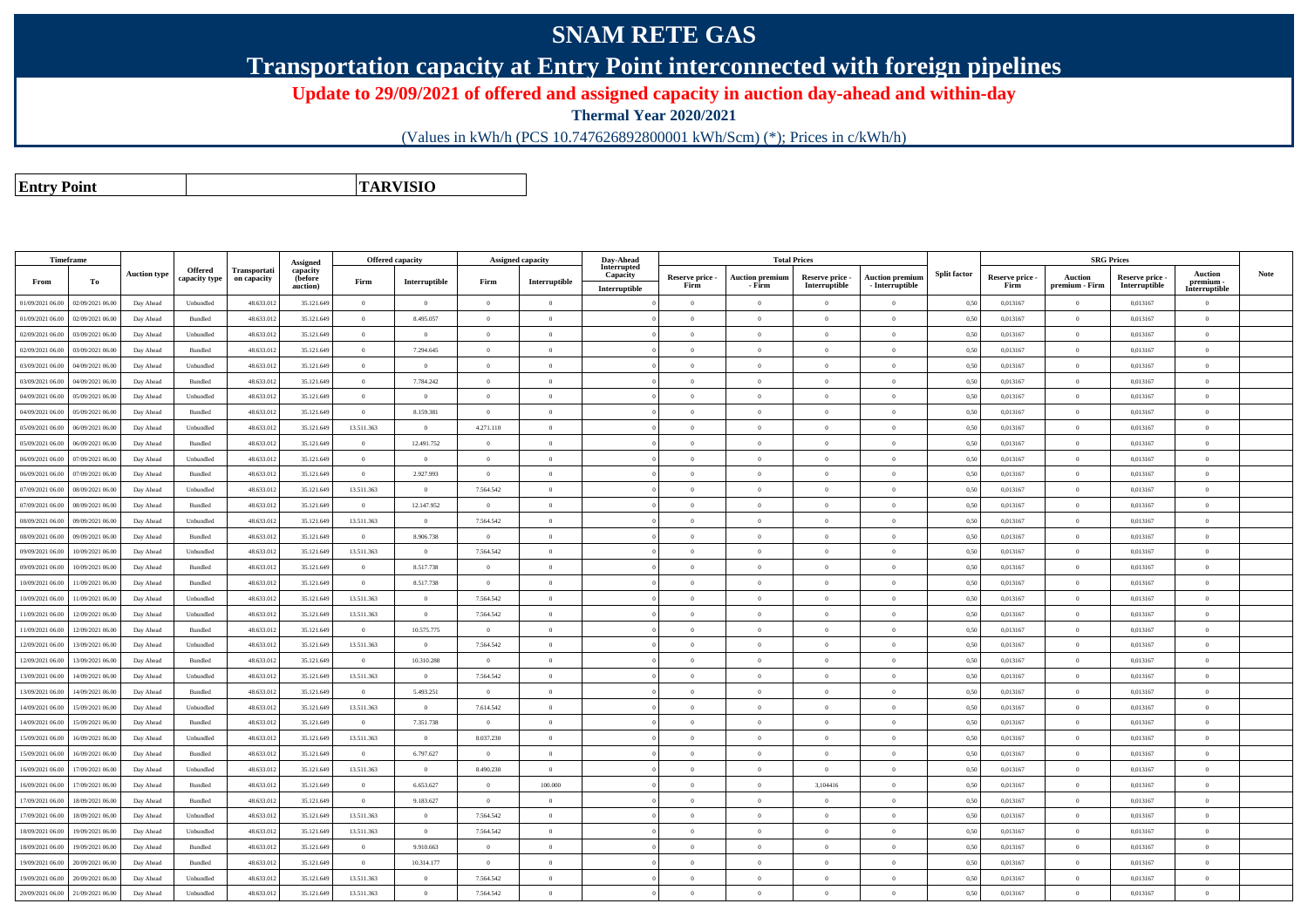# SNAM RETE GAS

## Transportation capacity at Entry Point interconnected with foreign pipelines

### Update to 29/09/2021 of offered and assigned capacity in auction day-ahead and within-day

**Thermal Year 2020/2021**

(Values in kWh/h (PCS 10.747626892800001 kWh/Scm) (*); Prices in c/kWh/h)

| **Entry Point** | **TARVISIO** |
|---|---|

| Timeframe | | Auction type | Offered capacity type | Transportation capacity | Assigned capacity (before auction) | Offered capacity | | Assigned capacity | | Day-Ahead Interrupted Capacity | Total Prices | | | | Split factor | SRG Prices | | | | Note |
|---|---|---|---|---|---|---|---|---|---|---|---|---|---|---|---|---|---|---|---|---|
| From | To | | | | | Firm | Interruptible | Firm | Interruptible | Interruptible | Reserve price - Firm | Auction premium - Firm | Reserve price - Interruptible | Auction premium - Interruptible | | Reserve price - Firm | Auction premium - Firm | Reserve price - Interruptible | Auction premium - Interruptible | |
| 01/09/2021 06.00 | 02/09/2021 06.00 | Day Ahead | Unbundled | 48.633.012 | 35.121.649 | 0 | 0 | 0 | 0 | | 0 | 0 | 0 | 0 | 0,50 | 0,013167 | 0 | 0,013167 | 0 | |
| 01/09/2021 06.00 | 02/09/2021 06.00 | Day Ahead | Bundled | 48.633.012 | 35.121.649 | 0 | 8.495.057 | 0 | 0 | | 0 | 0 | 0 | 0 | 0,50 | 0,013167 | 0 | 0,013167 | 0 | |
| 02/09/2021 06.00 | 03/09/2021 06.00 | Day Ahead | Unbundled | 48.633.012 | 35.121.649 | 0 | 0 | 0 | 0 | | 0 | 0 | 0 | 0 | 0,50 | 0,013167 | 0 | 0,013167 | 0 | |
| 02/09/2021 06.00 | 03/09/2021 06.00 | Day Ahead | Bundled | 48.633.012 | 35.121.649 | 0 | 7.294.645 | 0 | 0 | | 0 | 0 | 0 | 0 | 0,50 | 0,013167 | 0 | 0,013167 | 0 | |
| 03/09/2021 06.00 | 04/09/2021 06.00 | Day Ahead | Unbundled | 48.633.012 | 35.121.649 | 0 | 0 | 0 | 0 | | 0 | 0 | 0 | 0 | 0,50 | 0,013167 | 0 | 0,013167 | 0 | |
| 03/09/2021 06.00 | 04/09/2021 06.00 | Day Ahead | Bundled | 48.633.012 | 35.121.649 | 0 | 7.784.242 | 0 | 0 | | 0 | 0 | 0 | 0 | 0,50 | 0,013167 | 0 | 0,013167 | 0 | |
| 04/09/2021 06.00 | 05/09/2021 06.00 | Day Ahead | Unbundled | 48.633.012 | 35.121.649 | 0 | 0 | 0 | 0 | | 0 | 0 | 0 | 0 | 0,50 | 0,013167 | 0 | 0,013167 | 0 | |
| 04/09/2021 06.00 | 05/09/2021 06.00 | Day Ahead | Bundled | 48.633.012 | 35.121.649 | 0 | 8.159.381 | 0 | 0 | | 0 | 0 | 0 | 0 | 0,50 | 0,013167 | 0 | 0,013167 | 0 | |
| 05/09/2021 06.00 | 06/09/2021 06.00 | Day Ahead | Unbundled | 48.633.012 | 35.121.649 | 13.511.363 | 0 | 4.271.110 | 0 | | 0 | 0 | 0 | 0 | 0,50 | 0,013167 | 0 | 0,013167 | 0 | |
| 05/09/2021 06.00 | 06/09/2021 06.00 | Day Ahead | Bundled | 48.633.012 | 35.121.649 | 0 | 12.491.752 | 0 | 0 | | 0 | 0 | 0 | 0 | 0,50 | 0,013167 | 0 | 0,013167 | 0 | |
| 06/09/2021 06.00 | 07/09/2021 06.00 | Day Ahead | Unbundled | 48.633.012 | 35.121.649 | 0 | 0 | 0 | 0 | | 0 | 0 | 0 | 0 | 0,50 | 0,013167 | 0 | 0,013167 | 0 | |
| 06/09/2021 06.00 | 07/09/2021 06.00 | Day Ahead | Bundled | 48.633.012 | 35.121.649 | 0 | 2.927.993 | 0 | 0 | | 0 | 0 | 0 | 0 | 0,50 | 0,013167 | 0 | 0,013167 | 0 | |
| 07/09/2021 06.00 | 08/09/2021 06.00 | Day Ahead | Unbundled | 48.633.012 | 35.121.649 | 13.511.363 | 0 | 7.564.542 | 0 | | 0 | 0 | 0 | 0 | 0,50 | 0,013167 | 0 | 0,013167 | 0 | |
| 07/09/2021 06.00 | 08/09/2021 06.00 | Day Ahead | Bundled | 48.633.012 | 35.121.649 | 0 | 12.147.952 | 0 | 0 | | 0 | 0 | 0 | 0 | 0,50 | 0,013167 | 0 | 0,013167 | 0 | |
| 08/09/2021 06.00 | 09/09/2021 06.00 | Day Ahead | Unbundled | 48.633.012 | 35.121.649 | 13.511.363 | 0 | 7.564.542 | 0 | | 0 | 0 | 0 | 0 | 0,50 | 0,013167 | 0 | 0,013167 | 0 | |
| 08/09/2021 06.00 | 09/09/2021 06.00 | Day Ahead | Bundled | 48.633.012 | 35.121.649 | 0 | 8.906.738 | 0 | 0 | | 0 | 0 | 0 | 0 | 0,50 | 0,013167 | 0 | 0,013167 | 0 | |
| 09/09/2021 06.00 | 10/09/2021 06.00 | Day Ahead | Unbundled | 48.633.012 | 35.121.649 | 13.511.363 | 0 | 7.564.542 | 0 | | 0 | 0 | 0 | 0 | 0,50 | 0,013167 | 0 | 0,013167 | 0 | |
| 09/09/2021 06.00 | 10/09/2021 06.00 | Day Ahead | Bundled | 48.633.012 | 35.121.649 | 0 | 8.517.738 | 0 | 0 | | 0 | 0 | 0 | 0 | 0,50 | 0,013167 | 0 | 0,013167 | 0 | |
| 10/09/2021 06.00 | 11/09/2021 06.00 | Day Ahead | Bundled | 48.633.012 | 35.121.649 | 0 | 8.517.738 | 0 | 0 | | 0 | 0 | 0 | 0 | 0,50 | 0,013167 | 0 | 0,013167 | 0 | |
| 10/09/2021 06.00 | 11/09/2021 06.00 | Day Ahead | Unbundled | 48.633.012 | 35.121.649 | 13.511.363 | 0 | 7.564.542 | 0 | | 0 | 0 | 0 | 0 | 0,50 | 0,013167 | 0 | 0,013167 | 0 | |
| 11/09/2021 06.00 | 12/09/2021 06.00 | Day Ahead | Unbundled | 48.633.012 | 35.121.649 | 13.511.363 | 0 | 7.564.542 | 0 | | 0 | 0 | 0 | 0 | 0,50 | 0,013167 | 0 | 0,013167 | 0 | |
| 11/09/2021 06.00 | 12/09/2021 06.00 | Day Ahead | Bundled | 48.633.012 | 35.121.649 | 0 | 10.575.775 | 0 | 0 | | 0 | 0 | 0 | 0 | 0,50 | 0,013167 | 0 | 0,013167 | 0 | |
| 12/09/2021 06.00 | 13/09/2021 06.00 | Day Ahead | Unbundled | 48.633.012 | 35.121.649 | 13.511.363 | 0 | 7.564.542 | 0 | | 0 | 0 | 0 | 0 | 0,50 | 0,013167 | 0 | 0,013167 | 0 | |
| 12/09/2021 06.00 | 13/09/2021 06.00 | Day Ahead | Bundled | 48.633.012 | 35.121.649 | 0 | 10.310.288 | 0 | 0 | | 0 | 0 | 0 | 0 | 0,50 | 0,013167 | 0 | 0,013167 | 0 | |
| 13/09/2021 06.00 | 14/09/2021 06.00 | Day Ahead | Unbundled | 48.633.012 | 35.121.649 | 13.511.363 | 0 | 7.564.542 | 0 | | 0 | 0 | 0 | 0 | 0,50 | 0,013167 | 0 | 0,013167 | 0 | |
| 13/09/2021 06.00 | 14/09/2021 06.00 | Day Ahead | Bundled | 48.633.012 | 35.121.649 | 0 | 5.493.251 | 0 | 0 | | 0 | 0 | 0 | 0 | 0,50 | 0,013167 | 0 | 0,013167 | 0 | |
| 14/09/2021 06.00 | 15/09/2021 06.00 | Day Ahead | Unbundled | 48.633.012 | 35.121.649 | 13.511.363 | 0 | 7.614.542 | 0 | | 0 | 0 | 0 | 0 | 0,50 | 0,013167 | 0 | 0,013167 | 0 | |
| 14/09/2021 06.00 | 15/09/2021 06.00 | Day Ahead | Bundled | 48.633.012 | 35.121.649 | 0 | 7.351.738 | 0 | 0 | | 0 | 0 | 0 | 0 | 0,50 | 0,013167 | 0 | 0,013167 | 0 | |
| 15/09/2021 06.00 | 16/09/2021 06.00 | Day Ahead | Unbundled | 48.633.012 | 35.121.649 | 13.511.363 | 0 | 8.037.230 | 0 | | 0 | 0 | 0 | 0 | 0,50 | 0,013167 | 0 | 0,013167 | 0 | |
| 15/09/2021 06.00 | 16/09/2021 06.00 | Day Ahead | Bundled | 48.633.012 | 35.121.649 | 0 | 6.797.627 | 0 | 0 | | 0 | 0 | 0 | 0 | 0,50 | 0,013167 | 0 | 0,013167 | 0 | |
| 16/09/2021 06.00 | 17/09/2021 06.00 | Day Ahead | Unbundled | 48.633.012 | 35.121.649 | 13.511.363 | 0 | 8.490.230 | 0 | | 0 | 0 | 0 | 0 | 0,50 | 0,013167 | 0 | 0,013167 | 0 | |
| 16/09/2021 06.00 | 17/09/2021 06.00 | Day Ahead | Bundled | 48.633.012 | 35.121.649 | 0 | 6.653.627 | 0 | 100.000 | | 0 | 0 | 3,104416 | 0 | 0,50 | 0,013167 | 0 | 0,013167 | 0 | |
| 17/09/2021 06.00 | 18/09/2021 06.00 | Day Ahead | Bundled | 48.633.012 | 35.121.649 | 0 | 9.183.627 | 0 | 0 | | 0 | 0 | 0 | 0 | 0,50 | 0,013167 | 0 | 0,013167 | 0 | |
| 17/09/2021 06.00 | 18/09/2021 06.00 | Day Ahead | Unbundled | 48.633.012 | 35.121.649 | 13.511.363 | 0 | 7.564.542 | 0 | | 0 | 0 | 0 | 0 | 0,50 | 0,013167 | 0 | 0,013167 | 0 | |
| 18/09/2021 06.00 | 19/09/2021 06.00 | Day Ahead | Unbundled | 48.633.012 | 35.121.649 | 13.511.363 | 0 | 7.564.542 | 0 | | 0 | 0 | 0 | 0 | 0,50 | 0,013167 | 0 | 0,013167 | 0 | |
| 18/09/2021 06.00 | 19/09/2021 06.00 | Day Ahead | Bundled | 48.633.012 | 35.121.649 | 0 | 9.910.663 | 0 | 0 | | 0 | 0 | 0 | 0 | 0,50 | 0,013167 | 0 | 0,013167 | 0 | |
| 19/09/2021 06.00 | 20/09/2021 06.00 | Day Ahead | Bundled | 48.633.012 | 35.121.649 | 0 | 10.314.177 | 0 | 0 | | 0 | 0 | 0 | 0 | 0,50 | 0,013167 | 0 | 0,013167 | 0 | |
| 19/09/2021 06.00 | 20/09/2021 06.00 | Day Ahead | Unbundled | 48.633.012 | 35.121.649 | 13.511.363 | 0 | 7.564.542 | 0 | | 0 | 0 | 0 | 0 | 0,50 | 0,013167 | 0 | 0,013167 | 0 | |
| 20/09/2021 06.00 | 21/09/2021 06.00 | Day Ahead | Unbundled | 48.633.012 | 35.121.649 | 13.511.363 | 0 | 7.564.542 | 0 | | 0 | 0 | 0 | 0 | 0,50 | 0,013167 | 0 | 0,013167 | 0 | |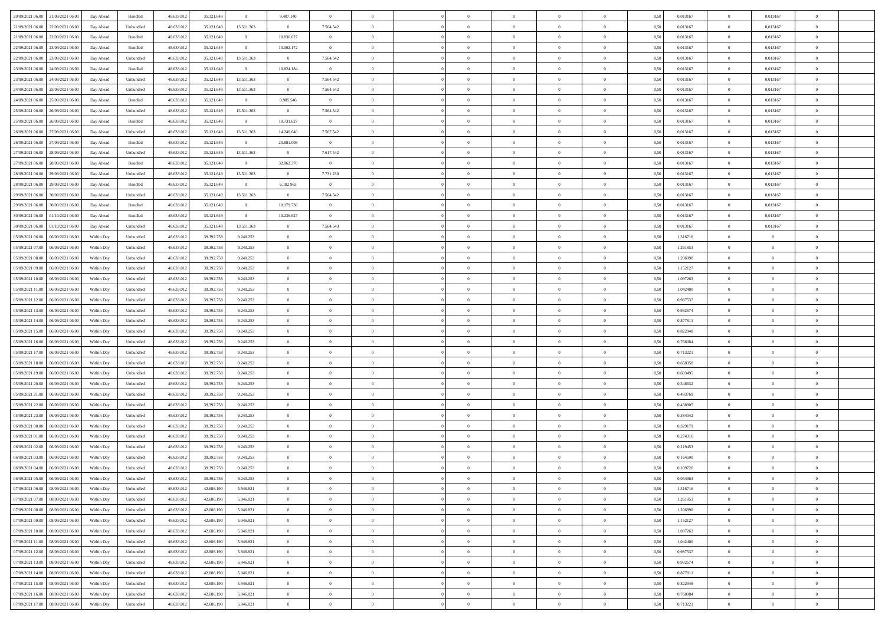| 20/09/2021 06:00 | 21/09/2021 06:00 | Day Ahead | Bundled | 48.633.012 | 35.121.649 | 0 | 9.407.140 | 0 | 0 | | 0 | 0 | 0 | 0 | 0,50 | 0,013167 | 0 | 0,013167 | 0 | |
|---|---|---|---|---|---|---|---|---|---|---|---|---|---|---|---|---|---|---|---|---|
| 21/09/2021 06:00 | 22/09/2021 06:00 | Day Ahead | Unbundled | 48.633.012 | 35.121.649 | 13.511.363 | 0 | 7.564.542 | 0 | | 0 | 0 | 0 | 0 | 0,50 | 0,013167 | 0 | 0,013167 | 0 | |
| 21/09/2021 06:00 | 22/09/2021 06:00 | Day Ahead | Bundled | 48.633.012 | 35.121.649 | 0 | 10.836.627 | 0 | 0 | | 0 | 0 | 0 | 0 | 0,50 | 0,013167 | 0 | 0,013167 | 0 | |
| 22/09/2021 06:00 | 23/09/2021 06:00 | Day Ahead | Bundled | 48.633.012 | 35.121.649 | 0 | 10.002.172 | 0 | 0 | | 0 | 0 | 0 | 0 | 0,50 | 0,013167 | 0 | 0,013167 | 0 | |
| 22/09/2021 06:00 | 23/09/2021 06:00 | Day Ahead | Unbundled | 48.633.012 | 35.121.649 | 13.511.363 | 0 | 7.564.542 | 0 | | 0 | 0 | 0 | 0 | 0,50 | 0,013167 | 0 | 0,013167 | 0 | |
| 23/09/2021 06:00 | 24/09/2021 06:00 | Day Ahead | Bundled | 48.633.012 | 35.121.649 | 0 | 10.824.184 | 0 | 0 | | 0 | 0 | 0 | 0 | 0,50 | 0,013167 | 0 | 0,013167 | 0 | |
| 23/09/2021 06:00 | 24/09/2021 06:00 | Day Ahead | Unbundled | 48.633.012 | 35.121.649 | 13.511.363 | 0 | 7.564.542 | 0 | | 0 | 0 | 0 | 0 | 0,50 | 0,013167 | 0 | 0,013167 | 0 | |
| 24/09/2021 06:00 | 25/09/2021 06:00 | Day Ahead | Unbundled | 48.633.012 | 35.121.649 | 13.511.363 | 0 | 7.564.542 | 0 | | 0 | 0 | 0 | 0 | 0,50 | 0,013167 | 0 | 0,013167 | 0 | |
| 24/09/2021 06:00 | 25/09/2021 06:00 | Day Ahead | Bundled | 48.633.012 | 35.121.649 | 0 | 9.985.546 | 0 | 0 | | 0 | 0 | 0 | 0 | 0,50 | 0,013167 | 0 | 0,013167 | 0 | |
| 25/09/2021 06:00 | 26/09/2021 06:00 | Day Ahead | Unbundled | 48.633.012 | 35.121.649 | 13.511.363 | 0 | 7.564.542 | 0 | | 0 | 0 | 0 | 0 | 0,50 | 0,013167 | 0 | 0,013167 | 0 | |
| 25/09/2021 06:00 | 26/09/2021 06:00 | Day Ahead | Bundled | 48.633.012 | 35.121.649 | 0 | 10.731.627 | 0 | 0 | | 0 | 0 | 0 | 0 | 0,50 | 0,013167 | 0 | 0,013167 | 0 | |
| 26/09/2021 06:00 | 27/09/2021 06:00 | Day Ahead | Unbundled | 48.633.012 | 35.121.649 | 13.511.363 | 14.240.640 | 7.567.542 | 0 | | 0 | 0 | 0 | 0 | 0,50 | 0,013167 | 0 | 0,013167 | 0 | |
| 26/09/2021 06:00 | 27/09/2021 06:00 | Day Ahead | Bundled | 48.633.012 | 35.121.649 | 0 | 20.881.008 | 0 | 0 | | 0 | 0 | 0 | 0 | 0,50 | 0,013167 | 0 | 0,013167 | 0 | |
| 27/09/2021 06:00 | 28/09/2021 06:00 | Day Ahead | Unbundled | 48.633.012 | 35.121.649 | 13.511.363 | 0 | 7.617.542 | 0 | | 0 | 0 | 0 | 0 | 0,50 | 0,013167 | 0 | 0,013167 | 0 | |
| 27/09/2021 06:00 | 28/09/2021 06:00 | Day Ahead | Bundled | 48.633.012 | 35.121.649 | 0 | 32.862.370 | 0 | 0 | | 0 | 0 | 0 | 0 | 0,50 | 0,013167 | 0 | 0,013167 | 0 | |
| 28/09/2021 06:00 | 29/09/2021 06:00 | Day Ahead | Unbundled | 48.633.012 | 35.121.649 | 13.511.363 | 0 | 7.731.230 | 0 | | 0 | 0 | 0 | 0 | 0,50 | 0,013167 | 0 | 0,013167 | 0 | |
| 28/09/2021 06:00 | 29/09/2021 06:00 | Day Ahead | Bundled | 48.633.012 | 35.121.649 | 0 | 6.182.963 | 0 | 0 | | 0 | 0 | 0 | 0 | 0,50 | 0,013167 | 0 | 0,013167 | 0 | |
| 29/09/2021 06:00 | 30/09/2021 06:00 | Day Ahead | Unbundled | 48.633.012 | 35.121.649 | 13.511.363 | 0 | 7.564.542 | 0 | | 0 | 0 | 0 | 0 | 0,50 | 0,013167 | 0 | 0,013167 | 0 | |
| 29/09/2021 06:00 | 30/09/2021 06:00 | Day Ahead | Bundled | 48.633.012 | 35.121.649 | 0 | 10.179.738 | 0 | 0 | | 0 | 0 | 0 | 0 | 0,50 | 0,013167 | 0 | 0,013167 | 0 | |
| 30/09/2021 06:00 | 01/10/2021 06:00 | Day Ahead | Bundled | 48.633.012 | 35.121.649 | 0 | 10.236.627 | 0 | 0 | | 0 | 0 | 0 | 0 | 0,50 | 0,013167 | 0 | 0,013167 | 0 | |
| 30/09/2021 06:00 | 01/10/2021 06:00 | Day Ahead | Unbundled | 48.633.012 | 35.121.649 | 13.511.363 | 0 | 7.564.543 | 0 | | 0 | 0 | 0 | 0 | 0,50 | 0,013167 | 0 | 0,013167 | 0 | |
| 05/09/2021 06:00 | 06/09/2021 06:00 | Within Day | Unbundled | 48.633.012 | 39.392.758 | 9.240.253 | 0 | 0 | 0 | | 0 | 0 | 0 | 0 | 0,50 | 1,316716 | 0 | 0 | 0 | |
| 05/09/2021 07:00 | 06/09/2021 06:00 | Within Day | Unbundled | 48.633.012 | 39.392.758 | 9.240.253 | 0 | 0 | 0 | | 0 | 0 | 0 | 0 | 0,50 | 1,261853 | 0 | 0 | 0 | |
| 05/09/2021 08:00 | 06/09/2021 06:00 | Within Day | Unbundled | 48.633.012 | 39.392.758 | 9.240.253 | 0 | 0 | 0 | | 0 | 0 | 0 | 0 | 0,50 | 1,206990 | 0 | 0 | 0 | |
| 05/09/2021 09:00 | 06/09/2021 06:00 | Within Day | Unbundled | 48.633.012 | 39.392.758 | 9.240.253 | 0 | 0 | 0 | | 0 | 0 | 0 | 0 | 0,50 | 1,152127 | 0 | 0 | 0 | |
| 05/09/2021 10:00 | 06/09/2021 06:00 | Within Day | Unbundled | 48.633.012 | 39.392.758 | 9.240.253 | 0 | 0 | 0 | | 0 | 0 | 0 | 0 | 0,50 | 1,097263 | 0 | 0 | 0 | |
| 05/09/2021 11:00 | 06/09/2021 06:00 | Within Day | Unbundled | 48.633.012 | 39.392.758 | 9.240.253 | 0 | 0 | 0 | | 0 | 0 | 0 | 0 | 0,50 | 1,042400 | 0 | 0 | 0 | |
| 05/09/2021 12:00 | 06/09/2021 06:00 | Within Day | Unbundled | 48.633.012 | 39.392.758 | 9.240.253 | 0 | 0 | 0 | | 0 | 0 | 0 | 0 | 0,50 | 0,987537 | 0 | 0 | 0 | |
| 05/09/2021 13:00 | 06/09/2021 06:00 | Within Day | Unbundled | 48.633.012 | 39.392.758 | 9.240.253 | 0 | 0 | 0 | | 0 | 0 | 0 | 0 | 0,50 | 0,932674 | 0 | 0 | 0 | |
| 05/09/2021 14:00 | 06/09/2021 06:00 | Within Day | Unbundled | 48.633.012 | 39.392.758 | 9.240.253 | 0 | 0 | 0 | | 0 | 0 | 0 | 0 | 0,50 | 0,877811 | 0 | 0 | 0 | |
| 05/09/2021 15:00 | 06/09/2021 06:00 | Within Day | Unbundled | 48.633.012 | 39.392.758 | 9.240.253 | 0 | 0 | 0 | | 0 | 0 | 0 | 0 | 0,50 | 0,822948 | 0 | 0 | 0 | |
| 05/09/2021 16:00 | 06/09/2021 06:00 | Within Day | Unbundled | 48.633.012 | 39.392.758 | 9.240.253 | 0 | 0 | 0 | | 0 | 0 | 0 | 0 | 0,50 | 0,768084 | 0 | 0 | 0 | |
| 05/09/2021 17:00 | 06/09/2021 06:00 | Within Day | Unbundled | 48.633.012 | 39.392.758 | 9.240.253 | 0 | 0 | 0 | | 0 | 0 | 0 | 0 | 0,50 | 0,713221 | 0 | 0 | 0 | |
| 05/09/2021 18:00 | 06/09/2021 06:00 | Within Day | Unbundled | 48.633.012 | 39.392.758 | 9.240.253 | 0 | 0 | 0 | | 0 | 0 | 0 | 0 | 0,50 | 0,658358 | 0 | 0 | 0 | |
| 05/09/2021 19:00 | 06/09/2021 06:00 | Within Day | Unbundled | 48.633.012 | 39.392.758 | 9.240.253 | 0 | 0 | 0 | | 0 | 0 | 0 | 0 | 0,50 | 0,603495 | 0 | 0 | 0 | |
| 05/09/2021 20:00 | 06/09/2021 06:00 | Within Day | Unbundled | 48.633.012 | 39.392.758 | 9.240.253 | 0 | 0 | 0 | | 0 | 0 | 0 | 0 | 0,50 | 0,548632 | 0 | 0 | 0 | |
| 05/09/2021 21:00 | 06/09/2021 06:00 | Within Day | Unbundled | 48.633.012 | 39.392.758 | 9.240.253 | 0 | 0 | 0 | | 0 | 0 | 0 | 0 | 0,50 | 0,493769 | 0 | 0 | 0 | |
| 05/09/2021 22:00 | 06/09/2021 06:00 | Within Day | Unbundled | 48.633.012 | 39.392.758 | 9.240.253 | 0 | 0 | 0 | | 0 | 0 | 0 | 0 | 0,50 | 0,438905 | 0 | 0 | 0 | |
| 05/09/2021 23:00 | 06/09/2021 06:00 | Within Day | Unbundled | 48.633.012 | 39.392.758 | 9.240.253 | 0 | 0 | 0 | | 0 | 0 | 0 | 0 | 0,50 | 0,384042 | 0 | 0 | 0 | |
| 06/09/2021 00:00 | 06/09/2021 06:00 | Within Day | Unbundled | 48.633.012 | 39.392.758 | 9.240.253 | 0 | 0 | 0 | | 0 | 0 | 0 | 0 | 0,50 | 0,329179 | 0 | 0 | 0 | |
| 06/09/2021 01:00 | 06/09/2021 06:00 | Within Day | Unbundled | 48.633.012 | 39.392.758 | 9.240.253 | 0 | 0 | 0 | | 0 | 0 | 0 | 0 | 0,50 | 0,274316 | 0 | 0 | 0 | |
| 06/09/2021 02:00 | 06/09/2021 06:00 | Within Day | Unbundled | 48.633.012 | 39.392.758 | 9.240.253 | 0 | 0 | 0 | | 0 | 0 | 0 | 0 | 0,50 | 0,219453 | 0 | 0 | 0 | |
| 06/09/2021 03:00 | 06/09/2021 06:00 | Within Day | Unbundled | 48.633.012 | 39.392.758 | 9.240.253 | 0 | 0 | 0 | | 0 | 0 | 0 | 0 | 0,50 | 0,164590 | 0 | 0 | 0 | |
| 06/09/2021 04:00 | 06/09/2021 06:00 | Within Day | Unbundled | 48.633.012 | 39.392.758 | 9.240.253 | 0 | 0 | 0 | | 0 | 0 | 0 | 0 | 0,50 | 0,109726 | 0 | 0 | 0 | |
| 06/09/2021 05:00 | 06/09/2021 06:00 | Within Day | Unbundled | 48.633.012 | 39.392.758 | 9.240.253 | 0 | 0 | 0 | | 0 | 0 | 0 | 0 | 0,50 | 0,054863 | 0 | 0 | 0 | |
| 07/09/2021 06:00 | 08/09/2021 06:00 | Within Day | Unbundled | 48.633.012 | 42.686.190 | 5.946.821 | 0 | 0 | 0 | | 0 | 0 | 0 | 0 | 0,50 | 1,316716 | 0 | 0 | 0 | |
| 07/09/2021 07:00 | 08/09/2021 06:00 | Within Day | Unbundled | 48.633.012 | 42.686.190 | 5.946.821 | 0 | 0 | 0 | | 0 | 0 | 0 | 0 | 0,50 | 1,261853 | 0 | 0 | 0 | |
| 07/09/2021 08:00 | 08/09/2021 06:00 | Within Day | Unbundled | 48.633.012 | 42.686.190 | 5.946.821 | 0 | 0 | 0 | | 0 | 0 | 0 | 0 | 0,50 | 1,206990 | 0 | 0 | 0 | |
| 07/09/2021 09:00 | 08/09/2021 06:00 | Within Day | Unbundled | 48.633.012 | 42.686.190 | 5.946.821 | 0 | 0 | 0 | | 0 | 0 | 0 | 0 | 0,50 | 1,152127 | 0 | 0 | 0 | |
| 07/09/2021 10:00 | 08/09/2021 06:00 | Within Day | Unbundled | 48.633.012 | 42.686.190 | 5.946.821 | 0 | 0 | 0 | | 0 | 0 | 0 | 0 | 0,50 | 1,097263 | 0 | 0 | 0 | |
| 07/09/2021 11:00 | 08/09/2021 06:00 | Within Day | Unbundled | 48.633.012 | 42.686.190 | 5.946.821 | 0 | 0 | 0 | | 0 | 0 | 0 | 0 | 0,50 | 1,042400 | 0 | 0 | 0 | |
| 07/09/2021 12:00 | 08/09/2021 06:00 | Within Day | Unbundled | 48.633.012 | 42.686.190 | 5.946.821 | 0 | 0 | 0 | | 0 | 0 | 0 | 0 | 0,50 | 0,987537 | 0 | 0 | 0 | |
| 07/09/2021 13:00 | 08/09/2021 06:00 | Within Day | Unbundled | 48.633.012 | 42.686.190 | 5.946.821 | 0 | 0 | 0 | | 0 | 0 | 0 | 0 | 0,50 | 0,932674 | 0 | 0 | 0 | |
| 07/09/2021 14:00 | 08/09/2021 06:00 | Within Day | Unbundled | 48.633.012 | 42.686.190 | 5.946.821 | 0 | 0 | 0 | | 0 | 0 | 0 | 0 | 0,50 | 0,877811 | 0 | 0 | 0 | |
| 07/09/2021 15:00 | 08/09/2021 06:00 | Within Day | Unbundled | 48.633.012 | 42.686.190 | 5.946.821 | 0 | 0 | 0 | | 0 | 0 | 0 | 0 | 0,50 | 0,822948 | 0 | 0 | 0 | |
| 07/09/2021 16:00 | 08/09/2021 06:00 | Within Day | Unbundled | 48.633.012 | 42.686.190 | 5.946.821 | 0 | 0 | 0 | | 0 | 0 | 0 | 0 | 0,50 | 0,768084 | 0 | 0 | 0 | |
| 07/09/2021 17:00 | 08/09/2021 06:00 | Within Day | Unbundled | 48.633.012 | 42.686.190 | 5.946.821 | 0 | 0 | 0 | | 0 | 0 | 0 | 0 | 0,50 | 0,713221 | 0 | 0 | 0 | |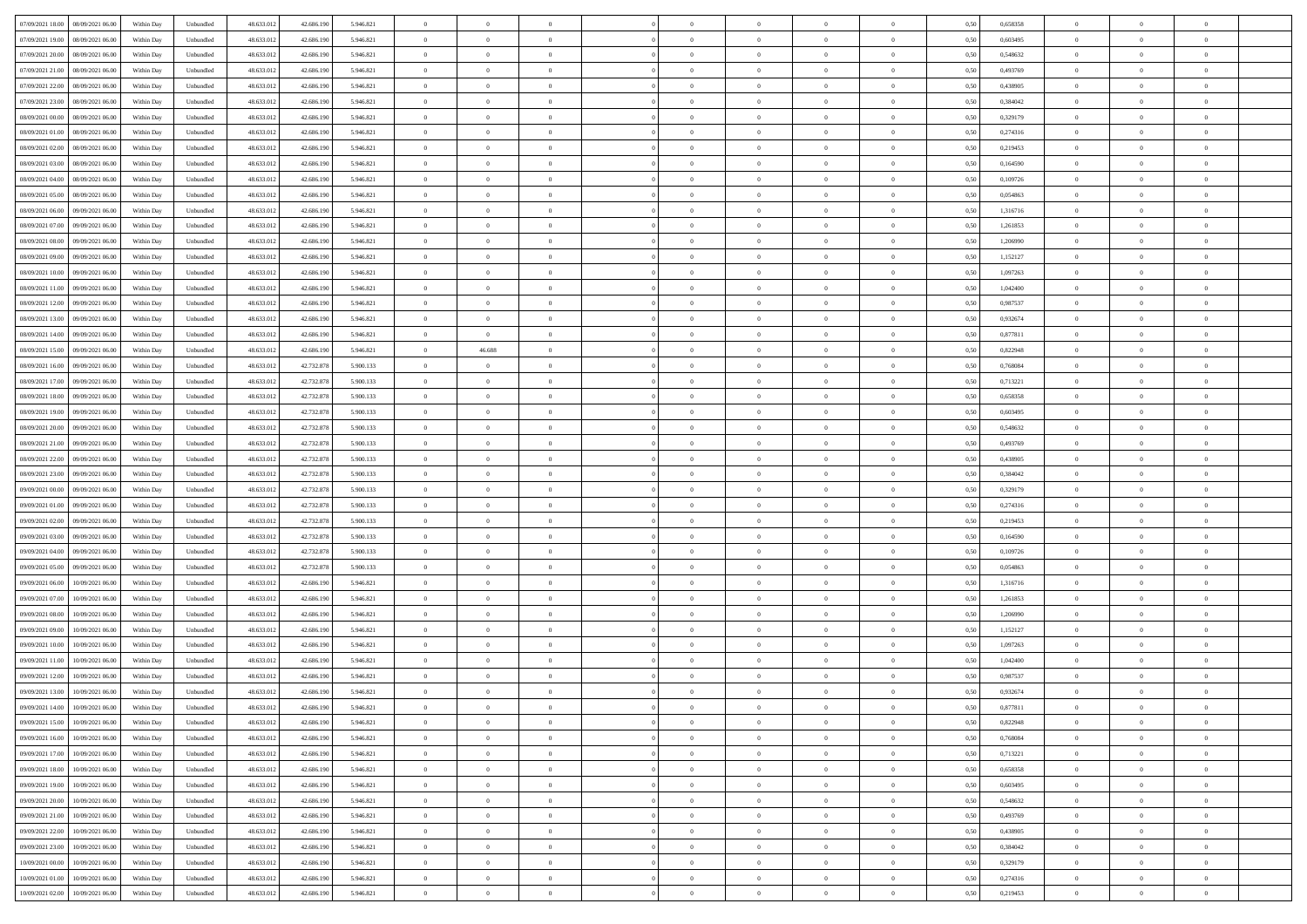| | | | | | | | | | | | | | | | | | | | | |
|---|---|---|---|---|---|---|---|---|---|---|---|---|---|---|---|---|---|---|---|---|
| 07/09/2021 18:00 | 08/09/2021 06:00 | Within Day | Unbundled | 48.633.012 | 42.686.190 | 5.946.821 | 0 | 0 | 0 | | 0 | 0 | 0 | 0 | 0,50 | 0,658358 | 0 | 0 | 0 | |
| 07/09/2021 19:00 | 08/09/2021 06:00 | Within Day | Unbundled | 48.633.012 | 42.686.190 | 5.946.821 | 0 | 0 | 0 | | 0 | 0 | 0 | 0 | 0,50 | 0,603495 | 0 | 0 | 0 | |
| 07/09/2021 20:00 | 08/09/2021 06:00 | Within Day | Unbundled | 48.633.012 | 42.686.190 | 5.946.821 | 0 | 0 | 0 | | 0 | 0 | 0 | 0 | 0,50 | 0,548632 | 0 | 0 | 0 | |
| 07/09/2021 21:00 | 08/09/2021 06:00 | Within Day | Unbundled | 48.633.012 | 42.686.190 | 5.946.821 | 0 | 0 | 0 | | 0 | 0 | 0 | 0 | 0,50 | 0,493769 | 0 | 0 | 0 | |
| 07/09/2021 22:00 | 08/09/2021 06:00 | Within Day | Unbundled | 48.633.012 | 42.686.190 | 5.946.821 | 0 | 0 | 0 | | 0 | 0 | 0 | 0 | 0,50 | 0,438905 | 0 | 0 | 0 | |
| 07/09/2021 23:00 | 08/09/2021 06:00 | Within Day | Unbundled | 48.633.012 | 42.686.190 | 5.946.821 | 0 | 0 | 0 | | 0 | 0 | 0 | 0 | 0,50 | 0,384042 | 0 | 0 | 0 | |
| 08/09/2021 00:00 | 08/09/2021 06:00 | Within Day | Unbundled | 48.633.012 | 42.686.190 | 5.946.821 | 0 | 0 | 0 | | 0 | 0 | 0 | 0 | 0,50 | 0,329179 | 0 | 0 | 0 | |
| 08/09/2021 01:00 | 08/09/2021 06:00 | Within Day | Unbundled | 48.633.012 | 42.686.190 | 5.946.821 | 0 | 0 | 0 | | 0 | 0 | 0 | 0 | 0,50 | 0,274316 | 0 | 0 | 0 | |
| 08/09/2021 02:00 | 08/09/2021 06:00 | Within Day | Unbundled | 48.633.012 | 42.686.190 | 5.946.821 | 0 | 0 | 0 | | 0 | 0 | 0 | 0 | 0,50 | 0,219453 | 0 | 0 | 0 | |
| 08/09/2021 03:00 | 08/09/2021 06:00 | Within Day | Unbundled | 48.633.012 | 42.686.190 | 5.946.821 | 0 | 0 | 0 | | 0 | 0 | 0 | 0 | 0,50 | 0,164590 | 0 | 0 | 0 | |
| 08/09/2021 04:00 | 08/09/2021 06:00 | Within Day | Unbundled | 48.633.012 | 42.686.190 | 5.946.821 | 0 | 0 | 0 | | 0 | 0 | 0 | 0 | 0,50 | 0,109726 | 0 | 0 | 0 | |
| 08/09/2021 05:00 | 08/09/2021 06:00 | Within Day | Unbundled | 48.633.012 | 42.686.190 | 5.946.821 | 0 | 0 | 0 | | 0 | 0 | 0 | 0 | 0,50 | 0,054863 | 0 | 0 | 0 | |
| 08/09/2021 06:00 | 09/09/2021 06:00 | Within Day | Unbundled | 48.633.012 | 42.686.190 | 5.946.821 | 0 | 0 | 0 | | 0 | 0 | 0 | 0 | 0,50 | 1,316716 | 0 | 0 | 0 | |
| 08/09/2021 07:00 | 09/09/2021 06:00 | Within Day | Unbundled | 48.633.012 | 42.686.190 | 5.946.821 | 0 | 0 | 0 | | 0 | 0 | 0 | 0 | 0,50 | 1,261853 | 0 | 0 | 0 | |
| 08/09/2021 08:00 | 09/09/2021 06:00 | Within Day | Unbundled | 48.633.012 | 42.686.190 | 5.946.821 | 0 | 0 | 0 | | 0 | 0 | 0 | 0 | 0,50 | 1,206990 | 0 | 0 | 0 | |
| 08/09/2021 09:00 | 09/09/2021 06:00 | Within Day | Unbundled | 48.633.012 | 42.686.190 | 5.946.821 | 0 | 0 | 0 | | 0 | 0 | 0 | 0 | 0,50 | 1,152127 | 0 | 0 | 0 | |
| 08/09/2021 10:00 | 09/09/2021 06:00 | Within Day | Unbundled | 48.633.012 | 42.686.190 | 5.946.821 | 0 | 0 | 0 | | 0 | 0 | 0 | 0 | 0,50 | 1,097263 | 0 | 0 | 0 | |
| 08/09/2021 11:00 | 09/09/2021 06:00 | Within Day | Unbundled | 48.633.012 | 42.686.190 | 5.946.821 | 0 | 0 | 0 | | 0 | 0 | 0 | 0 | 0,50 | 1,042400 | 0 | 0 | 0 | |
| 08/09/2021 12:00 | 09/09/2021 06:00 | Within Day | Unbundled | 48.633.012 | 42.686.190 | 5.946.821 | 0 | 0 | 0 | | 0 | 0 | 0 | 0 | 0,50 | 0,987537 | 0 | 0 | 0 | |
| 08/09/2021 13:00 | 09/09/2021 06:00 | Within Day | Unbundled | 48.633.012 | 42.686.190 | 5.946.821 | 0 | 0 | 0 | | 0 | 0 | 0 | 0 | 0,50 | 0,932674 | 0 | 0 | 0 | |
| 08/09/2021 14:00 | 09/09/2021 06:00 | Within Day | Unbundled | 48.633.012 | 42.686.190 | 5.946.821 | 0 | 0 | 0 | | 0 | 0 | 0 | 0 | 0,50 | 0,877811 | 0 | 0 | 0 | |
| 08/09/2021 15:00 | 09/09/2021 06:00 | Within Day | Unbundled | 48.633.012 | 42.686.190 | 5.946.821 | 0 | 46.688 | 0 | | 0 | 0 | 0 | 0 | 0,50 | 0,822948 | 0 | 0 | 0 | |
| 08/09/2021 16:00 | 09/09/2021 06:00 | Within Day | Unbundled | 48.633.012 | 42.732.878 | 5.900.133 | 0 | 0 | 0 | | 0 | 0 | 0 | 0 | 0,50 | 0,768084 | 0 | 0 | 0 | |
| 08/09/2021 17:00 | 09/09/2021 06:00 | Within Day | Unbundled | 48.633.012 | 42.732.878 | 5.900.133 | 0 | 0 | 0 | | 0 | 0 | 0 | 0 | 0,50 | 0,713221 | 0 | 0 | 0 | |
| 08/09/2021 18:00 | 09/09/2021 06:00 | Within Day | Unbundled | 48.633.012 | 42.732.878 | 5.900.133 | 0 | 0 | 0 | | 0 | 0 | 0 | 0 | 0,50 | 0,658358 | 0 | 0 | 0 | |
| 08/09/2021 19:00 | 09/09/2021 06:00 | Within Day | Unbundled | 48.633.012 | 42.732.878 | 5.900.133 | 0 | 0 | 0 | | 0 | 0 | 0 | 0 | 0,50 | 0,603495 | 0 | 0 | 0 | |
| 08/09/2021 20:00 | 09/09/2021 06:00 | Within Day | Unbundled | 48.633.012 | 42.732.878 | 5.900.133 | 0 | 0 | 0 | | 0 | 0 | 0 | 0 | 0,50 | 0,548632 | 0 | 0 | 0 | |
| 08/09/2021 21:00 | 09/09/2021 06:00 | Within Day | Unbundled | 48.633.012 | 42.732.878 | 5.900.133 | 0 | 0 | 0 | | 0 | 0 | 0 | 0 | 0,50 | 0,493769 | 0 | 0 | 0 | |
| 08/09/2021 22:00 | 09/09/2021 06:00 | Within Day | Unbundled | 48.633.012 | 42.732.878 | 5.900.133 | 0 | 0 | 0 | | 0 | 0 | 0 | 0 | 0,50 | 0,438905 | 0 | 0 | 0 | |
| 08/09/2021 23:00 | 09/09/2021 06:00 | Within Day | Unbundled | 48.633.012 | 42.732.878 | 5.900.133 | 0 | 0 | 0 | | 0 | 0 | 0 | 0 | 0,50 | 0,384042 | 0 | 0 | 0 | |
| 09/09/2021 00:00 | 09/09/2021 06:00 | Within Day | Unbundled | 48.633.012 | 42.732.878 | 5.900.133 | 0 | 0 | 0 | | 0 | 0 | 0 | 0 | 0,50 | 0,329179 | 0 | 0 | 0 | |
| 09/09/2021 01:00 | 09/09/2021 06:00 | Within Day | Unbundled | 48.633.012 | 42.732.878 | 5.900.133 | 0 | 0 | 0 | | 0 | 0 | 0 | 0 | 0,50 | 0,274316 | 0 | 0 | 0 | |
| 09/09/2021 02:00 | 09/09/2021 06:00 | Within Day | Unbundled | 48.633.012 | 42.732.878 | 5.900.133 | 0 | 0 | 0 | | 0 | 0 | 0 | 0 | 0,50 | 0,219453 | 0 | 0 | 0 | |
| 09/09/2021 03:00 | 09/09/2021 06:00 | Within Day | Unbundled | 48.633.012 | 42.732.878 | 5.900.133 | 0 | 0 | 0 | | 0 | 0 | 0 | 0 | 0,50 | 0,164590 | 0 | 0 | 0 | |
| 09/09/2021 04:00 | 09/09/2021 06:00 | Within Day | Unbundled | 48.633.012 | 42.732.878 | 5.900.133 | 0 | 0 | 0 | | 0 | 0 | 0 | 0 | 0,50 | 0,109726 | 0 | 0 | 0 | |
| 09/09/2021 05:00 | 09/09/2021 06:00 | Within Day | Unbundled | 48.633.012 | 42.732.878 | 5.900.133 | 0 | 0 | 0 | | 0 | 0 | 0 | 0 | 0,50 | 0,054863 | 0 | 0 | 0 | |
| 09/09/2021 06:00 | 10/09/2021 06:00 | Within Day | Unbundled | 48.633.012 | 42.686.190 | 5.946.821 | 0 | 0 | 0 | | 0 | 0 | 0 | 0 | 0,50 | 1,316716 | 0 | 0 | 0 | |
| 09/09/2021 07:00 | 10/09/2021 06:00 | Within Day | Unbundled | 48.633.012 | 42.686.190 | 5.946.821 | 0 | 0 | 0 | | 0 | 0 | 0 | 0 | 0,50 | 1,261853 | 0 | 0 | 0 | |
| 09/09/2021 08:00 | 10/09/2021 06:00 | Within Day | Unbundled | 48.633.012 | 42.686.190 | 5.946.821 | 0 | 0 | 0 | | 0 | 0 | 0 | 0 | 0,50 | 1,206990 | 0 | 0 | 0 | |
| 09/09/2021 09:00 | 10/09/2021 06:00 | Within Day | Unbundled | 48.633.012 | 42.686.190 | 5.946.821 | 0 | 0 | 0 | | 0 | 0 | 0 | 0 | 0,50 | 1,152127 | 0 | 0 | 0 | |
| 09/09/2021 10:00 | 10/09/2021 06:00 | Within Day | Unbundled | 48.633.012 | 42.686.190 | 5.946.821 | 0 | 0 | 0 | | 0 | 0 | 0 | 0 | 0,50 | 1,097263 | 0 | 0 | 0 | |
| 09/09/2021 11:00 | 10/09/2021 06:00 | Within Day | Unbundled | 48.633.012 | 42.686.190 | 5.946.821 | 0 | 0 | 0 | | 0 | 0 | 0 | 0 | 0,50 | 1,042400 | 0 | 0 | 0 | |
| 09/09/2021 12:00 | 10/09/2021 06:00 | Within Day | Unbundled | 48.633.012 | 42.686.190 | 5.946.821 | 0 | 0 | 0 | | 0 | 0 | 0 | 0 | 0,50 | 0,987537 | 0 | 0 | 0 | |
| 09/09/2021 13:00 | 10/09/2021 06:00 | Within Day | Unbundled | 48.633.012 | 42.686.190 | 5.946.821 | 0 | 0 | 0 | | 0 | 0 | 0 | 0 | 0,50 | 0,932674 | 0 | 0 | 0 | |
| 09/09/2021 14:00 | 10/09/2021 06:00 | Within Day | Unbundled | 48.633.012 | 42.686.190 | 5.946.821 | 0 | 0 | 0 | | 0 | 0 | 0 | 0 | 0,50 | 0,877811 | 0 | 0 | 0 | |
| 09/09/2021 15:00 | 10/09/2021 06:00 | Within Day | Unbundled | 48.633.012 | 42.686.190 | 5.946.821 | 0 | 0 | 0 | | 0 | 0 | 0 | 0 | 0,50 | 0,822948 | 0 | 0 | 0 | |
| 09/09/2021 16:00 | 10/09/2021 06:00 | Within Day | Unbundled | 48.633.012 | 42.686.190 | 5.946.821 | 0 | 0 | 0 | | 0 | 0 | 0 | 0 | 0,50 | 0,768084 | 0 | 0 | 0 | |
| 09/09/2021 17:00 | 10/09/2021 06:00 | Within Day | Unbundled | 48.633.012 | 42.686.190 | 5.946.821 | 0 | 0 | 0 | | 0 | 0 | 0 | 0 | 0,50 | 0,713221 | 0 | 0 | 0 | |
| 09/09/2021 18:00 | 10/09/2021 06:00 | Within Day | Unbundled | 48.633.012 | 42.686.190 | 5.946.821 | 0 | 0 | 0 | | 0 | 0 | 0 | 0 | 0,50 | 0,658358 | 0 | 0 | 0 | |
| 09/09/2021 19:00 | 10/09/2021 06:00 | Within Day | Unbundled | 48.633.012 | 42.686.190 | 5.946.821 | 0 | 0 | 0 | | 0 | 0 | 0 | 0 | 0,50 | 0,603495 | 0 | 0 | 0 | |
| 09/09/2021 20:00 | 10/09/2021 06:00 | Within Day | Unbundled | 48.633.012 | 42.686.190 | 5.946.821 | 0 | 0 | 0 | | 0 | 0 | 0 | 0 | 0,50 | 0,548632 | 0 | 0 | 0 | |
| 09/09/2021 21:00 | 10/09/2021 06:00 | Within Day | Unbundled | 48.633.012 | 42.686.190 | 5.946.821 | 0 | 0 | 0 | | 0 | 0 | 0 | 0 | 0,50 | 0,493769 | 0 | 0 | 0 | |
| 09/09/2021 22:00 | 10/09/2021 06:00 | Within Day | Unbundled | 48.633.012 | 42.686.190 | 5.946.821 | 0 | 0 | 0 | | 0 | 0 | 0 | 0 | 0,50 | 0,438905 | 0 | 0 | 0 | |
| 09/09/2021 23:00 | 10/09/2021 06:00 | Within Day | Unbundled | 48.633.012 | 42.686.190 | 5.946.821 | 0 | 0 | 0 | | 0 | 0 | 0 | 0 | 0,50 | 0,384042 | 0 | 0 | 0 | |
| 10/09/2021 00:00 | 10/09/2021 06:00 | Within Day | Unbundled | 48.633.012 | 42.686.190 | 5.946.821 | 0 | 0 | 0 | | 0 | 0 | 0 | 0 | 0,50 | 0,329179 | 0 | 0 | 0 | |
| 10/09/2021 01:00 | 10/09/2021 06:00 | Within Day | Unbundled | 48.633.012 | 42.686.190 | 5.946.821 | 0 | 0 | 0 | | 0 | 0 | 0 | 0 | 0,50 | 0,274316 | 0 | 0 | 0 | |
| 10/09/2021 02:00 | 10/09/2021 06:00 | Within Day | Unbundled | 48.633.012 | 42.686.190 | 5.946.821 | 0 | 0 | 0 | | 0 | 0 | 0 | 0 | 0,50 | 0,219453 | 0 | 0 | 0 | |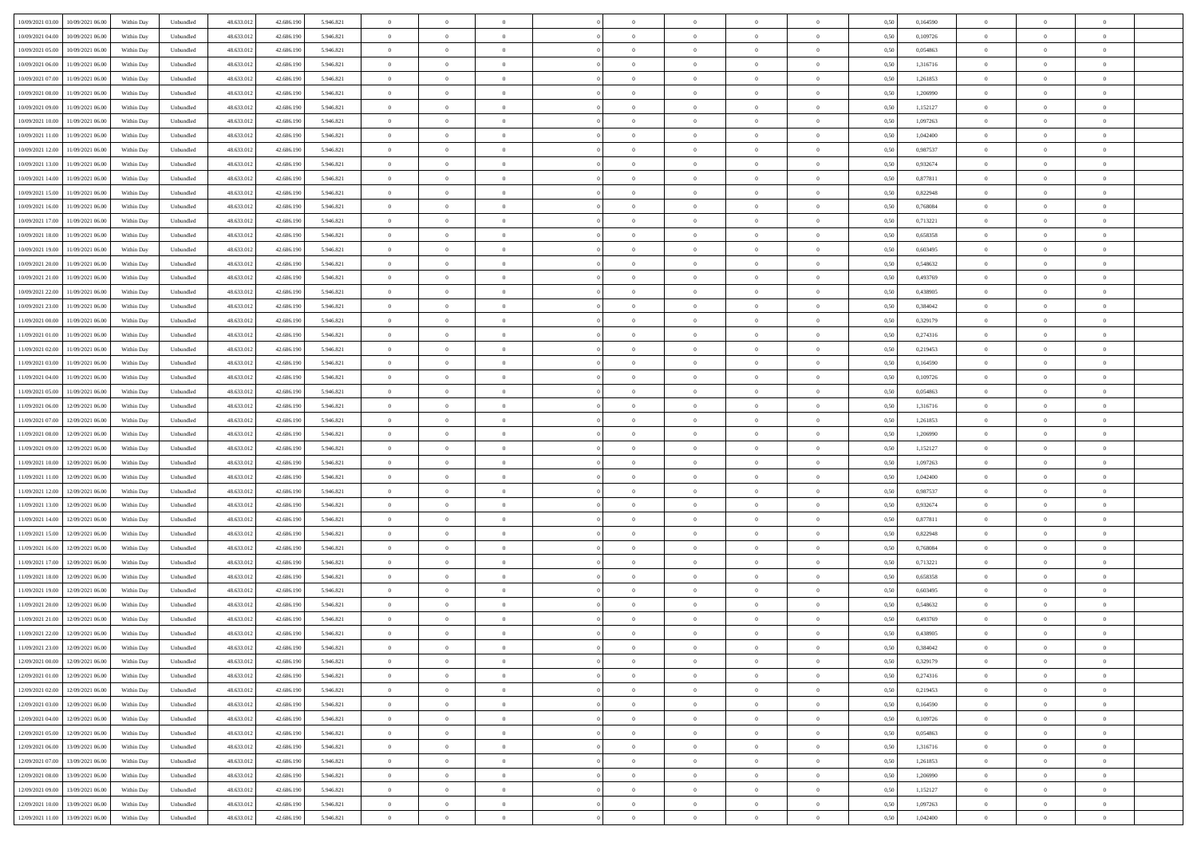| | | | | | | | | | | | | | | | | | | | | | |
|---|---|---|---|---|---|---|---|---|---|---|---|---|---|---|---|---|---|---|---|---|---|
| 10/09/2021 03:00 | 10/09/2021 06:00 | Within Day | Unbundled | 48.633.012 | 42.686.190 | 5.946.821 | 0 | 0 | 0 | | 0 | 0 | 0 | 0 | 0 | 0,50 | 0,164590 | 0 | 0 | 0 | |
| 10/09/2021 04:00 | 10/09/2021 06:00 | Within Day | Unbundled | 48.633.012 | 42.686.190 | 5.946.821 | 0 | 0 | 0 | | 0 | 0 | 0 | 0 | 0 | 0,50 | 0,109726 | 0 | 0 | 0 | |
| 10/09/2021 05:00 | 10/09/2021 06:00 | Within Day | Unbundled | 48.633.012 | 42.686.190 | 5.946.821 | 0 | 0 | 0 | | 0 | 0 | 0 | 0 | 0 | 0,50 | 0,054863 | 0 | 0 | 0 | |
| 10/09/2021 06:00 | 11/09/2021 06:00 | Within Day | Unbundled | 48.633.012 | 42.686.190 | 5.946.821 | 0 | 0 | 0 | | 0 | 0 | 0 | 0 | 0 | 0,50 | 1,316716 | 0 | 0 | 0 | |
| 10/09/2021 07:00 | 11/09/2021 06:00 | Within Day | Unbundled | 48.633.012 | 42.686.190 | 5.946.821 | 0 | 0 | 0 | | 0 | 0 | 0 | 0 | 0 | 0,50 | 1,261853 | 0 | 0 | 0 | |
| 10/09/2021 08:00 | 11/09/2021 06:00 | Within Day | Unbundled | 48.633.012 | 42.686.190 | 5.946.821 | 0 | 0 | 0 | | 0 | 0 | 0 | 0 | 0 | 0,50 | 1,206990 | 0 | 0 | 0 | |
| 10/09/2021 09:00 | 11/09/2021 06:00 | Within Day | Unbundled | 48.633.012 | 42.686.190 | 5.946.821 | 0 | 0 | 0 | | 0 | 0 | 0 | 0 | 0 | 0,50 | 1,152127 | 0 | 0 | 0 | |
| 10/09/2021 10:00 | 11/09/2021 06:00 | Within Day | Unbundled | 48.633.012 | 42.686.190 | 5.946.821 | 0 | 0 | 0 | | 0 | 0 | 0 | 0 | 0 | 0,50 | 1,097263 | 0 | 0 | 0 | |
| 10/09/2021 11:00 | 11/09/2021 06:00 | Within Day | Unbundled | 48.633.012 | 42.686.190 | 5.946.821 | 0 | 0 | 0 | | 0 | 0 | 0 | 0 | 0 | 0,50 | 1,042400 | 0 | 0 | 0 | |
| 10/09/2021 12:00 | 11/09/2021 06:00 | Within Day | Unbundled | 48.633.012 | 42.686.190 | 5.946.821 | 0 | 0 | 0 | | 0 | 0 | 0 | 0 | 0 | 0,50 | 0,987537 | 0 | 0 | 0 | |
| 10/09/2021 13:00 | 11/09/2021 06:00 | Within Day | Unbundled | 48.633.012 | 42.686.190 | 5.946.821 | 0 | 0 | 0 | | 0 | 0 | 0 | 0 | 0 | 0,50 | 0,932674 | 0 | 0 | 0 | |
| 10/09/2021 14:00 | 11/09/2021 06:00 | Within Day | Unbundled | 48.633.012 | 42.686.190 | 5.946.821 | 0 | 0 | 0 | | 0 | 0 | 0 | 0 | 0 | 0,50 | 0,877811 | 0 | 0 | 0 | |
| 10/09/2021 15:00 | 11/09/2021 06:00 | Within Day | Unbundled | 48.633.012 | 42.686.190 | 5.946.821 | 0 | 0 | 0 | | 0 | 0 | 0 | 0 | 0 | 0,50 | 0,822948 | 0 | 0 | 0 | |
| 10/09/2021 16:00 | 11/09/2021 06:00 | Within Day | Unbundled | 48.633.012 | 42.686.190 | 5.946.821 | 0 | 0 | 0 | | 0 | 0 | 0 | 0 | 0 | 0,50 | 0,768084 | 0 | 0 | 0 | |
| 10/09/2021 17:00 | 11/09/2021 06:00 | Within Day | Unbundled | 48.633.012 | 42.686.190 | 5.946.821 | 0 | 0 | 0 | | 0 | 0 | 0 | 0 | 0 | 0,50 | 0,713221 | 0 | 0 | 0 | |
| 10/09/2021 18:00 | 11/09/2021 06:00 | Within Day | Unbundled | 48.633.012 | 42.686.190 | 5.946.821 | 0 | 0 | 0 | | 0 | 0 | 0 | 0 | 0 | 0,50 | 0,658358 | 0 | 0 | 0 | |
| 10/09/2021 19:00 | 11/09/2021 06:00 | Within Day | Unbundled | 48.633.012 | 42.686.190 | 5.946.821 | 0 | 0 | 0 | | 0 | 0 | 0 | 0 | 0 | 0,50 | 0,603495 | 0 | 0 | 0 | |
| 10/09/2021 20:00 | 11/09/2021 06:00 | Within Day | Unbundled | 48.633.012 | 42.686.190 | 5.946.821 | 0 | 0 | 0 | | 0 | 0 | 0 | 0 | 0 | 0,50 | 0,548632 | 0 | 0 | 0 | |
| 10/09/2021 21:00 | 11/09/2021 06:00 | Within Day | Unbundled | 48.633.012 | 42.686.190 | 5.946.821 | 0 | 0 | 0 | | 0 | 0 | 0 | 0 | 0 | 0,50 | 0,493769 | 0 | 0 | 0 | |
| 10/09/2021 22:00 | 11/09/2021 06:00 | Within Day | Unbundled | 48.633.012 | 42.686.190 | 5.946.821 | 0 | 0 | 0 | | 0 | 0 | 0 | 0 | 0 | 0,50 | 0,438905 | 0 | 0 | 0 | |
| 10/09/2021 23:00 | 11/09/2021 06:00 | Within Day | Unbundled | 48.633.012 | 42.686.190 | 5.946.821 | 0 | 0 | 0 | | 0 | 0 | 0 | 0 | 0 | 0,50 | 0,384042 | 0 | 0 | 0 | |
| 11/09/2021 00:00 | 11/09/2021 06:00 | Within Day | Unbundled | 48.633.012 | 42.686.190 | 5.946.821 | 0 | 0 | 0 | | 0 | 0 | 0 | 0 | 0 | 0,50 | 0,329179 | 0 | 0 | 0 | |
| 11/09/2021 01:00 | 11/09/2021 06:00 | Within Day | Unbundled | 48.633.012 | 42.686.190 | 5.946.821 | 0 | 0 | 0 | | 0 | 0 | 0 | 0 | 0 | 0,50 | 0,274316 | 0 | 0 | 0 | |
| 11/09/2021 02:00 | 11/09/2021 06:00 | Within Day | Unbundled | 48.633.012 | 42.686.190 | 5.946.821 | 0 | 0 | 0 | | 0 | 0 | 0 | 0 | 0 | 0,50 | 0,219453 | 0 | 0 | 0 | |
| 11/09/2021 03:00 | 11/09/2021 06:00 | Within Day | Unbundled | 48.633.012 | 42.686.190 | 5.946.821 | 0 | 0 | 0 | | 0 | 0 | 0 | 0 | 0 | 0,50 | 0,164590 | 0 | 0 | 0 | |
| 11/09/2021 04:00 | 11/09/2021 06:00 | Within Day | Unbundled | 48.633.012 | 42.686.190 | 5.946.821 | 0 | 0 | 0 | | 0 | 0 | 0 | 0 | 0 | 0,50 | 0,109726 | 0 | 0 | 0 | |
| 11/09/2021 05:00 | 11/09/2021 06:00 | Within Day | Unbundled | 48.633.012 | 42.686.190 | 5.946.821 | 0 | 0 | 0 | | 0 | 0 | 0 | 0 | 0 | 0,50 | 0,054863 | 0 | 0 | 0 | |
| 11/09/2021 06:00 | 12/09/2021 06:00 | Within Day | Unbundled | 48.633.012 | 42.686.190 | 5.946.821 | 0 | 0 | 0 | | 0 | 0 | 0 | 0 | 0 | 0,50 | 1,316716 | 0 | 0 | 0 | |
| 11/09/2021 07:00 | 12/09/2021 06:00 | Within Day | Unbundled | 48.633.012 | 42.686.190 | 5.946.821 | 0 | 0 | 0 | | 0 | 0 | 0 | 0 | 0 | 0,50 | 1,261853 | 0 | 0 | 0 | |
| 11/09/2021 08:00 | 12/09/2021 06:00 | Within Day | Unbundled | 48.633.012 | 42.686.190 | 5.946.821 | 0 | 0 | 0 | | 0 | 0 | 0 | 0 | 0 | 0,50 | 1,206990 | 0 | 0 | 0 | |
| 11/09/2021 09:00 | 12/09/2021 06:00 | Within Day | Unbundled | 48.633.012 | 42.686.190 | 5.946.821 | 0 | 0 | 0 | | 0 | 0 | 0 | 0 | 0 | 0,50 | 1,152127 | 0 | 0 | 0 | |
| 11/09/2021 10:00 | 12/09/2021 06:00 | Within Day | Unbundled | 48.633.012 | 42.686.190 | 5.946.821 | 0 | 0 | 0 | | 0 | 0 | 0 | 0 | 0 | 0,50 | 1,097263 | 0 | 0 | 0 | |
| 11/09/2021 11:00 | 12/09/2021 06:00 | Within Day | Unbundled | 48.633.012 | 42.686.190 | 5.946.821 | 0 | 0 | 0 | | 0 | 0 | 0 | 0 | 0 | 0,50 | 1,042400 | 0 | 0 | 0 | |
| 11/09/2021 12:00 | 12/09/2021 06:00 | Within Day | Unbundled | 48.633.012 | 42.686.190 | 5.946.821 | 0 | 0 | 0 | | 0 | 0 | 0 | 0 | 0 | 0,50 | 0,987537 | 0 | 0 | 0 | |
| 11/09/2021 13:00 | 12/09/2021 06:00 | Within Day | Unbundled | 48.633.012 | 42.686.190 | 5.946.821 | 0 | 0 | 0 | | 0 | 0 | 0 | 0 | 0 | 0,50 | 0,932674 | 0 | 0 | 0 | |
| 11/09/2021 14:00 | 12/09/2021 06:00 | Within Day | Unbundled | 48.633.012 | 42.686.190 | 5.946.821 | 0 | 0 | 0 | | 0 | 0 | 0 | 0 | 0 | 0,50 | 0,877811 | 0 | 0 | 0 | |
| 11/09/2021 15:00 | 12/09/2021 06:00 | Within Day | Unbundled | 48.633.012 | 42.686.190 | 5.946.821 | 0 | 0 | 0 | | 0 | 0 | 0 | 0 | 0 | 0,50 | 0,822948 | 0 | 0 | 0 | |
| 11/09/2021 16:00 | 12/09/2021 06:00 | Within Day | Unbundled | 48.633.012 | 42.686.190 | 5.946.821 | 0 | 0 | 0 | | 0 | 0 | 0 | 0 | 0 | 0,50 | 0,768084 | 0 | 0 | 0 | |
| 11/09/2021 17:00 | 12/09/2021 06:00 | Within Day | Unbundled | 48.633.012 | 42.686.190 | 5.946.821 | 0 | 0 | 0 | | 0 | 0 | 0 | 0 | 0 | 0,50 | 0,713221 | 0 | 0 | 0 | |
| 11/09/2021 18:00 | 12/09/2021 06:00 | Within Day | Unbundled | 48.633.012 | 42.686.190 | 5.946.821 | 0 | 0 | 0 | | 0 | 0 | 0 | 0 | 0 | 0,50 | 0,658358 | 0 | 0 | 0 | |
| 11/09/2021 19:00 | 12/09/2021 06:00 | Within Day | Unbundled | 48.633.012 | 42.686.190 | 5.946.821 | 0 | 0 | 0 | | 0 | 0 | 0 | 0 | 0 | 0,50 | 0,603495 | 0 | 0 | 0 | |
| 11/09/2021 20:00 | 12/09/2021 06:00 | Within Day | Unbundled | 48.633.012 | 42.686.190 | 5.946.821 | 0 | 0 | 0 | | 0 | 0 | 0 | 0 | 0 | 0,50 | 0,548632 | 0 | 0 | 0 | |
| 11/09/2021 21:00 | 12/09/2021 06:00 | Within Day | Unbundled | 48.633.012 | 42.686.190 | 5.946.821 | 0 | 0 | 0 | | 0 | 0 | 0 | 0 | 0 | 0,50 | 0,493769 | 0 | 0 | 0 | |
| 11/09/2021 22:00 | 12/09/2021 06:00 | Within Day | Unbundled | 48.633.012 | 42.686.190 | 5.946.821 | 0 | 0 | 0 | | 0 | 0 | 0 | 0 | 0 | 0,50 | 0,438905 | 0 | 0 | 0 | |
| 11/09/2021 23:00 | 12/09/2021 06:00 | Within Day | Unbundled | 48.633.012 | 42.686.190 | 5.946.821 | 0 | 0 | 0 | | 0 | 0 | 0 | 0 | 0 | 0,50 | 0,384042 | 0 | 0 | 0 | |
| 12/09/2021 00:00 | 12/09/2021 06:00 | Within Day | Unbundled | 48.633.012 | 42.686.190 | 5.946.821 | 0 | 0 | 0 | | 0 | 0 | 0 | 0 | 0 | 0,50 | 0,329179 | 0 | 0 | 0 | |
| 12/09/2021 01:00 | 12/09/2021 06:00 | Within Day | Unbundled | 48.633.012 | 42.686.190 | 5.946.821 | 0 | 0 | 0 | | 0 | 0 | 0 | 0 | 0 | 0,50 | 0,274316 | 0 | 0 | 0 | |
| 12/09/2021 02:00 | 12/09/2021 06:00 | Within Day | Unbundled | 48.633.012 | 42.686.190 | 5.946.821 | 0 | 0 | 0 | | 0 | 0 | 0 | 0 | 0 | 0,50 | 0,219453 | 0 | 0 | 0 | |
| 12/09/2021 03:00 | 12/09/2021 06:00 | Within Day | Unbundled | 48.633.012 | 42.686.190 | 5.946.821 | 0 | 0 | 0 | | 0 | 0 | 0 | 0 | 0 | 0,50 | 0,164590 | 0 | 0 | 0 | |
| 12/09/2021 04:00 | 12/09/2021 06:00 | Within Day | Unbundled | 48.633.012 | 42.686.190 | 5.946.821 | 0 | 0 | 0 | | 0 | 0 | 0 | 0 | 0 | 0,50 | 0,109726 | 0 | 0 | 0 | |
| 12/09/2021 05:00 | 12/09/2021 06:00 | Within Day | Unbundled | 48.633.012 | 42.686.190 | 5.946.821 | 0 | 0 | 0 | | 0 | 0 | 0 | 0 | 0 | 0,50 | 0,054863 | 0 | 0 | 0 | |
| 12/09/2021 06:00 | 13/09/2021 06:00 | Within Day | Unbundled | 48.633.012 | 42.686.190 | 5.946.821 | 0 | 0 | 0 | | 0 | 0 | 0 | 0 | 0 | 0,50 | 1,316716 | 0 | 0 | 0 | |
| 12/09/2021 07:00 | 13/09/2021 06:00 | Within Day | Unbundled | 48.633.012 | 42.686.190 | 5.946.821 | 0 | 0 | 0 | | 0 | 0 | 0 | 0 | 0 | 0,50 | 1,261853 | 0 | 0 | 0 | |
| 12/09/2021 08:00 | 13/09/2021 06:00 | Within Day | Unbundled | 48.633.012 | 42.686.190 | 5.946.821 | 0 | 0 | 0 | | 0 | 0 | 0 | 0 | 0 | 0,50 | 1,206990 | 0 | 0 | 0 | |
| 12/09/2021 09:00 | 13/09/2021 06:00 | Within Day | Unbundled | 48.633.012 | 42.686.190 | 5.946.821 | 0 | 0 | 0 | | 0 | 0 | 0 | 0 | 0 | 0,50 | 1,152127 | 0 | 0 | 0 | |
| 12/09/2021 10:00 | 13/09/2021 06:00 | Within Day | Unbundled | 48.633.012 | 42.686.190 | 5.946.821 | 0 | 0 | 0 | | 0 | 0 | 0 | 0 | 0 | 0,50 | 1,097263 | 0 | 0 | 0 | |
| 12/09/2021 11:00 | 13/09/2021 06:00 | Within Day | Unbundled | 48.633.012 | 42.686.190 | 5.946.821 | 0 | 0 | 0 | | 0 | 0 | 0 | 0 | 0 | 0,50 | 1,042400 | 0 | 0 | 0 | |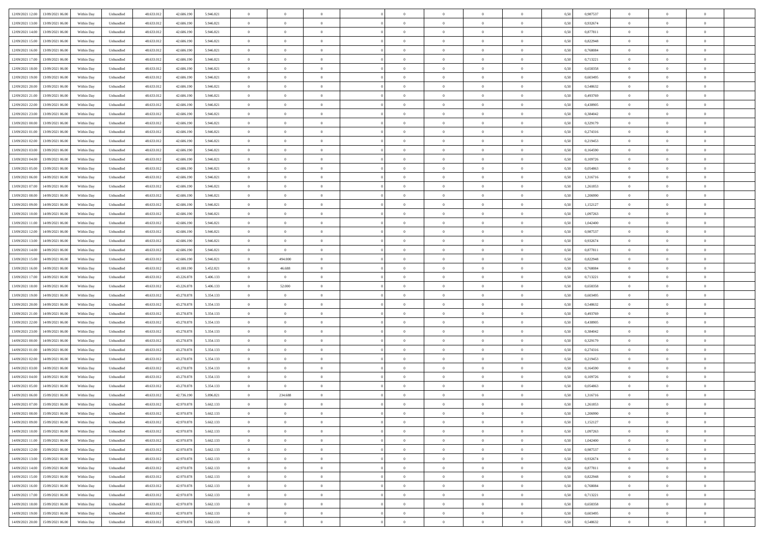| | | | | | | | | | | | | | | | | | | | | |
|---|---|---|---|---|---|---|---|---|---|---|---|---|---|---|---|---|---|---|---|---|
| 12/09/2021 12.00 | 13/09/2021 06.00 | Within Day | Unbundled | 48.633.012 | 42.686.190 | 5.946.821 | 0 | 0 | 0 | | 0 | 0 | 0 | 0 | 0,50 | 0,987537 | 0 | 0 | 0 | |
| 12/09/2021 13.00 | 13/09/2021 06.00 | Within Day | Unbundled | 48.633.012 | 42.686.190 | 5.946.821 | 0 | 0 | 0 | | 0 | 0 | 0 | 0 | 0,50 | 0,932674 | 0 | 0 | 0 | |
| 12/09/2021 14.00 | 13/09/2021 06.00 | Within Day | Unbundled | 48.633.012 | 42.686.190 | 5.946.821 | 0 | 0 | 0 | | 0 | 0 | 0 | 0 | 0,50 | 0,877811 | 0 | 0 | 0 | |
| 12/09/2021 15.00 | 13/09/2021 06.00 | Within Day | Unbundled | 48.633.012 | 42.686.190 | 5.946.821 | 0 | 0 | 0 | | 0 | 0 | 0 | 0 | 0,50 | 0,822948 | 0 | 0 | 0 | |
| 12/09/2021 16.00 | 13/09/2021 06.00 | Within Day | Unbundled | 48.633.012 | 42.686.190 | 5.946.821 | 0 | 0 | 0 | | 0 | 0 | 0 | 0 | 0,50 | 0,768084 | 0 | 0 | 0 | |
| 12/09/2021 17.00 | 13/09/2021 06.00 | Within Day | Unbundled | 48.633.012 | 42.686.190 | 5.946.821 | 0 | 0 | 0 | | 0 | 0 | 0 | 0 | 0,50 | 0,713221 | 0 | 0 | 0 | |
| 12/09/2021 18.00 | 13/09/2021 06.00 | Within Day | Unbundled | 48.633.012 | 42.686.190 | 5.946.821 | 0 | 0 | 0 | | 0 | 0 | 0 | 0 | 0,50 | 0,658358 | 0 | 0 | 0 | |
| 12/09/2021 19.00 | 13/09/2021 06.00 | Within Day | Unbundled | 48.633.012 | 42.686.190 | 5.946.821 | 0 | 0 | 0 | | 0 | 0 | 0 | 0 | 0,50 | 0,603495 | 0 | 0 | 0 | |
| 12/09/2021 20.00 | 13/09/2021 06.00 | Within Day | Unbundled | 48.633.012 | 42.686.190 | 5.946.821 | 0 | 0 | 0 | | 0 | 0 | 0 | 0 | 0,50 | 0,548632 | 0 | 0 | 0 | |
| 12/09/2021 21.00 | 13/09/2021 06.00 | Within Day | Unbundled | 48.633.012 | 42.686.190 | 5.946.821 | 0 | 0 | 0 | | 0 | 0 | 0 | 0 | 0,50 | 0,493769 | 0 | 0 | 0 | |
| 12/09/2021 22.00 | 13/09/2021 06.00 | Within Day | Unbundled | 48.633.012 | 42.686.190 | 5.946.821 | 0 | 0 | 0 | | 0 | 0 | 0 | 0 | 0,50 | 0,438905 | 0 | 0 | 0 | |
| 12/09/2021 23.00 | 13/09/2021 06.00 | Within Day | Unbundled | 48.633.012 | 42.686.190 | 5.946.821 | 0 | 0 | 0 | | 0 | 0 | 0 | 0 | 0,50 | 0,384042 | 0 | 0 | 0 | |
| 13/09/2021 00.00 | 13/09/2021 06.00 | Within Day | Unbundled | 48.633.012 | 42.686.190 | 5.946.821 | 0 | 0 | 0 | | 0 | 0 | 0 | 0 | 0,50 | 0,329179 | 0 | 0 | 0 | |
| 13/09/2021 01.00 | 13/09/2021 06.00 | Within Day | Unbundled | 48.633.012 | 42.686.190 | 5.946.821 | 0 | 0 | 0 | | 0 | 0 | 0 | 0 | 0,50 | 0,274316 | 0 | 0 | 0 | |
| 13/09/2021 02.00 | 13/09/2021 06.00 | Within Day | Unbundled | 48.633.012 | 42.686.190 | 5.946.821 | 0 | 0 | 0 | | 0 | 0 | 0 | 0 | 0,50 | 0,219453 | 0 | 0 | 0 | |
| 13/09/2021 03.00 | 13/09/2021 06.00 | Within Day | Unbundled | 48.633.012 | 42.686.190 | 5.946.821 | 0 | 0 | 0 | | 0 | 0 | 0 | 0 | 0,50 | 0,164590 | 0 | 0 | 0 | |
| 13/09/2021 04.00 | 13/09/2021 06.00 | Within Day | Unbundled | 48.633.012 | 42.686.190 | 5.946.821 | 0 | 0 | 0 | | 0 | 0 | 0 | 0 | 0,50 | 0,109726 | 0 | 0 | 0 | |
| 13/09/2021 05.00 | 13/09/2021 06.00 | Within Day | Unbundled | 48.633.012 | 42.686.190 | 5.946.821 | 0 | 0 | 0 | | 0 | 0 | 0 | 0 | 0,50 | 0,054863 | 0 | 0 | 0 | |
| 13/09/2021 06.00 | 14/09/2021 06.00 | Within Day | Unbundled | 48.633.012 | 42.686.190 | 5.946.821 | 0 | 0 | 0 | | 0 | 0 | 0 | 0 | 0,50 | 1,316716 | 0 | 0 | 0 | |
| 13/09/2021 07.00 | 14/09/2021 06.00 | Within Day | Unbundled | 48.633.012 | 42.686.190 | 5.946.821 | 0 | 0 | 0 | | 0 | 0 | 0 | 0 | 0,50 | 1,261853 | 0 | 0 | 0 | |
| 13/09/2021 08.00 | 14/09/2021 06.00 | Within Day | Unbundled | 48.633.012 | 42.686.190 | 5.946.821 | 0 | 0 | 0 | | 0 | 0 | 0 | 0 | 0,50 | 1,206990 | 0 | 0 | 0 | |
| 13/09/2021 09.00 | 14/09/2021 06.00 | Within Day | Unbundled | 48.633.012 | 42.686.190 | 5.946.821 | 0 | 0 | 0 | | 0 | 0 | 0 | 0 | 0,50 | 1,152127 | 0 | 0 | 0 | |
| 13/09/2021 10.00 | 14/09/2021 06.00 | Within Day | Unbundled | 48.633.012 | 42.686.190 | 5.946.821 | 0 | 0 | 0 | | 0 | 0 | 0 | 0 | 0,50 | 1,097263 | 0 | 0 | 0 | |
| 13/09/2021 11.00 | 14/09/2021 06.00 | Within Day | Unbundled | 48.633.012 | 42.686.190 | 5.946.821 | 0 | 0 | 0 | | 0 | 0 | 0 | 0 | 0,50 | 1,042400 | 0 | 0 | 0 | |
| 13/09/2021 12.00 | 14/09/2021 06.00 | Within Day | Unbundled | 48.633.012 | 42.686.190 | 5.946.821 | 0 | 0 | 0 | | 0 | 0 | 0 | 0 | 0,50 | 0,987537 | 0 | 0 | 0 | |
| 13/09/2021 13.00 | 14/09/2021 06.00 | Within Day | Unbundled | 48.633.012 | 42.686.190 | 5.946.821 | 0 | 0 | 0 | | 0 | 0 | 0 | 0 | 0,50 | 0,932674 | 0 | 0 | 0 | |
| 13/09/2021 14.00 | 14/09/2021 06.00 | Within Day | Unbundled | 48.633.012 | 42.686.190 | 5.946.821 | 0 | 0 | 0 | | 0 | 0 | 0 | 0 | 0,50 | 0,877811 | 0 | 0 | 0 | |
| 13/09/2021 15.00 | 14/09/2021 06.00 | Within Day | Unbundled | 48.633.012 | 42.686.190 | 5.946.821 | 0 | 494.000 | 0 | | 0 | 0 | 0 | 0 | 0,50 | 0,822948 | 0 | 0 | 0 | |
| 13/09/2021 16.00 | 14/09/2021 06.00 | Within Day | Unbundled | 48.633.012 | 43.180.190 | 5.452.821 | 0 | 46.688 | 0 | | 0 | 0 | 0 | 0 | 0,50 | 0,768084 | 0 | 0 | 0 | |
| 13/09/2021 17.00 | 14/09/2021 06.00 | Within Day | Unbundled | 48.633.012 | 43.226.878 | 5.406.133 | 0 | 0 | 0 | | 0 | 0 | 0 | 0 | 0,50 | 0,713221 | 0 | 0 | 0 | |
| 13/09/2021 18.00 | 14/09/2021 06.00 | Within Day | Unbundled | 48.633.012 | 43.226.878 | 5.406.133 | 0 | 52.000 | 0 | | 0 | 0 | 0 | 0 | 0,50 | 0,658358 | 0 | 0 | 0 | |
| 13/09/2021 19.00 | 14/09/2021 06.00 | Within Day | Unbundled | 48.633.012 | 43.278.878 | 5.354.133 | 0 | 0 | 0 | | 0 | 0 | 0 | 0 | 0,50 | 0,603495 | 0 | 0 | 0 | |
| 13/09/2021 20.00 | 14/09/2021 06.00 | Within Day | Unbundled | 48.633.012 | 43.278.878 | 5.354.133 | 0 | 0 | 0 | | 0 | 0 | 0 | 0 | 0,50 | 0,548632 | 0 | 0 | 0 | |
| 13/09/2021 21.00 | 14/09/2021 06.00 | Within Day | Unbundled | 48.633.012 | 43.278.878 | 5.354.133 | 0 | 0 | 0 | | 0 | 0 | 0 | 0 | 0,50 | 0,493769 | 0 | 0 | 0 | |
| 13/09/2021 22.00 | 14/09/2021 06.00 | Within Day | Unbundled | 48.633.012 | 43.278.878 | 5.354.133 | 0 | 0 | 0 | | 0 | 0 | 0 | 0 | 0,50 | 0,438905 | 0 | 0 | 0 | |
| 13/09/2021 23.00 | 14/09/2021 06.00 | Within Day | Unbundled | 48.633.012 | 43.278.878 | 5.354.133 | 0 | 0 | 0 | | 0 | 0 | 0 | 0 | 0,50 | 0,384042 | 0 | 0 | 0 | |
| 14/09/2021 00.00 | 14/09/2021 06.00 | Within Day | Unbundled | 48.633.012 | 43.278.878 | 5.354.133 | 0 | 0 | 0 | | 0 | 0 | 0 | 0 | 0,50 | 0,329179 | 0 | 0 | 0 | |
| 14/09/2021 01.00 | 14/09/2021 06.00 | Within Day | Unbundled | 48.633.012 | 43.278.878 | 5.354.133 | 0 | 0 | 0 | | 0 | 0 | 0 | 0 | 0,50 | 0,274316 | 0 | 0 | 0 | |
| 14/09/2021 02.00 | 14/09/2021 06.00 | Within Day | Unbundled | 48.633.012 | 43.278.878 | 5.354.133 | 0 | 0 | 0 | | 0 | 0 | 0 | 0 | 0,50 | 0,219453 | 0 | 0 | 0 | |
| 14/09/2021 03.00 | 14/09/2021 06.00 | Within Day | Unbundled | 48.633.012 | 43.278.878 | 5.354.133 | 0 | 0 | 0 | | 0 | 0 | 0 | 0 | 0,50 | 0,164590 | 0 | 0 | 0 | |
| 14/09/2021 04.00 | 14/09/2021 06.00 | Within Day | Unbundled | 48.633.012 | 43.278.878 | 5.354.133 | 0 | 0 | 0 | | 0 | 0 | 0 | 0 | 0,50 | 0,109726 | 0 | 0 | 0 | |
| 14/09/2021 05.00 | 14/09/2021 06.00 | Within Day | Unbundled | 48.633.012 | 43.278.878 | 5.354.133 | 0 | 0 | 0 | | 0 | 0 | 0 | 0 | 0,50 | 0,054863 | 0 | 0 | 0 | |
| 14/09/2021 06.00 | 15/09/2021 06.00 | Within Day | Unbundled | 48.633.012 | 42.736.190 | 5.896.821 | 0 | 234.688 | 0 | | 0 | 0 | 0 | 0 | 0,50 | 1,316716 | 0 | 0 | 0 | |
| 14/09/2021 07.00 | 15/09/2021 06.00 | Within Day | Unbundled | 48.633.012 | 42.970.878 | 5.662.133 | 0 | 0 | 0 | | 0 | 0 | 0 | 0 | 0,50 | 1,261853 | 0 | 0 | 0 | |
| 14/09/2021 08.00 | 15/09/2021 06.00 | Within Day | Unbundled | 48.633.012 | 42.970.878 | 5.662.133 | 0 | 0 | 0 | | 0 | 0 | 0 | 0 | 0,50 | 1,206990 | 0 | 0 | 0 | |
| 14/09/2021 09.00 | 15/09/2021 06.00 | Within Day | Unbundled | 48.633.012 | 42.970.878 | 5.662.133 | 0 | 0 | 0 | | 0 | 0 | 0 | 0 | 0,50 | 1,152127 | 0 | 0 | 0 | |
| 14/09/2021 10.00 | 15/09/2021 06.00 | Within Day | Unbundled | 48.633.012 | 42.970.878 | 5.662.133 | 0 | 0 | 0 | | 0 | 0 | 0 | 0 | 0,50 | 1,097263 | 0 | 0 | 0 | |
| 14/09/2021 11.00 | 15/09/2021 06.00 | Within Day | Unbundled | 48.633.012 | 42.970.878 | 5.662.133 | 0 | 0 | 0 | | 0 | 0 | 0 | 0 | 0,50 | 1,042400 | 0 | 0 | 0 | |
| 14/09/2021 12.00 | 15/09/2021 06.00 | Within Day | Unbundled | 48.633.012 | 42.970.878 | 5.662.133 | 0 | 0 | 0 | | 0 | 0 | 0 | 0 | 0,50 | 0,987537 | 0 | 0 | 0 | |
| 14/09/2021 13.00 | 15/09/2021 06.00 | Within Day | Unbundled | 48.633.012 | 42.970.878 | 5.662.133 | 0 | 0 | 0 | | 0 | 0 | 0 | 0 | 0,50 | 0,932674 | 0 | 0 | 0 | |
| 14/09/2021 14.00 | 15/09/2021 06.00 | Within Day | Unbundled | 48.633.012 | 42.970.878 | 5.662.133 | 0 | 0 | 0 | | 0 | 0 | 0 | 0 | 0,50 | 0,877811 | 0 | 0 | 0 | |
| 14/09/2021 15.00 | 15/09/2021 06.00 | Within Day | Unbundled | 48.633.012 | 42.970.878 | 5.662.133 | 0 | 0 | 0 | | 0 | 0 | 0 | 0 | 0,50 | 0,822948 | 0 | 0 | 0 | |
| 14/09/2021 16.00 | 15/09/2021 06.00 | Within Day | Unbundled | 48.633.012 | 42.970.878 | 5.662.133 | 0 | 0 | 0 | | 0 | 0 | 0 | 0 | 0,50 | 0,768084 | 0 | 0 | 0 | |
| 14/09/2021 17.00 | 15/09/2021 06.00 | Within Day | Unbundled | 48.633.012 | 42.970.878 | 5.662.133 | 0 | 0 | 0 | | 0 | 0 | 0 | 0 | 0,50 | 0,713221 | 0 | 0 | 0 | |
| 14/09/2021 18.00 | 15/09/2021 06.00 | Within Day | Unbundled | 48.633.012 | 42.970.878 | 5.662.133 | 0 | 0 | 0 | | 0 | 0 | 0 | 0 | 0,50 | 0,658358 | 0 | 0 | 0 | |
| 14/09/2021 19.00 | 15/09/2021 06.00 | Within Day | Unbundled | 48.633.012 | 42.970.878 | 5.662.133 | 0 | 0 | 0 | | 0 | 0 | 0 | 0 | 0,50 | 0,603495 | 0 | 0 | 0 | |
| 14/09/2021 20.00 | 15/09/2021 06.00 | Within Day | Unbundled | 48.633.012 | 42.970.878 | 5.662.133 | 0 | 0 | 0 | | 0 | 0 | 0 | 0 | 0,50 | 0,548632 | 0 | 0 | 0 | |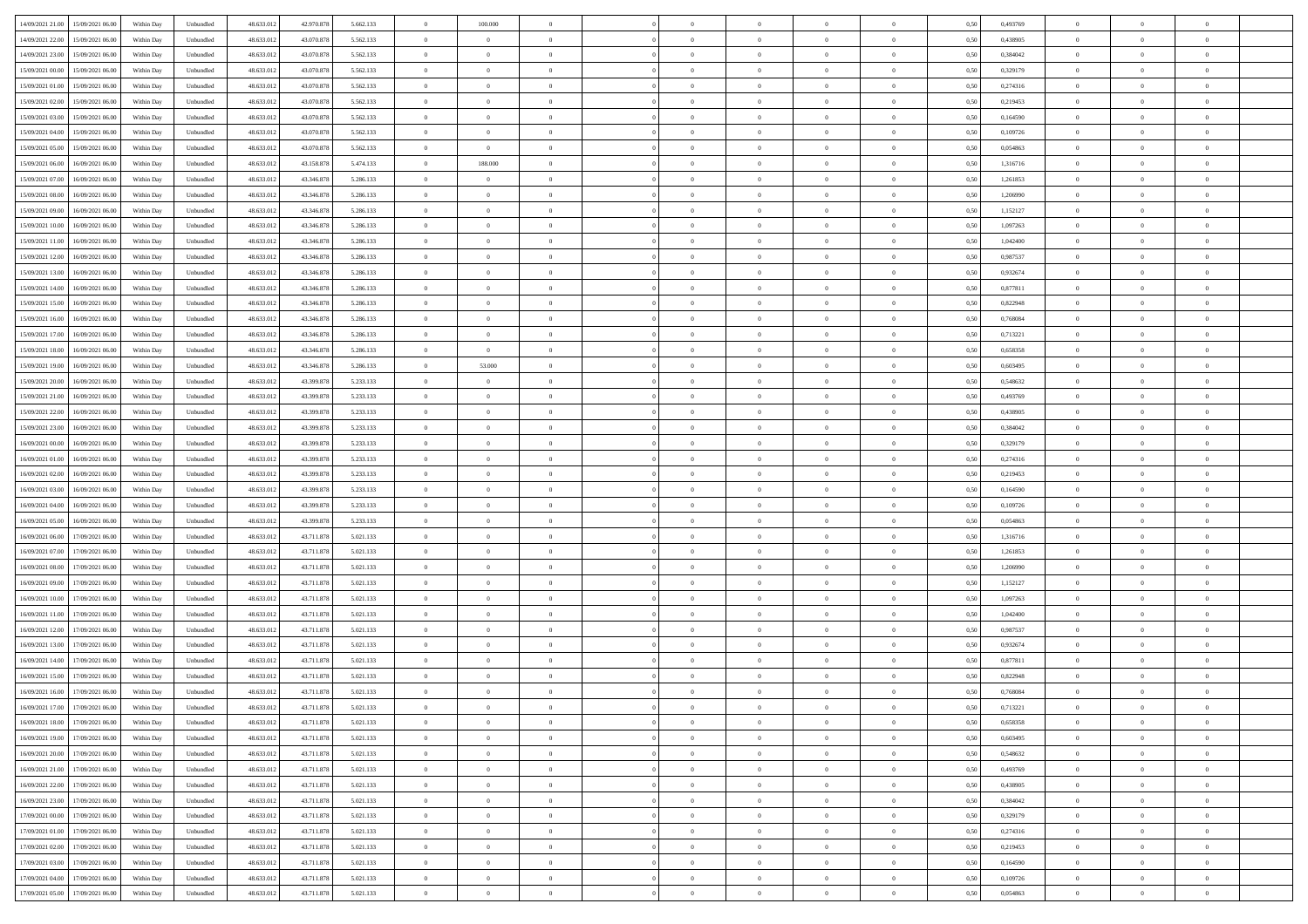| 14/09/2021 21:00 | 15/09/2021 06:00 | Within Day | Unbundled | 48.633.012 | 42.970.878 | 5.662.133 | 0 | 100.000 | 0 | | 0 | 0 | 0 | 0 | 0,50 | 0,493769 | 0 | 0 | 0 | |
|---|---|---|---|---|---|---|---|---|---|---|---|---|---|---|---|---|---|---|---|---|
| 14/09/2021 22:00 | 15/09/2021 06:00 | Within Day | Unbundled | 48.633.012 | 43.070.878 | 5.562.133 | 0 | 0 | 0 | | 0 | 0 | 0 | 0 | 0,50 | 0,438905 | 0 | 0 | 0 | |
| 14/09/2021 23:00 | 15/09/2021 06:00 | Within Day | Unbundled | 48.633.012 | 43.070.878 | 5.562.133 | 0 | 0 | 0 | | 0 | 0 | 0 | 0 | 0,50 | 0,384042 | 0 | 0 | 0 | |
| 15/09/2021 00:00 | 15/09/2021 06:00 | Within Day | Unbundled | 48.633.012 | 43.070.878 | 5.562.133 | 0 | 0 | 0 | | 0 | 0 | 0 | 0 | 0,50 | 0,329179 | 0 | 0 | 0 | |
| 15/09/2021 01:00 | 15/09/2021 06:00 | Within Day | Unbundled | 48.633.012 | 43.070.878 | 5.562.133 | 0 | 0 | 0 | | 0 | 0 | 0 | 0 | 0,50 | 0,274316 | 0 | 0 | 0 | |
| 15/09/2021 02:00 | 15/09/2021 06:00 | Within Day | Unbundled | 48.633.012 | 43.070.878 | 5.562.133 | 0 | 0 | 0 | | 0 | 0 | 0 | 0 | 0,50 | 0,219453 | 0 | 0 | 0 | |
| 15/09/2021 03:00 | 15/09/2021 06:00 | Within Day | Unbundled | 48.633.012 | 43.070.878 | 5.562.133 | 0 | 0 | 0 | | 0 | 0 | 0 | 0 | 0,50 | 0,164590 | 0 | 0 | 0 | |
| 15/09/2021 04:00 | 15/09/2021 06:00 | Within Day | Unbundled | 48.633.012 | 43.070.878 | 5.562.133 | 0 | 0 | 0 | | 0 | 0 | 0 | 0 | 0,50 | 0,109726 | 0 | 0 | 0 | |
| 15/09/2021 05:00 | 15/09/2021 06:00 | Within Day | Unbundled | 48.633.012 | 43.070.878 | 5.562.133 | 0 | 0 | 0 | | 0 | 0 | 0 | 0 | 0,50 | 0,054863 | 0 | 0 | 0 | |
| 15/09/2021 06:00 | 16/09/2021 06:00 | Within Day | Unbundled | 48.633.012 | 43.158.878 | 5.474.133 | 0 | 188.000 | 0 | | 0 | 0 | 0 | 0 | 0,50 | 1,316716 | 0 | 0 | 0 | |
| 15/09/2021 07:00 | 16/09/2021 06:00 | Within Day | Unbundled | 48.633.012 | 43.346.878 | 5.286.133 | 0 | 0 | 0 | | 0 | 0 | 0 | 0 | 0,50 | 1,261853 | 0 | 0 | 0 | |
| 15/09/2021 08:00 | 16/09/2021 06:00 | Within Day | Unbundled | 48.633.012 | 43.346.878 | 5.286.133 | 0 | 0 | 0 | | 0 | 0 | 0 | 0 | 0,50 | 1,206990 | 0 | 0 | 0 | |
| 15/09/2021 09:00 | 16/09/2021 06:00 | Within Day | Unbundled | 48.633.012 | 43.346.878 | 5.286.133 | 0 | 0 | 0 | | 0 | 0 | 0 | 0 | 0,50 | 1,152127 | 0 | 0 | 0 | |
| 15/09/2021 10:00 | 16/09/2021 06:00 | Within Day | Unbundled | 48.633.012 | 43.346.878 | 5.286.133 | 0 | 0 | 0 | | 0 | 0 | 0 | 0 | 0,50 | 1,097263 | 0 | 0 | 0 | |
| 15/09/2021 11:00 | 16/09/2021 06:00 | Within Day | Unbundled | 48.633.012 | 43.346.878 | 5.286.133 | 0 | 0 | 0 | | 0 | 0 | 0 | 0 | 0,50 | 1,042400 | 0 | 0 | 0 | |
| 15/09/2021 12:00 | 16/09/2021 06:00 | Within Day | Unbundled | 48.633.012 | 43.346.878 | 5.286.133 | 0 | 0 | 0 | | 0 | 0 | 0 | 0 | 0,50 | 0,987537 | 0 | 0 | 0 | |
| 15/09/2021 13:00 | 16/09/2021 06:00 | Within Day | Unbundled | 48.633.012 | 43.346.878 | 5.286.133 | 0 | 0 | 0 | | 0 | 0 | 0 | 0 | 0,50 | 0,932674 | 0 | 0 | 0 | |
| 15/09/2021 14:00 | 16/09/2021 06:00 | Within Day | Unbundled | 48.633.012 | 43.346.878 | 5.286.133 | 0 | 0 | 0 | | 0 | 0 | 0 | 0 | 0,50 | 0,877811 | 0 | 0 | 0 | |
| 15/09/2021 15:00 | 16/09/2021 06:00 | Within Day | Unbundled | 48.633.012 | 43.346.878 | 5.286.133 | 0 | 0 | 0 | | 0 | 0 | 0 | 0 | 0,50 | 0,822948 | 0 | 0 | 0 | |
| 15/09/2021 16:00 | 16/09/2021 06:00 | Within Day | Unbundled | 48.633.012 | 43.346.878 | 5.286.133 | 0 | 0 | 0 | | 0 | 0 | 0 | 0 | 0,50 | 0,768084 | 0 | 0 | 0 | |
| 15/09/2021 17:00 | 16/09/2021 06:00 | Within Day | Unbundled | 48.633.012 | 43.346.878 | 5.286.133 | 0 | 0 | 0 | | 0 | 0 | 0 | 0 | 0,50 | 0,713221 | 0 | 0 | 0 | |
| 15/09/2021 18:00 | 16/09/2021 06:00 | Within Day | Unbundled | 48.633.012 | 43.346.878 | 5.286.133 | 0 | 0 | 0 | | 0 | 0 | 0 | 0 | 0,50 | 0,658358 | 0 | 0 | 0 | |
| 15/09/2021 19:00 | 16/09/2021 06:00 | Within Day | Unbundled | 48.633.012 | 43.346.878 | 5.286.133 | 0 | 53.000 | 0 | | 0 | 0 | 0 | 0 | 0,50 | 0,603495 | 0 | 0 | 0 | |
| 15/09/2021 20:00 | 16/09/2021 06:00 | Within Day | Unbundled | 48.633.012 | 43.399.878 | 5.233.133 | 0 | 0 | 0 | | 0 | 0 | 0 | 0 | 0,50 | 0,548632 | 0 | 0 | 0 | |
| 15/09/2021 21:00 | 16/09/2021 06:00 | Within Day | Unbundled | 48.633.012 | 43.399.878 | 5.233.133 | 0 | 0 | 0 | | 0 | 0 | 0 | 0 | 0,50 | 0,493769 | 0 | 0 | 0 | |
| 15/09/2021 22:00 | 16/09/2021 06:00 | Within Day | Unbundled | 48.633.012 | 43.399.878 | 5.233.133 | 0 | 0 | 0 | | 0 | 0 | 0 | 0 | 0,50 | 0,438905 | 0 | 0 | 0 | |
| 15/09/2021 23:00 | 16/09/2021 06:00 | Within Day | Unbundled | 48.633.012 | 43.399.878 | 5.233.133 | 0 | 0 | 0 | | 0 | 0 | 0 | 0 | 0,50 | 0,384042 | 0 | 0 | 0 | |
| 16/09/2021 00:00 | 16/09/2021 06:00 | Within Day | Unbundled | 48.633.012 | 43.399.878 | 5.233.133 | 0 | 0 | 0 | | 0 | 0 | 0 | 0 | 0,50 | 0,329179 | 0 | 0 | 0 | |
| 16/09/2021 01:00 | 16/09/2021 06:00 | Within Day | Unbundled | 48.633.012 | 43.399.878 | 5.233.133 | 0 | 0 | 0 | | 0 | 0 | 0 | 0 | 0,50 | 0,274316 | 0 | 0 | 0 | |
| 16/09/2021 02:00 | 16/09/2021 06:00 | Within Day | Unbundled | 48.633.012 | 43.399.878 | 5.233.133 | 0 | 0 | 0 | | 0 | 0 | 0 | 0 | 0,50 | 0,219453 | 0 | 0 | 0 | |
| 16/09/2021 03:00 | 16/09/2021 06:00 | Within Day | Unbundled | 48.633.012 | 43.399.878 | 5.233.133 | 0 | 0 | 0 | | 0 | 0 | 0 | 0 | 0,50 | 0,164590 | 0 | 0 | 0 | |
| 16/09/2021 04:00 | 16/09/2021 06:00 | Within Day | Unbundled | 48.633.012 | 43.399.878 | 5.233.133 | 0 | 0 | 0 | | 0 | 0 | 0 | 0 | 0,50 | 0,109726 | 0 | 0 | 0 | |
| 16/09/2021 05:00 | 16/09/2021 06:00 | Within Day | Unbundled | 48.633.012 | 43.399.878 | 5.233.133 | 0 | 0 | 0 | | 0 | 0 | 0 | 0 | 0,50 | 0,054863 | 0 | 0 | 0 | |
| 16/09/2021 06:00 | 17/09/2021 06:00 | Within Day | Unbundled | 48.633.012 | 43.711.878 | 5.021.133 | 0 | 0 | 0 | | 0 | 0 | 0 | 0 | 0,50 | 1,316716 | 0 | 0 | 0 | |
| 16/09/2021 07:00 | 17/09/2021 06:00 | Within Day | Unbundled | 48.633.012 | 43.711.878 | 5.021.133 | 0 | 0 | 0 | | 0 | 0 | 0 | 0 | 0,50 | 1,261853 | 0 | 0 | 0 | |
| 16/09/2021 08:00 | 17/09/2021 06:00 | Within Day | Unbundled | 48.633.012 | 43.711.878 | 5.021.133 | 0 | 0 | 0 | | 0 | 0 | 0 | 0 | 0,50 | 1,206990 | 0 | 0 | 0 | |
| 16/09/2021 09:00 | 17/09/2021 06:00 | Within Day | Unbundled | 48.633.012 | 43.711.878 | 5.021.133 | 0 | 0 | 0 | | 0 | 0 | 0 | 0 | 0,50 | 1,152127 | 0 | 0 | 0 | |
| 16/09/2021 10:00 | 17/09/2021 06:00 | Within Day | Unbundled | 48.633.012 | 43.711.878 | 5.021.133 | 0 | 0 | 0 | | 0 | 0 | 0 | 0 | 0,50 | 1,097263 | 0 | 0 | 0 | |
| 16/09/2021 11:00 | 17/09/2021 06:00 | Within Day | Unbundled | 48.633.012 | 43.711.878 | 5.021.133 | 0 | 0 | 0 | | 0 | 0 | 0 | 0 | 0,50 | 1,042400 | 0 | 0 | 0 | |
| 16/09/2021 12:00 | 17/09/2021 06:00 | Within Day | Unbundled | 48.633.012 | 43.711.878 | 5.021.133 | 0 | 0 | 0 | | 0 | 0 | 0 | 0 | 0,50 | 0,987537 | 0 | 0 | 0 | |
| 16/09/2021 13:00 | 17/09/2021 06:00 | Within Day | Unbundled | 48.633.012 | 43.711.878 | 5.021.133 | 0 | 0 | 0 | | 0 | 0 | 0 | 0 | 0,50 | 0,932674 | 0 | 0 | 0 | |
| 16/09/2021 14:00 | 17/09/2021 06:00 | Within Day | Unbundled | 48.633.012 | 43.711.878 | 5.021.133 | 0 | 0 | 0 | | 0 | 0 | 0 | 0 | 0,50 | 0,877811 | 0 | 0 | 0 | |
| 16/09/2021 15:00 | 17/09/2021 06:00 | Within Day | Unbundled | 48.633.012 | 43.711.878 | 5.021.133 | 0 | 0 | 0 | | 0 | 0 | 0 | 0 | 0,50 | 0,822948 | 0 | 0 | 0 | |
| 16/09/2021 16:00 | 17/09/2021 06:00 | Within Day | Unbundled | 48.633.012 | 43.711.878 | 5.021.133 | 0 | 0 | 0 | | 0 | 0 | 0 | 0 | 0,50 | 0,768084 | 0 | 0 | 0 | |
| 16/09/2021 17:00 | 17/09/2021 06:00 | Within Day | Unbundled | 48.633.012 | 43.711.878 | 5.021.133 | 0 | 0 | 0 | | 0 | 0 | 0 | 0 | 0,50 | 0,713221 | 0 | 0 | 0 | |
| 16/09/2021 18:00 | 17/09/2021 06:00 | Within Day | Unbundled | 48.633.012 | 43.711.878 | 5.021.133 | 0 | 0 | 0 | | 0 | 0 | 0 | 0 | 0,50 | 0,658358 | 0 | 0 | 0 | |
| 16/09/2021 19:00 | 17/09/2021 06:00 | Within Day | Unbundled | 48.633.012 | 43.711.878 | 5.021.133 | 0 | 0 | 0 | | 0 | 0 | 0 | 0 | 0,50 | 0,603495 | 0 | 0 | 0 | |
| 16/09/2021 20:00 | 17/09/2021 06:00 | Within Day | Unbundled | 48.633.012 | 43.711.878 | 5.021.133 | 0 | 0 | 0 | | 0 | 0 | 0 | 0 | 0,50 | 0,548632 | 0 | 0 | 0 | |
| 16/09/2021 21:00 | 17/09/2021 06:00 | Within Day | Unbundled | 48.633.012 | 43.711.878 | 5.021.133 | 0 | 0 | 0 | | 0 | 0 | 0 | 0 | 0,50 | 0,493769 | 0 | 0 | 0 | |
| 16/09/2021 22:00 | 17/09/2021 06:00 | Within Day | Unbundled | 48.633.012 | 43.711.878 | 5.021.133 | 0 | 0 | 0 | | 0 | 0 | 0 | 0 | 0,50 | 0,438905 | 0 | 0 | 0 | |
| 16/09/2021 23:00 | 17/09/2021 06:00 | Within Day | Unbundled | 48.633.012 | 43.711.878 | 5.021.133 | 0 | 0 | 0 | | 0 | 0 | 0 | 0 | 0,50 | 0,384042 | 0 | 0 | 0 | |
| 17/09/2021 00:00 | 17/09/2021 06:00 | Within Day | Unbundled | 48.633.012 | 43.711.878 | 5.021.133 | 0 | 0 | 0 | | 0 | 0 | 0 | 0 | 0,50 | 0,329179 | 0 | 0 | 0 | |
| 17/09/2021 01:00 | 17/09/2021 06:00 | Within Day | Unbundled | 48.633.012 | 43.711.878 | 5.021.133 | 0 | 0 | 0 | | 0 | 0 | 0 | 0 | 0,50 | 0,274316 | 0 | 0 | 0 | |
| 17/09/2021 02:00 | 17/09/2021 06:00 | Within Day | Unbundled | 48.633.012 | 43.711.878 | 5.021.133 | 0 | 0 | 0 | | 0 | 0 | 0 | 0 | 0,50 | 0,219453 | 0 | 0 | 0 | |
| 17/09/2021 03:00 | 17/09/2021 06:00 | Within Day | Unbundled | 48.633.012 | 43.711.878 | 5.021.133 | 0 | 0 | 0 | | 0 | 0 | 0 | 0 | 0,50 | 0,164590 | 0 | 0 | 0 | |
| 17/09/2021 04:00 | 17/09/2021 06:00 | Within Day | Unbundled | 48.633.012 | 43.711.878 | 5.021.133 | 0 | 0 | 0 | | 0 | 0 | 0 | 0 | 0,50 | 0,109726 | 0 | 0 | 0 | |
| 17/09/2021 05:00 | 17/09/2021 06:00 | Within Day | Unbundled | 48.633.012 | 43.711.878 | 5.021.133 | 0 | 0 | 0 | | 0 | 0 | 0 | 0 | 0,50 | 0,054863 | 0 | 0 | 0 | |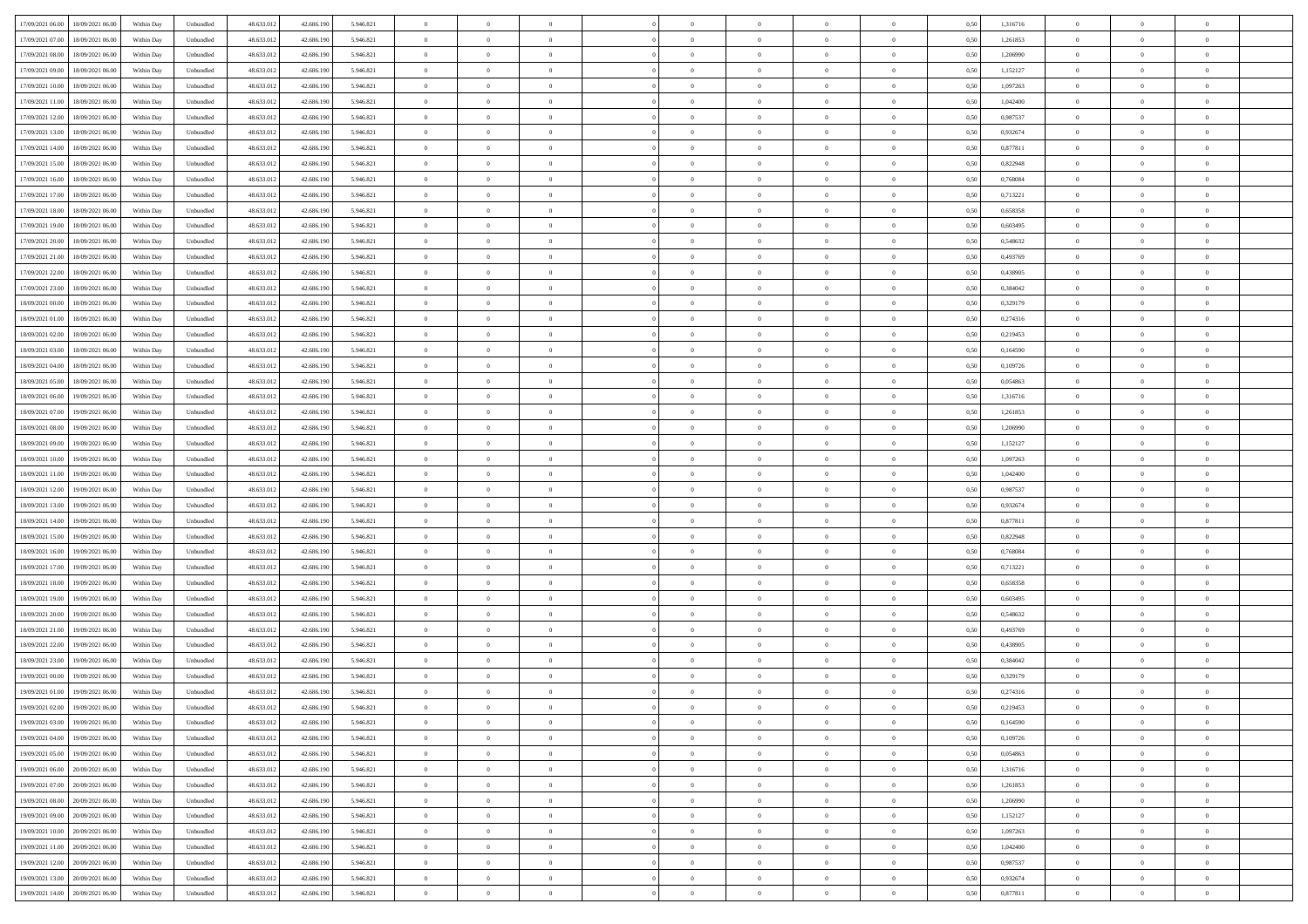| | | | | | | | | | | | | | | | | | | | | | |
|---|---|---|---|---|---|---|---|---|---|---|---|---|---|---|---|---|---|---|---|---|---|
| 17/09/2021 06:00 | 18/09/2021 06:00 | Within Day | Unbundled | 48.633.012 | 42.686.190 | 5.946.821 | 0 | 0 | 0 | | 0 | 0 | 0 | 0 | 0,50 | 1,316716 | 0 | 0 | 0 | |
| 17/09/2021 07:00 | 18/09/2021 06:00 | Within Day | Unbundled | 48.633.012 | 42.686.190 | 5.946.821 | 0 | 0 | 0 | | 0 | 0 | 0 | 0 | 0,50 | 1,261853 | 0 | 0 | 0 | |
| 17/09/2021 08:00 | 18/09/2021 06:00 | Within Day | Unbundled | 48.633.012 | 42.686.190 | 5.946.821 | 0 | 0 | 0 | | 0 | 0 | 0 | 0 | 0,50 | 1,206990 | 0 | 0 | 0 | |
| 17/09/2021 09:00 | 18/09/2021 06:00 | Within Day | Unbundled | 48.633.012 | 42.686.190 | 5.946.821 | 0 | 0 | 0 | | 0 | 0 | 0 | 0 | 0,50 | 1,152127 | 0 | 0 | 0 | |
| 17/09/2021 10:00 | 18/09/2021 06:00 | Within Day | Unbundled | 48.633.012 | 42.686.190 | 5.946.821 | 0 | 0 | 0 | | 0 | 0 | 0 | 0 | 0,50 | 1,097263 | 0 | 0 | 0 | |
| 17/09/2021 11:00 | 18/09/2021 06:00 | Within Day | Unbundled | 48.633.012 | 42.686.190 | 5.946.821 | 0 | 0 | 0 | | 0 | 0 | 0 | 0 | 0,50 | 1,042400 | 0 | 0 | 0 | |
| 17/09/2021 12:00 | 18/09/2021 06:00 | Within Day | Unbundled | 48.633.012 | 42.686.190 | 5.946.821 | 0 | 0 | 0 | | 0 | 0 | 0 | 0 | 0,50 | 0,987537 | 0 | 0 | 0 | |
| 17/09/2021 13:00 | 18/09/2021 06:00 | Within Day | Unbundled | 48.633.012 | 42.686.190 | 5.946.821 | 0 | 0 | 0 | | 0 | 0 | 0 | 0 | 0,50 | 0,932674 | 0 | 0 | 0 | |
| 17/09/2021 14:00 | 18/09/2021 06:00 | Within Day | Unbundled | 48.633.012 | 42.686.190 | 5.946.821 | 0 | 0 | 0 | | 0 | 0 | 0 | 0 | 0,50 | 0,877811 | 0 | 0 | 0 | |
| 17/09/2021 15:00 | 18/09/2021 06:00 | Within Day | Unbundled | 48.633.012 | 42.686.190 | 5.946.821 | 0 | 0 | 0 | | 0 | 0 | 0 | 0 | 0,50 | 0,822948 | 0 | 0 | 0 | |
| 17/09/2021 16:00 | 18/09/2021 06:00 | Within Day | Unbundled | 48.633.012 | 42.686.190 | 5.946.821 | 0 | 0 | 0 | | 0 | 0 | 0 | 0 | 0,50 | 0,768084 | 0 | 0 | 0 | |
| 17/09/2021 17:00 | 18/09/2021 06:00 | Within Day | Unbundled | 48.633.012 | 42.686.190 | 5.946.821 | 0 | 0 | 0 | | 0 | 0 | 0 | 0 | 0,50 | 0,713221 | 0 | 0 | 0 | |
| 17/09/2021 18:00 | 18/09/2021 06:00 | Within Day | Unbundled | 48.633.012 | 42.686.190 | 5.946.821 | 0 | 0 | 0 | | 0 | 0 | 0 | 0 | 0,50 | 0,658358 | 0 | 0 | 0 | |
| 17/09/2021 19:00 | 18/09/2021 06:00 | Within Day | Unbundled | 48.633.012 | 42.686.190 | 5.946.821 | 0 | 0 | 0 | | 0 | 0 | 0 | 0 | 0,50 | 0,603495 | 0 | 0 | 0 | |
| 17/09/2021 20:00 | 18/09/2021 06:00 | Within Day | Unbundled | 48.633.012 | 42.686.190 | 5.946.821 | 0 | 0 | 0 | | 0 | 0 | 0 | 0 | 0,50 | 0,548632 | 0 | 0 | 0 | |
| 17/09/2021 21:00 | 18/09/2021 06:00 | Within Day | Unbundled | 48.633.012 | 42.686.190 | 5.946.821 | 0 | 0 | 0 | | 0 | 0 | 0 | 0 | 0,50 | 0,493769 | 0 | 0 | 0 | |
| 17/09/2021 22:00 | 18/09/2021 06:00 | Within Day | Unbundled | 48.633.012 | 42.686.190 | 5.946.821 | 0 | 0 | 0 | | 0 | 0 | 0 | 0 | 0,50 | 0,438905 | 0 | 0 | 0 | |
| 17/09/2021 23:00 | 18/09/2021 06:00 | Within Day | Unbundled | 48.633.012 | 42.686.190 | 5.946.821 | 0 | 0 | 0 | | 0 | 0 | 0 | 0 | 0,50 | 0,384042 | 0 | 0 | 0 | |
| 18/09/2021 00:00 | 18/09/2021 06:00 | Within Day | Unbundled | 48.633.012 | 42.686.190 | 5.946.821 | 0 | 0 | 0 | | 0 | 0 | 0 | 0 | 0,50 | 0,329179 | 0 | 0 | 0 | |
| 18/09/2021 01:00 | 18/09/2021 06:00 | Within Day | Unbundled | 48.633.012 | 42.686.190 | 5.946.821 | 0 | 0 | 0 | | 0 | 0 | 0 | 0 | 0,50 | 0,274316 | 0 | 0 | 0 | |
| 18/09/2021 02:00 | 18/09/2021 06:00 | Within Day | Unbundled | 48.633.012 | 42.686.190 | 5.946.821 | 0 | 0 | 0 | | 0 | 0 | 0 | 0 | 0,50 | 0,219453 | 0 | 0 | 0 | |
| 18/09/2021 03:00 | 18/09/2021 06:00 | Within Day | Unbundled | 48.633.012 | 42.686.190 | 5.946.821 | 0 | 0 | 0 | | 0 | 0 | 0 | 0 | 0,50 | 0,164590 | 0 | 0 | 0 | |
| 18/09/2021 04:00 | 18/09/2021 06:00 | Within Day | Unbundled | 48.633.012 | 42.686.190 | 5.946.821 | 0 | 0 | 0 | | 0 | 0 | 0 | 0 | 0,50 | 0,109726 | 0 | 0 | 0 | |
| 18/09/2021 05:00 | 18/09/2021 06:00 | Within Day | Unbundled | 48.633.012 | 42.686.190 | 5.946.821 | 0 | 0 | 0 | | 0 | 0 | 0 | 0 | 0,50 | 0,054863 | 0 | 0 | 0 | |
| 18/09/2021 06:00 | 19/09/2021 06:00 | Within Day | Unbundled | 48.633.012 | 42.686.190 | 5.946.821 | 0 | 0 | 0 | | 0 | 0 | 0 | 0 | 0,50 | 1,316716 | 0 | 0 | 0 | |
| 18/09/2021 07:00 | 19/09/2021 06:00 | Within Day | Unbundled | 48.633.012 | 42.686.190 | 5.946.821 | 0 | 0 | 0 | | 0 | 0 | 0 | 0 | 0,50 | 1,261853 | 0 | 0 | 0 | |
| 18/09/2021 08:00 | 19/09/2021 06:00 | Within Day | Unbundled | 48.633.012 | 42.686.190 | 5.946.821 | 0 | 0 | 0 | | 0 | 0 | 0 | 0 | 0,50 | 1,206990 | 0 | 0 | 0 | |
| 18/09/2021 09:00 | 19/09/2021 06:00 | Within Day | Unbundled | 48.633.012 | 42.686.190 | 5.946.821 | 0 | 0 | 0 | | 0 | 0 | 0 | 0 | 0,50 | 1,152127 | 0 | 0 | 0 | |
| 18/09/2021 10:00 | 19/09/2021 06:00 | Within Day | Unbundled | 48.633.012 | 42.686.190 | 5.946.821 | 0 | 0 | 0 | | 0 | 0 | 0 | 0 | 0,50 | 1,097263 | 0 | 0 | 0 | |
| 18/09/2021 11:00 | 19/09/2021 06:00 | Within Day | Unbundled | 48.633.012 | 42.686.190 | 5.946.821 | 0 | 0 | 0 | | 0 | 0 | 0 | 0 | 0,50 | 1,042400 | 0 | 0 | 0 | |
| 18/09/2021 12:00 | 19/09/2021 06:00 | Within Day | Unbundled | 48.633.012 | 42.686.190 | 5.946.821 | 0 | 0 | 0 | | 0 | 0 | 0 | 0 | 0,50 | 0,987537 | 0 | 0 | 0 | |
| 18/09/2021 13:00 | 19/09/2021 06:00 | Within Day | Unbundled | 48.633.012 | 42.686.190 | 5.946.821 | 0 | 0 | 0 | | 0 | 0 | 0 | 0 | 0,50 | 0,932674 | 0 | 0 | 0 | |
| 18/09/2021 14:00 | 19/09/2021 06:00 | Within Day | Unbundled | 48.633.012 | 42.686.190 | 5.946.821 | 0 | 0 | 0 | | 0 | 0 | 0 | 0 | 0,50 | 0,877811 | 0 | 0 | 0 | |
| 18/09/2021 15:00 | 19/09/2021 06:00 | Within Day | Unbundled | 48.633.012 | 42.686.190 | 5.946.821 | 0 | 0 | 0 | | 0 | 0 | 0 | 0 | 0,50 | 0,822948 | 0 | 0 | 0 | |
| 18/09/2021 16:00 | 19/09/2021 06:00 | Within Day | Unbundled | 48.633.012 | 42.686.190 | 5.946.821 | 0 | 0 | 0 | | 0 | 0 | 0 | 0 | 0,50 | 0,768084 | 0 | 0 | 0 | |
| 18/09/2021 17:00 | 19/09/2021 06:00 | Within Day | Unbundled | 48.633.012 | 42.686.190 | 5.946.821 | 0 | 0 | 0 | | 0 | 0 | 0 | 0 | 0,50 | 0,713221 | 0 | 0 | 0 | |
| 18/09/2021 18:00 | 19/09/2021 06:00 | Within Day | Unbundled | 48.633.012 | 42.686.190 | 5.946.821 | 0 | 0 | 0 | | 0 | 0 | 0 | 0 | 0,50 | 0,658358 | 0 | 0 | 0 | |
| 18/09/2021 19:00 | 19/09/2021 06:00 | Within Day | Unbundled | 48.633.012 | 42.686.190 | 5.946.821 | 0 | 0 | 0 | | 0 | 0 | 0 | 0 | 0,50 | 0,603495 | 0 | 0 | 0 | |
| 18/09/2021 20:00 | 19/09/2021 06:00 | Within Day | Unbundled | 48.633.012 | 42.686.190 | 5.946.821 | 0 | 0 | 0 | | 0 | 0 | 0 | 0 | 0,50 | 0,548632 | 0 | 0 | 0 | |
| 18/09/2021 21:00 | 19/09/2021 06:00 | Within Day | Unbundled | 48.633.012 | 42.686.190 | 5.946.821 | 0 | 0 | 0 | | 0 | 0 | 0 | 0 | 0,50 | 0,493769 | 0 | 0 | 0 | |
| 18/09/2021 22:00 | 19/09/2021 06:00 | Within Day | Unbundled | 48.633.012 | 42.686.190 | 5.946.821 | 0 | 0 | 0 | | 0 | 0 | 0 | 0 | 0,50 | 0,438905 | 0 | 0 | 0 | |
| 18/09/2021 23:00 | 19/09/2021 06:00 | Within Day | Unbundled | 48.633.012 | 42.686.190 | 5.946.821 | 0 | 0 | 0 | | 0 | 0 | 0 | 0 | 0,50 | 0,384042 | 0 | 0 | 0 | |
| 19/09/2021 00:00 | 19/09/2021 06:00 | Within Day | Unbundled | 48.633.012 | 42.686.190 | 5.946.821 | 0 | 0 | 0 | | 0 | 0 | 0 | 0 | 0,50 | 0,329179 | 0 | 0 | 0 | |
| 19/09/2021 01:00 | 19/09/2021 06:00 | Within Day | Unbundled | 48.633.012 | 42.686.190 | 5.946.821 | 0 | 0 | 0 | | 0 | 0 | 0 | 0 | 0,50 | 0,274316 | 0 | 0 | 0 | |
| 19/09/2021 02:00 | 19/09/2021 06:00 | Within Day | Unbundled | 48.633.012 | 42.686.190 | 5.946.821 | 0 | 0 | 0 | | 0 | 0 | 0 | 0 | 0,50 | 0,219453 | 0 | 0 | 0 | |
| 19/09/2021 03:00 | 19/09/2021 06:00 | Within Day | Unbundled | 48.633.012 | 42.686.190 | 5.946.821 | 0 | 0 | 0 | | 0 | 0 | 0 | 0 | 0,50 | 0,164590 | 0 | 0 | 0 | |
| 19/09/2021 04:00 | 19/09/2021 06:00 | Within Day | Unbundled | 48.633.012 | 42.686.190 | 5.946.821 | 0 | 0 | 0 | | 0 | 0 | 0 | 0 | 0,50 | 0,109726 | 0 | 0 | 0 | |
| 19/09/2021 05:00 | 19/09/2021 06:00 | Within Day | Unbundled | 48.633.012 | 42.686.190 | 5.946.821 | 0 | 0 | 0 | | 0 | 0 | 0 | 0 | 0,50 | 0,054863 | 0 | 0 | 0 | |
| 19/09/2021 06:00 | 20/09/2021 06:00 | Within Day | Unbundled | 48.633.012 | 42.686.190 | 5.946.821 | 0 | 0 | 0 | | 0 | 0 | 0 | 0 | 0,50 | 1,316716 | 0 | 0 | 0 | |
| 19/09/2021 07:00 | 20/09/2021 06:00 | Within Day | Unbundled | 48.633.012 | 42.686.190 | 5.946.821 | 0 | 0 | 0 | | 0 | 0 | 0 | 0 | 0,50 | 1,261853 | 0 | 0 | 0 | |
| 19/09/2021 08:00 | 20/09/2021 06:00 | Within Day | Unbundled | 48.633.012 | 42.686.190 | 5.946.821 | 0 | 0 | 0 | | 0 | 0 | 0 | 0 | 0,50 | 1,206990 | 0 | 0 | 0 | |
| 19/09/2021 09:00 | 20/09/2021 06:00 | Within Day | Unbundled | 48.633.012 | 42.686.190 | 5.946.821 | 0 | 0 | 0 | | 0 | 0 | 0 | 0 | 0,50 | 1,152127 | 0 | 0 | 0 | |
| 19/09/2021 10:00 | 20/09/2021 06:00 | Within Day | Unbundled | 48.633.012 | 42.686.190 | 5.946.821 | 0 | 0 | 0 | | 0 | 0 | 0 | 0 | 0,50 | 1,097263 | 0 | 0 | 0 | |
| 19/09/2021 11:00 | 20/09/2021 06:00 | Within Day | Unbundled | 48.633.012 | 42.686.190 | 5.946.821 | 0 | 0 | 0 | | 0 | 0 | 0 | 0 | 0,50 | 1,042400 | 0 | 0 | 0 | |
| 19/09/2021 12:00 | 20/09/2021 06:00 | Within Day | Unbundled | 48.633.012 | 42.686.190 | 5.946.821 | 0 | 0 | 0 | | 0 | 0 | 0 | 0 | 0,50 | 0,987537 | 0 | 0 | 0 | |
| 19/09/2021 13:00 | 20/09/2021 06:00 | Within Day | Unbundled | 48.633.012 | 42.686.190 | 5.946.821 | 0 | 0 | 0 | | 0 | 0 | 0 | 0 | 0,50 | 0,932674 | 0 | 0 | 0 | |
| 19/09/2021 14:00 | 20/09/2021 06:00 | Within Day | Unbundled | 48.633.012 | 42.686.190 | 5.946.821 | 0 | 0 | 0 | | 0 | 0 | 0 | 0 | 0,50 | 0,877811 | 0 | 0 | 0 | |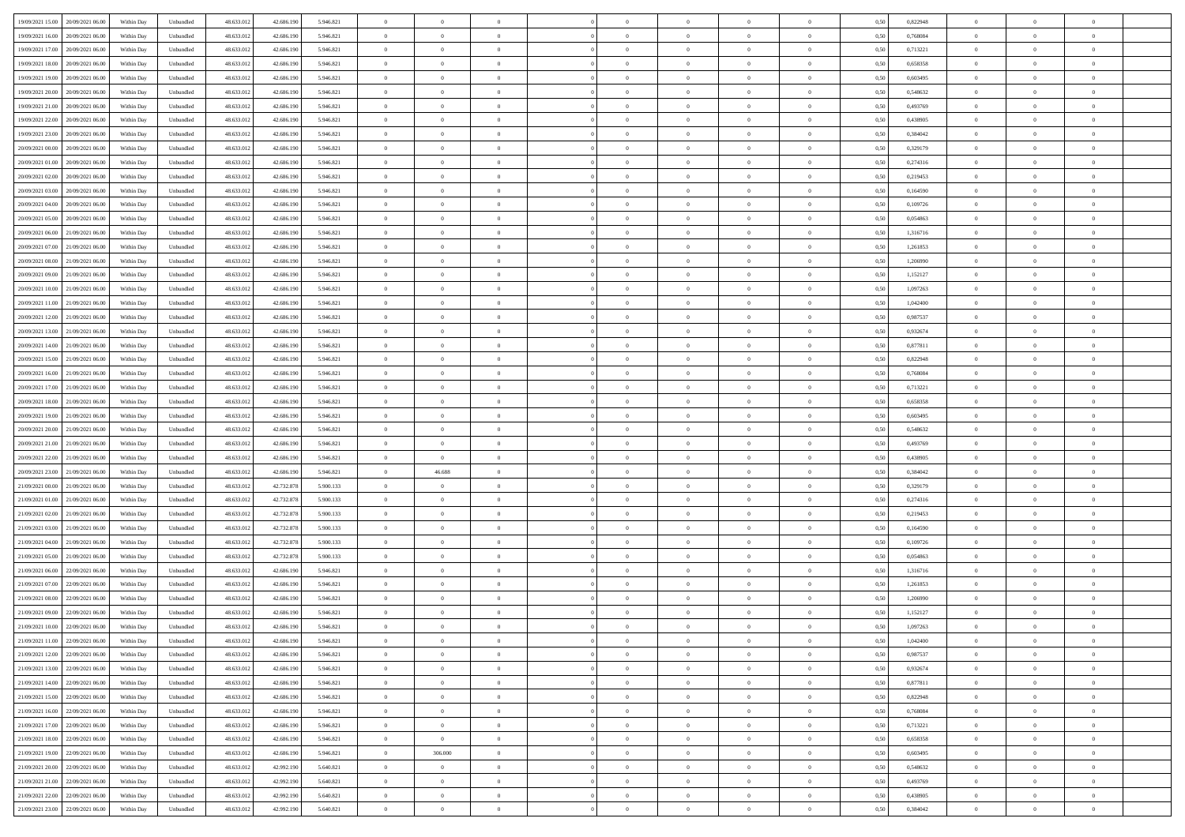| | | | | | | | | | | | | | | | | | | | | |
|---|---|---|---|---|---|---|---|---|---|---|---|---|---|---|---|---|---|---|---|---|
| 19/09/2021 15:00 | 20/09/2021 06:00 | Within Day | Unbundled | 48.633.012 | 42.686.190 | 5.946.821 | 0 | 0 | 0 | | 0 | 0 | 0 | 0 | 0,50 | 0,822948 | 0 | 0 | 0 | |
| 19/09/2021 16:00 | 20/09/2021 06:00 | Within Day | Unbundled | 48.633.012 | 42.686.190 | 5.946.821 | 0 | 0 | 0 | | 0 | 0 | 0 | 0 | 0,50 | 0,768084 | 0 | 0 | 0 | |
| 19/09/2021 17:00 | 20/09/2021 06:00 | Within Day | Unbundled | 48.633.012 | 42.686.190 | 5.946.821 | 0 | 0 | 0 | | 0 | 0 | 0 | 0 | 0,50 | 0,713221 | 0 | 0 | 0 | |
| 19/09/2021 18:00 | 20/09/2021 06:00 | Within Day | Unbundled | 48.633.012 | 42.686.190 | 5.946.821 | 0 | 0 | 0 | | 0 | 0 | 0 | 0 | 0,50 | 0,658358 | 0 | 0 | 0 | |
| 19/09/2021 19:00 | 20/09/2021 06:00 | Within Day | Unbundled | 48.633.012 | 42.686.190 | 5.946.821 | 0 | 0 | 0 | | 0 | 0 | 0 | 0 | 0,50 | 0,603495 | 0 | 0 | 0 | |
| 19/09/2021 20:00 | 20/09/2021 06:00 | Within Day | Unbundled | 48.633.012 | 42.686.190 | 5.946.821 | 0 | 0 | 0 | | 0 | 0 | 0 | 0 | 0,50 | 0,548632 | 0 | 0 | 0 | |
| 19/09/2021 21:00 | 20/09/2021 06:00 | Within Day | Unbundled | 48.633.012 | 42.686.190 | 5.946.821 | 0 | 0 | 0 | | 0 | 0 | 0 | 0 | 0,50 | 0,493769 | 0 | 0 | 0 | |
| 19/09/2021 22:00 | 20/09/2021 06:00 | Within Day | Unbundled | 48.633.012 | 42.686.190 | 5.946.821 | 0 | 0 | 0 | | 0 | 0 | 0 | 0 | 0,50 | 0,438905 | 0 | 0 | 0 | |
| 19/09/2021 23:00 | 20/09/2021 06:00 | Within Day | Unbundled | 48.633.012 | 42.686.190 | 5.946.821 | 0 | 0 | 0 | | 0 | 0 | 0 | 0 | 0,50 | 0,384042 | 0 | 0 | 0 | |
| 20/09/2021 00:00 | 20/09/2021 06:00 | Within Day | Unbundled | 48.633.012 | 42.686.190 | 5.946.821 | 0 | 0 | 0 | | 0 | 0 | 0 | 0 | 0,50 | 0,329179 | 0 | 0 | 0 | |
| 20/09/2021 01:00 | 20/09/2021 06:00 | Within Day | Unbundled | 48.633.012 | 42.686.190 | 5.946.821 | 0 | 0 | 0 | | 0 | 0 | 0 | 0 | 0,50 | 0,274316 | 0 | 0 | 0 | |
| 20/09/2021 02:00 | 20/09/2021 06:00 | Within Day | Unbundled | 48.633.012 | 42.686.190 | 5.946.821 | 0 | 0 | 0 | | 0 | 0 | 0 | 0 | 0,50 | 0,219453 | 0 | 0 | 0 | |
| 20/09/2021 03:00 | 20/09/2021 06:00 | Within Day | Unbundled | 48.633.012 | 42.686.190 | 5.946.821 | 0 | 0 | 0 | | 0 | 0 | 0 | 0 | 0,50 | 0,164590 | 0 | 0 | 0 | |
| 20/09/2021 04:00 | 20/09/2021 06:00 | Within Day | Unbundled | 48.633.012 | 42.686.190 | 5.946.821 | 0 | 0 | 0 | | 0 | 0 | 0 | 0 | 0,50 | 0,109726 | 0 | 0 | 0 | |
| 20/09/2021 05:00 | 20/09/2021 06:00 | Within Day | Unbundled | 48.633.012 | 42.686.190 | 5.946.821 | 0 | 0 | 0 | | 0 | 0 | 0 | 0 | 0,50 | 0,054863 | 0 | 0 | 0 | |
| 20/09/2021 06:00 | 21/09/2021 06:00 | Within Day | Unbundled | 48.633.012 | 42.686.190 | 5.946.821 | 0 | 0 | 0 | | 0 | 0 | 0 | 0 | 0,50 | 1,316716 | 0 | 0 | 0 | |
| 20/09/2021 07:00 | 21/09/2021 06:00 | Within Day | Unbundled | 48.633.012 | 42.686.190 | 5.946.821 | 0 | 0 | 0 | | 0 | 0 | 0 | 0 | 0,50 | 1,261853 | 0 | 0 | 0 | |
| 20/09/2021 08:00 | 21/09/2021 06:00 | Within Day | Unbundled | 48.633.012 | 42.686.190 | 5.946.821 | 0 | 0 | 0 | | 0 | 0 | 0 | 0 | 0,50 | 1,206990 | 0 | 0 | 0 | |
| 20/09/2021 09:00 | 21/09/2021 06:00 | Within Day | Unbundled | 48.633.012 | 42.686.190 | 5.946.821 | 0 | 0 | 0 | | 0 | 0 | 0 | 0 | 0,50 | 1,152127 | 0 | 0 | 0 | |
| 20/09/2021 10:00 | 21/09/2021 06:00 | Within Day | Unbundled | 48.633.012 | 42.686.190 | 5.946.821 | 0 | 0 | 0 | | 0 | 0 | 0 | 0 | 0,50 | 1,097263 | 0 | 0 | 0 | |
| 20/09/2021 11:00 | 21/09/2021 06:00 | Within Day | Unbundled | 48.633.012 | 42.686.190 | 5.946.821 | 0 | 0 | 0 | | 0 | 0 | 0 | 0 | 0,50 | 1,042400 | 0 | 0 | 0 | |
| 20/09/2021 12:00 | 21/09/2021 06:00 | Within Day | Unbundled | 48.633.012 | 42.686.190 | 5.946.821 | 0 | 0 | 0 | | 0 | 0 | 0 | 0 | 0,50 | 0,987537 | 0 | 0 | 0 | |
| 20/09/2021 13:00 | 21/09/2021 06:00 | Within Day | Unbundled | 48.633.012 | 42.686.190 | 5.946.821 | 0 | 0 | 0 | | 0 | 0 | 0 | 0 | 0,50 | 0,932674 | 0 | 0 | 0 | |
| 20/09/2021 14:00 | 21/09/2021 06:00 | Within Day | Unbundled | 48.633.012 | 42.686.190 | 5.946.821 | 0 | 0 | 0 | | 0 | 0 | 0 | 0 | 0,50 | 0,877811 | 0 | 0 | 0 | |
| 20/09/2021 15:00 | 21/09/2021 06:00 | Within Day | Unbundled | 48.633.012 | 42.686.190 | 5.946.821 | 0 | 0 | 0 | | 0 | 0 | 0 | 0 | 0,50 | 0,822948 | 0 | 0 | 0 | |
| 20/09/2021 16:00 | 21/09/2021 06:00 | Within Day | Unbundled | 48.633.012 | 42.686.190 | 5.946.821 | 0 | 0 | 0 | | 0 | 0 | 0 | 0 | 0,50 | 0,768084 | 0 | 0 | 0 | |
| 20/09/2021 17:00 | 21/09/2021 06:00 | Within Day | Unbundled | 48.633.012 | 42.686.190 | 5.946.821 | 0 | 0 | 0 | | 0 | 0 | 0 | 0 | 0,50 | 0,713221 | 0 | 0 | 0 | |
| 20/09/2021 18:00 | 21/09/2021 06:00 | Within Day | Unbundled | 48.633.012 | 42.686.190 | 5.946.821 | 0 | 0 | 0 | | 0 | 0 | 0 | 0 | 0,50 | 0,658358 | 0 | 0 | 0 | |
| 20/09/2021 19:00 | 21/09/2021 06:00 | Within Day | Unbundled | 48.633.012 | 42.686.190 | 5.946.821 | 0 | 0 | 0 | | 0 | 0 | 0 | 0 | 0,50 | 0,603495 | 0 | 0 | 0 | |
| 20/09/2021 20:00 | 21/09/2021 06:00 | Within Day | Unbundled | 48.633.012 | 42.686.190 | 5.946.821 | 0 | 0 | 0 | | 0 | 0 | 0 | 0 | 0,50 | 0,548632 | 0 | 0 | 0 | |
| 20/09/2021 21:00 | 21/09/2021 06:00 | Within Day | Unbundled | 48.633.012 | 42.686.190 | 5.946.821 | 0 | 0 | 0 | | 0 | 0 | 0 | 0 | 0,50 | 0,493769 | 0 | 0 | 0 | |
| 20/09/2021 22:00 | 21/09/2021 06:00 | Within Day | Unbundled | 48.633.012 | 42.686.190 | 5.946.821 | 0 | 0 | 0 | | 0 | 0 | 0 | 0 | 0,50 | 0,438905 | 0 | 0 | 0 | |
| 20/09/2021 23:00 | 21/09/2021 06:00 | Within Day | Unbundled | 48.633.012 | 42.686.190 | 5.946.821 | 0 | 46.688 | 0 | | 0 | 0 | 0 | 0 | 0,50 | 0,384042 | 0 | 0 | 0 | |
| 21/09/2021 00:00 | 21/09/2021 06:00 | Within Day | Unbundled | 48.633.012 | 42.732.878 | 5.900.133 | 0 | 0 | 0 | | 0 | 0 | 0 | 0 | 0,50 | 0,329179 | 0 | 0 | 0 | |
| 21/09/2021 01:00 | 21/09/2021 06:00 | Within Day | Unbundled | 48.633.012 | 42.732.878 | 5.900.133 | 0 | 0 | 0 | | 0 | 0 | 0 | 0 | 0,50 | 0,274316 | 0 | 0 | 0 | |
| 21/09/2021 02:00 | 21/09/2021 06:00 | Within Day | Unbundled | 48.633.012 | 42.732.878 | 5.900.133 | 0 | 0 | 0 | | 0 | 0 | 0 | 0 | 0,50 | 0,219453 | 0 | 0 | 0 | |
| 21/09/2021 03:00 | 21/09/2021 06:00 | Within Day | Unbundled | 48.633.012 | 42.732.878 | 5.900.133 | 0 | 0 | 0 | | 0 | 0 | 0 | 0 | 0,50 | 0,164590 | 0 | 0 | 0 | |
| 21/09/2021 04:00 | 21/09/2021 06:00 | Within Day | Unbundled | 48.633.012 | 42.732.878 | 5.900.133 | 0 | 0 | 0 | | 0 | 0 | 0 | 0 | 0,50 | 0,109726 | 0 | 0 | 0 | |
| 21/09/2021 05:00 | 21/09/2021 06:00 | Within Day | Unbundled | 48.633.012 | 42.732.878 | 5.900.133 | 0 | 0 | 0 | | 0 | 0 | 0 | 0 | 0,50 | 0,054863 | 0 | 0 | 0 | |
| 21/09/2021 06:00 | 22/09/2021 06:00 | Within Day | Unbundled | 48.633.012 | 42.686.190 | 5.946.821 | 0 | 0 | 0 | | 0 | 0 | 0 | 0 | 0,50 | 1,316716 | 0 | 0 | 0 | |
| 21/09/2021 07:00 | 22/09/2021 06:00 | Within Day | Unbundled | 48.633.012 | 42.686.190 | 5.946.821 | 0 | 0 | 0 | | 0 | 0 | 0 | 0 | 0,50 | 1,261853 | 0 | 0 | 0 | |
| 21/09/2021 08:00 | 22/09/2021 06:00 | Within Day | Unbundled | 48.633.012 | 42.686.190 | 5.946.821 | 0 | 0 | 0 | | 0 | 0 | 0 | 0 | 0,50 | 1,206990 | 0 | 0 | 0 | |
| 21/09/2021 09:00 | 22/09/2021 06:00 | Within Day | Unbundled | 48.633.012 | 42.686.190 | 5.946.821 | 0 | 0 | 0 | | 0 | 0 | 0 | 0 | 0,50 | 1,152127 | 0 | 0 | 0 | |
| 21/09/2021 10:00 | 22/09/2021 06:00 | Within Day | Unbundled | 48.633.012 | 42.686.190 | 5.946.821 | 0 | 0 | 0 | | 0 | 0 | 0 | 0 | 0,50 | 1,097263 | 0 | 0 | 0 | |
| 21/09/2021 11:00 | 22/09/2021 06:00 | Within Day | Unbundled | 48.633.012 | 42.686.190 | 5.946.821 | 0 | 0 | 0 | | 0 | 0 | 0 | 0 | 0,50 | 1,042400 | 0 | 0 | 0 | |
| 21/09/2021 12:00 | 22/09/2021 06:00 | Within Day | Unbundled | 48.633.012 | 42.686.190 | 5.946.821 | 0 | 0 | 0 | | 0 | 0 | 0 | 0 | 0,50 | 0,987537 | 0 | 0 | 0 | |
| 21/09/2021 13:00 | 22/09/2021 06:00 | Within Day | Unbundled | 48.633.012 | 42.686.190 | 5.946.821 | 0 | 0 | 0 | | 0 | 0 | 0 | 0 | 0,50 | 0,932674 | 0 | 0 | 0 | |
| 21/09/2021 14:00 | 22/09/2021 06:00 | Within Day | Unbundled | 48.633.012 | 42.686.190 | 5.946.821 | 0 | 0 | 0 | | 0 | 0 | 0 | 0 | 0,50 | 0,877811 | 0 | 0 | 0 | |
| 21/09/2021 15:00 | 22/09/2021 06:00 | Within Day | Unbundled | 48.633.012 | 42.686.190 | 5.946.821 | 0 | 0 | 0 | | 0 | 0 | 0 | 0 | 0,50 | 0,822948 | 0 | 0 | 0 | |
| 21/09/2021 16:00 | 22/09/2021 06:00 | Within Day | Unbundled | 48.633.012 | 42.686.190 | 5.946.821 | 0 | 0 | 0 | | 0 | 0 | 0 | 0 | 0,50 | 0,768084 | 0 | 0 | 0 | |
| 21/09/2021 17:00 | 22/09/2021 06:00 | Within Day | Unbundled | 48.633.012 | 42.686.190 | 5.946.821 | 0 | 0 | 0 | | 0 | 0 | 0 | 0 | 0,50 | 0,713221 | 0 | 0 | 0 | |
| 21/09/2021 18:00 | 22/09/2021 06:00 | Within Day | Unbundled | 48.633.012 | 42.686.190 | 5.946.821 | 0 | 0 | 0 | | 0 | 0 | 0 | 0 | 0,50 | 0,658358 | 0 | 0 | 0 | |
| 21/09/2021 19:00 | 22/09/2021 06:00 | Within Day | Unbundled | 48.633.012 | 42.686.190 | 5.946.821 | 0 | 306.000 | 0 | | 0 | 0 | 0 | 0 | 0,50 | 0,603495 | 0 | 0 | 0 | |
| 21/09/2021 20:00 | 22/09/2021 06:00 | Within Day | Unbundled | 48.633.012 | 42.992.190 | 5.640.821 | 0 | 0 | 0 | | 0 | 0 | 0 | 0 | 0,50 | 0,548632 | 0 | 0 | 0 | |
| 21/09/2021 21:00 | 22/09/2021 06:00 | Within Day | Unbundled | 48.633.012 | 42.992.190 | 5.640.821 | 0 | 0 | 0 | | 0 | 0 | 0 | 0 | 0,50 | 0,493769 | 0 | 0 | 0 | |
| 21/09/2021 22:00 | 22/09/2021 06:00 | Within Day | Unbundled | 48.633.012 | 42.992.190 | 5.640.821 | 0 | 0 | 0 | | 0 | 0 | 0 | 0 | 0,50 | 0,438905 | 0 | 0 | 0 | |
| 21/09/2021 23:00 | 22/09/2021 06:00 | Within Day | Unbundled | 48.633.012 | 42.992.190 | 5.640.821 | 0 | 0 | 0 | | 0 | 0 | 0 | 0 | 0,50 | 0,384042 | 0 | 0 | 0 | |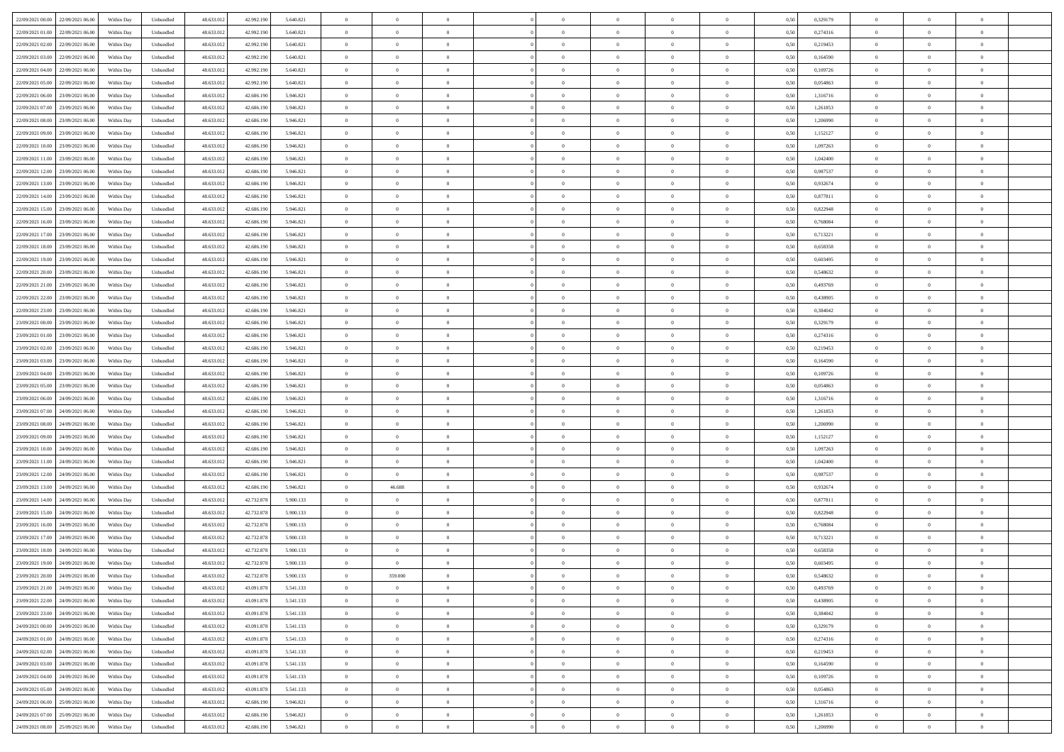| | | | | | | | | | | | | | | | | | | | | |
|---|---|---|---|---|---|---|---|---|---|---|---|---|---|---|---|---|---|---|---|---|
| 22/09/2021 00:00 | 22/09/2021 06:00 | Within Day | Unbundled | 48.633.012 | 42.992.190 | 5.640.821 | 0 | 0 | 0 | | 0 | 0 | 0 | 0 | 0,50 | 0,329179 | 0 | 0 | 0 | |
| 22/09/2021 01:00 | 22/09/2021 06:00 | Within Day | Unbundled | 48.633.012 | 42.992.190 | 5.640.821 | 0 | 0 | 0 | | 0 | 0 | 0 | 0 | 0,50 | 0,274316 | 0 | 0 | 0 | |
| 22/09/2021 02:00 | 22/09/2021 06:00 | Within Day | Unbundled | 48.633.012 | 42.992.190 | 5.640.821 | 0 | 0 | 0 | | 0 | 0 | 0 | 0 | 0,50 | 0,219453 | 0 | 0 | 0 | |
| 22/09/2021 03:00 | 22/09/2021 06:00 | Within Day | Unbundled | 48.633.012 | 42.992.190 | 5.640.821 | 0 | 0 | 0 | | 0 | 0 | 0 | 0 | 0,50 | 0,164590 | 0 | 0 | 0 | |
| 22/09/2021 04:00 | 22/09/2021 06:00 | Within Day | Unbundled | 48.633.012 | 42.992.190 | 5.640.821 | 0 | 0 | 0 | | 0 | 0 | 0 | 0 | 0,50 | 0,109726 | 0 | 0 | 0 | |
| 22/09/2021 05:00 | 22/09/2021 06:00 | Within Day | Unbundled | 48.633.012 | 42.992.190 | 5.640.821 | 0 | 0 | 0 | | 0 | 0 | 0 | 0 | 0,50 | 0,054863 | 0 | 0 | 0 | |
| 22/09/2021 06:00 | 23/09/2021 06:00 | Within Day | Unbundled | 48.633.012 | 42.686.190 | 5.946.821 | 0 | 0 | 0 | | 0 | 0 | 0 | 0 | 0,50 | 1,316716 | 0 | 0 | 0 | |
| 22/09/2021 07:00 | 23/09/2021 06:00 | Within Day | Unbundled | 48.633.012 | 42.686.190 | 5.946.821 | 0 | 0 | 0 | | 0 | 0 | 0 | 0 | 0,50 | 1,261853 | 0 | 0 | 0 | |
| 22/09/2021 08:00 | 23/09/2021 06:00 | Within Day | Unbundled | 48.633.012 | 42.686.190 | 5.946.821 | 0 | 0 | 0 | | 0 | 0 | 0 | 0 | 0,50 | 1,206990 | 0 | 0 | 0 | |
| 22/09/2021 09:00 | 23/09/2021 06:00 | Within Day | Unbundled | 48.633.012 | 42.686.190 | 5.946.821 | 0 | 0 | 0 | | 0 | 0 | 0 | 0 | 0,50 | 1,152127 | 0 | 0 | 0 | |
| 22/09/2021 10:00 | 23/09/2021 06:00 | Within Day | Unbundled | 48.633.012 | 42.686.190 | 5.946.821 | 0 | 0 | 0 | | 0 | 0 | 0 | 0 | 0,50 | 1,097263 | 0 | 0 | 0 | |
| 22/09/2021 11:00 | 23/09/2021 06:00 | Within Day | Unbundled | 48.633.012 | 42.686.190 | 5.946.821 | 0 | 0 | 0 | | 0 | 0 | 0 | 0 | 0,50 | 1,042400 | 0 | 0 | 0 | |
| 22/09/2021 12:00 | 23/09/2021 06:00 | Within Day | Unbundled | 48.633.012 | 42.686.190 | 5.946.821 | 0 | 0 | 0 | | 0 | 0 | 0 | 0 | 0,50 | 0,987537 | 0 | 0 | 0 | |
| 22/09/2021 13:00 | 23/09/2021 06:00 | Within Day | Unbundled | 48.633.012 | 42.686.190 | 5.946.821 | 0 | 0 | 0 | | 0 | 0 | 0 | 0 | 0,50 | 0,932674 | 0 | 0 | 0 | |
| 22/09/2021 14:00 | 23/09/2021 06:00 | Within Day | Unbundled | 48.633.012 | 42.686.190 | 5.946.821 | 0 | 0 | 0 | | 0 | 0 | 0 | 0 | 0,50 | 0,877811 | 0 | 0 | 0 | |
| 22/09/2021 15:00 | 23/09/2021 06:00 | Within Day | Unbundled | 48.633.012 | 42.686.190 | 5.946.821 | 0 | 0 | 0 | | 0 | 0 | 0 | 0 | 0,50 | 0,822948 | 0 | 0 | 0 | |
| 22/09/2021 16:00 | 23/09/2021 06:00 | Within Day | Unbundled | 48.633.012 | 42.686.190 | 5.946.821 | 0 | 0 | 0 | | 0 | 0 | 0 | 0 | 0,50 | 0,768084 | 0 | 0 | 0 | |
| 22/09/2021 17:00 | 23/09/2021 06:00 | Within Day | Unbundled | 48.633.012 | 42.686.190 | 5.946.821 | 0 | 0 | 0 | | 0 | 0 | 0 | 0 | 0,50 | 0,713221 | 0 | 0 | 0 | |
| 22/09/2021 18:00 | 23/09/2021 06:00 | Within Day | Unbundled | 48.633.012 | 42.686.190 | 5.946.821 | 0 | 0 | 0 | | 0 | 0 | 0 | 0 | 0,50 | 0,658358 | 0 | 0 | 0 | |
| 22/09/2021 19:00 | 23/09/2021 06:00 | Within Day | Unbundled | 48.633.012 | 42.686.190 | 5.946.821 | 0 | 0 | 0 | | 0 | 0 | 0 | 0 | 0,50 | 0,603495 | 0 | 0 | 0 | |
| 22/09/2021 20:00 | 23/09/2021 06:00 | Within Day | Unbundled | 48.633.012 | 42.686.190 | 5.946.821 | 0 | 0 | 0 | | 0 | 0 | 0 | 0 | 0,50 | 0,548632 | 0 | 0 | 0 | |
| 22/09/2021 21:00 | 23/09/2021 06:00 | Within Day | Unbundled | 48.633.012 | 42.686.190 | 5.946.821 | 0 | 0 | 0 | | 0 | 0 | 0 | 0 | 0,50 | 0,493769 | 0 | 0 | 0 | |
| 22/09/2021 22:00 | 23/09/2021 06:00 | Within Day | Unbundled | 48.633.012 | 42.686.190 | 5.946.821 | 0 | 0 | 0 | | 0 | 0 | 0 | 0 | 0,50 | 0,438905 | 0 | 0 | 0 | |
| 22/09/2021 23:00 | 23/09/2021 06:00 | Within Day | Unbundled | 48.633.012 | 42.686.190 | 5.946.821 | 0 | 0 | 0 | | 0 | 0 | 0 | 0 | 0,50 | 0,384042 | 0 | 0 | 0 | |
| 23/09/2021 00:00 | 23/09/2021 06:00 | Within Day | Unbundled | 48.633.012 | 42.686.190 | 5.946.821 | 0 | 0 | 0 | | 0 | 0 | 0 | 0 | 0,50 | 0,329179 | 0 | 0 | 0 | |
| 23/09/2021 01:00 | 23/09/2021 06:00 | Within Day | Unbundled | 48.633.012 | 42.686.190 | 5.946.821 | 0 | 0 | 0 | | 0 | 0 | 0 | 0 | 0,50 | 0,274316 | 0 | 0 | 0 | |
| 23/09/2021 02:00 | 23/09/2021 06:00 | Within Day | Unbundled | 48.633.012 | 42.686.190 | 5.946.821 | 0 | 0 | 0 | | 0 | 0 | 0 | 0 | 0,50 | 0,219453 | 0 | 0 | 0 | |
| 23/09/2021 03:00 | 23/09/2021 06:00 | Within Day | Unbundled | 48.633.012 | 42.686.190 | 5.946.821 | 0 | 0 | 0 | | 0 | 0 | 0 | 0 | 0,50 | 0,164590 | 0 | 0 | 0 | |
| 23/09/2021 04:00 | 23/09/2021 06:00 | Within Day | Unbundled | 48.633.012 | 42.686.190 | 5.946.821 | 0 | 0 | 0 | | 0 | 0 | 0 | 0 | 0,50 | 0,109726 | 0 | 0 | 0 | |
| 23/09/2021 05:00 | 23/09/2021 06:00 | Within Day | Unbundled | 48.633.012 | 42.686.190 | 5.946.821 | 0 | 0 | 0 | | 0 | 0 | 0 | 0 | 0,50 | 0,054863 | 0 | 0 | 0 | |
| 23/09/2021 06:00 | 24/09/2021 06:00 | Within Day | Unbundled | 48.633.012 | 42.686.190 | 5.946.821 | 0 | 0 | 0 | | 0 | 0 | 0 | 0 | 0,50 | 1,316716 | 0 | 0 | 0 | |
| 23/09/2021 07:00 | 24/09/2021 06:00 | Within Day | Unbundled | 48.633.012 | 42.686.190 | 5.946.821 | 0 | 0 | 0 | | 0 | 0 | 0 | 0 | 0,50 | 1,261853 | 0 | 0 | 0 | |
| 23/09/2021 08:00 | 24/09/2021 06:00 | Within Day | Unbundled | 48.633.012 | 42.686.190 | 5.946.821 | 0 | 0 | 0 | | 0 | 0 | 0 | 0 | 0,50 | 1,206990 | 0 | 0 | 0 | |
| 23/09/2021 09:00 | 24/09/2021 06:00 | Within Day | Unbundled | 48.633.012 | 42.686.190 | 5.946.821 | 0 | 0 | 0 | | 0 | 0 | 0 | 0 | 0,50 | 1,152127 | 0 | 0 | 0 | |
| 23/09/2021 10:00 | 24/09/2021 06:00 | Within Day | Unbundled | 48.633.012 | 42.686.190 | 5.946.821 | 0 | 0 | 0 | | 0 | 0 | 0 | 0 | 0,50 | 1,097263 | 0 | 0 | 0 | |
| 23/09/2021 11:00 | 24/09/2021 06:00 | Within Day | Unbundled | 48.633.012 | 42.686.190 | 5.946.821 | 0 | 0 | 0 | | 0 | 0 | 0 | 0 | 0,50 | 1,042400 | 0 | 0 | 0 | |
| 23/09/2021 12:00 | 24/09/2021 06:00 | Within Day | Unbundled | 48.633.012 | 42.686.190 | 5.946.821 | 0 | 0 | 0 | | 0 | 0 | 0 | 0 | 0,50 | 0,987537 | 0 | 0 | 0 | |
| 23/09/2021 13:00 | 24/09/2021 06:00 | Within Day | Unbundled | 48.633.012 | 42.686.190 | 5.946.821 | 0 | 46.688 | 0 | | 0 | 0 | 0 | 0 | 0,50 | 0,932674 | 0 | 0 | 0 | |
| 23/09/2021 14:00 | 24/09/2021 06:00 | Within Day | Unbundled | 48.633.012 | 42.732.878 | 5.900.133 | 0 | 0 | 0 | | 0 | 0 | 0 | 0 | 0,50 | 0,877811 | 0 | 0 | 0 | |
| 23/09/2021 15:00 | 24/09/2021 06:00 | Within Day | Unbundled | 48.633.012 | 42.732.878 | 5.900.133 | 0 | 0 | 0 | | 0 | 0 | 0 | 0 | 0,50 | 0,822948 | 0 | 0 | 0 | |
| 23/09/2021 16:00 | 24/09/2021 06:00 | Within Day | Unbundled | 48.633.012 | 42.732.878 | 5.900.133 | 0 | 0 | 0 | | 0 | 0 | 0 | 0 | 0,50 | 0,768084 | 0 | 0 | 0 | |
| 23/09/2021 17:00 | 24/09/2021 06:00 | Within Day | Unbundled | 48.633.012 | 42.732.878 | 5.900.133 | 0 | 0 | 0 | | 0 | 0 | 0 | 0 | 0,50 | 0,713221 | 0 | 0 | 0 | |
| 23/09/2021 18:00 | 24/09/2021 06:00 | Within Day | Unbundled | 48.633.012 | 42.732.878 | 5.900.133 | 0 | 0 | 0 | | 0 | 0 | 0 | 0 | 0,50 | 0,658358 | 0 | 0 | 0 | |
| 23/09/2021 19:00 | 24/09/2021 06:00 | Within Day | Unbundled | 48.633.012 | 42.732.878 | 5.900.133 | 0 | 0 | 0 | | 0 | 0 | 0 | 0 | 0,50 | 0,603495 | 0 | 0 | 0 | |
| 23/09/2021 20:00 | 24/09/2021 06:00 | Within Day | Unbundled | 48.633.012 | 42.732.878 | 5.900.133 | 0 | 359.000 | 0 | | 0 | 0 | 0 | 0 | 0,50 | 0,548632 | 0 | 0 | 0 | |
| 23/09/2021 21:00 | 24/09/2021 06:00 | Within Day | Unbundled | 48.633.012 | 43.091.878 | 5.541.133 | 0 | 0 | 0 | | 0 | 0 | 0 | 0 | 0,50 | 0,493769 | 0 | 0 | 0 | |
| 23/09/2021 22:00 | 24/09/2021 06:00 | Within Day | Unbundled | 48.633.012 | 43.091.878 | 5.541.133 | 0 | 0 | 0 | | 0 | 0 | 0 | 0 | 0,50 | 0,438905 | 0 | 0 | 0 | |
| 23/09/2021 23:00 | 24/09/2021 06:00 | Within Day | Unbundled | 48.633.012 | 43.091.878 | 5.541.133 | 0 | 0 | 0 | | 0 | 0 | 0 | 0 | 0,50 | 0,384042 | 0 | 0 | 0 | |
| 24/09/2021 00:00 | 24/09/2021 06:00 | Within Day | Unbundled | 48.633.012 | 43.091.878 | 5.541.133 | 0 | 0 | 0 | | 0 | 0 | 0 | 0 | 0,50 | 0,329179 | 0 | 0 | 0 | |
| 24/09/2021 01:00 | 24/09/2021 06:00 | Within Day | Unbundled | 48.633.012 | 43.091.878 | 5.541.133 | 0 | 0 | 0 | | 0 | 0 | 0 | 0 | 0,50 | 0,274316 | 0 | 0 | 0 | |
| 24/09/2021 02:00 | 24/09/2021 06:00 | Within Day | Unbundled | 48.633.012 | 43.091.878 | 5.541.133 | 0 | 0 | 0 | | 0 | 0 | 0 | 0 | 0,50 | 0,219453 | 0 | 0 | 0 | |
| 24/09/2021 03:00 | 24/09/2021 06:00 | Within Day | Unbundled | 48.633.012 | 43.091.878 | 5.541.133 | 0 | 0 | 0 | | 0 | 0 | 0 | 0 | 0,50 | 0,164590 | 0 | 0 | 0 | |
| 24/09/2021 04:00 | 24/09/2021 06:00 | Within Day | Unbundled | 48.633.012 | 43.091.878 | 5.541.133 | 0 | 0 | 0 | | 0 | 0 | 0 | 0 | 0,50 | 0,109726 | 0 | 0 | 0 | |
| 24/09/2021 05:00 | 24/09/2021 06:00 | Within Day | Unbundled | 48.633.012 | 43.091.878 | 5.541.133 | 0 | 0 | 0 | | 0 | 0 | 0 | 0 | 0,50 | 0,054863 | 0 | 0 | 0 | |
| 24/09/2021 06:00 | 25/09/2021 06:00 | Within Day | Unbundled | 48.633.012 | 42.686.190 | 5.946.821 | 0 | 0 | 0 | | 0 | 0 | 0 | 0 | 0,50 | 1,316716 | 0 | 0 | 0 | |
| 24/09/2021 07:00 | 25/09/2021 06:00 | Within Day | Unbundled | 48.633.012 | 42.686.190 | 5.946.821 | 0 | 0 | 0 | | 0 | 0 | 0 | 0 | 0,50 | 1,261853 | 0 | 0 | 0 | |
| 24/09/2021 08:00 | 25/09/2021 06:00 | Within Day | Unbundled | 48.633.012 | 42.686.190 | 5.946.821 | 0 | 0 | 0 | | 0 | 0 | 0 | 0 | 0,50 | 1,206990 | 0 | 0 | 0 | |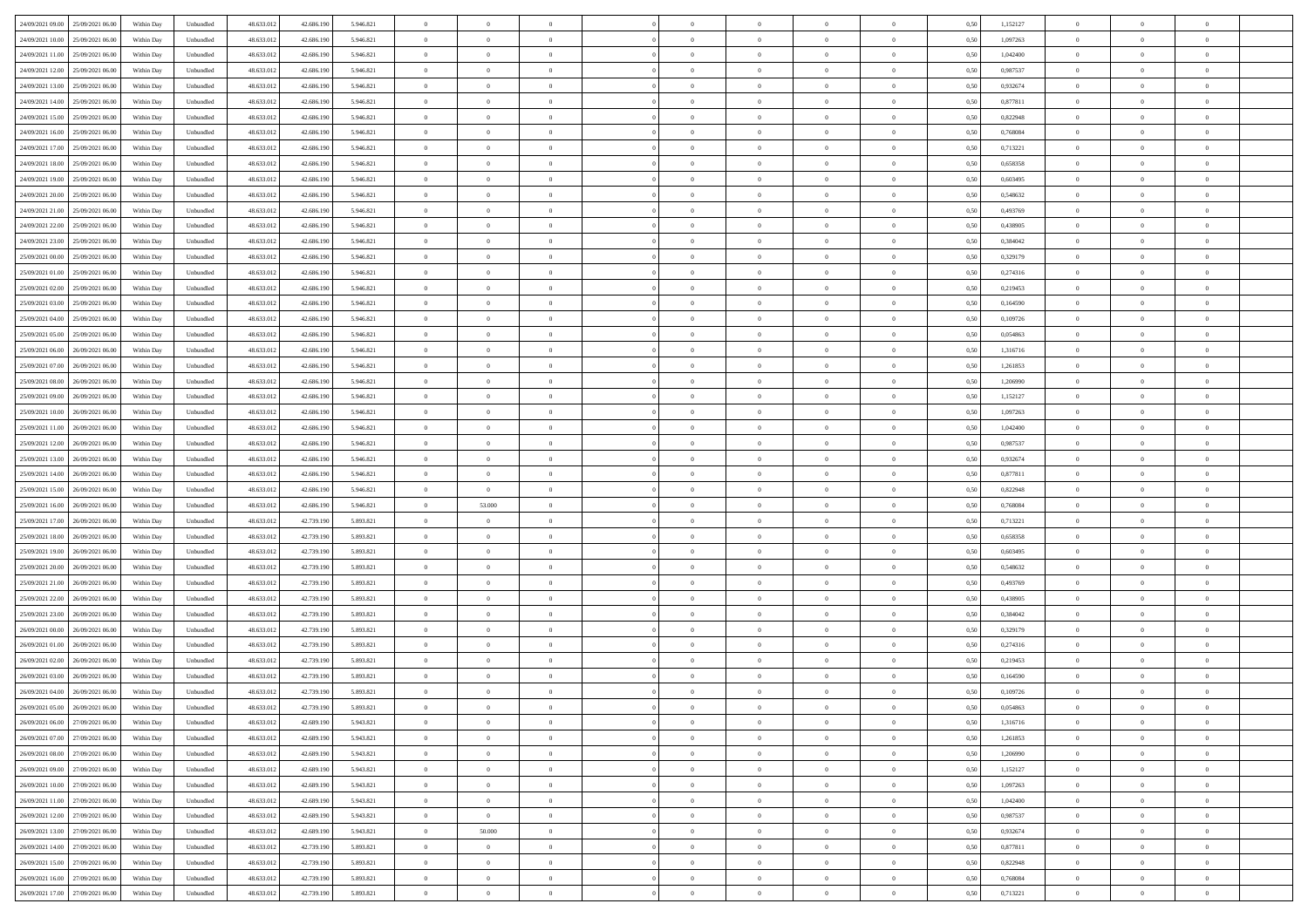| | | | | | | | | | | | | | | | | | | | | |
|---|---|---|---|---|---|---|---|---|---|---|---|---|---|---|---|---|---|---|---|---|
| 24/09/2021 09:00 | 25/09/2021 06:00 | Within Day | Unbundled | 48.633.012 | 42.686.190 | 5.946.821 | 0 | 0 | 0 | | 0 | 0 | 0 | 0 | 0,50 | 1,152127 | 0 | 0 | 0 | |
| 24/09/2021 10:00 | 25/09/2021 06:00 | Within Day | Unbundled | 48.633.012 | 42.686.190 | 5.946.821 | 0 | 0 | 0 | | 0 | 0 | 0 | 0 | 0,50 | 1,097263 | 0 | 0 | 0 | |
| 24/09/2021 11:00 | 25/09/2021 06:00 | Within Day | Unbundled | 48.633.012 | 42.686.190 | 5.946.821 | 0 | 0 | 0 | | 0 | 0 | 0 | 0 | 0,50 | 1,042400 | 0 | 0 | 0 | |
| 24/09/2021 12:00 | 25/09/2021 06:00 | Within Day | Unbundled | 48.633.012 | 42.686.190 | 5.946.821 | 0 | 0 | 0 | | 0 | 0 | 0 | 0 | 0,50 | 0,987537 | 0 | 0 | 0 | |
| 24/09/2021 13:00 | 25/09/2021 06:00 | Within Day | Unbundled | 48.633.012 | 42.686.190 | 5.946.821 | 0 | 0 | 0 | | 0 | 0 | 0 | 0 | 0,50 | 0,932674 | 0 | 0 | 0 | |
| 24/09/2021 14:00 | 25/09/2021 06:00 | Within Day | Unbundled | 48.633.012 | 42.686.190 | 5.946.821 | 0 | 0 | 0 | | 0 | 0 | 0 | 0 | 0,50 | 0,877811 | 0 | 0 | 0 | |
| 24/09/2021 15:00 | 25/09/2021 06:00 | Within Day | Unbundled | 48.633.012 | 42.686.190 | 5.946.821 | 0 | 0 | 0 | | 0 | 0 | 0 | 0 | 0,50 | 0,822948 | 0 | 0 | 0 | |
| 24/09/2021 16:00 | 25/09/2021 06:00 | Within Day | Unbundled | 48.633.012 | 42.686.190 | 5.946.821 | 0 | 0 | 0 | | 0 | 0 | 0 | 0 | 0,50 | 0,768084 | 0 | 0 | 0 | |
| 24/09/2021 17:00 | 25/09/2021 06:00 | Within Day | Unbundled | 48.633.012 | 42.686.190 | 5.946.821 | 0 | 0 | 0 | | 0 | 0 | 0 | 0 | 0,50 | 0,713221 | 0 | 0 | 0 | |
| 24/09/2021 18:00 | 25/09/2021 06:00 | Within Day | Unbundled | 48.633.012 | 42.686.190 | 5.946.821 | 0 | 0 | 0 | | 0 | 0 | 0 | 0 | 0,50 | 0,658358 | 0 | 0 | 0 | |
| 24/09/2021 19:00 | 25/09/2021 06:00 | Within Day | Unbundled | 48.633.012 | 42.686.190 | 5.946.821 | 0 | 0 | 0 | | 0 | 0 | 0 | 0 | 0,50 | 0,603495 | 0 | 0 | 0 | |
| 24/09/2021 20:00 | 25/09/2021 06:00 | Within Day | Unbundled | 48.633.012 | 42.686.190 | 5.946.821 | 0 | 0 | 0 | | 0 | 0 | 0 | 0 | 0,50 | 0,548632 | 0 | 0 | 0 | |
| 24/09/2021 21:00 | 25/09/2021 06:00 | Within Day | Unbundled | 48.633.012 | 42.686.190 | 5.946.821 | 0 | 0 | 0 | | 0 | 0 | 0 | 0 | 0,50 | 0,493769 | 0 | 0 | 0 | |
| 24/09/2021 22:00 | 25/09/2021 06:00 | Within Day | Unbundled | 48.633.012 | 42.686.190 | 5.946.821 | 0 | 0 | 0 | | 0 | 0 | 0 | 0 | 0,50 | 0,438905 | 0 | 0 | 0 | |
| 24/09/2021 23:00 | 25/09/2021 06:00 | Within Day | Unbundled | 48.633.012 | 42.686.190 | 5.946.821 | 0 | 0 | 0 | | 0 | 0 | 0 | 0 | 0,50 | 0,384042 | 0 | 0 | 0 | |
| 25/09/2021 00:00 | 25/09/2021 06:00 | Within Day | Unbundled | 48.633.012 | 42.686.190 | 5.946.821 | 0 | 0 | 0 | | 0 | 0 | 0 | 0 | 0,50 | 0,329179 | 0 | 0 | 0 | |
| 25/09/2021 01:00 | 25/09/2021 06:00 | Within Day | Unbundled | 48.633.012 | 42.686.190 | 5.946.821 | 0 | 0 | 0 | | 0 | 0 | 0 | 0 | 0,50 | 0,274316 | 0 | 0 | 0 | |
| 25/09/2021 02:00 | 25/09/2021 06:00 | Within Day | Unbundled | 48.633.012 | 42.686.190 | 5.946.821 | 0 | 0 | 0 | | 0 | 0 | 0 | 0 | 0,50 | 0,219453 | 0 | 0 | 0 | |
| 25/09/2021 03:00 | 25/09/2021 06:00 | Within Day | Unbundled | 48.633.012 | 42.686.190 | 5.946.821 | 0 | 0 | 0 | | 0 | 0 | 0 | 0 | 0,50 | 0,164590 | 0 | 0 | 0 | |
| 25/09/2021 04:00 | 25/09/2021 06:00 | Within Day | Unbundled | 48.633.012 | 42.686.190 | 5.946.821 | 0 | 0 | 0 | | 0 | 0 | 0 | 0 | 0,50 | 0,109726 | 0 | 0 | 0 | |
| 25/09/2021 05:00 | 25/09/2021 06:00 | Within Day | Unbundled | 48.633.012 | 42.686.190 | 5.946.821 | 0 | 0 | 0 | | 0 | 0 | 0 | 0 | 0,50 | 0,054863 | 0 | 0 | 0 | |
| 25/09/2021 06:00 | 26/09/2021 06:00 | Within Day | Unbundled | 48.633.012 | 42.686.190 | 5.946.821 | 0 | 0 | 0 | | 0 | 0 | 0 | 0 | 0,50 | 1,316716 | 0 | 0 | 0 | |
| 25/09/2021 07:00 | 26/09/2021 06:00 | Within Day | Unbundled | 48.633.012 | 42.686.190 | 5.946.821 | 0 | 0 | 0 | | 0 | 0 | 0 | 0 | 0,50 | 1,261853 | 0 | 0 | 0 | |
| 25/09/2021 08:00 | 26/09/2021 06:00 | Within Day | Unbundled | 48.633.012 | 42.686.190 | 5.946.821 | 0 | 0 | 0 | | 0 | 0 | 0 | 0 | 0,50 | 1,206990 | 0 | 0 | 0 | |
| 25/09/2021 09:00 | 26/09/2021 06:00 | Within Day | Unbundled | 48.633.012 | 42.686.190 | 5.946.821 | 0 | 0 | 0 | | 0 | 0 | 0 | 0 | 0,50 | 1,152127 | 0 | 0 | 0 | |
| 25/09/2021 10:00 | 26/09/2021 06:00 | Within Day | Unbundled | 48.633.012 | 42.686.190 | 5.946.821 | 0 | 0 | 0 | | 0 | 0 | 0 | 0 | 0,50 | 1,097263 | 0 | 0 | 0 | |
| 25/09/2021 11:00 | 26/09/2021 06:00 | Within Day | Unbundled | 48.633.012 | 42.686.190 | 5.946.821 | 0 | 0 | 0 | | 0 | 0 | 0 | 0 | 0,50 | 1,042400 | 0 | 0 | 0 | |
| 25/09/2021 12:00 | 26/09/2021 06:00 | Within Day | Unbundled | 48.633.012 | 42.686.190 | 5.946.821 | 0 | 0 | 0 | | 0 | 0 | 0 | 0 | 0,50 | 0,987537 | 0 | 0 | 0 | |
| 25/09/2021 13:00 | 26/09/2021 06:00 | Within Day | Unbundled | 48.633.012 | 42.686.190 | 5.946.821 | 0 | 0 | 0 | | 0 | 0 | 0 | 0 | 0,50 | 0,932674 | 0 | 0 | 0 | |
| 25/09/2021 14:00 | 26/09/2021 06:00 | Within Day | Unbundled | 48.633.012 | 42.686.190 | 5.946.821 | 0 | 0 | 0 | | 0 | 0 | 0 | 0 | 0,50 | 0,877811 | 0 | 0 | 0 | |
| 25/09/2021 15:00 | 26/09/2021 06:00 | Within Day | Unbundled | 48.633.012 | 42.686.190 | 5.946.821 | 0 | 0 | 0 | | 0 | 0 | 0 | 0 | 0,50 | 0,822948 | 0 | 0 | 0 | |
| 25/09/2021 16:00 | 26/09/2021 06:00 | Within Day | Unbundled | 48.633.012 | 42.686.190 | 5.946.821 | 0 | 53.000 | 0 | | 0 | 0 | 0 | 0 | 0,50 | 0,768084 | 0 | 0 | 0 | |
| 25/09/2021 17:00 | 26/09/2021 06:00 | Within Day | Unbundled | 48.633.012 | 42.739.190 | 5.893.821 | 0 | 0 | 0 | | 0 | 0 | 0 | 0 | 0,50 | 0,713221 | 0 | 0 | 0 | |
| 25/09/2021 18:00 | 26/09/2021 06:00 | Within Day | Unbundled | 48.633.012 | 42.739.190 | 5.893.821 | 0 | 0 | 0 | | 0 | 0 | 0 | 0 | 0,50 | 0,658358 | 0 | 0 | 0 | |
| 25/09/2021 19:00 | 26/09/2021 06:00 | Within Day | Unbundled | 48.633.012 | 42.739.190 | 5.893.821 | 0 | 0 | 0 | | 0 | 0 | 0 | 0 | 0,50 | 0,603495 | 0 | 0 | 0 | |
| 25/09/2021 20:00 | 26/09/2021 06:00 | Within Day | Unbundled | 48.633.012 | 42.739.190 | 5.893.821 | 0 | 0 | 0 | | 0 | 0 | 0 | 0 | 0,50 | 0,548632 | 0 | 0 | 0 | |
| 25/09/2021 21:00 | 26/09/2021 06:00 | Within Day | Unbundled | 48.633.012 | 42.739.190 | 5.893.821 | 0 | 0 | 0 | | 0 | 0 | 0 | 0 | 0,50 | 0,493769 | 0 | 0 | 0 | |
| 25/09/2021 22:00 | 26/09/2021 06:00 | Within Day | Unbundled | 48.633.012 | 42.739.190 | 5.893.821 | 0 | 0 | 0 | | 0 | 0 | 0 | 0 | 0,50 | 0,438905 | 0 | 0 | 0 | |
| 25/09/2021 23:00 | 26/09/2021 06:00 | Within Day | Unbundled | 48.633.012 | 42.739.190 | 5.893.821 | 0 | 0 | 0 | | 0 | 0 | 0 | 0 | 0,50 | 0,384042 | 0 | 0 | 0 | |
| 26/09/2021 00:00 | 26/09/2021 06:00 | Within Day | Unbundled | 48.633.012 | 42.739.190 | 5.893.821 | 0 | 0 | 0 | | 0 | 0 | 0 | 0 | 0,50 | 0,329179 | 0 | 0 | 0 | |
| 26/09/2021 01:00 | 26/09/2021 06:00 | Within Day | Unbundled | 48.633.012 | 42.739.190 | 5.893.821 | 0 | 0 | 0 | | 0 | 0 | 0 | 0 | 0,50 | 0,274316 | 0 | 0 | 0 | |
| 26/09/2021 02:00 | 26/09/2021 06:00 | Within Day | Unbundled | 48.633.012 | 42.739.190 | 5.893.821 | 0 | 0 | 0 | | 0 | 0 | 0 | 0 | 0,50 | 0,219453 | 0 | 0 | 0 | |
| 26/09/2021 03:00 | 26/09/2021 06:00 | Within Day | Unbundled | 48.633.012 | 42.739.190 | 5.893.821 | 0 | 0 | 0 | | 0 | 0 | 0 | 0 | 0,50 | 0,164590 | 0 | 0 | 0 | |
| 26/09/2021 04:00 | 26/09/2021 06:00 | Within Day | Unbundled | 48.633.012 | 42.739.190 | 5.893.821 | 0 | 0 | 0 | | 0 | 0 | 0 | 0 | 0,50 | 0,109726 | 0 | 0 | 0 | |
| 26/09/2021 05:00 | 26/09/2021 06:00 | Within Day | Unbundled | 48.633.012 | 42.739.190 | 5.893.821 | 0 | 0 | 0 | | 0 | 0 | 0 | 0 | 0,50 | 0,054863 | 0 | 0 | 0 | |
| 26/09/2021 06:00 | 27/09/2021 06:00 | Within Day | Unbundled | 48.633.012 | 42.689.190 | 5.943.821 | 0 | 0 | 0 | | 0 | 0 | 0 | 0 | 0,50 | 1,316716 | 0 | 0 | 0 | |
| 26/09/2021 07:00 | 27/09/2021 06:00 | Within Day | Unbundled | 48.633.012 | 42.689.190 | 5.943.821 | 0 | 0 | 0 | | 0 | 0 | 0 | 0 | 0,50 | 1,261853 | 0 | 0 | 0 | |
| 26/09/2021 08:00 | 27/09/2021 06:00 | Within Day | Unbundled | 48.633.012 | 42.689.190 | 5.943.821 | 0 | 0 | 0 | | 0 | 0 | 0 | 0 | 0,50 | 1,206990 | 0 | 0 | 0 | |
| 26/09/2021 09:00 | 27/09/2021 06:00 | Within Day | Unbundled | 48.633.012 | 42.689.190 | 5.943.821 | 0 | 0 | 0 | | 0 | 0 | 0 | 0 | 0,50 | 1,152127 | 0 | 0 | 0 | |
| 26/09/2021 10:00 | 27/09/2021 06:00 | Within Day | Unbundled | 48.633.012 | 42.689.190 | 5.943.821 | 0 | 0 | 0 | | 0 | 0 | 0 | 0 | 0,50 | 1,097263 | 0 | 0 | 0 | |
| 26/09/2021 11:00 | 27/09/2021 06:00 | Within Day | Unbundled | 48.633.012 | 42.689.190 | 5.943.821 | 0 | 0 | 0 | | 0 | 0 | 0 | 0 | 0,50 | 1,042400 | 0 | 0 | 0 | |
| 26/09/2021 12:00 | 27/09/2021 06:00 | Within Day | Unbundled | 48.633.012 | 42.689.190 | 5.943.821 | 0 | 0 | 0 | | 0 | 0 | 0 | 0 | 0,50 | 0,987537 | 0 | 0 | 0 | |
| 26/09/2021 13:00 | 27/09/2021 06:00 | Within Day | Unbundled | 48.633.012 | 42.689.190 | 5.943.821 | 0 | 50.000 | 0 | | 0 | 0 | 0 | 0 | 0,50 | 0,932674 | 0 | 0 | 0 | |
| 26/09/2021 14:00 | 27/09/2021 06:00 | Within Day | Unbundled | 48.633.012 | 42.739.190 | 5.893.821 | 0 | 0 | 0 | | 0 | 0 | 0 | 0 | 0,50 | 0,877811 | 0 | 0 | 0 | |
| 26/09/2021 15:00 | 27/09/2021 06:00 | Within Day | Unbundled | 48.633.012 | 42.739.190 | 5.893.821 | 0 | 0 | 0 | | 0 | 0 | 0 | 0 | 0,50 | 0,822948 | 0 | 0 | 0 | |
| 26/09/2021 16:00 | 27/09/2021 06:00 | Within Day | Unbundled | 48.633.012 | 42.739.190 | 5.893.821 | 0 | 0 | 0 | | 0 | 0 | 0 | 0 | 0,50 | 0,768084 | 0 | 0 | 0 | |
| 26/09/2021 17:00 | 27/09/2021 06:00 | Within Day | Unbundled | 48.633.012 | 42.739.190 | 5.893.821 | 0 | 0 | 0 | | 0 | 0 | 0 | 0 | 0,50 | 0,713221 | 0 | 0 | 0 | |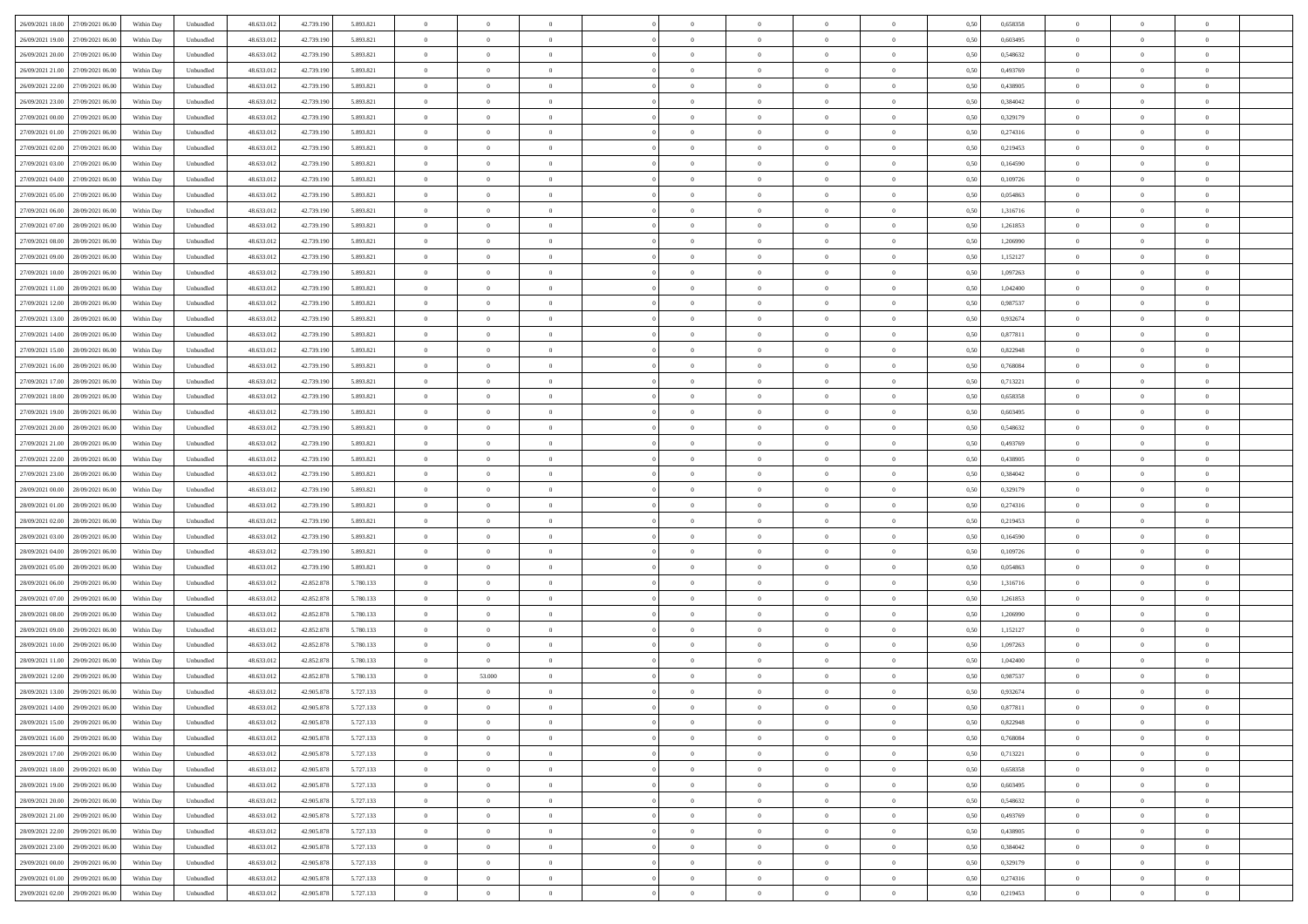| | | | | | | | | | | | | | | | | | | | | |
|---|---|---|---|---|---|---|---|---|---|---|---|---|---|---|---|---|---|---|---|---|
| 26/09/2021 18:00 | 27/09/2021 06:00 | Within Day | Unbundled | 48.633.012 | 42.739.190 | 5.893.821 | 0 | 0 | 0 | | 0 | 0 | 0 | 0 | 0,50 | 0,658358 | 0 | 0 | 0 | |
| 26/09/2021 19:00 | 27/09/2021 06:00 | Within Day | Unbundled | 48.633.012 | 42.739.190 | 5.893.821 | 0 | 0 | 0 | | 0 | 0 | 0 | 0 | 0,50 | 0,603495 | 0 | 0 | 0 | |
| 26/09/2021 20:00 | 27/09/2021 06:00 | Within Day | Unbundled | 48.633.012 | 42.739.190 | 5.893.821 | 0 | 0 | 0 | | 0 | 0 | 0 | 0 | 0,50 | 0,548632 | 0 | 0 | 0 | |
| 26/09/2021 21:00 | 27/09/2021 06:00 | Within Day | Unbundled | 48.633.012 | 42.739.190 | 5.893.821 | 0 | 0 | 0 | | 0 | 0 | 0 | 0 | 0,50 | 0,493769 | 0 | 0 | 0 | |
| 26/09/2021 22:00 | 27/09/2021 06:00 | Within Day | Unbundled | 48.633.012 | 42.739.190 | 5.893.821 | 0 | 0 | 0 | | 0 | 0 | 0 | 0 | 0,50 | 0,438905 | 0 | 0 | 0 | |
| 26/09/2021 23:00 | 27/09/2021 06:00 | Within Day | Unbundled | 48.633.012 | 42.739.190 | 5.893.821 | 0 | 0 | 0 | | 0 | 0 | 0 | 0 | 0,50 | 0,384042 | 0 | 0 | 0 | |
| 27/09/2021 00:00 | 27/09/2021 06:00 | Within Day | Unbundled | 48.633.012 | 42.739.190 | 5.893.821 | 0 | 0 | 0 | | 0 | 0 | 0 | 0 | 0,50 | 0,329179 | 0 | 0 | 0 | |
| 27/09/2021 01:00 | 27/09/2021 06:00 | Within Day | Unbundled | 48.633.012 | 42.739.190 | 5.893.821 | 0 | 0 | 0 | | 0 | 0 | 0 | 0 | 0,50 | 0,274316 | 0 | 0 | 0 | |
| 27/09/2021 02:00 | 27/09/2021 06:00 | Within Day | Unbundled | 48.633.012 | 42.739.190 | 5.893.821 | 0 | 0 | 0 | | 0 | 0 | 0 | 0 | 0,50 | 0,219453 | 0 | 0 | 0 | |
| 27/09/2021 03:00 | 27/09/2021 06:00 | Within Day | Unbundled | 48.633.012 | 42.739.190 | 5.893.821 | 0 | 0 | 0 | | 0 | 0 | 0 | 0 | 0,50 | 0,164590 | 0 | 0 | 0 | |
| 27/09/2021 04:00 | 27/09/2021 06:00 | Within Day | Unbundled | 48.633.012 | 42.739.190 | 5.893.821 | 0 | 0 | 0 | | 0 | 0 | 0 | 0 | 0,50 | 0,109726 | 0 | 0 | 0 | |
| 27/09/2021 05:00 | 27/09/2021 06:00 | Within Day | Unbundled | 48.633.012 | 42.739.190 | 5.893.821 | 0 | 0 | 0 | | 0 | 0 | 0 | 0 | 0,50 | 0,054863 | 0 | 0 | 0 | |
| 27/09/2021 06:00 | 28/09/2021 06:00 | Within Day | Unbundled | 48.633.012 | 42.739.190 | 5.893.821 | 0 | 0 | 0 | | 0 | 0 | 0 | 0 | 0,50 | 1,316716 | 0 | 0 | 0 | |
| 27/09/2021 07:00 | 28/09/2021 06:00 | Within Day | Unbundled | 48.633.012 | 42.739.190 | 5.893.821 | 0 | 0 | 0 | | 0 | 0 | 0 | 0 | 0,50 | 1,261853 | 0 | 0 | 0 | |
| 27/09/2021 08:00 | 28/09/2021 06:00 | Within Day | Unbundled | 48.633.012 | 42.739.190 | 5.893.821 | 0 | 0 | 0 | | 0 | 0 | 0 | 0 | 0,50 | 1,206990 | 0 | 0 | 0 | |
| 27/09/2021 09:00 | 28/09/2021 06:00 | Within Day | Unbundled | 48.633.012 | 42.739.190 | 5.893.821 | 0 | 0 | 0 | | 0 | 0 | 0 | 0 | 0,50 | 1,152127 | 0 | 0 | 0 | |
| 27/09/2021 10:00 | 28/09/2021 06:00 | Within Day | Unbundled | 48.633.012 | 42.739.190 | 5.893.821 | 0 | 0 | 0 | | 0 | 0 | 0 | 0 | 0,50 | 1,097263 | 0 | 0 | 0 | |
| 27/09/2021 11:00 | 28/09/2021 06:00 | Within Day | Unbundled | 48.633.012 | 42.739.190 | 5.893.821 | 0 | 0 | 0 | | 0 | 0 | 0 | 0 | 0,50 | 1,042400 | 0 | 0 | 0 | |
| 27/09/2021 12:00 | 28/09/2021 06:00 | Within Day | Unbundled | 48.633.012 | 42.739.190 | 5.893.821 | 0 | 0 | 0 | | 0 | 0 | 0 | 0 | 0,50 | 0,987537 | 0 | 0 | 0 | |
| 27/09/2021 13:00 | 28/09/2021 06:00 | Within Day | Unbundled | 48.633.012 | 42.739.190 | 5.893.821 | 0 | 0 | 0 | | 0 | 0 | 0 | 0 | 0,50 | 0,932674 | 0 | 0 | 0 | |
| 27/09/2021 14:00 | 28/09/2021 06:00 | Within Day | Unbundled | 48.633.012 | 42.739.190 | 5.893.821 | 0 | 0 | 0 | | 0 | 0 | 0 | 0 | 0,50 | 0,877811 | 0 | 0 | 0 | |
| 27/09/2021 15:00 | 28/09/2021 06:00 | Within Day | Unbundled | 48.633.012 | 42.739.190 | 5.893.821 | 0 | 0 | 0 | | 0 | 0 | 0 | 0 | 0,50 | 0,822948 | 0 | 0 | 0 | |
| 27/09/2021 16:00 | 28/09/2021 06:00 | Within Day | Unbundled | 48.633.012 | 42.739.190 | 5.893.821 | 0 | 0 | 0 | | 0 | 0 | 0 | 0 | 0,50 | 0,768084 | 0 | 0 | 0 | |
| 27/09/2021 17:00 | 28/09/2021 06:00 | Within Day | Unbundled | 48.633.012 | 42.739.190 | 5.893.821 | 0 | 0 | 0 | | 0 | 0 | 0 | 0 | 0,50 | 0,713221 | 0 | 0 | 0 | |
| 27/09/2021 18:00 | 28/09/2021 06:00 | Within Day | Unbundled | 48.633.012 | 42.739.190 | 5.893.821 | 0 | 0 | 0 | | 0 | 0 | 0 | 0 | 0,50 | 0,658358 | 0 | 0 | 0 | |
| 27/09/2021 19:00 | 28/09/2021 06:00 | Within Day | Unbundled | 48.633.012 | 42.739.190 | 5.893.821 | 0 | 0 | 0 | | 0 | 0 | 0 | 0 | 0,50 | 0,603495 | 0 | 0 | 0 | |
| 27/09/2021 20:00 | 28/09/2021 06:00 | Within Day | Unbundled | 48.633.012 | 42.739.190 | 5.893.821 | 0 | 0 | 0 | | 0 | 0 | 0 | 0 | 0,50 | 0,548632 | 0 | 0 | 0 | |
| 27/09/2021 21:00 | 28/09/2021 06:00 | Within Day | Unbundled | 48.633.012 | 42.739.190 | 5.893.821 | 0 | 0 | 0 | | 0 | 0 | 0 | 0 | 0,50 | 0,493769 | 0 | 0 | 0 | |
| 27/09/2021 22:00 | 28/09/2021 06:00 | Within Day | Unbundled | 48.633.012 | 42.739.190 | 5.893.821 | 0 | 0 | 0 | | 0 | 0 | 0 | 0 | 0,50 | 0,438905 | 0 | 0 | 0 | |
| 27/09/2021 23:00 | 28/09/2021 06:00 | Within Day | Unbundled | 48.633.012 | 42.739.190 | 5.893.821 | 0 | 0 | 0 | | 0 | 0 | 0 | 0 | 0,50 | 0,384042 | 0 | 0 | 0 | |
| 28/09/2021 00:00 | 28/09/2021 06:00 | Within Day | Unbundled | 48.633.012 | 42.739.190 | 5.893.821 | 0 | 0 | 0 | | 0 | 0 | 0 | 0 | 0,50 | 0,329179 | 0 | 0 | 0 | |
| 28/09/2021 01:00 | 28/09/2021 06:00 | Within Day | Unbundled | 48.633.012 | 42.739.190 | 5.893.821 | 0 | 0 | 0 | | 0 | 0 | 0 | 0 | 0,50 | 0,274316 | 0 | 0 | 0 | |
| 28/09/2021 02:00 | 28/09/2021 06:00 | Within Day | Unbundled | 48.633.012 | 42.739.190 | 5.893.821 | 0 | 0 | 0 | | 0 | 0 | 0 | 0 | 0,50 | 0,219453 | 0 | 0 | 0 | |
| 28/09/2021 03:00 | 28/09/2021 06:00 | Within Day | Unbundled | 48.633.012 | 42.739.190 | 5.893.821 | 0 | 0 | 0 | | 0 | 0 | 0 | 0 | 0,50 | 0,164590 | 0 | 0 | 0 | |
| 28/09/2021 04:00 | 28/09/2021 06:00 | Within Day | Unbundled | 48.633.012 | 42.739.190 | 5.893.821 | 0 | 0 | 0 | | 0 | 0 | 0 | 0 | 0,50 | 0,109726 | 0 | 0 | 0 | |
| 28/09/2021 05:00 | 28/09/2021 06:00 | Within Day | Unbundled | 48.633.012 | 42.739.190 | 5.893.821 | 0 | 0 | 0 | | 0 | 0 | 0 | 0 | 0,50 | 0,054863 | 0 | 0 | 0 | |
| 28/09/2021 06:00 | 29/09/2021 06:00 | Within Day | Unbundled | 48.633.012 | 42.852.878 | 5.780.133 | 0 | 0 | 0 | | 0 | 0 | 0 | 0 | 0,50 | 1,316716 | 0 | 0 | 0 | |
| 28/09/2021 07:00 | 29/09/2021 06:00 | Within Day | Unbundled | 48.633.012 | 42.852.878 | 5.780.133 | 0 | 0 | 0 | | 0 | 0 | 0 | 0 | 0,50 | 1,261853 | 0 | 0 | 0 | |
| 28/09/2021 08:00 | 29/09/2021 06:00 | Within Day | Unbundled | 48.633.012 | 42.852.878 | 5.780.133 | 0 | 0 | 0 | | 0 | 0 | 0 | 0 | 0,50 | 1,206990 | 0 | 0 | 0 | |
| 28/09/2021 09:00 | 29/09/2021 06:00 | Within Day | Unbundled | 48.633.012 | 42.852.878 | 5.780.133 | 0 | 0 | 0 | | 0 | 0 | 0 | 0 | 0,50 | 1,152127 | 0 | 0 | 0 | |
| 28/09/2021 10:00 | 29/09/2021 06:00 | Within Day | Unbundled | 48.633.012 | 42.852.878 | 5.780.133 | 0 | 0 | 0 | | 0 | 0 | 0 | 0 | 0,50 | 1,097263 | 0 | 0 | 0 | |
| 28/09/2021 11:00 | 29/09/2021 06:00 | Within Day | Unbundled | 48.633.012 | 42.852.878 | 5.780.133 | 0 | 0 | 0 | | 0 | 0 | 0 | 0 | 0,50 | 1,042400 | 0 | 0 | 0 | |
| 28/09/2021 12:00 | 29/09/2021 06:00 | Within Day | Unbundled | 48.633.012 | 42.852.878 | 5.780.133 | 0 | 53.000 | 0 | | 0 | 0 | 0 | 0 | 0,50 | 0,987537 | 0 | 0 | 0 | |
| 28/09/2021 13:00 | 29/09/2021 06:00 | Within Day | Unbundled | 48.633.012 | 42.905.878 | 5.727.133 | 0 | 0 | 0 | | 0 | 0 | 0 | 0 | 0,50 | 0,932674 | 0 | 0 | 0 | |
| 28/09/2021 14:00 | 29/09/2021 06:00 | Within Day | Unbundled | 48.633.012 | 42.905.878 | 5.727.133 | 0 | 0 | 0 | | 0 | 0 | 0 | 0 | 0,50 | 0,877811 | 0 | 0 | 0 | |
| 28/09/2021 15:00 | 29/09/2021 06:00 | Within Day | Unbundled | 48.633.012 | 42.905.878 | 5.727.133 | 0 | 0 | 0 | | 0 | 0 | 0 | 0 | 0,50 | 0,822948 | 0 | 0 | 0 | |
| 28/09/2021 16:00 | 29/09/2021 06:00 | Within Day | Unbundled | 48.633.012 | 42.905.878 | 5.727.133 | 0 | 0 | 0 | | 0 | 0 | 0 | 0 | 0,50 | 0,768084 | 0 | 0 | 0 | |
| 28/09/2021 17:00 | 29/09/2021 06:00 | Within Day | Unbundled | 48.633.012 | 42.905.878 | 5.727.133 | 0 | 0 | 0 | | 0 | 0 | 0 | 0 | 0,50 | 0,713221 | 0 | 0 | 0 | |
| 28/09/2021 18:00 | 29/09/2021 06:00 | Within Day | Unbundled | 48.633.012 | 42.905.878 | 5.727.133 | 0 | 0 | 0 | | 0 | 0 | 0 | 0 | 0,50 | 0,658358 | 0 | 0 | 0 | |
| 28/09/2021 19:00 | 29/09/2021 06:00 | Within Day | Unbundled | 48.633.012 | 42.905.878 | 5.727.133 | 0 | 0 | 0 | | 0 | 0 | 0 | 0 | 0,50 | 0,603495 | 0 | 0 | 0 | |
| 28/09/2021 20:00 | 29/09/2021 06:00 | Within Day | Unbundled | 48.633.012 | 42.905.878 | 5.727.133 | 0 | 0 | 0 | | 0 | 0 | 0 | 0 | 0,50 | 0,548632 | 0 | 0 | 0 | |
| 28/09/2021 21:00 | 29/09/2021 06:00 | Within Day | Unbundled | 48.633.012 | 42.905.878 | 5.727.133 | 0 | 0 | 0 | | 0 | 0 | 0 | 0 | 0,50 | 0,493769 | 0 | 0 | 0 | |
| 28/09/2021 22:00 | 29/09/2021 06:00 | Within Day | Unbundled | 48.633.012 | 42.905.878 | 5.727.133 | 0 | 0 | 0 | | 0 | 0 | 0 | 0 | 0,50 | 0,438905 | 0 | 0 | 0 | |
| 28/09/2021 23:00 | 29/09/2021 06:00 | Within Day | Unbundled | 48.633.012 | 42.905.878 | 5.727.133 | 0 | 0 | 0 | | 0 | 0 | 0 | 0 | 0,50 | 0,384042 | 0 | 0 | 0 | |
| 29/09/2021 00:00 | 29/09/2021 06:00 | Within Day | Unbundled | 48.633.012 | 42.905.878 | 5.727.133 | 0 | 0 | 0 | | 0 | 0 | 0 | 0 | 0,50 | 0,329179 | 0 | 0 | 0 | |
| 29/09/2021 01:00 | 29/09/2021 06:00 | Within Day | Unbundled | 48.633.012 | 42.905.878 | 5.727.133 | 0 | 0 | 0 | | 0 | 0 | 0 | 0 | 0,50 | 0,274316 | 0 | 0 | 0 | |
| 29/09/2021 02:00 | 29/09/2021 06:00 | Within Day | Unbundled | 48.633.012 | 42.905.878 | 5.727.133 | 0 | 0 | 0 | | 0 | 0 | 0 | 0 | 0,50 | 0,219453 | 0 | 0 | 0 | |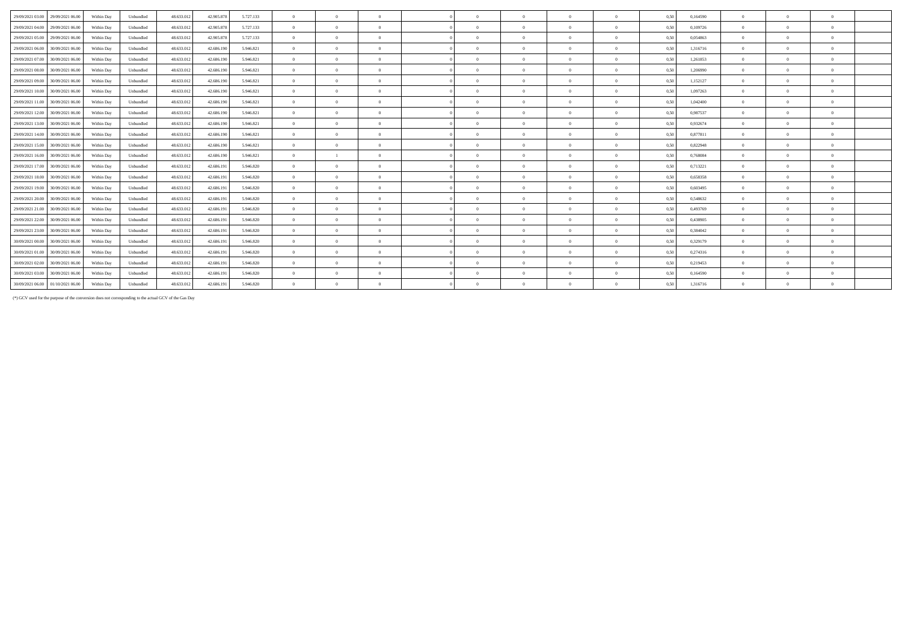| | | | | | | | | | | | | | | | | | | | | |
|---|---|---|---|---|---|---|---|---|---|---|---|---|---|---|---|---|---|---|---|---|
| 29/09/2021 03.00 | 29/09/2021 06.00 | Within Day | Unbundled | 48.633.012 | 42.905.878 | 5.727.133 | 0 | 0 | 0 | 0 | 0 | 0 | 0 | 0 | 0,50 | 0,164590 | 0 | 0 | 0 | |
| 29/09/2021 04.00 | 29/09/2021 06.00 | Within Day | Unbundled | 48.633.012 | 42.905.878 | 5.727.133 | 0 | 0 | 0 | 0 | 0 | 0 | 0 | 0 | 0,50 | 0,109726 | 0 | 0 | 0 | |
| 29/09/2021 05.00 | 29/09/2021 06.00 | Within Day | Unbundled | 48.633.012 | 42.905.878 | 5.727.133 | 0 | 0 | 0 | 0 | 0 | 0 | 0 | 0 | 0,50 | 0,054863 | 0 | 0 | 0 | |
| 29/09/2021 06.00 | 30/09/2021 06.00 | Within Day | Unbundled | 48.633.012 | 42.686.190 | 5.946.821 | 0 | 0 | 0 | 0 | 0 | 0 | 0 | 0 | 0,50 | 1,316716 | 0 | 0 | 0 | |
| 29/09/2021 07.00 | 30/09/2021 06.00 | Within Day | Unbundled | 48.633.012 | 42.686.190 | 5.946.821 | 0 | 0 | 0 | 0 | 0 | 0 | 0 | 0 | 0,50 | 1,261853 | 0 | 0 | 0 | |
| 29/09/2021 08.00 | 30/09/2021 06.00 | Within Day | Unbundled | 48.633.012 | 42.686.190 | 5.946.821 | 0 | 0 | 0 | 0 | 0 | 0 | 0 | 0 | 0,50 | 1,206990 | 0 | 0 | 0 | |
| 29/09/2021 09.00 | 30/09/2021 06.00 | Within Day | Unbundled | 48.633.012 | 42.686.190 | 5.946.821 | 0 | 0 | 0 | 0 | 0 | 0 | 0 | 0 | 0,50 | 1,152127 | 0 | 0 | 0 | |
| 29/09/2021 10.00 | 30/09/2021 06.00 | Within Day | Unbundled | 48.633.012 | 42.686.190 | 5.946.821 | 0 | 0 | 0 | 0 | 0 | 0 | 0 | 0 | 0,50 | 1,097263 | 0 | 0 | 0 | |
| 29/09/2021 11.00 | 30/09/2021 06.00 | Within Day | Unbundled | 48.633.012 | 42.686.190 | 5.946.821 | 0 | 0 | 0 | 0 | 0 | 0 | 0 | 0 | 0,50 | 1,042400 | 0 | 0 | 0 | |
| 29/09/2021 12.00 | 30/09/2021 06.00 | Within Day | Unbundled | 48.633.012 | 42.686.190 | 5.946.821 | 0 | 0 | 0 | 0 | 0 | 0 | 0 | 0 | 0,50 | 0,987537 | 0 | 0 | 0 | |
| 29/09/2021 13.00 | 30/09/2021 06.00 | Within Day | Unbundled | 48.633.012 | 42.686.190 | 5.946.821 | 0 | 0 | 0 | 0 | 0 | 0 | 0 | 0 | 0,50 | 0,932674 | 0 | 0 | 0 | |
| 29/09/2021 14.00 | 30/09/2021 06.00 | Within Day | Unbundled | 48.633.012 | 42.686.190 | 5.946.821 | 0 | 0 | 0 | 0 | 0 | 0 | 0 | 0 | 0,50 | 0,877811 | 0 | 0 | 0 | |
| 29/09/2021 15.00 | 30/09/2021 06.00 | Within Day | Unbundled | 48.633.012 | 42.686.190 | 5.946.821 | 0 | 0 | 0 | 0 | 0 | 0 | 0 | 0 | 0,50 | 0,822948 | 0 | 0 | 0 | |
| 29/09/2021 16.00 | 30/09/2021 06.00 | Within Day | Unbundled | 48.633.012 | 42.686.190 | 5.946.821 | 0 | 1 | 0 | 0 | 0 | 0 | 0 | 0 | 0,50 | 0,768084 | 0 | 0 | 0 | |
| 29/09/2021 17.00 | 30/09/2021 06.00 | Within Day | Unbundled | 48.633.012 | 42.686.191 | 5.946.820 | 0 | 0 | 0 | 0 | 0 | 0 | 0 | 0 | 0,50 | 0,713221 | 0 | 0 | 0 | |
| 29/09/2021 18.00 | 30/09/2021 06.00 | Within Day | Unbundled | 48.633.012 | 42.686.191 | 5.946.820 | 0 | 0 | 0 | 0 | 0 | 0 | 0 | 0 | 0,50 | 0,658358 | 0 | 0 | 0 | |
| 29/09/2021 19.00 | 30/09/2021 06.00 | Within Day | Unbundled | 48.633.012 | 42.686.191 | 5.946.820 | 0 | 0 | 0 | 0 | 0 | 0 | 0 | 0 | 0,50 | 0,603495 | 0 | 0 | 0 | |
| 29/09/2021 20.00 | 30/09/2021 06.00 | Within Day | Unbundled | 48.633.012 | 42.686.191 | 5.946.820 | 0 | 0 | 0 | 0 | 0 | 0 | 0 | 0 | 0,50 | 0,548632 | 0 | 0 | 0 | |
| 29/09/2021 21.00 | 30/09/2021 06.00 | Within Day | Unbundled | 48.633.012 | 42.686.191 | 5.946.820 | 0 | 0 | 0 | 0 | 0 | 0 | 0 | 0 | 0,50 | 0,493769 | 0 | 0 | 0 | |
| 29/09/2021 22.00 | 30/09/2021 06.00 | Within Day | Unbundled | 48.633.012 | 42.686.191 | 5.946.820 | 0 | 0 | 0 | 0 | 0 | 0 | 0 | 0 | 0,50 | 0,438905 | 0 | 0 | 0 | |
| 29/09/2021 23.00 | 30/09/2021 06.00 | Within Day | Unbundled | 48.633.012 | 42.686.191 | 5.946.820 | 0 | 0 | 0 | 0 | 0 | 0 | 0 | 0 | 0,50 | 0,384042 | 0 | 0 | 0 | |
| 30/09/2021 00.00 | 30/09/2021 06.00 | Within Day | Unbundled | 48.633.012 | 42.686.191 | 5.946.820 | 0 | 0 | 0 | 0 | 0 | 0 | 0 | 0 | 0,50 | 0,329179 | 0 | 0 | 0 | |
| 30/09/2021 01.00 | 30/09/2021 06.00 | Within Day | Unbundled | 48.633.012 | 42.686.191 | 5.946.820 | 0 | 0 | 0 | 0 | 0 | 0 | 0 | 0 | 0,50 | 0,274316 | 0 | 0 | 0 | |
| 30/09/2021 02.00 | 30/09/2021 06.00 | Within Day | Unbundled | 48.633.012 | 42.686.191 | 5.946.820 | 0 | 0 | 0 | 0 | 0 | 0 | 0 | 0 | 0,50 | 0,219453 | 0 | 0 | 0 | |
| 30/09/2021 03.00 | 30/09/2021 06.00 | Within Day | Unbundled | 48.633.012 | 42.686.191 | 5.946.820 | 0 | 0 | 0 | 0 | 0 | 0 | 0 | 0 | 0,50 | 0,164590 | 0 | 0 | 0 | |
| 30/09/2021 06.00 | 01/10/2021 06.00 | Within Day | Unbundled | 48.633.012 | 42.686.191 | 5.946.820 | 0 | 0 | 0 | 0 | 0 | 0 | 0 | 0 | 0,50 | 1,316716 | 0 | 0 | 0 | |

(*) GCV used for the purpose of the conversion does not corresponding to the actual GCV of the Gas Day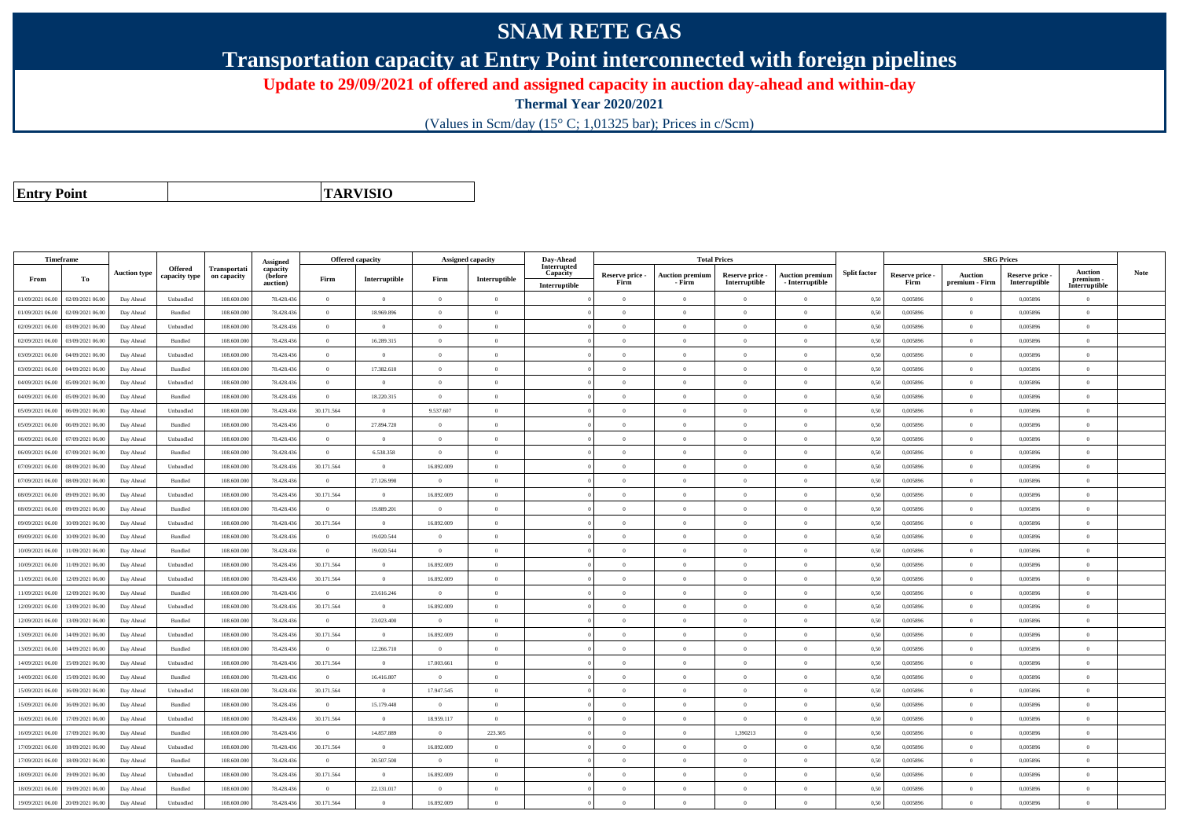# SNAM RETE GAS

## Transportation capacity at Entry Point interconnected with foreign pipelines

**Update to 29/09/2021 of offered and assigned capacity in auction day-ahead and within-day**

**Thermal Year 2020/2021**

(Values in Scm/day (15° C; 1,01325 bar); Prices in c/Scm)

| **Entry Point** | **TARVISIO** |
|---|---|

| Timeframe | | Auction type | Offered capacity type | Transportation capacity | Assigned capacity (before auction) | Offered capacity | | Assigned capacity | | Day-Ahead Interrupted Capacity | Total Prices | | | | Split factor | SRG Prices | | | | Note |
|---|---|---|---|---|---|---|---|---|---|---|---|---|---|---|---|---|---|---|---|---|
| From | To | | | | | Firm | Interruptible | Firm | Interruptible | Interruptible | Reserve price - Firm | Auction premium - Firm | Reserve price - Interruptible | Auction premium - Interruptible | | Reserve price - Firm | Auction premium - Firm | Reserve price - Interruptible | Auction premium - Interruptible | |
| 01/09/2021 06.00 | 02/09/2021 06.00 | Day Ahead | Unbundled | 108.600.000 | 78.428.436 | 0 | 0 | 0 | 0 | 0 | 0 | 0 | 0 | 0 | 0,50 | 0,005896 | 0 | 0,005896 | 0 | |
| 01/09/2021 06.00 | 02/09/2021 06.00 | Day Ahead | Bundled | 108.600.000 | 78.428.436 | 0 | 18.969.896 | 0 | 0 | 0 | 0 | 0 | 0 | 0 | 0,50 | 0,005896 | 0 | 0,005896 | 0 | |
| 02/09/2021 06.00 | 03/09/2021 06.00 | Day Ahead | Unbundled | 108.600.000 | 78.428.436 | 0 | 0 | 0 | 0 | 0 | 0 | 0 | 0 | 0 | 0,50 | 0,005896 | 0 | 0,005896 | 0 | |
| 02/09/2021 06.00 | 03/09/2021 06.00 | Day Ahead | Bundled | 108.600.000 | 78.428.436 | 0 | 16.289.315 | 0 | 0 | 0 | 0 | 0 | 0 | 0 | 0,50 | 0,005896 | 0 | 0,005896 | 0 | |
| 03/09/2021 06.00 | 04/09/2021 06.00 | Day Ahead | Unbundled | 108.600.000 | 78.428.436 | 0 | 0 | 0 | 0 | 0 | 0 | 0 | 0 | 0 | 0,50 | 0,005896 | 0 | 0,005896 | 0 | |
| 03/09/2021 06.00 | 04/09/2021 06.00 | Day Ahead | Bundled | 108.600.000 | 78.428.436 | 0 | 17.382.610 | 0 | 0 | 0 | 0 | 0 | 0 | 0 | 0,50 | 0,005896 | 0 | 0,005896 | 0 | |
| 04/09/2021 06.00 | 05/09/2021 06.00 | Day Ahead | Unbundled | 108.600.000 | 78.428.436 | 0 | 0 | 0 | 0 | 0 | 0 | 0 | 0 | 0 | 0,50 | 0,005896 | 0 | 0,005896 | 0 | |
| 04/09/2021 06.00 | 05/09/2021 06.00 | Day Ahead | Bundled | 108.600.000 | 78.428.436 | 0 | 18.220.315 | 0 | 0 | 0 | 0 | 0 | 0 | 0 | 0,50 | 0,005896 | 0 | 0,005896 | 0 | |
| 05/09/2021 06.00 | 06/09/2021 06.00 | Day Ahead | Unbundled | 108.600.000 | 78.428.436 | 30.171.564 | 0 | 9.537.607 | 0 | 0 | 0 | 0 | 0 | 0 | 0,50 | 0,005896 | 0 | 0,005896 | 0 | |
| 05/09/2021 06.00 | 06/09/2021 06.00 | Day Ahead | Bundled | 108.600.000 | 78.428.436 | 0 | 27.894.720 | 0 | 0 | 0 | 0 | 0 | 0 | 0 | 0,50 | 0,005896 | 0 | 0,005896 | 0 | |
| 06/09/2021 06.00 | 07/09/2021 06.00 | Day Ahead | Unbundled | 108.600.000 | 78.428.436 | 0 | 0 | 0 | 0 | 0 | 0 | 0 | 0 | 0 | 0,50 | 0,005896 | 0 | 0,005896 | 0 | |
| 06/09/2021 06.00 | 07/09/2021 06.00 | Day Ahead | Bundled | 108.600.000 | 78.428.436 | 0 | 6.538.358 | 0 | 0 | 0 | 0 | 0 | 0 | 0 | 0,50 | 0,005896 | 0 | 0,005896 | 0 | |
| 07/09/2021 06.00 | 08/09/2021 06.00 | Day Ahead | Unbundled | 108.600.000 | 78.428.436 | 30.171.564 | 0 | 16.892.009 | 0 | 0 | 0 | 0 | 0 | 0 | 0,50 | 0,005896 | 0 | 0,005896 | 0 | |
| 07/09/2021 06.00 | 08/09/2021 06.00 | Day Ahead | Bundled | 108.600.000 | 78.428.436 | 0 | 27.126.998 | 0 | 0 | 0 | 0 | 0 | 0 | 0 | 0,50 | 0,005896 | 0 | 0,005896 | 0 | |
| 08/09/2021 06.00 | 09/09/2021 06.00 | Day Ahead | Unbundled | 108.600.000 | 78.428.436 | 30.171.564 | 0 | 16.892.009 | 0 | 0 | 0 | 0 | 0 | 0 | 0,50 | 0,005896 | 0 | 0,005896 | 0 | |
| 08/09/2021 06.00 | 09/09/2021 06.00 | Day Ahead | Bundled | 108.600.000 | 78.428.436 | 0 | 19.889.201 | 0 | 0 | 0 | 0 | 0 | 0 | 0 | 0,50 | 0,005896 | 0 | 0,005896 | 0 | |
| 09/09/2021 06.00 | 10/09/2021 06.00 | Day Ahead | Unbundled | 108.600.000 | 78.428.436 | 30.171.564 | 0 | 16.892.009 | 0 | 0 | 0 | 0 | 0 | 0 | 0,50 | 0,005896 | 0 | 0,005896 | 0 | |
| 09/09/2021 06.00 | 10/09/2021 06.00 | Day Ahead | Bundled | 108.600.000 | 78.428.436 | 0 | 19.020.544 | 0 | 0 | 0 | 0 | 0 | 0 | 0 | 0,50 | 0,005896 | 0 | 0,005896 | 0 | |
| 10/09/2021 06.00 | 11/09/2021 06.00 | Day Ahead | Bundled | 108.600.000 | 78.428.436 | 0 | 19.020.544 | 0 | 0 | 0 | 0 | 0 | 0 | 0 | 0,50 | 0,005896 | 0 | 0,005896 | 0 | |
| 10/09/2021 06.00 | 11/09/2021 06.00 | Day Ahead | Unbundled | 108.600.000 | 78.428.436 | 30.171.564 | 0 | 16.892.009 | 0 | 0 | 0 | 0 | 0 | 0 | 0,50 | 0,005896 | 0 | 0,005896 | 0 | |
| 11/09/2021 06.00 | 12/09/2021 06.00 | Day Ahead | Unbundled | 108.600.000 | 78.428.436 | 30.171.564 | 0 | 16.892.009 | 0 | 0 | 0 | 0 | 0 | 0 | 0,50 | 0,005896 | 0 | 0,005896 | 0 | |
| 11/09/2021 06.00 | 12/09/2021 06.00 | Day Ahead | Bundled | 108.600.000 | 78.428.436 | 0 | 23.616.246 | 0 | 0 | 0 | 0 | 0 | 0 | 0 | 0,50 | 0,005896 | 0 | 0,005896 | 0 | |
| 12/09/2021 06.00 | 13/09/2021 06.00 | Day Ahead | Unbundled | 108.600.000 | 78.428.436 | 30.171.564 | 0 | 16.892.009 | 0 | 0 | 0 | 0 | 0 | 0 | 0,50 | 0,005896 | 0 | 0,005896 | 0 | |
| 12/09/2021 06.00 | 13/09/2021 06.00 | Day Ahead | Bundled | 108.600.000 | 78.428.436 | 0 | 23.023.400 | 0 | 0 | 0 | 0 | 0 | 0 | 0 | 0,50 | 0,005896 | 0 | 0,005896 | 0 | |
| 13/09/2021 06.00 | 14/09/2021 06.00 | Day Ahead | Unbundled | 108.600.000 | 78.428.436 | 30.171.564 | 0 | 16.892.009 | 0 | 0 | 0 | 0 | 0 | 0 | 0,50 | 0,005896 | 0 | 0,005896 | 0 | |
| 13/09/2021 06.00 | 14/09/2021 06.00 | Day Ahead | Bundled | 108.600.000 | 78.428.436 | 0 | 12.266.710 | 0 | 0 | 0 | 0 | 0 | 0 | 0 | 0,50 | 0,005896 | 0 | 0,005896 | 0 | |
| 14/09/2021 06.00 | 15/09/2021 06.00 | Day Ahead | Unbundled | 108.600.000 | 78.428.436 | 30.171.564 | 0 | 17.003.661 | 0 | 0 | 0 | 0 | 0 | 0 | 0,50 | 0,005896 | 0 | 0,005896 | 0 | |
| 14/09/2021 06.00 | 15/09/2021 06.00 | Day Ahead | Bundled | 108.600.000 | 78.428.436 | 0 | 16.416.807 | 0 | 0 | 0 | 0 | 0 | 0 | 0 | 0,50 | 0,005896 | 0 | 0,005896 | 0 | |
| 15/09/2021 06.00 | 16/09/2021 06.00 | Day Ahead | Unbundled | 108.600.000 | 78.428.436 | 30.171.564 | 0 | 17.947.545 | 0 | 0 | 0 | 0 | 0 | 0 | 0,50 | 0,005896 | 0 | 0,005896 | 0 | |
| 15/09/2021 06.00 | 16/09/2021 06.00 | Day Ahead | Bundled | 108.600.000 | 78.428.436 | 0 | 15.179.448 | 0 | 0 | 0 | 0 | 0 | 0 | 0 | 0,50 | 0,005896 | 0 | 0,005896 | 0 | |
| 16/09/2021 06.00 | 17/09/2021 06.00 | Day Ahead | Unbundled | 108.600.000 | 78.428.436 | 30.171.564 | 0 | 18.959.117 | 0 | 0 | 0 | 0 | 0 | 0 | 0,50 | 0,005896 | 0 | 0,005896 | 0 | |
| 16/09/2021 06.00 | 17/09/2021 06.00 | Day Ahead | Bundled | 108.600.000 | 78.428.436 | 0 | 14.857.889 | 0 | 223.305 | 0 | 0 | 0 | 1,390213 | 0 | 0,50 | 0,005896 | 0 | 0,005896 | 0 | |
| 17/09/2021 06.00 | 18/09/2021 06.00 | Day Ahead | Unbundled | 108.600.000 | 78.428.436 | 30.171.564 | 0 | 16.892.009 | 0 | 0 | 0 | 0 | 0 | 0 | 0,50 | 0,005896 | 0 | 0,005896 | 0 | |
| 17/09/2021 06.00 | 18/09/2021 06.00 | Day Ahead | Bundled | 108.600.000 | 78.428.436 | 0 | 20.507.508 | 0 | 0 | 0 | 0 | 0 | 0 | 0 | 0,50 | 0,005896 | 0 | 0,005896 | 0 | |
| 18/09/2021 06.00 | 19/09/2021 06.00 | Day Ahead | Unbundled | 108.600.000 | 78.428.436 | 30.171.564 | 0 | 16.892.009 | 0 | 0 | 0 | 0 | 0 | 0 | 0,50 | 0,005896 | 0 | 0,005896 | 0 | |
| 18/09/2021 06.00 | 19/09/2021 06.00 | Day Ahead | Bundled | 108.600.000 | 78.428.436 | 0 | 22.131.017 | 0 | 0 | 0 | 0 | 0 | 0 | 0 | 0,50 | 0,005896 | 0 | 0,005896 | 0 | |
| 19/09/2021 06.00 | 20/09/2021 06.00 | Day Ahead | Unbundled | 108.600.000 | 78.428.436 | 30.171.564 | 0 | 16.892.009 | 0 | 0 | 0 | 0 | 0 | 0 | 0,50 | 0,005896 | 0 | 0,005896 | 0 | |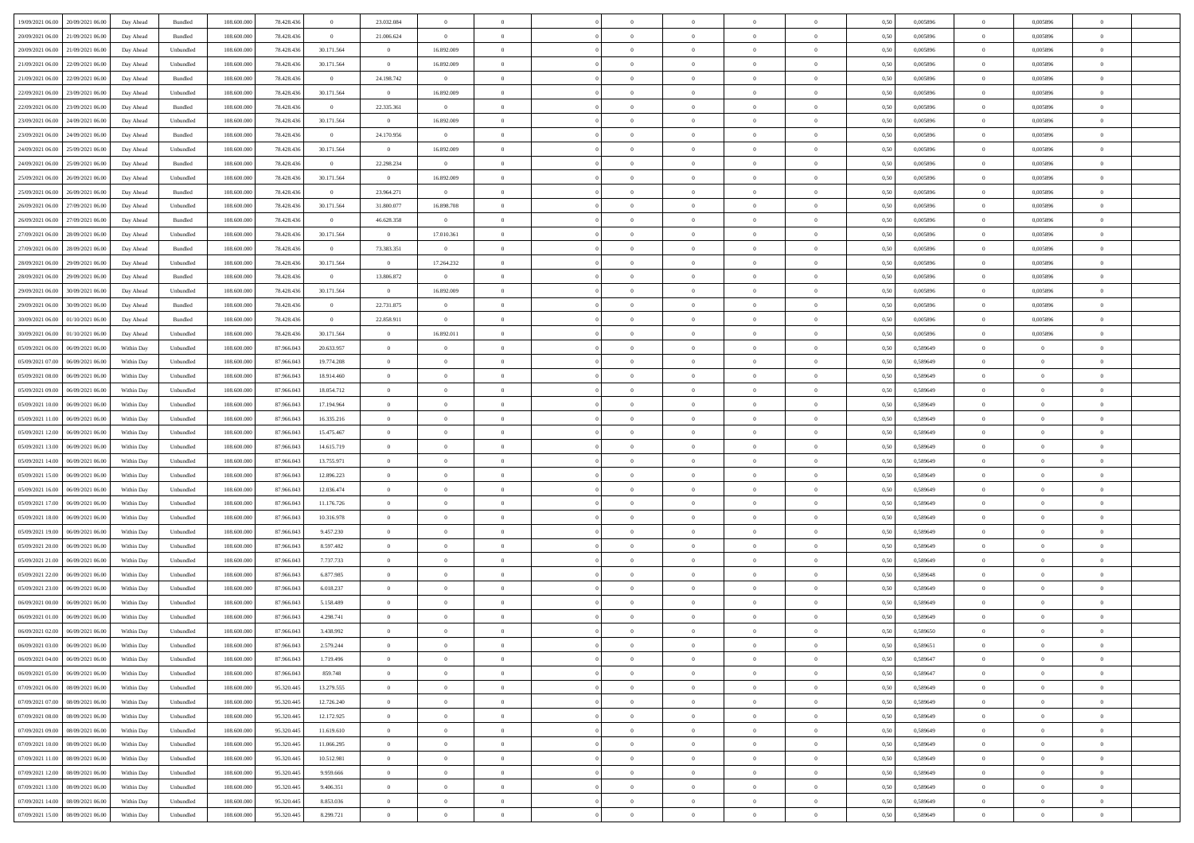| | | | | | | | | | | | | | | | | | | | | |
|---|---|---|---|---|---|---|---|---|---|---|---|---|---|---|---|---|---|---|---|---|
| 19/09/2021 06:00 | 20/09/2021 06:00 | Day Ahead | Bundled | 108.600.000 | 78.428.436 | 0 | 23.032.084 | 0 | 0 | | 0 | 0 | 0 | 0 | 0,50 | 0,005896 | 0 | 0,005896 | 0 | |
| 20/09/2021 06:00 | 21/09/2021 06:00 | Day Ahead | Bundled | 108.600.000 | 78.428.436 | 0 | 21.006.624 | 0 | 0 | | 0 | 0 | 0 | 0 | 0,50 | 0,005896 | 0 | 0,005896 | 0 | |
| 20/09/2021 06:00 | 21/09/2021 06:00 | Day Ahead | Unbundled | 108.600.000 | 78.428.436 | 30.171.564 | 0 | 16.892.009 | 0 | | 0 | 0 | 0 | 0 | 0,50 | 0,005896 | 0 | 0,005896 | 0 | |
| 21/09/2021 06:00 | 22/09/2021 06:00 | Day Ahead | Unbundled | 108.600.000 | 78.428.436 | 30.171.564 | 0 | 16.892.009 | 0 | | 0 | 0 | 0 | 0 | 0,50 | 0,005896 | 0 | 0,005896 | 0 | |
| 21/09/2021 06:00 | 22/09/2021 06:00 | Day Ahead | Bundled | 108.600.000 | 78.428.436 | 0 | 24.198.742 | 0 | 0 | | 0 | 0 | 0 | 0 | 0,50 | 0,005896 | 0 | 0,005896 | 0 | |
| 22/09/2021 06:00 | 23/09/2021 06:00 | Day Ahead | Unbundled | 108.600.000 | 78.428.436 | 30.171.564 | 0 | 16.892.009 | 0 | | 0 | 0 | 0 | 0 | 0,50 | 0,005896 | 0 | 0,005896 | 0 | |
| 22/09/2021 06:00 | 23/09/2021 06:00 | Day Ahead | Bundled | 108.600.000 | 78.428.436 | 0 | 22.335.361 | 0 | 0 | | 0 | 0 | 0 | 0 | 0,50 | 0,005896 | 0 | 0,005896 | 0 | |
| 23/09/2021 06:00 | 24/09/2021 06:00 | Day Ahead | Unbundled | 108.600.000 | 78.428.436 | 30.171.564 | 0 | 16.892.009 | 0 | | 0 | 0 | 0 | 0 | 0,50 | 0,005896 | 0 | 0,005896 | 0 | |
| 23/09/2021 06:00 | 24/09/2021 06:00 | Day Ahead | Bundled | 108.600.000 | 78.428.436 | 0 | 24.170.956 | 0 | 0 | | 0 | 0 | 0 | 0 | 0,50 | 0,005896 | 0 | 0,005896 | 0 | |
| 24/09/2021 06:00 | 25/09/2021 06:00 | Day Ahead | Unbundled | 108.600.000 | 78.428.436 | 30.171.564 | 0 | 16.892.009 | 0 | | 0 | 0 | 0 | 0 | 0,50 | 0,005896 | 0 | 0,005896 | 0 | |
| 24/09/2021 06:00 | 25/09/2021 06:00 | Day Ahead | Bundled | 108.600.000 | 78.428.436 | 0 | 22.298.234 | 0 | 0 | | 0 | 0 | 0 | 0 | 0,50 | 0,005896 | 0 | 0,005896 | 0 | |
| 25/09/2021 06:00 | 26/09/2021 06:00 | Day Ahead | Unbundled | 108.600.000 | 78.428.436 | 30.171.564 | 0 | 16.892.009 | 0 | | 0 | 0 | 0 | 0 | 0,50 | 0,005896 | 0 | 0,005896 | 0 | |
| 25/09/2021 06:00 | 26/09/2021 06:00 | Day Ahead | Bundled | 108.600.000 | 78.428.436 | 0 | 23.964.271 | 0 | 0 | | 0 | 0 | 0 | 0 | 0,50 | 0,005896 | 0 | 0,005896 | 0 | |
| 26/09/2021 06:00 | 27/09/2021 06:00 | Day Ahead | Unbundled | 108.600.000 | 78.428.436 | 30.171.564 | 31.800.077 | 16.898.708 | 0 | | 0 | 0 | 0 | 0 | 0,50 | 0,005896 | 0 | 0,005896 | 0 | |
| 26/09/2021 06:00 | 27/09/2021 06:00 | Day Ahead | Bundled | 108.600.000 | 78.428.436 | 0 | 46.628.358 | 0 | 0 | | 0 | 0 | 0 | 0 | 0,50 | 0,005896 | 0 | 0,005896 | 0 | |
| 27/09/2021 06:00 | 28/09/2021 06:00 | Day Ahead | Unbundled | 108.600.000 | 78.428.436 | 30.171.564 | 0 | 17.010.361 | 0 | | 0 | 0 | 0 | 0 | 0,50 | 0,005896 | 0 | 0,005896 | 0 | |
| 27/09/2021 06:00 | 28/09/2021 06:00 | Day Ahead | Bundled | 108.600.000 | 78.428.436 | 0 | 73.383.351 | 0 | 0 | | 0 | 0 | 0 | 0 | 0,50 | 0,005896 | 0 | 0,005896 | 0 | |
| 28/09/2021 06:00 | 29/09/2021 06:00 | Day Ahead | Unbundled | 108.600.000 | 78.428.436 | 30.171.564 | 0 | 17.264.232 | 0 | | 0 | 0 | 0 | 0 | 0,50 | 0,005896 | 0 | 0,005896 | 0 | |
| 28/09/2021 06:00 | 29/09/2021 06:00 | Day Ahead | Bundled | 108.600.000 | 78.428.436 | 0 | 13.806.872 | 0 | 0 | | 0 | 0 | 0 | 0 | 0,50 | 0,005896 | 0 | 0,005896 | 0 | |
| 29/09/2021 06:00 | 30/09/2021 06:00 | Day Ahead | Unbundled | 108.600.000 | 78.428.436 | 30.171.564 | 0 | 16.892.009 | 0 | | 0 | 0 | 0 | 0 | 0,50 | 0,005896 | 0 | 0,005896 | 0 | |
| 29/09/2021 06:00 | 30/09/2021 06:00 | Day Ahead | Bundled | 108.600.000 | 78.428.436 | 0 | 22.731.875 | 0 | 0 | | 0 | 0 | 0 | 0 | 0,50 | 0,005896 | 0 | 0,005896 | 0 | |
| 30/09/2021 06:00 | 01/10/2021 06:00 | Day Ahead | Bundled | 108.600.000 | 78.428.436 | 0 | 22.858.911 | 0 | 0 | | 0 | 0 | 0 | 0 | 0,50 | 0,005896 | 0 | 0,005896 | 0 | |
| 30/09/2021 06:00 | 01/10/2021 06:00 | Day Ahead | Unbundled | 108.600.000 | 78.428.436 | 30.171.564 | 0 | 16.892.011 | 0 | | 0 | 0 | 0 | 0 | 0,50 | 0,005896 | 0 | 0,005896 | 0 | |
| 05/09/2021 06:00 | 06/09/2021 06:00 | Within Day | Unbundled | 108.600.000 | 87.966.043 | 20.633.957 | 0 | 0 | 0 | | 0 | 0 | 0 | 0 | 0,50 | 0,589649 | 0 | 0 | 0 | |
| 05/09/2021 07:00 | 06/09/2021 06:00 | Within Day | Unbundled | 108.600.000 | 87.966.043 | 19.774.208 | 0 | 0 | 0 | | 0 | 0 | 0 | 0 | 0,50 | 0,589649 | 0 | 0 | 0 | |
| 05/09/2021 08:00 | 06/09/2021 06:00 | Within Day | Unbundled | 108.600.000 | 87.966.043 | 18.914.460 | 0 | 0 | 0 | | 0 | 0 | 0 | 0 | 0,50 | 0,589649 | 0 | 0 | 0 | |
| 05/09/2021 09:00 | 06/09/2021 06:00 | Within Day | Unbundled | 108.600.000 | 87.966.043 | 18.054.712 | 0 | 0 | 0 | | 0 | 0 | 0 | 0 | 0,50 | 0,589649 | 0 | 0 | 0 | |
| 05/09/2021 10:00 | 06/09/2021 06:00 | Within Day | Unbundled | 108.600.000 | 87.966.043 | 17.194.964 | 0 | 0 | 0 | | 0 | 0 | 0 | 0 | 0,50 | 0,589649 | 0 | 0 | 0 | |
| 05/09/2021 11:00 | 06/09/2021 06:00 | Within Day | Unbundled | 108.600.000 | 87.966.043 | 16.335.216 | 0 | 0 | 0 | | 0 | 0 | 0 | 0 | 0,50 | 0,589649 | 0 | 0 | 0 | |
| 05/09/2021 12:00 | 06/09/2021 06:00 | Within Day | Unbundled | 108.600.000 | 87.966.043 | 15.475.467 | 0 | 0 | 0 | | 0 | 0 | 0 | 0 | 0,50 | 0,589649 | 0 | 0 | 0 | |
| 05/09/2021 13:00 | 06/09/2021 06:00 | Within Day | Unbundled | 108.600.000 | 87.966.043 | 14.615.719 | 0 | 0 | 0 | | 0 | 0 | 0 | 0 | 0,50 | 0,589649 | 0 | 0 | 0 | |
| 05/09/2021 14:00 | 06/09/2021 06:00 | Within Day | Unbundled | 108.600.000 | 87.966.043 | 13.755.971 | 0 | 0 | 0 | | 0 | 0 | 0 | 0 | 0,50 | 0,589649 | 0 | 0 | 0 | |
| 05/09/2021 15:00 | 06/09/2021 06:00 | Within Day | Unbundled | 108.600.000 | 87.966.043 | 12.896.223 | 0 | 0 | 0 | | 0 | 0 | 0 | 0 | 0,50 | 0,589649 | 0 | 0 | 0 | |
| 05/09/2021 16:00 | 06/09/2021 06:00 | Within Day | Unbundled | 108.600.000 | 87.966.043 | 12.036.474 | 0 | 0 | 0 | | 0 | 0 | 0 | 0 | 0,50 | 0,589649 | 0 | 0 | 0 | |
| 05/09/2021 17:00 | 06/09/2021 06:00 | Within Day | Unbundled | 108.600.000 | 87.966.043 | 11.176.726 | 0 | 0 | 0 | | 0 | 0 | 0 | 0 | 0,50 | 0,589649 | 0 | 0 | 0 | |
| 05/09/2021 18:00 | 06/09/2021 06:00 | Within Day | Unbundled | 108.600.000 | 87.966.043 | 10.316.978 | 0 | 0 | 0 | | 0 | 0 | 0 | 0 | 0,50 | 0,589649 | 0 | 0 | 0 | |
| 05/09/2021 19:00 | 06/09/2021 06:00 | Within Day | Unbundled | 108.600.000 | 87.966.043 | 9.457.230 | 0 | 0 | 0 | | 0 | 0 | 0 | 0 | 0,50 | 0,589649 | 0 | 0 | 0 | |
| 05/09/2021 20:00 | 06/09/2021 06:00 | Within Day | Unbundled | 108.600.000 | 87.966.043 | 8.597.482 | 0 | 0 | 0 | | 0 | 0 | 0 | 0 | 0,50 | 0,589649 | 0 | 0 | 0 | |
| 05/09/2021 21:00 | 06/09/2021 06:00 | Within Day | Unbundled | 108.600.000 | 87.966.043 | 7.737.733 | 0 | 0 | 0 | | 0 | 0 | 0 | 0 | 0,50 | 0,589649 | 0 | 0 | 0 | |
| 05/09/2021 22:00 | 06/09/2021 06:00 | Within Day | Unbundled | 108.600.000 | 87.966.043 | 6.877.985 | 0 | 0 | 0 | | 0 | 0 | 0 | 0 | 0,50 | 0,589648 | 0 | 0 | 0 | |
| 05/09/2021 23:00 | 06/09/2021 06:00 | Within Day | Unbundled | 108.600.000 | 87.966.043 | 6.018.237 | 0 | 0 | 0 | | 0 | 0 | 0 | 0 | 0,50 | 0,589649 | 0 | 0 | 0 | |
| 06/09/2021 00:00 | 06/09/2021 06:00 | Within Day | Unbundled | 108.600.000 | 87.966.043 | 5.158.489 | 0 | 0 | 0 | | 0 | 0 | 0 | 0 | 0,50 | 0,589649 | 0 | 0 | 0 | |
| 06/09/2021 01:00 | 06/09/2021 06:00 | Within Day | Unbundled | 108.600.000 | 87.966.043 | 4.298.741 | 0 | 0 | 0 | | 0 | 0 | 0 | 0 | 0,50 | 0,589649 | 0 | 0 | 0 | |
| 06/09/2021 02:00 | 06/09/2021 06:00 | Within Day | Unbundled | 108.600.000 | 87.966.043 | 3.438.992 | 0 | 0 | 0 | | 0 | 0 | 0 | 0 | 0,50 | 0,589650 | 0 | 0 | 0 | |
| 06/09/2021 03:00 | 06/09/2021 06:00 | Within Day | Unbundled | 108.600.000 | 87.966.043 | 2.579.244 | 0 | 0 | 0 | | 0 | 0 | 0 | 0 | 0,50 | 0,589651 | 0 | 0 | 0 | |
| 06/09/2021 04:00 | 06/09/2021 06:00 | Within Day | Unbundled | 108.600.000 | 87.966.043 | 1.719.496 | 0 | 0 | 0 | | 0 | 0 | 0 | 0 | 0,50 | 0,589647 | 0 | 0 | 0 | |
| 06/09/2021 05:00 | 06/09/2021 06:00 | Within Day | Unbundled | 108.600.000 | 87.966.043 | 859.748 | 0 | 0 | 0 | | 0 | 0 | 0 | 0 | 0,50 | 0,589647 | 0 | 0 | 0 | |
| 07/09/2021 06:00 | 08/09/2021 06:00 | Within Day | Unbundled | 108.600.000 | 95.320.445 | 13.279.555 | 0 | 0 | 0 | | 0 | 0 | 0 | 0 | 0,50 | 0,589649 | 0 | 0 | 0 | |
| 07/09/2021 07:00 | 08/09/2021 06:00 | Within Day | Unbundled | 108.600.000 | 95.320.445 | 12.726.240 | 0 | 0 | 0 | | 0 | 0 | 0 | 0 | 0,50 | 0,589649 | 0 | 0 | 0 | |
| 07/09/2021 08:00 | 08/09/2021 06:00 | Within Day | Unbundled | 108.600.000 | 95.320.445 | 12.172.925 | 0 | 0 | 0 | | 0 | 0 | 0 | 0 | 0,50 | 0,589649 | 0 | 0 | 0 | |
| 07/09/2021 09:00 | 08/09/2021 06:00 | Within Day | Unbundled | 108.600.000 | 95.320.445 | 11.619.610 | 0 | 0 | 0 | | 0 | 0 | 0 | 0 | 0,50 | 0,589649 | 0 | 0 | 0 | |
| 07/09/2021 10:00 | 08/09/2021 06:00 | Within Day | Unbundled | 108.600.000 | 95.320.445 | 11.066.295 | 0 | 0 | 0 | | 0 | 0 | 0 | 0 | 0,50 | 0,589649 | 0 | 0 | 0 | |
| 07/09/2021 11:00 | 08/09/2021 06:00 | Within Day | Unbundled | 108.600.000 | 95.320.445 | 10.512.981 | 0 | 0 | 0 | | 0 | 0 | 0 | 0 | 0,50 | 0,589649 | 0 | 0 | 0 | |
| 07/09/2021 12:00 | 08/09/2021 06:00 | Within Day | Unbundled | 108.600.000 | 95.320.445 | 9.959.666 | 0 | 0 | 0 | | 0 | 0 | 0 | 0 | 0,50 | 0,589649 | 0 | 0 | 0 | |
| 07/09/2021 13:00 | 08/09/2021 06:00 | Within Day | Unbundled | 108.600.000 | 95.320.445 | 9.406.351 | 0 | 0 | 0 | | 0 | 0 | 0 | 0 | 0,50 | 0,589649 | 0 | 0 | 0 | |
| 07/09/2021 14:00 | 08/09/2021 06:00 | Within Day | Unbundled | 108.600.000 | 95.320.445 | 8.853.036 | 0 | 0 | 0 | | 0 | 0 | 0 | 0 | 0,50 | 0,589649 | 0 | 0 | 0 | |
| 07/09/2021 15:00 | 08/09/2021 06:00 | Within Day | Unbundled | 108.600.000 | 95.320.445 | 8.299.721 | 0 | 0 | 0 | | 0 | 0 | 0 | 0 | 0,50 | 0,589649 | 0 | 0 | 0 | |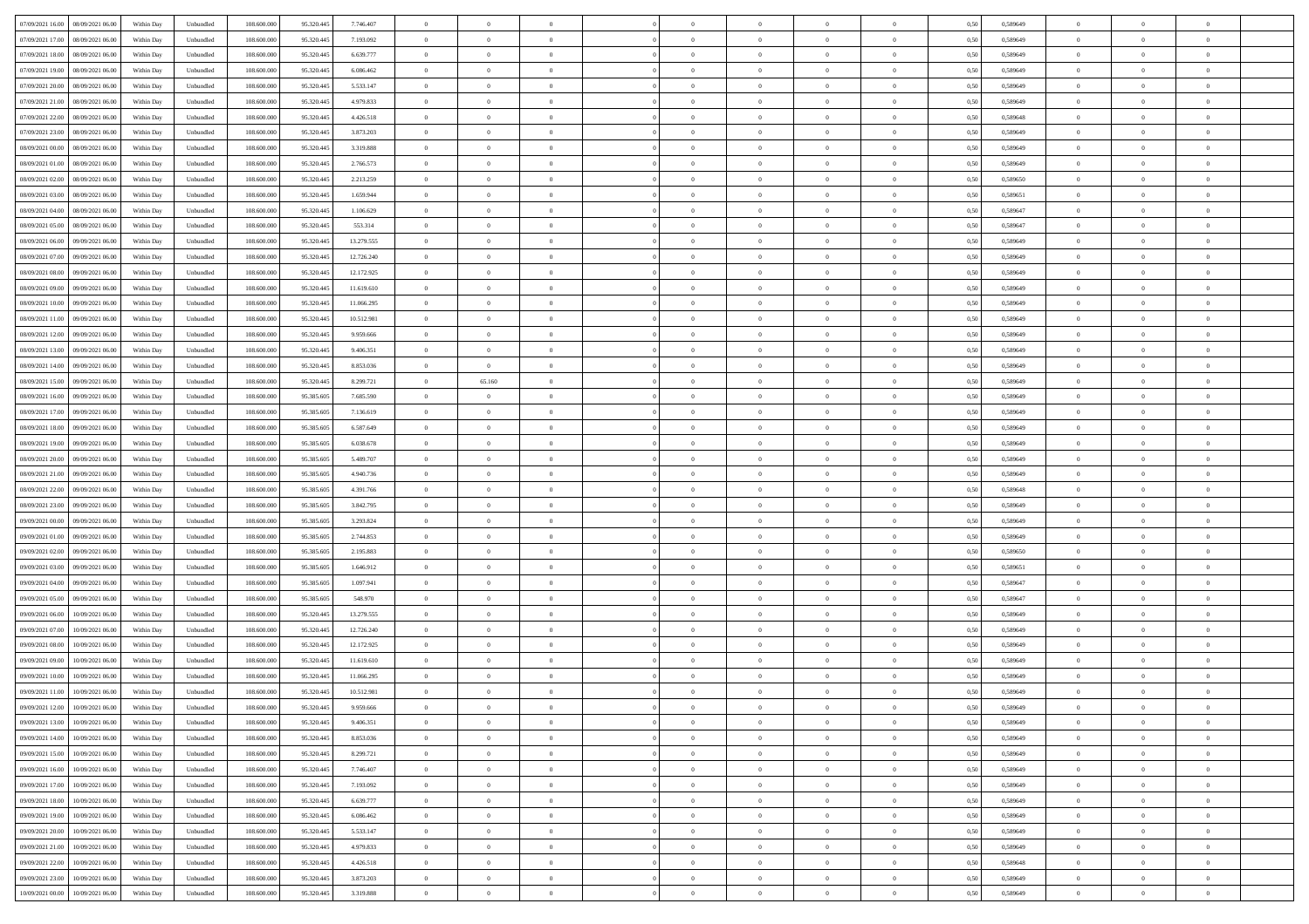| | | | | | | | | | | | | | | | | | | | | |
|---|---|---|---|---|---|---|---|---|---|---|---|---|---|---|---|---|---|---|---|---|
| 07/09/2021 16:00 | 08/09/2021 06:00 | Within Day | Unbundled | 108.600.000 | 95.320.445 | 7.746.407 | 0 | 0 | 0 | | 0 | 0 | 0 | 0 | 0,50 | 0,589649 | 0 | 0 | 0 | |
| 07/09/2021 17:00 | 08/09/2021 06:00 | Within Day | Unbundled | 108.600.000 | 95.320.445 | 7.193.092 | 0 | 0 | 0 | | 0 | 0 | 0 | 0 | 0,50 | 0,589649 | 0 | 0 | 0 | |
| 07/09/2021 18:00 | 08/09/2021 06:00 | Within Day | Unbundled | 108.600.000 | 95.320.445 | 6.639.777 | 0 | 0 | 0 | | 0 | 0 | 0 | 0 | 0,50 | 0,589649 | 0 | 0 | 0 | |
| 07/09/2021 19:00 | 08/09/2021 06:00 | Within Day | Unbundled | 108.600.000 | 95.320.445 | 6.086.462 | 0 | 0 | 0 | | 0 | 0 | 0 | 0 | 0,50 | 0,589649 | 0 | 0 | 0 | |
| 07/09/2021 20:00 | 08/09/2021 06:00 | Within Day | Unbundled | 108.600.000 | 95.320.445 | 5.533.147 | 0 | 0 | 0 | | 0 | 0 | 0 | 0 | 0,50 | 0,589649 | 0 | 0 | 0 | |
| 07/09/2021 21:00 | 08/09/2021 06:00 | Within Day | Unbundled | 108.600.000 | 95.320.445 | 4.979.833 | 0 | 0 | 0 | | 0 | 0 | 0 | 0 | 0,50 | 0,589649 | 0 | 0 | 0 | |
| 07/09/2021 22:00 | 08/09/2021 06:00 | Within Day | Unbundled | 108.600.000 | 95.320.445 | 4.426.518 | 0 | 0 | 0 | | 0 | 0 | 0 | 0 | 0,50 | 0,589648 | 0 | 0 | 0 | |
| 07/09/2021 23:00 | 08/09/2021 06:00 | Within Day | Unbundled | 108.600.000 | 95.320.445 | 3.873.203 | 0 | 0 | 0 | | 0 | 0 | 0 | 0 | 0,50 | 0,589649 | 0 | 0 | 0 | |
| 08/09/2021 00:00 | 08/09/2021 06:00 | Within Day | Unbundled | 108.600.000 | 95.320.445 | 3.319.888 | 0 | 0 | 0 | | 0 | 0 | 0 | 0 | 0,50 | 0,589649 | 0 | 0 | 0 | |
| 08/09/2021 01:00 | 08/09/2021 06:00 | Within Day | Unbundled | 108.600.000 | 95.320.445 | 2.766.573 | 0 | 0 | 0 | | 0 | 0 | 0 | 0 | 0,50 | 0,589649 | 0 | 0 | 0 | |
| 08/09/2021 02:00 | 08/09/2021 06:00 | Within Day | Unbundled | 108.600.000 | 95.320.445 | 2.213.259 | 0 | 0 | 0 | | 0 | 0 | 0 | 0 | 0,50 | 0,589650 | 0 | 0 | 0 | |
| 08/09/2021 03:00 | 08/09/2021 06:00 | Within Day | Unbundled | 108.600.000 | 95.320.445 | 1.659.944 | 0 | 0 | 0 | | 0 | 0 | 0 | 0 | 0,50 | 0,589651 | 0 | 0 | 0 | |
| 08/09/2021 04:00 | 08/09/2021 06:00 | Within Day | Unbundled | 108.600.000 | 95.320.445 | 1.106.629 | 0 | 0 | 0 | | 0 | 0 | 0 | 0 | 0,50 | 0,589647 | 0 | 0 | 0 | |
| 08/09/2021 05:00 | 08/09/2021 06:00 | Within Day | Unbundled | 108.600.000 | 95.320.445 | 553.314 | 0 | 0 | 0 | | 0 | 0 | 0 | 0 | 0,50 | 0,589647 | 0 | 0 | 0 | |
| 08/09/2021 06:00 | 09/09/2021 06:00 | Within Day | Unbundled | 108.600.000 | 95.320.445 | 13.279.555 | 0 | 0 | 0 | | 0 | 0 | 0 | 0 | 0,50 | 0,589649 | 0 | 0 | 0 | |
| 08/09/2021 07:00 | 09/09/2021 06:00 | Within Day | Unbundled | 108.600.000 | 95.320.445 | 12.726.240 | 0 | 0 | 0 | | 0 | 0 | 0 | 0 | 0,50 | 0,589649 | 0 | 0 | 0 | |
| 08/09/2021 08:00 | 09/09/2021 06:00 | Within Day | Unbundled | 108.600.000 | 95.320.445 | 12.172.925 | 0 | 0 | 0 | | 0 | 0 | 0 | 0 | 0,50 | 0,589649 | 0 | 0 | 0 | |
| 08/09/2021 09:00 | 09/09/2021 06:00 | Within Day | Unbundled | 108.600.000 | 95.320.445 | 11.619.610 | 0 | 0 | 0 | | 0 | 0 | 0 | 0 | 0,50 | 0,589649 | 0 | 0 | 0 | |
| 08/09/2021 10:00 | 09/09/2021 06:00 | Within Day | Unbundled | 108.600.000 | 95.320.445 | 11.066.295 | 0 | 0 | 0 | | 0 | 0 | 0 | 0 | 0,50 | 0,589649 | 0 | 0 | 0 | |
| 08/09/2021 11:00 | 09/09/2021 06:00 | Within Day | Unbundled | 108.600.000 | 95.320.445 | 10.512.981 | 0 | 0 | 0 | | 0 | 0 | 0 | 0 | 0,50 | 0,589649 | 0 | 0 | 0 | |
| 08/09/2021 12:00 | 09/09/2021 06:00 | Within Day | Unbundled | 108.600.000 | 95.320.445 | 9.959.666 | 0 | 0 | 0 | | 0 | 0 | 0 | 0 | 0,50 | 0,589649 | 0 | 0 | 0 | |
| 08/09/2021 13:00 | 09/09/2021 06:00 | Within Day | Unbundled | 108.600.000 | 95.320.445 | 9.406.351 | 0 | 0 | 0 | | 0 | 0 | 0 | 0 | 0,50 | 0,589649 | 0 | 0 | 0 | |
| 08/09/2021 14:00 | 09/09/2021 06:00 | Within Day | Unbundled | 108.600.000 | 95.320.445 | 8.853.036 | 0 | 0 | 0 | | 0 | 0 | 0 | 0 | 0,50 | 0,589649 | 0 | 0 | 0 | |
| 08/09/2021 15:00 | 09/09/2021 06:00 | Within Day | Unbundled | 108.600.000 | 95.320.445 | 8.299.721 | 0 | 65.160 | 0 | | 0 | 0 | 0 | 0 | 0,50 | 0,589649 | 0 | 0 | 0 | |
| 08/09/2021 16:00 | 09/09/2021 06:00 | Within Day | Unbundled | 108.600.000 | 95.385.605 | 7.685.590 | 0 | 0 | 0 | | 0 | 0 | 0 | 0 | 0,50 | 0,589649 | 0 | 0 | 0 | |
| 08/09/2021 17:00 | 09/09/2021 06:00 | Within Day | Unbundled | 108.600.000 | 95.385.605 | 7.136.619 | 0 | 0 | 0 | | 0 | 0 | 0 | 0 | 0,50 | 0,589649 | 0 | 0 | 0 | |
| 08/09/2021 18:00 | 09/09/2021 06:00 | Within Day | Unbundled | 108.600.000 | 95.385.605 | 6.587.649 | 0 | 0 | 0 | | 0 | 0 | 0 | 0 | 0,50 | 0,589649 | 0 | 0 | 0 | |
| 08/09/2021 19:00 | 09/09/2021 06:00 | Within Day | Unbundled | 108.600.000 | 95.385.605 | 6.038.678 | 0 | 0 | 0 | | 0 | 0 | 0 | 0 | 0,50 | 0,589649 | 0 | 0 | 0 | |
| 08/09/2021 20:00 | 09/09/2021 06:00 | Within Day | Unbundled | 108.600.000 | 95.385.605 | 5.489.707 | 0 | 0 | 0 | | 0 | 0 | 0 | 0 | 0,50 | 0,589649 | 0 | 0 | 0 | |
| 08/09/2021 21:00 | 09/09/2021 06:00 | Within Day | Unbundled | 108.600.000 | 95.385.605 | 4.940.736 | 0 | 0 | 0 | | 0 | 0 | 0 | 0 | 0,50 | 0,589649 | 0 | 0 | 0 | |
| 08/09/2021 22:00 | 09/09/2021 06:00 | Within Day | Unbundled | 108.600.000 | 95.385.605 | 4.391.766 | 0 | 0 | 0 | | 0 | 0 | 0 | 0 | 0,50 | 0,589648 | 0 | 0 | 0 | |
| 08/09/2021 23:00 | 09/09/2021 06:00 | Within Day | Unbundled | 108.600.000 | 95.385.605 | 3.842.795 | 0 | 0 | 0 | | 0 | 0 | 0 | 0 | 0,50 | 0,589649 | 0 | 0 | 0 | |
| 09/09/2021 00:00 | 09/09/2021 06:00 | Within Day | Unbundled | 108.600.000 | 95.385.605 | 3.293.824 | 0 | 0 | 0 | | 0 | 0 | 0 | 0 | 0,50 | 0,589649 | 0 | 0 | 0 | |
| 09/09/2021 01:00 | 09/09/2021 06:00 | Within Day | Unbundled | 108.600.000 | 95.385.605 | 2.744.853 | 0 | 0 | 0 | | 0 | 0 | 0 | 0 | 0,50 | 0,589649 | 0 | 0 | 0 | |
| 09/09/2021 02:00 | 09/09/2021 06:00 | Within Day | Unbundled | 108.600.000 | 95.385.605 | 2.195.883 | 0 | 0 | 0 | | 0 | 0 | 0 | 0 | 0,50 | 0,589650 | 0 | 0 | 0 | |
| 09/09/2021 03:00 | 09/09/2021 06:00 | Within Day | Unbundled | 108.600.000 | 95.385.605 | 1.646.912 | 0 | 0 | 0 | | 0 | 0 | 0 | 0 | 0,50 | 0,589651 | 0 | 0 | 0 | |
| 09/09/2021 04:00 | 09/09/2021 06:00 | Within Day | Unbundled | 108.600.000 | 95.385.605 | 1.097.941 | 0 | 0 | 0 | | 0 | 0 | 0 | 0 | 0,50 | 0,589647 | 0 | 0 | 0 | |
| 09/09/2021 05:00 | 09/09/2021 06:00 | Within Day | Unbundled | 108.600.000 | 95.385.605 | 548.970 | 0 | 0 | 0 | | 0 | 0 | 0 | 0 | 0,50 | 0,589647 | 0 | 0 | 0 | |
| 09/09/2021 06:00 | 10/09/2021 06:00 | Within Day | Unbundled | 108.600.000 | 95.320.445 | 13.279.555 | 0 | 0 | 0 | | 0 | 0 | 0 | 0 | 0,50 | 0,589649 | 0 | 0 | 0 | |
| 09/09/2021 07:00 | 10/09/2021 06:00 | Within Day | Unbundled | 108.600.000 | 95.320.445 | 12.726.240 | 0 | 0 | 0 | | 0 | 0 | 0 | 0 | 0,50 | 0,589649 | 0 | 0 | 0 | |
| 09/09/2021 08:00 | 10/09/2021 06:00 | Within Day | Unbundled | 108.600.000 | 95.320.445 | 12.172.925 | 0 | 0 | 0 | | 0 | 0 | 0 | 0 | 0,50 | 0,589649 | 0 | 0 | 0 | |
| 09/09/2021 09:00 | 10/09/2021 06:00 | Within Day | Unbundled | 108.600.000 | 95.320.445 | 11.619.610 | 0 | 0 | 0 | | 0 | 0 | 0 | 0 | 0,50 | 0,589649 | 0 | 0 | 0 | |
| 09/09/2021 10:00 | 10/09/2021 06:00 | Within Day | Unbundled | 108.600.000 | 95.320.445 | 11.066.295 | 0 | 0 | 0 | | 0 | 0 | 0 | 0 | 0,50 | 0,589649 | 0 | 0 | 0 | |
| 09/09/2021 11:00 | 10/09/2021 06:00 | Within Day | Unbundled | 108.600.000 | 95.320.445 | 10.512.981 | 0 | 0 | 0 | | 0 | 0 | 0 | 0 | 0,50 | 0,589649 | 0 | 0 | 0 | |
| 09/09/2021 12:00 | 10/09/2021 06:00 | Within Day | Unbundled | 108.600.000 | 95.320.445 | 9.959.666 | 0 | 0 | 0 | | 0 | 0 | 0 | 0 | 0,50 | 0,589649 | 0 | 0 | 0 | |
| 09/09/2021 13:00 | 10/09/2021 06:00 | Within Day | Unbundled | 108.600.000 | 95.320.445 | 9.406.351 | 0 | 0 | 0 | | 0 | 0 | 0 | 0 | 0,50 | 0,589649 | 0 | 0 | 0 | |
| 09/09/2021 14:00 | 10/09/2021 06:00 | Within Day | Unbundled | 108.600.000 | 95.320.445 | 8.853.036 | 0 | 0 | 0 | | 0 | 0 | 0 | 0 | 0,50 | 0,589649 | 0 | 0 | 0 | |
| 09/09/2021 15:00 | 10/09/2021 06:00 | Within Day | Unbundled | 108.600.000 | 95.320.445 | 8.299.721 | 0 | 0 | 0 | | 0 | 0 | 0 | 0 | 0,50 | 0,589649 | 0 | 0 | 0 | |
| 09/09/2021 16:00 | 10/09/2021 06:00 | Within Day | Unbundled | 108.600.000 | 95.320.445 | 7.746.407 | 0 | 0 | 0 | | 0 | 0 | 0 | 0 | 0,50 | 0,589649 | 0 | 0 | 0 | |
| 09/09/2021 17:00 | 10/09/2021 06:00 | Within Day | Unbundled | 108.600.000 | 95.320.445 | 7.193.092 | 0 | 0 | 0 | | 0 | 0 | 0 | 0 | 0,50 | 0,589649 | 0 | 0 | 0 | |
| 09/09/2021 18:00 | 10/09/2021 06:00 | Within Day | Unbundled | 108.600.000 | 95.320.445 | 6.639.777 | 0 | 0 | 0 | | 0 | 0 | 0 | 0 | 0,50 | 0,589649 | 0 | 0 | 0 | |
| 09/09/2021 19:00 | 10/09/2021 06:00 | Within Day | Unbundled | 108.600.000 | 95.320.445 | 6.086.462 | 0 | 0 | 0 | | 0 | 0 | 0 | 0 | 0,50 | 0,589649 | 0 | 0 | 0 | |
| 09/09/2021 20:00 | 10/09/2021 06:00 | Within Day | Unbundled | 108.600.000 | 95.320.445 | 5.533.147 | 0 | 0 | 0 | | 0 | 0 | 0 | 0 | 0,50 | 0,589649 | 0 | 0 | 0 | |
| 09/09/2021 21:00 | 10/09/2021 06:00 | Within Day | Unbundled | 108.600.000 | 95.320.445 | 4.979.833 | 0 | 0 | 0 | | 0 | 0 | 0 | 0 | 0,50 | 0,589649 | 0 | 0 | 0 | |
| 09/09/2021 22:00 | 10/09/2021 06:00 | Within Day | Unbundled | 108.600.000 | 95.320.445 | 4.426.518 | 0 | 0 | 0 | | 0 | 0 | 0 | 0 | 0,50 | 0,589648 | 0 | 0 | 0 | |
| 09/09/2021 23:00 | 10/09/2021 06:00 | Within Day | Unbundled | 108.600.000 | 95.320.445 | 3.873.203 | 0 | 0 | 0 | | 0 | 0 | 0 | 0 | 0,50 | 0,589649 | 0 | 0 | 0 | |
| 10/09/2021 00:00 | 10/09/2021 06:00 | Within Day | Unbundled | 108.600.000 | 95.320.445 | 3.319.888 | 0 | 0 | 0 | | 0 | 0 | 0 | 0 | 0,50 | 0,589649 | 0 | 0 | 0 | |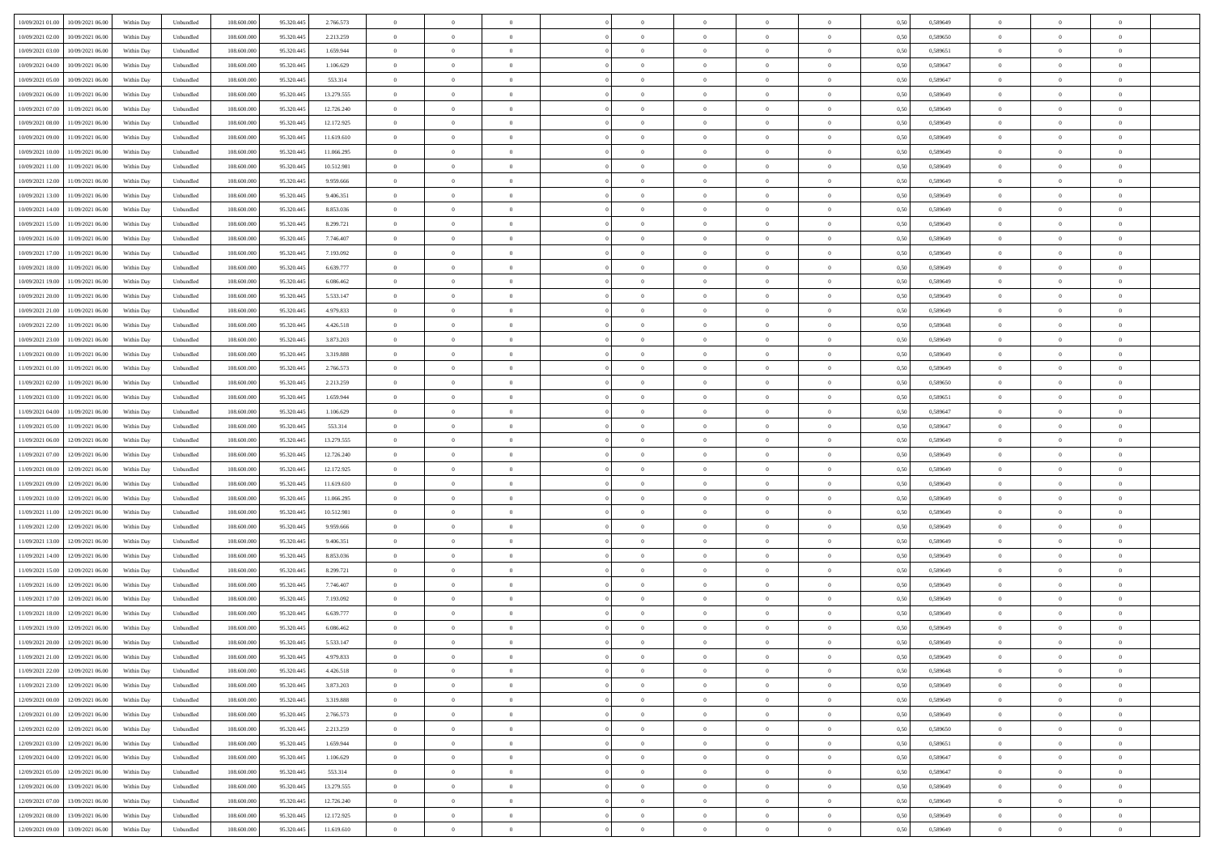| | | | | | | | | | | | | | | | | | | | | | |
|---|---|---|---|---|---|---|---|---|---|---|---|---|---|---|---|---|---|---|---|---|---|
| 10/09/2021 01:00 | 10/09/2021 06:00 | Within Day | Unbundled | 108.600.000 | 95.320.445 | 2.766.573 | 0 | 0 | 0 | | 0 | 0 | 0 | 0 | 0 | 0,50 | 0,589649 | 0 | 0 | 0 | |
| 10/09/2021 02:00 | 10/09/2021 06:00 | Within Day | Unbundled | 108.600.000 | 95.320.445 | 2.213.259 | 0 | 0 | 0 | | 0 | 0 | 0 | 0 | 0 | 0,50 | 0,589650 | 0 | 0 | 0 | |
| 10/09/2021 03:00 | 10/09/2021 06:00 | Within Day | Unbundled | 108.600.000 | 95.320.445 | 1.659.944 | 0 | 0 | 0 | | 0 | 0 | 0 | 0 | 0 | 0,50 | 0,589651 | 0 | 0 | 0 | |
| 10/09/2021 04:00 | 10/09/2021 06:00 | Within Day | Unbundled | 108.600.000 | 95.320.445 | 1.106.629 | 0 | 0 | 0 | | 0 | 0 | 0 | 0 | 0 | 0,50 | 0,589647 | 0 | 0 | 0 | |
| 10/09/2021 05:00 | 10/09/2021 06:00 | Within Day | Unbundled | 108.600.000 | 95.320.445 | 553.314 | 0 | 0 | 0 | | 0 | 0 | 0 | 0 | 0 | 0,50 | 0,589647 | 0 | 0 | 0 | |
| 10/09/2021 06:00 | 11/09/2021 06:00 | Within Day | Unbundled | 108.600.000 | 95.320.445 | 13.279.555 | 0 | 0 | 0 | | 0 | 0 | 0 | 0 | 0 | 0,50 | 0,589649 | 0 | 0 | 0 | |
| 10/09/2021 07:00 | 11/09/2021 06:00 | Within Day | Unbundled | 108.600.000 | 95.320.445 | 12.726.240 | 0 | 0 | 0 | | 0 | 0 | 0 | 0 | 0 | 0,50 | 0,589649 | 0 | 0 | 0 | |
| 10/09/2021 08:00 | 11/09/2021 06:00 | Within Day | Unbundled | 108.600.000 | 95.320.445 | 12.172.925 | 0 | 0 | 0 | | 0 | 0 | 0 | 0 | 0 | 0,50 | 0,589649 | 0 | 0 | 0 | |
| 10/09/2021 09:00 | 11/09/2021 06:00 | Within Day | Unbundled | 108.600.000 | 95.320.445 | 11.619.610 | 0 | 0 | 0 | | 0 | 0 | 0 | 0 | 0 | 0,50 | 0,589649 | 0 | 0 | 0 | |
| 10/09/2021 10:00 | 11/09/2021 06:00 | Within Day | Unbundled | 108.600.000 | 95.320.445 | 11.066.295 | 0 | 0 | 0 | | 0 | 0 | 0 | 0 | 0 | 0,50 | 0,589649 | 0 | 0 | 0 | |
| 10/09/2021 11:00 | 11/09/2021 06:00 | Within Day | Unbundled | 108.600.000 | 95.320.445 | 10.512.981 | 0 | 0 | 0 | | 0 | 0 | 0 | 0 | 0 | 0,50 | 0,589649 | 0 | 0 | 0 | |
| 10/09/2021 12:00 | 11/09/2021 06:00 | Within Day | Unbundled | 108.600.000 | 95.320.445 | 9.959.666 | 0 | 0 | 0 | | 0 | 0 | 0 | 0 | 0 | 0,50 | 0,589649 | 0 | 0 | 0 | |
| 10/09/2021 13:00 | 11/09/2021 06:00 | Within Day | Unbundled | 108.600.000 | 95.320.445 | 9.406.351 | 0 | 0 | 0 | | 0 | 0 | 0 | 0 | 0 | 0,50 | 0,589649 | 0 | 0 | 0 | |
| 10/09/2021 14:00 | 11/09/2021 06:00 | Within Day | Unbundled | 108.600.000 | 95.320.445 | 8.853.036 | 0 | 0 | 0 | | 0 | 0 | 0 | 0 | 0 | 0,50 | 0,589649 | 0 | 0 | 0 | |
| 10/09/2021 15:00 | 11/09/2021 06:00 | Within Day | Unbundled | 108.600.000 | 95.320.445 | 8.299.721 | 0 | 0 | 0 | | 0 | 0 | 0 | 0 | 0 | 0,50 | 0,589649 | 0 | 0 | 0 | |
| 10/09/2021 16:00 | 11/09/2021 06:00 | Within Day | Unbundled | 108.600.000 | 95.320.445 | 7.746.407 | 0 | 0 | 0 | | 0 | 0 | 0 | 0 | 0 | 0,50 | 0,589649 | 0 | 0 | 0 | |
| 10/09/2021 17:00 | 11/09/2021 06:00 | Within Day | Unbundled | 108.600.000 | 95.320.445 | 7.193.092 | 0 | 0 | 0 | | 0 | 0 | 0 | 0 | 0 | 0,50 | 0,589649 | 0 | 0 | 0 | |
| 10/09/2021 18:00 | 11/09/2021 06:00 | Within Day | Unbundled | 108.600.000 | 95.320.445 | 6.639.777 | 0 | 0 | 0 | | 0 | 0 | 0 | 0 | 0 | 0,50 | 0,589649 | 0 | 0 | 0 | |
| 10/09/2021 19:00 | 11/09/2021 06:00 | Within Day | Unbundled | 108.600.000 | 95.320.445 | 6.086.462 | 0 | 0 | 0 | | 0 | 0 | 0 | 0 | 0 | 0,50 | 0,589649 | 0 | 0 | 0 | |
| 10/09/2021 20:00 | 11/09/2021 06:00 | Within Day | Unbundled | 108.600.000 | 95.320.445 | 5.533.147 | 0 | 0 | 0 | | 0 | 0 | 0 | 0 | 0 | 0,50 | 0,589649 | 0 | 0 | 0 | |
| 10/09/2021 21:00 | 11/09/2021 06:00 | Within Day | Unbundled | 108.600.000 | 95.320.445 | 4.979.833 | 0 | 0 | 0 | | 0 | 0 | 0 | 0 | 0 | 0,50 | 0,589649 | 0 | 0 | 0 | |
| 10/09/2021 22:00 | 11/09/2021 06:00 | Within Day | Unbundled | 108.600.000 | 95.320.445 | 4.426.518 | 0 | 0 | 0 | | 0 | 0 | 0 | 0 | 0 | 0,50 | 0,589648 | 0 | 0 | 0 | |
| 10/09/2021 23:00 | 11/09/2021 06:00 | Within Day | Unbundled | 108.600.000 | 95.320.445 | 3.873.203 | 0 | 0 | 0 | | 0 | 0 | 0 | 0 | 0 | 0,50 | 0,589649 | 0 | 0 | 0 | |
| 11/09/2021 00:00 | 11/09/2021 06:00 | Within Day | Unbundled | 108.600.000 | 95.320.445 | 3.319.888 | 0 | 0 | 0 | | 0 | 0 | 0 | 0 | 0 | 0,50 | 0,589649 | 0 | 0 | 0 | |
| 11/09/2021 01:00 | 11/09/2021 06:00 | Within Day | Unbundled | 108.600.000 | 95.320.445 | 2.766.573 | 0 | 0 | 0 | | 0 | 0 | 0 | 0 | 0 | 0,50 | 0,589649 | 0 | 0 | 0 | |
| 11/09/2021 02:00 | 11/09/2021 06:00 | Within Day | Unbundled | 108.600.000 | 95.320.445 | 2.213.259 | 0 | 0 | 0 | | 0 | 0 | 0 | 0 | 0 | 0,50 | 0,589650 | 0 | 0 | 0 | |
| 11/09/2021 03:00 | 11/09/2021 06:00 | Within Day | Unbundled | 108.600.000 | 95.320.445 | 1.659.944 | 0 | 0 | 0 | | 0 | 0 | 0 | 0 | 0 | 0,50 | 0,589651 | 0 | 0 | 0 | |
| 11/09/2021 04:00 | 11/09/2021 06:00 | Within Day | Unbundled | 108.600.000 | 95.320.445 | 1.106.629 | 0 | 0 | 0 | | 0 | 0 | 0 | 0 | 0 | 0,50 | 0,589647 | 0 | 0 | 0 | |
| 11/09/2021 05:00 | 11/09/2021 06:00 | Within Day | Unbundled | 108.600.000 | 95.320.445 | 553.314 | 0 | 0 | 0 | | 0 | 0 | 0 | 0 | 0 | 0,50 | 0,589647 | 0 | 0 | 0 | |
| 11/09/2021 06:00 | 12/09/2021 06:00 | Within Day | Unbundled | 108.600.000 | 95.320.445 | 13.279.555 | 0 | 0 | 0 | | 0 | 0 | 0 | 0 | 0 | 0,50 | 0,589649 | 0 | 0 | 0 | |
| 11/09/2021 07:00 | 12/09/2021 06:00 | Within Day | Unbundled | 108.600.000 | 95.320.445 | 12.726.240 | 0 | 0 | 0 | | 0 | 0 | 0 | 0 | 0 | 0,50 | 0,589649 | 0 | 0 | 0 | |
| 11/09/2021 08:00 | 12/09/2021 06:00 | Within Day | Unbundled | 108.600.000 | 95.320.445 | 12.172.925 | 0 | 0 | 0 | | 0 | 0 | 0 | 0 | 0 | 0,50 | 0,589649 | 0 | 0 | 0 | |
| 11/09/2021 09:00 | 12/09/2021 06:00 | Within Day | Unbundled | 108.600.000 | 95.320.445 | 11.619.610 | 0 | 0 | 0 | | 0 | 0 | 0 | 0 | 0 | 0,50 | 0,589649 | 0 | 0 | 0 | |
| 11/09/2021 10:00 | 12/09/2021 06:00 | Within Day | Unbundled | 108.600.000 | 95.320.445 | 11.066.295 | 0 | 0 | 0 | | 0 | 0 | 0 | 0 | 0 | 0,50 | 0,589649 | 0 | 0 | 0 | |
| 11/09/2021 11:00 | 12/09/2021 06:00 | Within Day | Unbundled | 108.600.000 | 95.320.445 | 10.512.981 | 0 | 0 | 0 | | 0 | 0 | 0 | 0 | 0 | 0,50 | 0,589649 | 0 | 0 | 0 | |
| 11/09/2021 12:00 | 12/09/2021 06:00 | Within Day | Unbundled | 108.600.000 | 95.320.445 | 9.959.666 | 0 | 0 | 0 | | 0 | 0 | 0 | 0 | 0 | 0,50 | 0,589649 | 0 | 0 | 0 | |
| 11/09/2021 13:00 | 12/09/2021 06:00 | Within Day | Unbundled | 108.600.000 | 95.320.445 | 9.406.351 | 0 | 0 | 0 | | 0 | 0 | 0 | 0 | 0 | 0,50 | 0,589649 | 0 | 0 | 0 | |
| 11/09/2021 14:00 | 12/09/2021 06:00 | Within Day | Unbundled | 108.600.000 | 95.320.445 | 8.853.036 | 0 | 0 | 0 | | 0 | 0 | 0 | 0 | 0 | 0,50 | 0,589649 | 0 | 0 | 0 | |
| 11/09/2021 15:00 | 12/09/2021 06:00 | Within Day | Unbundled | 108.600.000 | 95.320.445 | 8.299.721 | 0 | 0 | 0 | | 0 | 0 | 0 | 0 | 0 | 0,50 | 0,589649 | 0 | 0 | 0 | |
| 11/09/2021 16:00 | 12/09/2021 06:00 | Within Day | Unbundled | 108.600.000 | 95.320.445 | 7.746.407 | 0 | 0 | 0 | | 0 | 0 | 0 | 0 | 0 | 0,50 | 0,589649 | 0 | 0 | 0 | |
| 11/09/2021 17:00 | 12/09/2021 06:00 | Within Day | Unbundled | 108.600.000 | 95.320.445 | 7.193.092 | 0 | 0 | 0 | | 0 | 0 | 0 | 0 | 0 | 0,50 | 0,589649 | 0 | 0 | 0 | |
| 11/09/2021 18:00 | 12/09/2021 06:00 | Within Day | Unbundled | 108.600.000 | 95.320.445 | 6.639.777 | 0 | 0 | 0 | | 0 | 0 | 0 | 0 | 0 | 0,50 | 0,589649 | 0 | 0 | 0 | |
| 11/09/2021 19:00 | 12/09/2021 06:00 | Within Day | Unbundled | 108.600.000 | 95.320.445 | 6.086.462 | 0 | 0 | 0 | | 0 | 0 | 0 | 0 | 0 | 0,50 | 0,589649 | 0 | 0 | 0 | |
| 11/09/2021 20:00 | 12/09/2021 06:00 | Within Day | Unbundled | 108.600.000 | 95.320.445 | 5.533.147 | 0 | 0 | 0 | | 0 | 0 | 0 | 0 | 0 | 0,50 | 0,589649 | 0 | 0 | 0 | |
| 11/09/2021 21:00 | 12/09/2021 06:00 | Within Day | Unbundled | 108.600.000 | 95.320.445 | 4.979.833 | 0 | 0 | 0 | | 0 | 0 | 0 | 0 | 0 | 0,50 | 0,589649 | 0 | 0 | 0 | |
| 11/09/2021 22:00 | 12/09/2021 06:00 | Within Day | Unbundled | 108.600.000 | 95.320.445 | 4.426.518 | 0 | 0 | 0 | | 0 | 0 | 0 | 0 | 0 | 0,50 | 0,589648 | 0 | 0 | 0 | |
| 11/09/2021 23:00 | 12/09/2021 06:00 | Within Day | Unbundled | 108.600.000 | 95.320.445 | 3.873.203 | 0 | 0 | 0 | | 0 | 0 | 0 | 0 | 0 | 0,50 | 0,589649 | 0 | 0 | 0 | |
| 12/09/2021 00:00 | 12/09/2021 06:00 | Within Day | Unbundled | 108.600.000 | 95.320.445 | 3.319.888 | 0 | 0 | 0 | | 0 | 0 | 0 | 0 | 0 | 0,50 | 0,589649 | 0 | 0 | 0 | |
| 12/09/2021 01:00 | 12/09/2021 06:00 | Within Day | Unbundled | 108.600.000 | 95.320.445 | 2.766.573 | 0 | 0 | 0 | | 0 | 0 | 0 | 0 | 0 | 0,50 | 0,589649 | 0 | 0 | 0 | |
| 12/09/2021 02:00 | 12/09/2021 06:00 | Within Day | Unbundled | 108.600.000 | 95.320.445 | 2.213.259 | 0 | 0 | 0 | | 0 | 0 | 0 | 0 | 0 | 0,50 | 0,589650 | 0 | 0 | 0 | |
| 12/09/2021 03:00 | 12/09/2021 06:00 | Within Day | Unbundled | 108.600.000 | 95.320.445 | 1.659.944 | 0 | 0 | 0 | | 0 | 0 | 0 | 0 | 0 | 0,50 | 0,589651 | 0 | 0 | 0 | |
| 12/09/2021 04:00 | 12/09/2021 06:00 | Within Day | Unbundled | 108.600.000 | 95.320.445 | 1.106.629 | 0 | 0 | 0 | | 0 | 0 | 0 | 0 | 0 | 0,50 | 0,589647 | 0 | 0 | 0 | |
| 12/09/2021 05:00 | 12/09/2021 06:00 | Within Day | Unbundled | 108.600.000 | 95.320.445 | 553.314 | 0 | 0 | 0 | | 0 | 0 | 0 | 0 | 0 | 0,50 | 0,589647 | 0 | 0 | 0 | |
| 12/09/2021 06:00 | 13/09/2021 06:00 | Within Day | Unbundled | 108.600.000 | 95.320.445 | 13.279.555 | 0 | 0 | 0 | | 0 | 0 | 0 | 0 | 0 | 0,50 | 0,589649 | 0 | 0 | 0 | |
| 12/09/2021 07:00 | 13/09/2021 06:00 | Within Day | Unbundled | 108.600.000 | 95.320.445 | 12.726.240 | 0 | 0 | 0 | | 0 | 0 | 0 | 0 | 0 | 0,50 | 0,589649 | 0 | 0 | 0 | |
| 12/09/2021 08:00 | 13/09/2021 06:00 | Within Day | Unbundled | 108.600.000 | 95.320.445 | 12.172.925 | 0 | 0 | 0 | | 0 | 0 | 0 | 0 | 0 | 0,50 | 0,589649 | 0 | 0 | 0 | |
| 12/09/2021 09:00 | 13/09/2021 06:00 | Within Day | Unbundled | 108.600.000 | 95.320.445 | 11.619.610 | 0 | 0 | 0 | | 0 | 0 | 0 | 0 | 0 | 0,50 | 0,589649 | 0 | 0 | 0 | |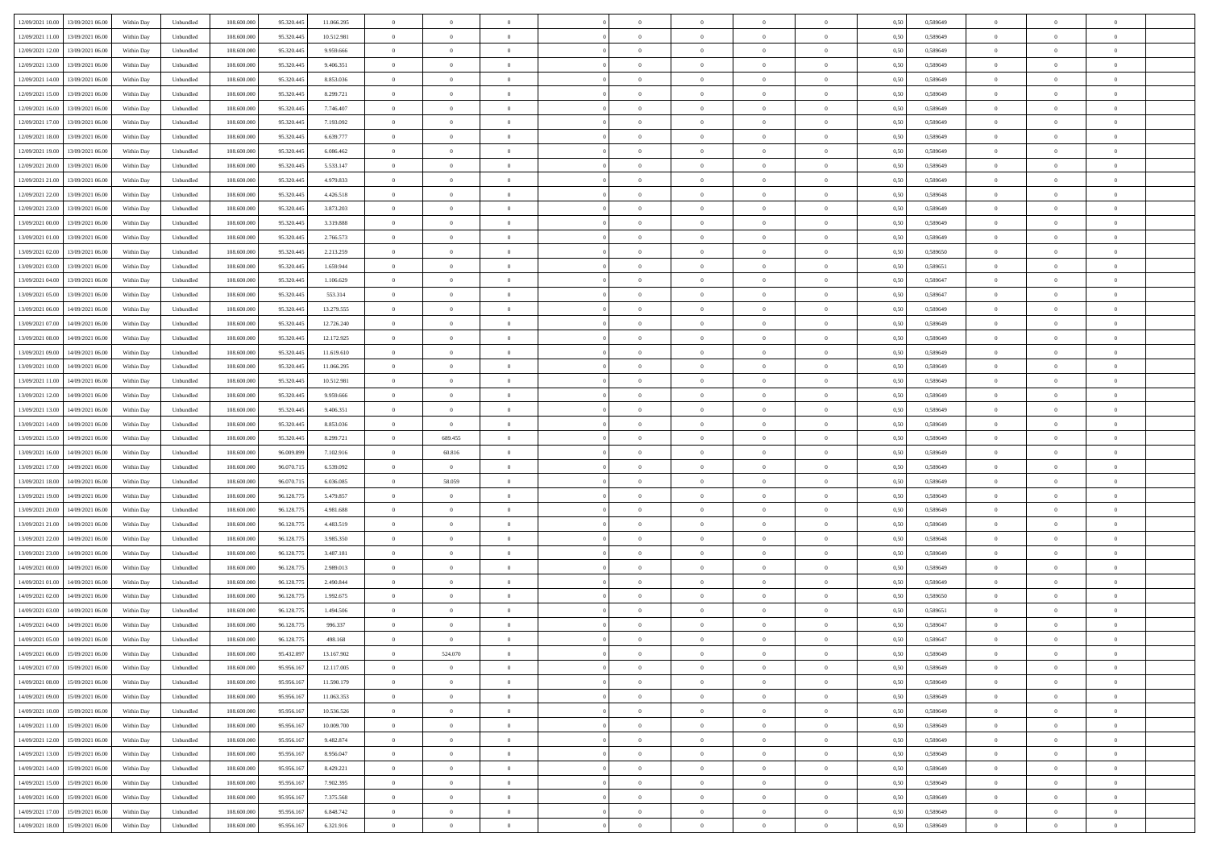| | | | | | | | | | | | | | | | | | | | | |
|---|---|---|---|---|---|---|---|---|---|---|---|---|---|---|---|---|---|---|---|---|
| 12/09/2021 10:00 | 13/09/2021 06:00 | Within Day | Unbundled | 108.600.000 | 95.320.445 | 11.066.295 | 0 | 0 | 0 | | 0 | 0 | 0 | 0 | 0,50 | 0,589649 | 0 | 0 | 0 | |
| 12/09/2021 11:00 | 13/09/2021 06:00 | Within Day | Unbundled | 108.600.000 | 95.320.445 | 10.512.981 | 0 | 0 | 0 | | 0 | 0 | 0 | 0 | 0,50 | 0,589649 | 0 | 0 | 0 | |
| 12/09/2021 12:00 | 13/09/2021 06:00 | Within Day | Unbundled | 108.600.000 | 95.320.445 | 9.959.666 | 0 | 0 | 0 | | 0 | 0 | 0 | 0 | 0,50 | 0,589649 | 0 | 0 | 0 | |
| 12/09/2021 13:00 | 13/09/2021 06:00 | Within Day | Unbundled | 108.600.000 | 95.320.445 | 9.406.351 | 0 | 0 | 0 | | 0 | 0 | 0 | 0 | 0,50 | 0,589649 | 0 | 0 | 0 | |
| 12/09/2021 14:00 | 13/09/2021 06:00 | Within Day | Unbundled | 108.600.000 | 95.320.445 | 8.853.036 | 0 | 0 | 0 | | 0 | 0 | 0 | 0 | 0,50 | 0,589649 | 0 | 0 | 0 | |
| 12/09/2021 15:00 | 13/09/2021 06:00 | Within Day | Unbundled | 108.600.000 | 95.320.445 | 8.299.721 | 0 | 0 | 0 | | 0 | 0 | 0 | 0 | 0,50 | 0,589649 | 0 | 0 | 0 | |
| 12/09/2021 16:00 | 13/09/2021 06:00 | Within Day | Unbundled | 108.600.000 | 95.320.445 | 7.746.407 | 0 | 0 | 0 | | 0 | 0 | 0 | 0 | 0,50 | 0,589649 | 0 | 0 | 0 | |
| 12/09/2021 17:00 | 13/09/2021 06:00 | Within Day | Unbundled | 108.600.000 | 95.320.445 | 7.193.092 | 0 | 0 | 0 | | 0 | 0 | 0 | 0 | 0,50 | 0,589649 | 0 | 0 | 0 | |
| 12/09/2021 18:00 | 13/09/2021 06:00 | Within Day | Unbundled | 108.600.000 | 95.320.445 | 6.639.777 | 0 | 0 | 0 | | 0 | 0 | 0 | 0 | 0,50 | 0,589649 | 0 | 0 | 0 | |
| 12/09/2021 19:00 | 13/09/2021 06:00 | Within Day | Unbundled | 108.600.000 | 95.320.445 | 6.086.462 | 0 | 0 | 0 | | 0 | 0 | 0 | 0 | 0,50 | 0,589649 | 0 | 0 | 0 | |
| 12/09/2021 20:00 | 13/09/2021 06:00 | Within Day | Unbundled | 108.600.000 | 95.320.445 | 5.533.147 | 0 | 0 | 0 | | 0 | 0 | 0 | 0 | 0,50 | 0,589649 | 0 | 0 | 0 | |
| 12/09/2021 21:00 | 13/09/2021 06:00 | Within Day | Unbundled | 108.600.000 | 95.320.445 | 4.979.833 | 0 | 0 | 0 | | 0 | 0 | 0 | 0 | 0,50 | 0,589649 | 0 | 0 | 0 | |
| 12/09/2021 22:00 | 13/09/2021 06:00 | Within Day | Unbundled | 108.600.000 | 95.320.445 | 4.426.518 | 0 | 0 | 0 | | 0 | 0 | 0 | 0 | 0,50 | 0,589648 | 0 | 0 | 0 | |
| 12/09/2021 23:00 | 13/09/2021 06:00 | Within Day | Unbundled | 108.600.000 | 95.320.445 | 3.873.203 | 0 | 0 | 0 | | 0 | 0 | 0 | 0 | 0,50 | 0,589649 | 0 | 0 | 0 | |
| 13/09/2021 00:00 | 13/09/2021 06:00 | Within Day | Unbundled | 108.600.000 | 95.320.445 | 3.319.888 | 0 | 0 | 0 | | 0 | 0 | 0 | 0 | 0,50 | 0,589649 | 0 | 0 | 0 | |
| 13/09/2021 01:00 | 13/09/2021 06:00 | Within Day | Unbundled | 108.600.000 | 95.320.445 | 2.766.573 | 0 | 0 | 0 | | 0 | 0 | 0 | 0 | 0,50 | 0,589649 | 0 | 0 | 0 | |
| 13/09/2021 02:00 | 13/09/2021 06:00 | Within Day | Unbundled | 108.600.000 | 95.320.445 | 2.213.259 | 0 | 0 | 0 | | 0 | 0 | 0 | 0 | 0,50 | 0,589650 | 0 | 0 | 0 | |
| 13/09/2021 03:00 | 13/09/2021 06:00 | Within Day | Unbundled | 108.600.000 | 95.320.445 | 1.659.944 | 0 | 0 | 0 | | 0 | 0 | 0 | 0 | 0,50 | 0,589651 | 0 | 0 | 0 | |
| 13/09/2021 04:00 | 13/09/2021 06:00 | Within Day | Unbundled | 108.600.000 | 95.320.445 | 1.106.629 | 0 | 0 | 0 | | 0 | 0 | 0 | 0 | 0,50 | 0,589647 | 0 | 0 | 0 | |
| 13/09/2021 05:00 | 13/09/2021 06:00 | Within Day | Unbundled | 108.600.000 | 95.320.445 | 553.314 | 0 | 0 | 0 | | 0 | 0 | 0 | 0 | 0,50 | 0,589647 | 0 | 0 | 0 | |
| 13/09/2021 06:00 | 14/09/2021 06:00 | Within Day | Unbundled | 108.600.000 | 95.320.445 | 13.279.555 | 0 | 0 | 0 | | 0 | 0 | 0 | 0 | 0,50 | 0,589649 | 0 | 0 | 0 | |
| 13/09/2021 07:00 | 14/09/2021 06:00 | Within Day | Unbundled | 108.600.000 | 95.320.445 | 12.726.240 | 0 | 0 | 0 | | 0 | 0 | 0 | 0 | 0,50 | 0,589649 | 0 | 0 | 0 | |
| 13/09/2021 08:00 | 14/09/2021 06:00 | Within Day | Unbundled | 108.600.000 | 95.320.445 | 12.172.925 | 0 | 0 | 0 | | 0 | 0 | 0 | 0 | 0,50 | 0,589649 | 0 | 0 | 0 | |
| 13/09/2021 09:00 | 14/09/2021 06:00 | Within Day | Unbundled | 108.600.000 | 95.320.445 | 11.619.610 | 0 | 0 | 0 | | 0 | 0 | 0 | 0 | 0,50 | 0,589649 | 0 | 0 | 0 | |
| 13/09/2021 10:00 | 14/09/2021 06:00 | Within Day | Unbundled | 108.600.000 | 95.320.445 | 11.066.295 | 0 | 0 | 0 | | 0 | 0 | 0 | 0 | 0,50 | 0,589649 | 0 | 0 | 0 | |
| 13/09/2021 11:00 | 14/09/2021 06:00 | Within Day | Unbundled | 108.600.000 | 95.320.445 | 10.512.981 | 0 | 0 | 0 | | 0 | 0 | 0 | 0 | 0,50 | 0,589649 | 0 | 0 | 0 | |
| 13/09/2021 12:00 | 14/09/2021 06:00 | Within Day | Unbundled | 108.600.000 | 95.320.445 | 9.959.666 | 0 | 0 | 0 | | 0 | 0 | 0 | 0 | 0,50 | 0,589649 | 0 | 0 | 0 | |
| 13/09/2021 13:00 | 14/09/2021 06:00 | Within Day | Unbundled | 108.600.000 | 95.320.445 | 9.406.351 | 0 | 0 | 0 | | 0 | 0 | 0 | 0 | 0,50 | 0,589649 | 0 | 0 | 0 | |
| 13/09/2021 14:00 | 14/09/2021 06:00 | Within Day | Unbundled | 108.600.000 | 95.320.445 | 8.853.036 | 0 | 0 | 0 | | 0 | 0 | 0 | 0 | 0,50 | 0,589649 | 0 | 0 | 0 | |
| 13/09/2021 15:00 | 14/09/2021 06:00 | Within Day | Unbundled | 108.600.000 | 95.320.445 | 8.299.721 | 0 | 689.455 | 0 | | 0 | 0 | 0 | 0 | 0,50 | 0,589649 | 0 | 0 | 0 | |
| 13/09/2021 16:00 | 14/09/2021 06:00 | Within Day | Unbundled | 108.600.000 | 96.009.899 | 7.102.916 | 0 | 60.816 | 0 | | 0 | 0 | 0 | 0 | 0,50 | 0,589649 | 0 | 0 | 0 | |
| 13/09/2021 17:00 | 14/09/2021 06:00 | Within Day | Unbundled | 108.600.000 | 96.070.715 | 6.539.092 | 0 | 0 | 0 | | 0 | 0 | 0 | 0 | 0,50 | 0,589649 | 0 | 0 | 0 | |
| 13/09/2021 18:00 | 14/09/2021 06:00 | Within Day | Unbundled | 108.600.000 | 96.070.715 | 6.036.085 | 0 | 58.059 | 0 | | 0 | 0 | 0 | 0 | 0,50 | 0,589649 | 0 | 0 | 0 | |
| 13/09/2021 19:00 | 14/09/2021 06:00 | Within Day | Unbundled | 108.600.000 | 96.128.775 | 5.479.857 | 0 | 0 | 0 | | 0 | 0 | 0 | 0 | 0,50 | 0,589649 | 0 | 0 | 0 | |
| 13/09/2021 20:00 | 14/09/2021 06:00 | Within Day | Unbundled | 108.600.000 | 96.128.775 | 4.981.688 | 0 | 0 | 0 | | 0 | 0 | 0 | 0 | 0,50 | 0,589649 | 0 | 0 | 0 | |
| 13/09/2021 21:00 | 14/09/2021 06:00 | Within Day | Unbundled | 108.600.000 | 96.128.775 | 4.483.519 | 0 | 0 | 0 | | 0 | 0 | 0 | 0 | 0,50 | 0,589649 | 0 | 0 | 0 | |
| 13/09/2021 22:00 | 14/09/2021 06:00 | Within Day | Unbundled | 108.600.000 | 96.128.775 | 3.985.350 | 0 | 0 | 0 | | 0 | 0 | 0 | 0 | 0,50 | 0,589648 | 0 | 0 | 0 | |
| 13/09/2021 23:00 | 14/09/2021 06:00 | Within Day | Unbundled | 108.600.000 | 96.128.775 | 3.487.181 | 0 | 0 | 0 | | 0 | 0 | 0 | 0 | 0,50 | 0,589649 | 0 | 0 | 0 | |
| 14/09/2021 00:00 | 14/09/2021 06:00 | Within Day | Unbundled | 108.600.000 | 96.128.775 | 2.989.013 | 0 | 0 | 0 | | 0 | 0 | 0 | 0 | 0,50 | 0,589649 | 0 | 0 | 0 | |
| 14/09/2021 01:00 | 14/09/2021 06:00 | Within Day | Unbundled | 108.600.000 | 96.128.775 | 2.490.844 | 0 | 0 | 0 | | 0 | 0 | 0 | 0 | 0,50 | 0,589649 | 0 | 0 | 0 | |
| 14/09/2021 02:00 | 14/09/2021 06:00 | Within Day | Unbundled | 108.600.000 | 96.128.775 | 1.992.675 | 0 | 0 | 0 | | 0 | 0 | 0 | 0 | 0,50 | 0,589650 | 0 | 0 | 0 | |
| 14/09/2021 03:00 | 14/09/2021 06:00 | Within Day | Unbundled | 108.600.000 | 96.128.775 | 1.494.506 | 0 | 0 | 0 | | 0 | 0 | 0 | 0 | 0,50 | 0,589651 | 0 | 0 | 0 | |
| 14/09/2021 04:00 | 14/09/2021 06:00 | Within Day | Unbundled | 108.600.000 | 96.128.775 | 996.337 | 0 | 0 | 0 | | 0 | 0 | 0 | 0 | 0,50 | 0,589647 | 0 | 0 | 0 | |
| 14/09/2021 05:00 | 14/09/2021 06:00 | Within Day | Unbundled | 108.600.000 | 96.128.775 | 498.168 | 0 | 0 | 0 | | 0 | 0 | 0 | 0 | 0,50 | 0,589647 | 0 | 0 | 0 | |
| 14/09/2021 06:00 | 15/09/2021 06:00 | Within Day | Unbundled | 108.600.000 | 95.432.097 | 13.167.902 | 0 | 524.070 | 0 | | 0 | 0 | 0 | 0 | 0,50 | 0,589649 | 0 | 0 | 0 | |
| 14/09/2021 07:00 | 15/09/2021 06:00 | Within Day | Unbundled | 108.600.000 | 95.956.167 | 12.117.005 | 0 | 0 | 0 | | 0 | 0 | 0 | 0 | 0,50 | 0,589649 | 0 | 0 | 0 | |
| 14/09/2021 08:00 | 15/09/2021 06:00 | Within Day | Unbundled | 108.600.000 | 95.956.167 | 11.590.179 | 0 | 0 | 0 | | 0 | 0 | 0 | 0 | 0,50 | 0,589649 | 0 | 0 | 0 | |
| 14/09/2021 09:00 | 15/09/2021 06:00 | Within Day | Unbundled | 108.600.000 | 95.956.167 | 11.063.353 | 0 | 0 | 0 | | 0 | 0 | 0 | 0 | 0,50 | 0,589649 | 0 | 0 | 0 | |
| 14/09/2021 10:00 | 15/09/2021 06:00 | Within Day | Unbundled | 108.600.000 | 95.956.167 | 10.536.526 | 0 | 0 | 0 | | 0 | 0 | 0 | 0 | 0,50 | 0,589649 | 0 | 0 | 0 | |
| 14/09/2021 11:00 | 15/09/2021 06:00 | Within Day | Unbundled | 108.600.000 | 95.956.167 | 10.009.700 | 0 | 0 | 0 | | 0 | 0 | 0 | 0 | 0,50 | 0,589649 | 0 | 0 | 0 | |
| 14/09/2021 12:00 | 15/09/2021 06:00 | Within Day | Unbundled | 108.600.000 | 95.956.167 | 9.482.874 | 0 | 0 | 0 | | 0 | 0 | 0 | 0 | 0,50 | 0,589649 | 0 | 0 | 0 | |
| 14/09/2021 13:00 | 15/09/2021 06:00 | Within Day | Unbundled | 108.600.000 | 95.956.167 | 8.956.047 | 0 | 0 | 0 | | 0 | 0 | 0 | 0 | 0,50 | 0,589649 | 0 | 0 | 0 | |
| 14/09/2021 14:00 | 15/09/2021 06:00 | Within Day | Unbundled | 108.600.000 | 95.956.167 | 8.429.221 | 0 | 0 | 0 | | 0 | 0 | 0 | 0 | 0,50 | 0,589649 | 0 | 0 | 0 | |
| 14/09/2021 15:00 | 15/09/2021 06:00 | Within Day | Unbundled | 108.600.000 | 95.956.167 | 7.902.395 | 0 | 0 | 0 | | 0 | 0 | 0 | 0 | 0,50 | 0,589649 | 0 | 0 | 0 | |
| 14/09/2021 16:00 | 15/09/2021 06:00 | Within Day | Unbundled | 108.600.000 | 95.956.167 | 7.375.568 | 0 | 0 | 0 | | 0 | 0 | 0 | 0 | 0,50 | 0,589649 | 0 | 0 | 0 | |
| 14/09/2021 17:00 | 15/09/2021 06:00 | Within Day | Unbundled | 108.600.000 | 95.956.167 | 6.848.742 | 0 | 0 | 0 | | 0 | 0 | 0 | 0 | 0,50 | 0,589649 | 0 | 0 | 0 | |
| 14/09/2021 18:00 | 15/09/2021 06:00 | Within Day | Unbundled | 108.600.000 | 95.956.167 | 6.321.916 | 0 | 0 | 0 | | 0 | 0 | 0 | 0 | 0,50 | 0,589649 | 0 | 0 | 0 | |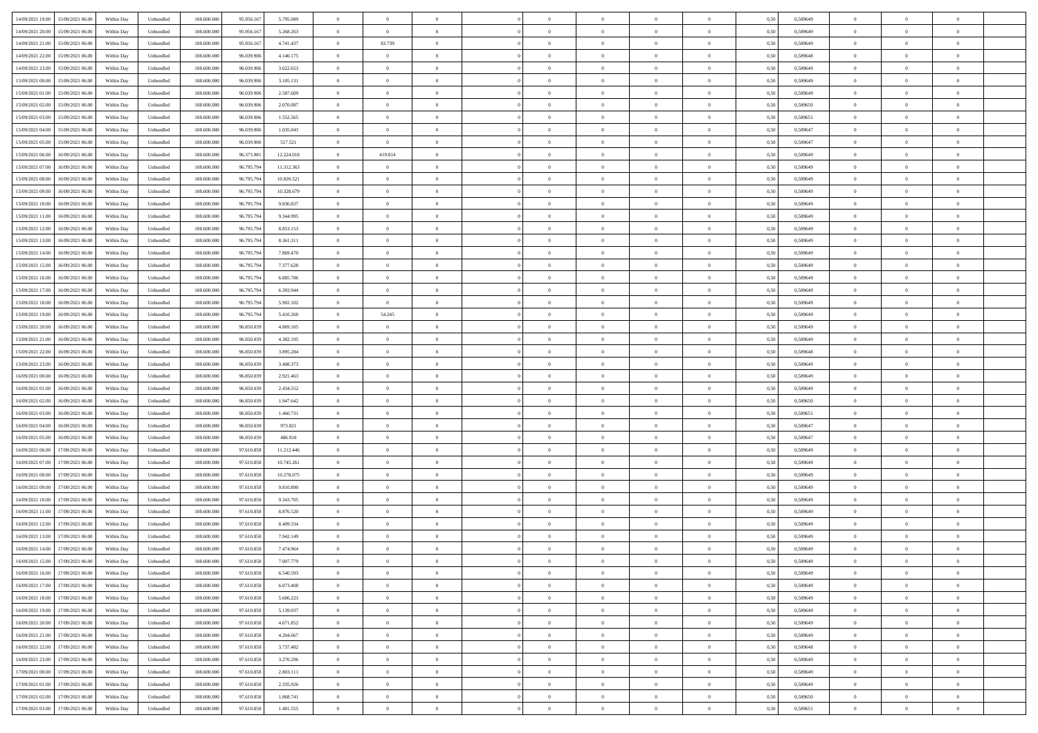| | | | | | | | | | | | | | | | | | | | | |
|---|---|---|---|---|---|---|---|---|---|---|---|---|---|---|---|---|---|---|---|---|
| 14/09/2021 19.00 | 15/09/2021 06.00 | Within Day | Unbundled | 108.600.000 | 95.956.167 | 5.795.089 | 0 | 0 | 0 | | 0 | 0 | 0 | 0 | 0,50 | 0,589649 | 0 | 0 | 0 | |
| 14/09/2021 20.00 | 15/09/2021 06.00 | Within Day | Unbundled | 108.600.000 | 95.956.167 | 5.268.263 | 0 | 0 | 0 | | 0 | 0 | 0 | 0 | 0,50 | 0,589649 | 0 | 0 | 0 | |
| 14/09/2021 21.00 | 15/09/2021 06.00 | Within Day | Unbundled | 108.600.000 | 95.956.167 | 4.741.437 | 0 | 83.739 | 0 | | 0 | 0 | 0 | 0 | 0,50 | 0,589649 | 0 | 0 | 0 | |
| 14/09/2021 22.00 | 15/09/2021 06.00 | Within Day | Unbundled | 108.600.000 | 96.039.906 | 4.140.175 | 0 | 0 | 0 | | 0 | 0 | 0 | 0 | 0,50 | 0,589648 | 0 | 0 | 0 | |
| 14/09/2021 23.00 | 15/09/2021 06.00 | Within Day | Unbundled | 108.600.000 | 96.039.906 | 3.622.653 | 0 | 0 | 0 | | 0 | 0 | 0 | 0 | 0,50 | 0,589649 | 0 | 0 | 0 | |
| 15/09/2021 00.00 | 15/09/2021 06.00 | Within Day | Unbundled | 108.600.000 | 96.039.906 | 3.105.131 | 0 | 0 | 0 | | 0 | 0 | 0 | 0 | 0,50 | 0,589649 | 0 | 0 | 0 | |
| 15/09/2021 01.00 | 15/09/2021 06.00 | Within Day | Unbundled | 108.600.000 | 96.039.906 | 2.587.609 | 0 | 0 | 0 | | 0 | 0 | 0 | 0 | 0,50 | 0,589649 | 0 | 0 | 0 | |
| 15/09/2021 02.00 | 15/09/2021 06.00 | Within Day | Unbundled | 108.600.000 | 96.039.906 | 2.070.087 | 0 | 0 | 0 | | 0 | 0 | 0 | 0 | 0,50 | 0,589650 | 0 | 0 | 0 | |
| 15/09/2021 03.00 | 15/09/2021 06.00 | Within Day | Unbundled | 108.600.000 | 96.039.906 | 1.552.565 | 0 | 0 | 0 | | 0 | 0 | 0 | 0 | 0,50 | 0,589651 | 0 | 0 | 0 | |
| 15/09/2021 04.00 | 15/09/2021 06.00 | Within Day | Unbundled | 108.600.000 | 96.039.906 | 1.035.043 | 0 | 0 | 0 | | 0 | 0 | 0 | 0 | 0,50 | 0,589647 | 0 | 0 | 0 | |
| 15/09/2021 05.00 | 15/09/2021 06.00 | Within Day | Unbundled | 108.600.000 | 96.039.906 | 517.521 | 0 | 0 | 0 | | 0 | 0 | 0 | 0 | 0,50 | 0,589647 | 0 | 0 | 0 | |
| 15/09/2021 06.00 | 16/09/2021 06.00 | Within Day | Unbundled | 108.600.000 | 96.375.981 | 12.224.018 | 0 | 419.814 | 0 | | 0 | 0 | 0 | 0 | 0,50 | 0,589649 | 0 | 0 | 0 | |
| 15/09/2021 07.00 | 16/09/2021 06.00 | Within Day | Unbundled | 108.600.000 | 96.795.794 | 11.312.363 | 0 | 0 | 0 | | 0 | 0 | 0 | 0 | 0,50 | 0,589649 | 0 | 0 | 0 | |
| 15/09/2021 08.00 | 16/09/2021 06.00 | Within Day | Unbundled | 108.600.000 | 96.795.794 | 10.820.521 | 0 | 0 | 0 | | 0 | 0 | 0 | 0 | 0,50 | 0,589649 | 0 | 0 | 0 | |
| 15/09/2021 09.00 | 16/09/2021 06.00 | Within Day | Unbundled | 108.600.000 | 96.795.794 | 10.328.679 | 0 | 0 | 0 | | 0 | 0 | 0 | 0 | 0,50 | 0,589649 | 0 | 0 | 0 | |
| 15/09/2021 10.00 | 16/09/2021 06.00 | Within Day | Unbundled | 108.600.000 | 96.795.794 | 9.836.837 | 0 | 0 | 0 | | 0 | 0 | 0 | 0 | 0,50 | 0,589649 | 0 | 0 | 0 | |
| 15/09/2021 11.00 | 16/09/2021 06.00 | Within Day | Unbundled | 108.600.000 | 96.795.794 | 9.344.995 | 0 | 0 | 0 | | 0 | 0 | 0 | 0 | 0,50 | 0,589649 | 0 | 0 | 0 | |
| 15/09/2021 12.00 | 16/09/2021 06.00 | Within Day | Unbundled | 108.600.000 | 96.795.794 | 8.853.153 | 0 | 0 | 0 | | 0 | 0 | 0 | 0 | 0,50 | 0,589649 | 0 | 0 | 0 | |
| 15/09/2021 13.00 | 16/09/2021 06.00 | Within Day | Unbundled | 108.600.000 | 96.795.794 | 8.361.311 | 0 | 0 | 0 | | 0 | 0 | 0 | 0 | 0,50 | 0,589649 | 0 | 0 | 0 | |
| 15/09/2021 14.00 | 16/09/2021 06.00 | Within Day | Unbundled | 108.600.000 | 96.795.794 | 7.869.470 | 0 | 0 | 0 | | 0 | 0 | 0 | 0 | 0,50 | 0,589649 | 0 | 0 | 0 | |
| 15/09/2021 15.00 | 16/09/2021 06.00 | Within Day | Unbundled | 108.600.000 | 96.795.794 | 7.377.628 | 0 | 0 | 0 | | 0 | 0 | 0 | 0 | 0,50 | 0,589649 | 0 | 0 | 0 | |
| 15/09/2021 16.00 | 16/09/2021 06.00 | Within Day | Unbundled | 108.600.000 | 96.795.794 | 6.885.786 | 0 | 0 | 0 | | 0 | 0 | 0 | 0 | 0,50 | 0,589649 | 0 | 0 | 0 | |
| 15/09/2021 17.00 | 16/09/2021 06.00 | Within Day | Unbundled | 108.600.000 | 96.795.794 | 6.393.944 | 0 | 0 | 0 | | 0 | 0 | 0 | 0 | 0,50 | 0,589649 | 0 | 0 | 0 | |
| 15/09/2021 18.00 | 16/09/2021 06.00 | Within Day | Unbundled | 108.600.000 | 96.795.794 | 5.902.102 | 0 | 0 | 0 | | 0 | 0 | 0 | 0 | 0,50 | 0,589649 | 0 | 0 | 0 | |
| 15/09/2021 19.00 | 16/09/2021 06.00 | Within Day | Unbundled | 108.600.000 | 96.795.794 | 5.410.260 | 0 | 54.245 | 0 | | 0 | 0 | 0 | 0 | 0,50 | 0,589649 | 0 | 0 | 0 | |
| 15/09/2021 20.00 | 16/09/2021 06.00 | Within Day | Unbundled | 108.600.000 | 96.850.039 | 4.869.105 | 0 | 0 | 0 | | 0 | 0 | 0 | 0 | 0,50 | 0,589649 | 0 | 0 | 0 | |
| 15/09/2021 21.00 | 16/09/2021 06.00 | Within Day | Unbundled | 108.600.000 | 96.850.039 | 4.382.195 | 0 | 0 | 0 | | 0 | 0 | 0 | 0 | 0,50 | 0,589649 | 0 | 0 | 0 | |
| 15/09/2021 22.00 | 16/09/2021 06.00 | Within Day | Unbundled | 108.600.000 | 96.850.039 | 3.895.284 | 0 | 0 | 0 | | 0 | 0 | 0 | 0 | 0,50 | 0,589648 | 0 | 0 | 0 | |
| 15/09/2021 23.00 | 16/09/2021 06.00 | Within Day | Unbundled | 108.600.000 | 96.850.039 | 3.408.373 | 0 | 0 | 0 | | 0 | 0 | 0 | 0 | 0,50 | 0,589649 | 0 | 0 | 0 | |
| 16/09/2021 00.00 | 16/09/2021 06.00 | Within Day | Unbundled | 108.600.000 | 96.850.039 | 2.921.463 | 0 | 0 | 0 | | 0 | 0 | 0 | 0 | 0,50 | 0,589649 | 0 | 0 | 0 | |
| 16/09/2021 01.00 | 16/09/2021 06.00 | Within Day | Unbundled | 108.600.000 | 96.850.039 | 2.434.552 | 0 | 0 | 0 | | 0 | 0 | 0 | 0 | 0,50 | 0,589649 | 0 | 0 | 0 | |
| 16/09/2021 02.00 | 16/09/2021 06.00 | Within Day | Unbundled | 108.600.000 | 96.850.039 | 1.947.642 | 0 | 0 | 0 | | 0 | 0 | 0 | 0 | 0,50 | 0,589650 | 0 | 0 | 0 | |
| 16/09/2021 03.00 | 16/09/2021 06.00 | Within Day | Unbundled | 108.600.000 | 96.850.039 | 1.460.731 | 0 | 0 | 0 | | 0 | 0 | 0 | 0 | 0,50 | 0,589651 | 0 | 0 | 0 | |
| 16/09/2021 04.00 | 16/09/2021 06.00 | Within Day | Unbundled | 108.600.000 | 96.850.039 | 973.821 | 0 | 0 | 0 | | 0 | 0 | 0 | 0 | 0,50 | 0,589647 | 0 | 0 | 0 | |
| 16/09/2021 05.00 | 16/09/2021 06.00 | Within Day | Unbundled | 108.600.000 | 96.850.039 | 486.910 | 0 | 0 | 0 | | 0 | 0 | 0 | 0 | 0,50 | 0,589647 | 0 | 0 | 0 | |
| 16/09/2021 06.00 | 17/09/2021 06.00 | Within Day | Unbundled | 108.600.000 | 97.610.858 | 11.212.446 | 0 | 0 | 0 | | 0 | 0 | 0 | 0 | 0,50 | 0,589649 | 0 | 0 | 0 | |
| 16/09/2021 07.00 | 17/09/2021 06.00 | Within Day | Unbundled | 108.600.000 | 97.610.858 | 10.745.261 | 0 | 0 | 0 | | 0 | 0 | 0 | 0 | 0,50 | 0,589649 | 0 | 0 | 0 | |
| 16/09/2021 08.00 | 17/09/2021 06.00 | Within Day | Unbundled | 108.600.000 | 97.610.858 | 10.278.075 | 0 | 0 | 0 | | 0 | 0 | 0 | 0 | 0,50 | 0,589649 | 0 | 0 | 0 | |
| 16/09/2021 09.00 | 17/09/2021 06.00 | Within Day | Unbundled | 108.600.000 | 97.610.858 | 9.810.890 | 0 | 0 | 0 | | 0 | 0 | 0 | 0 | 0,50 | 0,589649 | 0 | 0 | 0 | |
| 16/09/2021 10.00 | 17/09/2021 06.00 | Within Day | Unbundled | 108.600.000 | 97.610.858 | 9.343.705 | 0 | 0 | 0 | | 0 | 0 | 0 | 0 | 0,50 | 0,589649 | 0 | 0 | 0 | |
| 16/09/2021 11.00 | 17/09/2021 06.00 | Within Day | Unbundled | 108.600.000 | 97.610.858 | 8.876.520 | 0 | 0 | 0 | | 0 | 0 | 0 | 0 | 0,50 | 0,589649 | 0 | 0 | 0 | |
| 16/09/2021 12.00 | 17/09/2021 06.00 | Within Day | Unbundled | 108.600.000 | 97.610.858 | 8.409.334 | 0 | 0 | 0 | | 0 | 0 | 0 | 0 | 0,50 | 0,589649 | 0 | 0 | 0 | |
| 16/09/2021 13.00 | 17/09/2021 06.00 | Within Day | Unbundled | 108.600.000 | 97.610.858 | 7.942.149 | 0 | 0 | 0 | | 0 | 0 | 0 | 0 | 0,50 | 0,589649 | 0 | 0 | 0 | |
| 16/09/2021 14.00 | 17/09/2021 06.00 | Within Day | Unbundled | 108.600.000 | 97.610.858 | 7.474.964 | 0 | 0 | 0 | | 0 | 0 | 0 | 0 | 0,50 | 0,589649 | 0 | 0 | 0 | |
| 16/09/2021 15.00 | 17/09/2021 06.00 | Within Day | Unbundled | 108.600.000 | 97.610.858 | 7.007.779 | 0 | 0 | 0 | | 0 | 0 | 0 | 0 | 0,50 | 0,589649 | 0 | 0 | 0 | |
| 16/09/2021 16.00 | 17/09/2021 06.00 | Within Day | Unbundled | 108.600.000 | 97.610.858 | 6.540.593 | 0 | 0 | 0 | | 0 | 0 | 0 | 0 | 0,50 | 0,589649 | 0 | 0 | 0 | |
| 16/09/2021 17.00 | 17/09/2021 06.00 | Within Day | Unbundled | 108.600.000 | 97.610.858 | 6.073.408 | 0 | 0 | 0 | | 0 | 0 | 0 | 0 | 0,50 | 0,589649 | 0 | 0 | 0 | |
| 16/09/2021 18.00 | 17/09/2021 06.00 | Within Day | Unbundled | 108.600.000 | 97.610.858 | 5.606.223 | 0 | 0 | 0 | | 0 | 0 | 0 | 0 | 0,50 | 0,589649 | 0 | 0 | 0 | |
| 16/09/2021 19.00 | 17/09/2021 06.00 | Within Day | Unbundled | 108.600.000 | 97.610.858 | 5.139.037 | 0 | 0 | 0 | | 0 | 0 | 0 | 0 | 0,50 | 0,589649 | 0 | 0 | 0 | |
| 16/09/2021 20.00 | 17/09/2021 06.00 | Within Day | Unbundled | 108.600.000 | 97.610.858 | 4.671.852 | 0 | 0 | 0 | | 0 | 0 | 0 | 0 | 0,50 | 0,589649 | 0 | 0 | 0 | |
| 16/09/2021 21.00 | 17/09/2021 06.00 | Within Day | Unbundled | 108.600.000 | 97.610.858 | 4.204.667 | 0 | 0 | 0 | | 0 | 0 | 0 | 0 | 0,50 | 0,589649 | 0 | 0 | 0 | |
| 16/09/2021 22.00 | 17/09/2021 06.00 | Within Day | Unbundled | 108.600.000 | 97.610.858 | 3.737.482 | 0 | 0 | 0 | | 0 | 0 | 0 | 0 | 0,50 | 0,589648 | 0 | 0 | 0 | |
| 16/09/2021 23.00 | 17/09/2021 06.00 | Within Day | Unbundled | 108.600.000 | 97.610.858 | 3.270.296 | 0 | 0 | 0 | | 0 | 0 | 0 | 0 | 0,50 | 0,589649 | 0 | 0 | 0 | |
| 17/09/2021 00.00 | 17/09/2021 06.00 | Within Day | Unbundled | 108.600.000 | 97.610.858 | 2.803.111 | 0 | 0 | 0 | | 0 | 0 | 0 | 0 | 0,50 | 0,589649 | 0 | 0 | 0 | |
| 17/09/2021 01.00 | 17/09/2021 06.00 | Within Day | Unbundled | 108.600.000 | 97.610.858 | 2.335.926 | 0 | 0 | 0 | | 0 | 0 | 0 | 0 | 0,50 | 0,589649 | 0 | 0 | 0 | |
| 17/09/2021 02.00 | 17/09/2021 06.00 | Within Day | Unbundled | 108.600.000 | 97.610.858 | 1.868.741 | 0 | 0 | 0 | | 0 | 0 | 0 | 0 | 0,50 | 0,589650 | 0 | 0 | 0 | |
| 17/09/2021 03.00 | 17/09/2021 06.00 | Within Day | Unbundled | 108.600.000 | 97.610.858 | 1.401.555 | 0 | 0 | 0 | | 0 | 0 | 0 | 0 | 0,50 | 0,589651 | 0 | 0 | 0 | |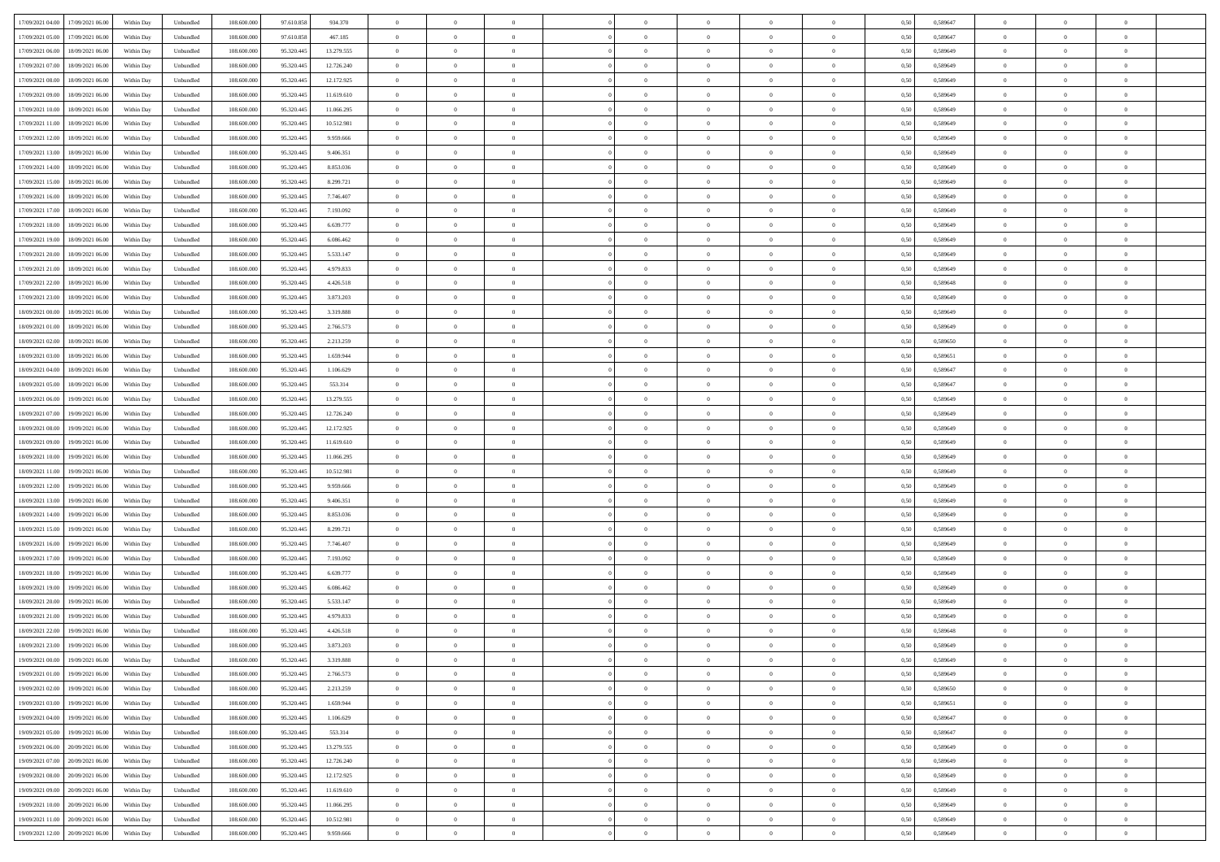| | | | | | | | | | | | | | | | | | | | | | |
|---|---|---|---|---|---|---|---|---|---|---|---|---|---|---|---|---|---|---|---|---|---|
| 17/09/2021 04:00 | 17/09/2021 06:00 | Within Day | Unbundled | 108.600.000 | 97.610.858 | 934.370 | 0 | 0 | 0 | | 0 | 0 | 0 | 0 | 0 | 0,50 | 0,589647 | 0 | 0 | 0 | |
| 17/09/2021 05:00 | 17/09/2021 06:00 | Within Day | Unbundled | 108.600.000 | 97.610.858 | 467.185 | 0 | 0 | 0 | | 0 | 0 | 0 | 0 | 0 | 0,50 | 0,589647 | 0 | 0 | 0 | |
| 17/09/2021 06:00 | 18/09/2021 06:00 | Within Day | Unbundled | 108.600.000 | 95.320.445 | 13.279.555 | 0 | 0 | 0 | | 0 | 0 | 0 | 0 | 0 | 0,50 | 0,589649 | 0 | 0 | 0 | |
| 17/09/2021 07:00 | 18/09/2021 06:00 | Within Day | Unbundled | 108.600.000 | 95.320.445 | 12.726.240 | 0 | 0 | 0 | | 0 | 0 | 0 | 0 | 0 | 0,50 | 0,589649 | 0 | 0 | 0 | |
| 17/09/2021 08:00 | 18/09/2021 06:00 | Within Day | Unbundled | 108.600.000 | 95.320.445 | 12.172.925 | 0 | 0 | 0 | | 0 | 0 | 0 | 0 | 0 | 0,50 | 0,589649 | 0 | 0 | 0 | |
| 17/09/2021 09:00 | 18/09/2021 06:00 | Within Day | Unbundled | 108.600.000 | 95.320.445 | 11.619.610 | 0 | 0 | 0 | | 0 | 0 | 0 | 0 | 0 | 0,50 | 0,589649 | 0 | 0 | 0 | |
| 17/09/2021 10:00 | 18/09/2021 06:00 | Within Day | Unbundled | 108.600.000 | 95.320.445 | 11.066.295 | 0 | 0 | 0 | | 0 | 0 | 0 | 0 | 0 | 0,50 | 0,589649 | 0 | 0 | 0 | |
| 17/09/2021 11:00 | 18/09/2021 06:00 | Within Day | Unbundled | 108.600.000 | 95.320.445 | 10.512.981 | 0 | 0 | 0 | | 0 | 0 | 0 | 0 | 0 | 0,50 | 0,589649 | 0 | 0 | 0 | |
| 17/09/2021 12:00 | 18/09/2021 06:00 | Within Day | Unbundled | 108.600.000 | 95.320.445 | 9.959.666 | 0 | 0 | 0 | | 0 | 0 | 0 | 0 | 0 | 0,50 | 0,589649 | 0 | 0 | 0 | |
| 17/09/2021 13:00 | 18/09/2021 06:00 | Within Day | Unbundled | 108.600.000 | 95.320.445 | 9.406.351 | 0 | 0 | 0 | | 0 | 0 | 0 | 0 | 0 | 0,50 | 0,589649 | 0 | 0 | 0 | |
| 17/09/2021 14:00 | 18/09/2021 06:00 | Within Day | Unbundled | 108.600.000 | 95.320.445 | 8.853.036 | 0 | 0 | 0 | | 0 | 0 | 0 | 0 | 0 | 0,50 | 0,589649 | 0 | 0 | 0 | |
| 17/09/2021 15:00 | 18/09/2021 06:00 | Within Day | Unbundled | 108.600.000 | 95.320.445 | 8.299.721 | 0 | 0 | 0 | | 0 | 0 | 0 | 0 | 0 | 0,50 | 0,589649 | 0 | 0 | 0 | |
| 17/09/2021 16:00 | 18/09/2021 06:00 | Within Day | Unbundled | 108.600.000 | 95.320.445 | 7.746.407 | 0 | 0 | 0 | | 0 | 0 | 0 | 0 | 0 | 0,50 | 0,589649 | 0 | 0 | 0 | |
| 17/09/2021 17:00 | 18/09/2021 06:00 | Within Day | Unbundled | 108.600.000 | 95.320.445 | 7.193.092 | 0 | 0 | 0 | | 0 | 0 | 0 | 0 | 0 | 0,50 | 0,589649 | 0 | 0 | 0 | |
| 17/09/2021 18:00 | 18/09/2021 06:00 | Within Day | Unbundled | 108.600.000 | 95.320.445 | 6.639.777 | 0 | 0 | 0 | | 0 | 0 | 0 | 0 | 0 | 0,50 | 0,589649 | 0 | 0 | 0 | |
| 17/09/2021 19:00 | 18/09/2021 06:00 | Within Day | Unbundled | 108.600.000 | 95.320.445 | 6.086.462 | 0 | 0 | 0 | | 0 | 0 | 0 | 0 | 0 | 0,50 | 0,589649 | 0 | 0 | 0 | |
| 17/09/2021 20:00 | 18/09/2021 06:00 | Within Day | Unbundled | 108.600.000 | 95.320.445 | 5.533.147 | 0 | 0 | 0 | | 0 | 0 | 0 | 0 | 0 | 0,50 | 0,589649 | 0 | 0 | 0 | |
| 17/09/2021 21:00 | 18/09/2021 06:00 | Within Day | Unbundled | 108.600.000 | 95.320.445 | 4.979.833 | 0 | 0 | 0 | | 0 | 0 | 0 | 0 | 0 | 0,50 | 0,589649 | 0 | 0 | 0 | |
| 17/09/2021 22:00 | 18/09/2021 06:00 | Within Day | Unbundled | 108.600.000 | 95.320.445 | 4.426.518 | 0 | 0 | 0 | | 0 | 0 | 0 | 0 | 0 | 0,50 | 0,589648 | 0 | 0 | 0 | |
| 17/09/2021 23:00 | 18/09/2021 06:00 | Within Day | Unbundled | 108.600.000 | 95.320.445 | 3.873.203 | 0 | 0 | 0 | | 0 | 0 | 0 | 0 | 0 | 0,50 | 0,589649 | 0 | 0 | 0 | |
| 18/09/2021 00:00 | 18/09/2021 06:00 | Within Day | Unbundled | 108.600.000 | 95.320.445 | 3.319.888 | 0 | 0 | 0 | | 0 | 0 | 0 | 0 | 0 | 0,50 | 0,589649 | 0 | 0 | 0 | |
| 18/09/2021 01:00 | 18/09/2021 06:00 | Within Day | Unbundled | 108.600.000 | 95.320.445 | 2.766.573 | 0 | 0 | 0 | | 0 | 0 | 0 | 0 | 0 | 0,50 | 0,589649 | 0 | 0 | 0 | |
| 18/09/2021 02:00 | 18/09/2021 06:00 | Within Day | Unbundled | 108.600.000 | 95.320.445 | 2.213.259 | 0 | 0 | 0 | | 0 | 0 | 0 | 0 | 0 | 0,50 | 0,589650 | 0 | 0 | 0 | |
| 18/09/2021 03:00 | 18/09/2021 06:00 | Within Day | Unbundled | 108.600.000 | 95.320.445 | 1.659.944 | 0 | 0 | 0 | | 0 | 0 | 0 | 0 | 0 | 0,50 | 0,589651 | 0 | 0 | 0 | |
| 18/09/2021 04:00 | 18/09/2021 06:00 | Within Day | Unbundled | 108.600.000 | 95.320.445 | 1.106.629 | 0 | 0 | 0 | | 0 | 0 | 0 | 0 | 0 | 0,50 | 0,589647 | 0 | 0 | 0 | |
| 18/09/2021 05:00 | 18/09/2021 06:00 | Within Day | Unbundled | 108.600.000 | 95.320.445 | 553.314 | 0 | 0 | 0 | | 0 | 0 | 0 | 0 | 0 | 0,50 | 0,589647 | 0 | 0 | 0 | |
| 18/09/2021 06:00 | 19/09/2021 06:00 | Within Day | Unbundled | 108.600.000 | 95.320.445 | 13.279.555 | 0 | 0 | 0 | | 0 | 0 | 0 | 0 | 0 | 0,50 | 0,589649 | 0 | 0 | 0 | |
| 18/09/2021 07:00 | 19/09/2021 06:00 | Within Day | Unbundled | 108.600.000 | 95.320.445 | 12.726.240 | 0 | 0 | 0 | | 0 | 0 | 0 | 0 | 0 | 0,50 | 0,589649 | 0 | 0 | 0 | |
| 18/09/2021 08:00 | 19/09/2021 06:00 | Within Day | Unbundled | 108.600.000 | 95.320.445 | 12.172.925 | 0 | 0 | 0 | | 0 | 0 | 0 | 0 | 0 | 0,50 | 0,589649 | 0 | 0 | 0 | |
| 18/09/2021 09:00 | 19/09/2021 06:00 | Within Day | Unbundled | 108.600.000 | 95.320.445 | 11.619.610 | 0 | 0 | 0 | | 0 | 0 | 0 | 0 | 0 | 0,50 | 0,589649 | 0 | 0 | 0 | |
| 18/09/2021 10:00 | 19/09/2021 06:00 | Within Day | Unbundled | 108.600.000 | 95.320.445 | 11.066.295 | 0 | 0 | 0 | | 0 | 0 | 0 | 0 | 0 | 0,50 | 0,589649 | 0 | 0 | 0 | |
| 18/09/2021 11:00 | 19/09/2021 06:00 | Within Day | Unbundled | 108.600.000 | 95.320.445 | 10.512.981 | 0 | 0 | 0 | | 0 | 0 | 0 | 0 | 0 | 0,50 | 0,589649 | 0 | 0 | 0 | |
| 18/09/2021 12:00 | 19/09/2021 06:00 | Within Day | Unbundled | 108.600.000 | 95.320.445 | 9.959.666 | 0 | 0 | 0 | | 0 | 0 | 0 | 0 | 0 | 0,50 | 0,589649 | 0 | 0 | 0 | |
| 18/09/2021 13:00 | 19/09/2021 06:00 | Within Day | Unbundled | 108.600.000 | 95.320.445 | 9.406.351 | 0 | 0 | 0 | | 0 | 0 | 0 | 0 | 0 | 0,50 | 0,589649 | 0 | 0 | 0 | |
| 18/09/2021 14:00 | 19/09/2021 06:00 | Within Day | Unbundled | 108.600.000 | 95.320.445 | 8.853.036 | 0 | 0 | 0 | | 0 | 0 | 0 | 0 | 0 | 0,50 | 0,589649 | 0 | 0 | 0 | |
| 18/09/2021 15:00 | 19/09/2021 06:00 | Within Day | Unbundled | 108.600.000 | 95.320.445 | 8.299.721 | 0 | 0 | 0 | | 0 | 0 | 0 | 0 | 0 | 0,50 | 0,589649 | 0 | 0 | 0 | |
| 18/09/2021 16:00 | 19/09/2021 06:00 | Within Day | Unbundled | 108.600.000 | 95.320.445 | 7.746.407 | 0 | 0 | 0 | | 0 | 0 | 0 | 0 | 0 | 0,50 | 0,589649 | 0 | 0 | 0 | |
| 18/09/2021 17:00 | 19/09/2021 06:00 | Within Day | Unbundled | 108.600.000 | 95.320.445 | 7.193.092 | 0 | 0 | 0 | | 0 | 0 | 0 | 0 | 0 | 0,50 | 0,589649 | 0 | 0 | 0 | |
| 18/09/2021 18:00 | 19/09/2021 06:00 | Within Day | Unbundled | 108.600.000 | 95.320.445 | 6.639.777 | 0 | 0 | 0 | | 0 | 0 | 0 | 0 | 0 | 0,50 | 0,589649 | 0 | 0 | 0 | |
| 18/09/2021 19:00 | 19/09/2021 06:00 | Within Day | Unbundled | 108.600.000 | 95.320.445 | 6.086.462 | 0 | 0 | 0 | | 0 | 0 | 0 | 0 | 0 | 0,50 | 0,589649 | 0 | 0 | 0 | |
| 18/09/2021 20:00 | 19/09/2021 06:00 | Within Day | Unbundled | 108.600.000 | 95.320.445 | 5.533.147 | 0 | 0 | 0 | | 0 | 0 | 0 | 0 | 0 | 0,50 | 0,589649 | 0 | 0 | 0 | |
| 18/09/2021 21:00 | 19/09/2021 06:00 | Within Day | Unbundled | 108.600.000 | 95.320.445 | 4.979.833 | 0 | 0 | 0 | | 0 | 0 | 0 | 0 | 0 | 0,50 | 0,589649 | 0 | 0 | 0 | |
| 18/09/2021 22:00 | 19/09/2021 06:00 | Within Day | Unbundled | 108.600.000 | 95.320.445 | 4.426.518 | 0 | 0 | 0 | | 0 | 0 | 0 | 0 | 0 | 0,50 | 0,589648 | 0 | 0 | 0 | |
| 18/09/2021 23:00 | 19/09/2021 06:00 | Within Day | Unbundled | 108.600.000 | 95.320.445 | 3.873.203 | 0 | 0 | 0 | | 0 | 0 | 0 | 0 | 0 | 0,50 | 0,589649 | 0 | 0 | 0 | |
| 19/09/2021 00:00 | 19/09/2021 06:00 | Within Day | Unbundled | 108.600.000 | 95.320.445 | 3.319.888 | 0 | 0 | 0 | | 0 | 0 | 0 | 0 | 0 | 0,50 | 0,589649 | 0 | 0 | 0 | |
| 19/09/2021 01:00 | 19/09/2021 06:00 | Within Day | Unbundled | 108.600.000 | 95.320.445 | 2.766.573 | 0 | 0 | 0 | | 0 | 0 | 0 | 0 | 0 | 0,50 | 0,589649 | 0 | 0 | 0 | |
| 19/09/2021 02:00 | 19/09/2021 06:00 | Within Day | Unbundled | 108.600.000 | 95.320.445 | 2.213.259 | 0 | 0 | 0 | | 0 | 0 | 0 | 0 | 0 | 0,50 | 0,589650 | 0 | 0 | 0 | |
| 19/09/2021 03:00 | 19/09/2021 06:00 | Within Day | Unbundled | 108.600.000 | 95.320.445 | 1.659.944 | 0 | 0 | 0 | | 0 | 0 | 0 | 0 | 0 | 0,50 | 0,589651 | 0 | 0 | 0 | |
| 19/09/2021 04:00 | 19/09/2021 06:00 | Within Day | Unbundled | 108.600.000 | 95.320.445 | 1.106.629 | 0 | 0 | 0 | | 0 | 0 | 0 | 0 | 0 | 0,50 | 0,589647 | 0 | 0 | 0 | |
| 19/09/2021 05:00 | 19/09/2021 06:00 | Within Day | Unbundled | 108.600.000 | 95.320.445 | 553.314 | 0 | 0 | 0 | | 0 | 0 | 0 | 0 | 0 | 0,50 | 0,589647 | 0 | 0 | 0 | |
| 19/09/2021 06:00 | 20/09/2021 06:00 | Within Day | Unbundled | 108.600.000 | 95.320.445 | 13.279.555 | 0 | 0 | 0 | | 0 | 0 | 0 | 0 | 0 | 0,50 | 0,589649 | 0 | 0 | 0 | |
| 19/09/2021 07:00 | 20/09/2021 06:00 | Within Day | Unbundled | 108.600.000 | 95.320.445 | 12.726.240 | 0 | 0 | 0 | | 0 | 0 | 0 | 0 | 0 | 0,50 | 0,589649 | 0 | 0 | 0 | |
| 19/09/2021 08:00 | 20/09/2021 06:00 | Within Day | Unbundled | 108.600.000 | 95.320.445 | 12.172.925 | 0 | 0 | 0 | | 0 | 0 | 0 | 0 | 0 | 0,50 | 0,589649 | 0 | 0 | 0 | |
| 19/09/2021 09:00 | 20/09/2021 06:00 | Within Day | Unbundled | 108.600.000 | 95.320.445 | 11.619.610 | 0 | 0 | 0 | | 0 | 0 | 0 | 0 | 0 | 0,50 | 0,589649 | 0 | 0 | 0 | |
| 19/09/2021 10:00 | 20/09/2021 06:00 | Within Day | Unbundled | 108.600.000 | 95.320.445 | 11.066.295 | 0 | 0 | 0 | | 0 | 0 | 0 | 0 | 0 | 0,50 | 0,589649 | 0 | 0 | 0 | |
| 19/09/2021 11:00 | 20/09/2021 06:00 | Within Day | Unbundled | 108.600.000 | 95.320.445 | 10.512.981 | 0 | 0 | 0 | | 0 | 0 | 0 | 0 | 0 | 0,50 | 0,589649 | 0 | 0 | 0 | |
| 19/09/2021 12:00 | 20/09/2021 06:00 | Within Day | Unbundled | 108.600.000 | 95.320.445 | 9.959.666 | 0 | 0 | 0 | | 0 | 0 | 0 | 0 | 0 | 0,50 | 0,589649 | 0 | 0 | 0 | |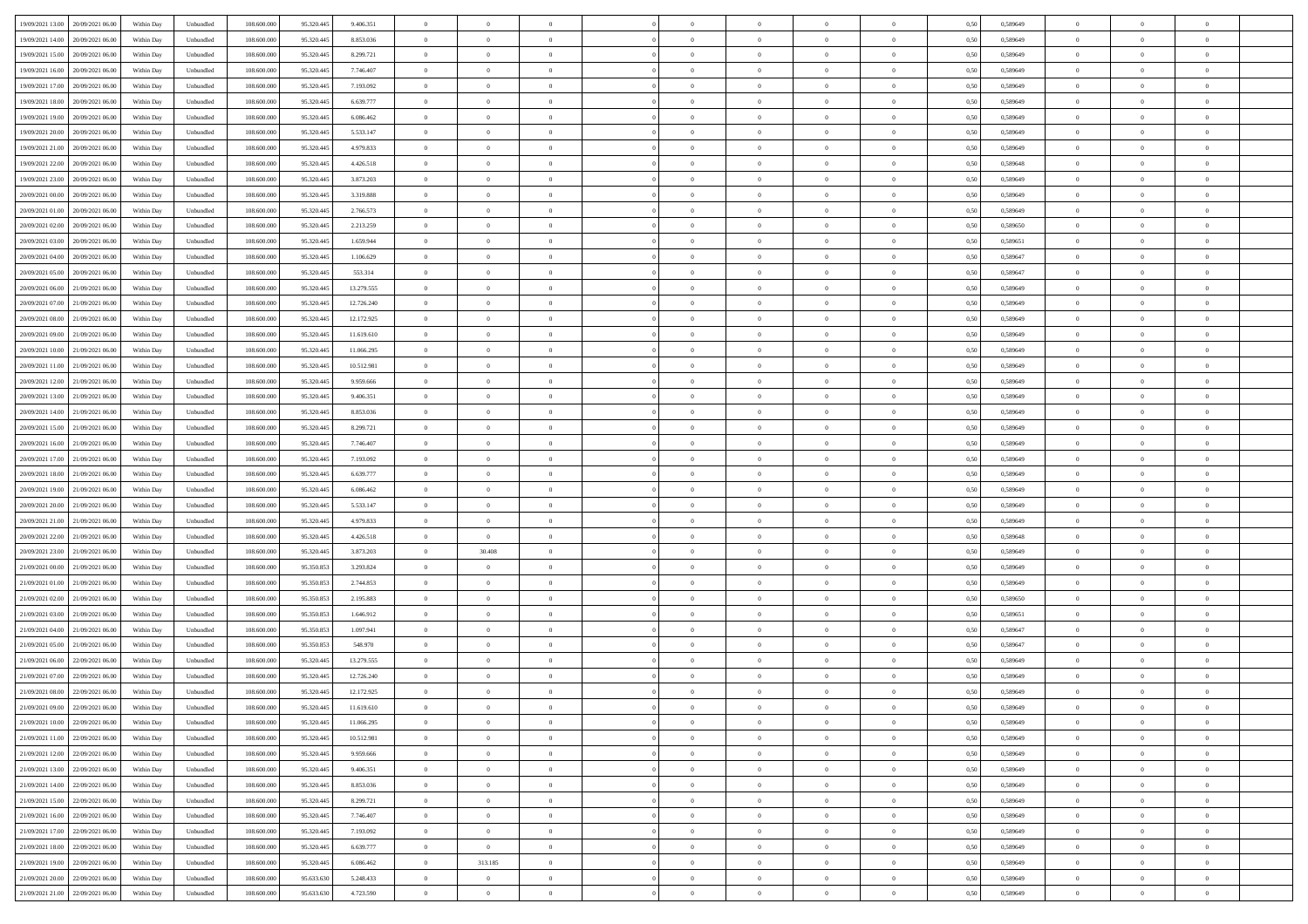| | | | | | | | | | | | | | | | | | | | | | |
|---|---|---|---|---|---|---|---|---|---|---|---|---|---|---|---|---|---|---|---|---|---|
| 19/09/2021 13.00 | 20/09/2021 06.00 | Within Day | Unbundled | 108.600.000 | 95.320.445 | 9.406.351 | 0 | 0 | 0 | | 0 | 0 | 0 | 0 | 0,50 | 0,589649 | 0 | 0 | 0 | |
| 19/09/2021 14.00 | 20/09/2021 06.00 | Within Day | Unbundled | 108.600.000 | 95.320.445 | 8.853.036 | 0 | 0 | 0 | | 0 | 0 | 0 | 0 | 0,50 | 0,589649 | 0 | 0 | 0 | |
| 19/09/2021 15.00 | 20/09/2021 06.00 | Within Day | Unbundled | 108.600.000 | 95.320.445 | 8.299.721 | 0 | 0 | 0 | | 0 | 0 | 0 | 0 | 0,50 | 0,589649 | 0 | 0 | 0 | |
| 19/09/2021 16.00 | 20/09/2021 06.00 | Within Day | Unbundled | 108.600.000 | 95.320.445 | 7.746.407 | 0 | 0 | 0 | | 0 | 0 | 0 | 0 | 0,50 | 0,589649 | 0 | 0 | 0 | |
| 19/09/2021 17.00 | 20/09/2021 06.00 | Within Day | Unbundled | 108.600.000 | 95.320.445 | 7.193.092 | 0 | 0 | 0 | | 0 | 0 | 0 | 0 | 0,50 | 0,589649 | 0 | 0 | 0 | |
| 19/09/2021 18.00 | 20/09/2021 06.00 | Within Day | Unbundled | 108.600.000 | 95.320.445 | 6.639.777 | 0 | 0 | 0 | | 0 | 0 | 0 | 0 | 0,50 | 0,589649 | 0 | 0 | 0 | |
| 19/09/2021 19.00 | 20/09/2021 06.00 | Within Day | Unbundled | 108.600.000 | 95.320.445 | 6.086.462 | 0 | 0 | 0 | | 0 | 0 | 0 | 0 | 0,50 | 0,589649 | 0 | 0 | 0 | |
| 19/09/2021 20.00 | 20/09/2021 06.00 | Within Day | Unbundled | 108.600.000 | 95.320.445 | 5.533.147 | 0 | 0 | 0 | | 0 | 0 | 0 | 0 | 0,50 | 0,589649 | 0 | 0 | 0 | |
| 19/09/2021 21.00 | 20/09/2021 06.00 | Within Day | Unbundled | 108.600.000 | 95.320.445 | 4.979.833 | 0 | 0 | 0 | | 0 | 0 | 0 | 0 | 0,50 | 0,589649 | 0 | 0 | 0 | |
| 19/09/2021 22.00 | 20/09/2021 06.00 | Within Day | Unbundled | 108.600.000 | 95.320.445 | 4.426.518 | 0 | 0 | 0 | | 0 | 0 | 0 | 0 | 0,50 | 0,589648 | 0 | 0 | 0 | |
| 19/09/2021 23.00 | 20/09/2021 06.00 | Within Day | Unbundled | 108.600.000 | 95.320.445 | 3.873.203 | 0 | 0 | 0 | | 0 | 0 | 0 | 0 | 0,50 | 0,589649 | 0 | 0 | 0 | |
| 20/09/2021 00.00 | 20/09/2021 06.00 | Within Day | Unbundled | 108.600.000 | 95.320.445 | 3.319.888 | 0 | 0 | 0 | | 0 | 0 | 0 | 0 | 0,50 | 0,589649 | 0 | 0 | 0 | |
| 20/09/2021 01.00 | 20/09/2021 06.00 | Within Day | Unbundled | 108.600.000 | 95.320.445 | 2.766.573 | 0 | 0 | 0 | | 0 | 0 | 0 | 0 | 0,50 | 0,589649 | 0 | 0 | 0 | |
| 20/09/2021 02.00 | 20/09/2021 06.00 | Within Day | Unbundled | 108.600.000 | 95.320.445 | 2.213.259 | 0 | 0 | 0 | | 0 | 0 | 0 | 0 | 0,50 | 0,589650 | 0 | 0 | 0 | |
| 20/09/2021 03.00 | 20/09/2021 06.00 | Within Day | Unbundled | 108.600.000 | 95.320.445 | 1.659.944 | 0 | 0 | 0 | | 0 | 0 | 0 | 0 | 0,50 | 0,589651 | 0 | 0 | 0 | |
| 20/09/2021 04.00 | 20/09/2021 06.00 | Within Day | Unbundled | 108.600.000 | 95.320.445 | 1.106.629 | 0 | 0 | 0 | | 0 | 0 | 0 | 0 | 0,50 | 0,589647 | 0 | 0 | 0 | |
| 20/09/2021 05.00 | 20/09/2021 06.00 | Within Day | Unbundled | 108.600.000 | 95.320.445 | 553.314 | 0 | 0 | 0 | | 0 | 0 | 0 | 0 | 0,50 | 0,589647 | 0 | 0 | 0 | |
| 20/09/2021 06.00 | 21/09/2021 06.00 | Within Day | Unbundled | 108.600.000 | 95.320.445 | 13.279.555 | 0 | 0 | 0 | | 0 | 0 | 0 | 0 | 0,50 | 0,589649 | 0 | 0 | 0 | |
| 20/09/2021 07.00 | 21/09/2021 06.00 | Within Day | Unbundled | 108.600.000 | 95.320.445 | 12.726.240 | 0 | 0 | 0 | | 0 | 0 | 0 | 0 | 0,50 | 0,589649 | 0 | 0 | 0 | |
| 20/09/2021 08.00 | 21/09/2021 06.00 | Within Day | Unbundled | 108.600.000 | 95.320.445 | 12.172.925 | 0 | 0 | 0 | | 0 | 0 | 0 | 0 | 0,50 | 0,589649 | 0 | 0 | 0 | |
| 20/09/2021 09.00 | 21/09/2021 06.00 | Within Day | Unbundled | 108.600.000 | 95.320.445 | 11.619.610 | 0 | 0 | 0 | | 0 | 0 | 0 | 0 | 0,50 | 0,589649 | 0 | 0 | 0 | |
| 20/09/2021 10.00 | 21/09/2021 06.00 | Within Day | Unbundled | 108.600.000 | 95.320.445 | 11.066.295 | 0 | 0 | 0 | | 0 | 0 | 0 | 0 | 0,50 | 0,589649 | 0 | 0 | 0 | |
| 20/09/2021 11.00 | 21/09/2021 06.00 | Within Day | Unbundled | 108.600.000 | 95.320.445 | 10.512.981 | 0 | 0 | 0 | | 0 | 0 | 0 | 0 | 0,50 | 0,589649 | 0 | 0 | 0 | |
| 20/09/2021 12.00 | 21/09/2021 06.00 | Within Day | Unbundled | 108.600.000 | 95.320.445 | 9.959.666 | 0 | 0 | 0 | | 0 | 0 | 0 | 0 | 0,50 | 0,589649 | 0 | 0 | 0 | |
| 20/09/2021 13.00 | 21/09/2021 06.00 | Within Day | Unbundled | 108.600.000 | 95.320.445 | 9.406.351 | 0 | 0 | 0 | | 0 | 0 | 0 | 0 | 0,50 | 0,589649 | 0 | 0 | 0 | |
| 20/09/2021 14.00 | 21/09/2021 06.00 | Within Day | Unbundled | 108.600.000 | 95.320.445 | 8.853.036 | 0 | 0 | 0 | | 0 | 0 | 0 | 0 | 0,50 | 0,589649 | 0 | 0 | 0 | |
| 20/09/2021 15.00 | 21/09/2021 06.00 | Within Day | Unbundled | 108.600.000 | 95.320.445 | 8.299.721 | 0 | 0 | 0 | | 0 | 0 | 0 | 0 | 0,50 | 0,589649 | 0 | 0 | 0 | |
| 20/09/2021 16.00 | 21/09/2021 06.00 | Within Day | Unbundled | 108.600.000 | 95.320.445 | 7.746.407 | 0 | 0 | 0 | | 0 | 0 | 0 | 0 | 0,50 | 0,589649 | 0 | 0 | 0 | |
| 20/09/2021 17.00 | 21/09/2021 06.00 | Within Day | Unbundled | 108.600.000 | 95.320.445 | 7.193.092 | 0 | 0 | 0 | | 0 | 0 | 0 | 0 | 0,50 | 0,589649 | 0 | 0 | 0 | |
| 20/09/2021 18.00 | 21/09/2021 06.00 | Within Day | Unbundled | 108.600.000 | 95.320.445 | 6.639.777 | 0 | 0 | 0 | | 0 | 0 | 0 | 0 | 0,50 | 0,589649 | 0 | 0 | 0 | |
| 20/09/2021 19.00 | 21/09/2021 06.00 | Within Day | Unbundled | 108.600.000 | 95.320.445 | 6.086.462 | 0 | 0 | 0 | | 0 | 0 | 0 | 0 | 0,50 | 0,589649 | 0 | 0 | 0 | |
| 20/09/2021 20.00 | 21/09/2021 06.00 | Within Day | Unbundled | 108.600.000 | 95.320.445 | 5.533.147 | 0 | 0 | 0 | | 0 | 0 | 0 | 0 | 0,50 | 0,589649 | 0 | 0 | 0 | |
| 20/09/2021 21.00 | 21/09/2021 06.00 | Within Day | Unbundled | 108.600.000 | 95.320.445 | 4.979.833 | 0 | 0 | 0 | | 0 | 0 | 0 | 0 | 0,50 | 0,589649 | 0 | 0 | 0 | |
| 20/09/2021 22.00 | 21/09/2021 06.00 | Within Day | Unbundled | 108.600.000 | 95.320.445 | 4.426.518 | 0 | 0 | 0 | | 0 | 0 | 0 | 0 | 0,50 | 0,589648 | 0 | 0 | 0 | |
| 20/09/2021 23.00 | 21/09/2021 06.00 | Within Day | Unbundled | 108.600.000 | 95.320.445 | 3.873.203 | 0 | 30.408 | 0 | | 0 | 0 | 0 | 0 | 0,50 | 0,589649 | 0 | 0 | 0 | |
| 21/09/2021 00.00 | 21/09/2021 06.00 | Within Day | Unbundled | 108.600.000 | 95.350.853 | 3.293.824 | 0 | 0 | 0 | | 0 | 0 | 0 | 0 | 0,50 | 0,589649 | 0 | 0 | 0 | |
| 21/09/2021 01.00 | 21/09/2021 06.00 | Within Day | Unbundled | 108.600.000 | 95.350.853 | 2.744.853 | 0 | 0 | 0 | | 0 | 0 | 0 | 0 | 0,50 | 0,589649 | 0 | 0 | 0 | |
| 21/09/2021 02.00 | 21/09/2021 06.00 | Within Day | Unbundled | 108.600.000 | 95.350.853 | 2.195.883 | 0 | 0 | 0 | | 0 | 0 | 0 | 0 | 0,50 | 0,589650 | 0 | 0 | 0 | |
| 21/09/2021 03.00 | 21/09/2021 06.00 | Within Day | Unbundled | 108.600.000 | 95.350.853 | 1.646.912 | 0 | 0 | 0 | | 0 | 0 | 0 | 0 | 0,50 | 0,589651 | 0 | 0 | 0 | |
| 21/09/2021 04.00 | 21/09/2021 06.00 | Within Day | Unbundled | 108.600.000 | 95.350.853 | 1.097.941 | 0 | 0 | 0 | | 0 | 0 | 0 | 0 | 0,50 | 0,589647 | 0 | 0 | 0 | |
| 21/09/2021 05.00 | 21/09/2021 06.00 | Within Day | Unbundled | 108.600.000 | 95.350.853 | 548.970 | 0 | 0 | 0 | | 0 | 0 | 0 | 0 | 0,50 | 0,589647 | 0 | 0 | 0 | |
| 21/09/2021 06.00 | 22/09/2021 06.00 | Within Day | Unbundled | 108.600.000 | 95.320.445 | 13.279.555 | 0 | 0 | 0 | | 0 | 0 | 0 | 0 | 0,50 | 0,589649 | 0 | 0 | 0 | |
| 21/09/2021 07.00 | 22/09/2021 06.00 | Within Day | Unbundled | 108.600.000 | 95.320.445 | 12.726.240 | 0 | 0 | 0 | | 0 | 0 | 0 | 0 | 0,50 | 0,589649 | 0 | 0 | 0 | |
| 21/09/2021 08.00 | 22/09/2021 06.00 | Within Day | Unbundled | 108.600.000 | 95.320.445 | 12.172.925 | 0 | 0 | 0 | | 0 | 0 | 0 | 0 | 0,50 | 0,589649 | 0 | 0 | 0 | |
| 21/09/2021 09.00 | 22/09/2021 06.00 | Within Day | Unbundled | 108.600.000 | 95.320.445 | 11.619.610 | 0 | 0 | 0 | | 0 | 0 | 0 | 0 | 0,50 | 0,589649 | 0 | 0 | 0 | |
| 21/09/2021 10.00 | 22/09/2021 06.00 | Within Day | Unbundled | 108.600.000 | 95.320.445 | 11.066.295 | 0 | 0 | 0 | | 0 | 0 | 0 | 0 | 0,50 | 0,589649 | 0 | 0 | 0 | |
| 21/09/2021 11.00 | 22/09/2021 06.00 | Within Day | Unbundled | 108.600.000 | 95.320.445 | 10.512.981 | 0 | 0 | 0 | | 0 | 0 | 0 | 0 | 0,50 | 0,589649 | 0 | 0 | 0 | |
| 21/09/2021 12.00 | 22/09/2021 06.00 | Within Day | Unbundled | 108.600.000 | 95.320.445 | 9.959.666 | 0 | 0 | 0 | | 0 | 0 | 0 | 0 | 0,50 | 0,589649 | 0 | 0 | 0 | |
| 21/09/2021 13.00 | 22/09/2021 06.00 | Within Day | Unbundled | 108.600.000 | 95.320.445 | 9.406.351 | 0 | 0 | 0 | | 0 | 0 | 0 | 0 | 0,50 | 0,589649 | 0 | 0 | 0 | |
| 21/09/2021 14.00 | 22/09/2021 06.00 | Within Day | Unbundled | 108.600.000 | 95.320.445 | 8.853.036 | 0 | 0 | 0 | | 0 | 0 | 0 | 0 | 0,50 | 0,589649 | 0 | 0 | 0 | |
| 21/09/2021 15.00 | 22/09/2021 06.00 | Within Day | Unbundled | 108.600.000 | 95.320.445 | 8.299.721 | 0 | 0 | 0 | | 0 | 0 | 0 | 0 | 0,50 | 0,589649 | 0 | 0 | 0 | |
| 21/09/2021 16.00 | 22/09/2021 06.00 | Within Day | Unbundled | 108.600.000 | 95.320.445 | 7.746.407 | 0 | 0 | 0 | | 0 | 0 | 0 | 0 | 0,50 | 0,589649 | 0 | 0 | 0 | |
| 21/09/2021 17.00 | 22/09/2021 06.00 | Within Day | Unbundled | 108.600.000 | 95.320.445 | 7.193.092 | 0 | 0 | 0 | | 0 | 0 | 0 | 0 | 0,50 | 0,589649 | 0 | 0 | 0 | |
| 21/09/2021 18.00 | 22/09/2021 06.00 | Within Day | Unbundled | 108.600.000 | 95.320.445 | 6.639.777 | 0 | 0 | 0 | | 0 | 0 | 0 | 0 | 0,50 | 0,589649 | 0 | 0 | 0 | |
| 21/09/2021 19.00 | 22/09/2021 06.00 | Within Day | Unbundled | 108.600.000 | 95.320.445 | 6.086.462 | 0 | 313.185 | 0 | | 0 | 0 | 0 | 0 | 0,50 | 0,589649 | 0 | 0 | 0 | |
| 21/09/2021 20.00 | 22/09/2021 06.00 | Within Day | Unbundled | 108.600.000 | 95.633.630 | 5.248.433 | 0 | 0 | 0 | | 0 | 0 | 0 | 0 | 0,50 | 0,589649 | 0 | 0 | 0 | |
| 21/09/2021 21.00 | 22/09/2021 06.00 | Within Day | Unbundled | 108.600.000 | 95.633.630 | 4.723.590 | 0 | 0 | 0 | | 0 | 0 | 0 | 0 | 0,50 | 0,589649 | 0 | 0 | 0 | |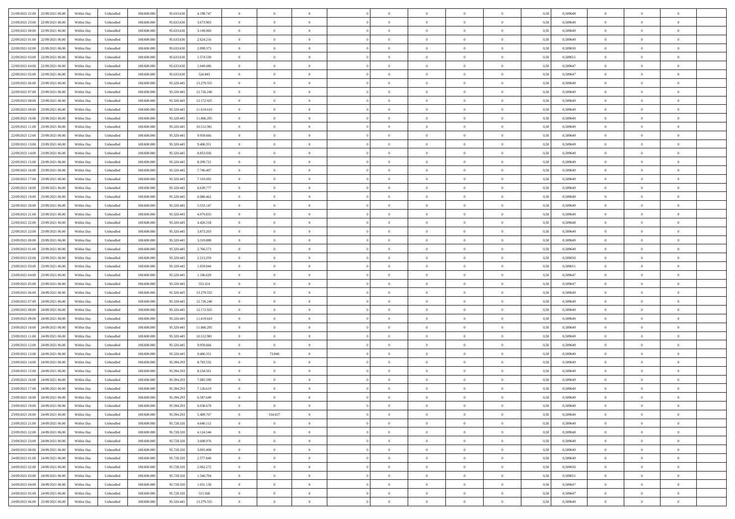| | | | | | | | | | | | | | | | | | | | | |
|---|---|---|---|---|---|---|---|---|---|---|---|---|---|---|---|---|---|---|---|---|
| 21/09/2021 22.00 | 22/09/2021 06.00 | Within Day | Unbundled | 108.600.000 | 95.633.630 | 4.198.747 | 0 | 0 | 0 | | 0 | 0 | 0 | 0 | 0,50 | 0,589648 | 0 | 0 | 0 | |
| 21/09/2021 23.00 | 22/09/2021 06.00 | Within Day | Unbundled | 108.600.000 | 95.633.630 | 3.673.903 | 0 | 0 | 0 | | 0 | 0 | 0 | 0 | 0,50 | 0,589649 | 0 | 0 | 0 | |
| 22/09/2021 00.00 | 22/09/2021 06.00 | Within Day | Unbundled | 108.600.000 | 95.633.630 | 3.149.060 | 0 | 0 | 0 | | 0 | 0 | 0 | 0 | 0,50 | 0,589649 | 0 | 0 | 0 | |
| 22/09/2021 01.00 | 22/09/2021 06.00 | Within Day | Unbundled | 108.600.000 | 95.633.630 | 2.624.216 | 0 | 0 | 0 | | 0 | 0 | 0 | 0 | 0,50 | 0,589649 | 0 | 0 | 0 | |
| 22/09/2021 02.00 | 22/09/2021 06.00 | Within Day | Unbundled | 108.600.000 | 95.633.630 | 2.099.373 | 0 | 0 | 0 | | 0 | 0 | 0 | 0 | 0,50 | 0,589650 | 0 | 0 | 0 | |
| 22/09/2021 03.00 | 22/09/2021 06.00 | Within Day | Unbundled | 108.600.000 | 95.633.630 | 1.574.530 | 0 | 0 | 0 | | 0 | 0 | 0 | 0 | 0,50 | 0,589651 | 0 | 0 | 0 | |
| 22/09/2021 04.00 | 22/09/2021 06.00 | Within Day | Unbundled | 108.600.000 | 95.633.630 | 1.049.686 | 0 | 0 | 0 | | 0 | 0 | 0 | 0 | 0,50 | 0,589647 | 0 | 0 | 0 | |
| 22/09/2021 05.00 | 22/09/2021 06.00 | Within Day | Unbundled | 108.600.000 | 95.633.630 | 524.843 | 0 | 0 | 0 | | 0 | 0 | 0 | 0 | 0,50 | 0,589647 | 0 | 0 | 0 | |
| 22/09/2021 06.00 | 23/09/2021 06.00 | Within Day | Unbundled | 108.600.000 | 95.320.445 | 13.279.555 | 0 | 0 | 0 | | 0 | 0 | 0 | 0 | 0,50 | 0,589649 | 0 | 0 | 0 | |
| 22/09/2021 07.00 | 23/09/2021 06.00 | Within Day | Unbundled | 108.600.000 | 95.320.445 | 12.726.240 | 0 | 0 | 0 | | 0 | 0 | 0 | 0 | 0,50 | 0,589649 | 0 | 0 | 0 | |
| 22/09/2021 08.00 | 23/09/2021 06.00 | Within Day | Unbundled | 108.600.000 | 95.320.445 | 12.172.925 | 0 | 0 | 0 | | 0 | 0 | 0 | 0 | 0,50 | 0,589649 | 0 | 0 | 0 | |
| 22/09/2021 09.00 | 23/09/2021 06.00 | Within Day | Unbundled | 108.600.000 | 95.320.445 | 11.619.610 | 0 | 0 | 0 | | 0 | 0 | 0 | 0 | 0,50 | 0,589649 | 0 | 0 | 0 | |
| 22/09/2021 10.00 | 23/09/2021 06.00 | Within Day | Unbundled | 108.600.000 | 95.320.445 | 11.066.295 | 0 | 0 | 0 | | 0 | 0 | 0 | 0 | 0,50 | 0,589649 | 0 | 0 | 0 | |
| 22/09/2021 11.00 | 23/09/2021 06.00 | Within Day | Unbundled | 108.600.000 | 95.320.445 | 10.512.981 | 0 | 0 | 0 | | 0 | 0 | 0 | 0 | 0,50 | 0,589649 | 0 | 0 | 0 | |
| 22/09/2021 12.00 | 23/09/2021 06.00 | Within Day | Unbundled | 108.600.000 | 95.320.445 | 9.959.666 | 0 | 0 | 0 | | 0 | 0 | 0 | 0 | 0,50 | 0,589649 | 0 | 0 | 0 | |
| 22/09/2021 13.00 | 23/09/2021 06.00 | Within Day | Unbundled | 108.600.000 | 95.320.445 | 9.406.351 | 0 | 0 | 0 | | 0 | 0 | 0 | 0 | 0,50 | 0,589649 | 0 | 0 | 0 | |
| 22/09/2021 14.00 | 23/09/2021 06.00 | Within Day | Unbundled | 108.600.000 | 95.320.445 | 8.853.036 | 0 | 0 | 0 | | 0 | 0 | 0 | 0 | 0,50 | 0,589649 | 0 | 0 | 0 | |
| 22/09/2021 15.00 | 23/09/2021 06.00 | Within Day | Unbundled | 108.600.000 | 95.320.445 | 8.299.721 | 0 | 0 | 0 | | 0 | 0 | 0 | 0 | 0,50 | 0,589649 | 0 | 0 | 0 | |
| 22/09/2021 16.00 | 23/09/2021 06.00 | Within Day | Unbundled | 108.600.000 | 95.320.445 | 7.746.407 | 0 | 0 | 0 | | 0 | 0 | 0 | 0 | 0,50 | 0,589649 | 0 | 0 | 0 | |
| 22/09/2021 17.00 | 23/09/2021 06.00 | Within Day | Unbundled | 108.600.000 | 95.320.445 | 7.193.092 | 0 | 0 | 0 | | 0 | 0 | 0 | 0 | 0,50 | 0,589649 | 0 | 0 | 0 | |
| 22/09/2021 18.00 | 23/09/2021 06.00 | Within Day | Unbundled | 108.600.000 | 95.320.445 | 6.639.777 | 0 | 0 | 0 | | 0 | 0 | 0 | 0 | 0,50 | 0,589649 | 0 | 0 | 0 | |
| 22/09/2021 19.00 | 23/09/2021 06.00 | Within Day | Unbundled | 108.600.000 | 95.320.445 | 6.086.462 | 0 | 0 | 0 | | 0 | 0 | 0 | 0 | 0,50 | 0,589649 | 0 | 0 | 0 | |
| 22/09/2021 20.00 | 23/09/2021 06.00 | Within Day | Unbundled | 108.600.000 | 95.320.445 | 5.533.147 | 0 | 0 | 0 | | 0 | 0 | 0 | 0 | 0,50 | 0,589649 | 0 | 0 | 0 | |
| 22/09/2021 21.00 | 23/09/2021 06.00 | Within Day | Unbundled | 108.600.000 | 95.320.445 | 4.979.833 | 0 | 0 | 0 | | 0 | 0 | 0 | 0 | 0,50 | 0,589649 | 0 | 0 | 0 | |
| 22/09/2021 22.00 | 23/09/2021 06.00 | Within Day | Unbundled | 108.600.000 | 95.320.445 | 4.426.518 | 0 | 0 | 0 | | 0 | 0 | 0 | 0 | 0,50 | 0,589648 | 0 | 0 | 0 | |
| 22/09/2021 23.00 | 23/09/2021 06.00 | Within Day | Unbundled | 108.600.000 | 95.320.445 | 3.873.203 | 0 | 0 | 0 | | 0 | 0 | 0 | 0 | 0,50 | 0,589649 | 0 | 0 | 0 | |
| 23/09/2021 00.00 | 23/09/2021 06.00 | Within Day | Unbundled | 108.600.000 | 95.320.445 | 3.319.888 | 0 | 0 | 0 | | 0 | 0 | 0 | 0 | 0,50 | 0,589649 | 0 | 0 | 0 | |
| 23/09/2021 01.00 | 23/09/2021 06.00 | Within Day | Unbundled | 108.600.000 | 95.320.445 | 2.766.573 | 0 | 0 | 0 | | 0 | 0 | 0 | 0 | 0,50 | 0,589649 | 0 | 0 | 0 | |
| 23/09/2021 02.00 | 23/09/2021 06.00 | Within Day | Unbundled | 108.600.000 | 95.320.445 | 2.213.259 | 0 | 0 | 0 | | 0 | 0 | 0 | 0 | 0,50 | 0,589650 | 0 | 0 | 0 | |
| 23/09/2021 03.00 | 23/09/2021 06.00 | Within Day | Unbundled | 108.600.000 | 95.320.445 | 1.659.944 | 0 | 0 | 0 | | 0 | 0 | 0 | 0 | 0,50 | 0,589651 | 0 | 0 | 0 | |
| 23/09/2021 04.00 | 23/09/2021 06.00 | Within Day | Unbundled | 108.600.000 | 95.320.445 | 1.106.629 | 0 | 0 | 0 | | 0 | 0 | 0 | 0 | 0,50 | 0,589647 | 0 | 0 | 0 | |
| 23/09/2021 05.00 | 23/09/2021 06.00 | Within Day | Unbundled | 108.600.000 | 95.320.445 | 553.314 | 0 | 0 | 0 | | 0 | 0 | 0 | 0 | 0,50 | 0,589647 | 0 | 0 | 0 | |
| 23/09/2021 06.00 | 24/09/2021 06.00 | Within Day | Unbundled | 108.600.000 | 95.320.445 | 13.279.555 | 0 | 0 | 0 | | 0 | 0 | 0 | 0 | 0,50 | 0,589649 | 0 | 0 | 0 | |
| 23/09/2021 07.00 | 24/09/2021 06.00 | Within Day | Unbundled | 108.600.000 | 95.320.445 | 12.726.240 | 0 | 0 | 0 | | 0 | 0 | 0 | 0 | 0,50 | 0,589649 | 0 | 0 | 0 | |
| 23/09/2021 08.00 | 24/09/2021 06.00 | Within Day | Unbundled | 108.600.000 | 95.320.445 | 12.172.925 | 0 | 0 | 0 | | 0 | 0 | 0 | 0 | 0,50 | 0,589649 | 0 | 0 | 0 | |
| 23/09/2021 09.00 | 24/09/2021 06.00 | Within Day | Unbundled | 108.600.000 | 95.320.445 | 11.619.610 | 0 | 0 | 0 | | 0 | 0 | 0 | 0 | 0,50 | 0,589649 | 0 | 0 | 0 | |
| 23/09/2021 10.00 | 24/09/2021 06.00 | Within Day | Unbundled | 108.600.000 | 95.320.445 | 11.066.295 | 0 | 0 | 0 | | 0 | 0 | 0 | 0 | 0,50 | 0,589649 | 0 | 0 | 0 | |
| 23/09/2021 11.00 | 24/09/2021 06.00 | Within Day | Unbundled | 108.600.000 | 95.320.445 | 10.512.981 | 0 | 0 | 0 | | 0 | 0 | 0 | 0 | 0,50 | 0,589649 | 0 | 0 | 0 | |
| 23/09/2021 12.00 | 24/09/2021 06.00 | Within Day | Unbundled | 108.600.000 | 95.320.445 | 9.959.666 | 0 | 0 | 0 | | 0 | 0 | 0 | 0 | 0,50 | 0,589649 | 0 | 0 | 0 | |
| 23/09/2021 13.00 | 24/09/2021 06.00 | Within Day | Unbundled | 108.600.000 | 95.320.445 | 9.406.351 | 0 | 73.848 | 0 | | 0 | 0 | 0 | 0 | 0,50 | 0,589649 | 0 | 0 | 0 | |
| 23/09/2021 14.00 | 24/09/2021 06.00 | Within Day | Unbundled | 108.600.000 | 95.394.293 | 8.783.532 | 0 | 0 | 0 | | 0 | 0 | 0 | 0 | 0,50 | 0,589649 | 0 | 0 | 0 | |
| 23/09/2021 15.00 | 24/09/2021 06.00 | Within Day | Unbundled | 108.600.000 | 95.394.293 | 8.234.561 | 0 | 0 | 0 | | 0 | 0 | 0 | 0 | 0,50 | 0,589649 | 0 | 0 | 0 | |
| 23/09/2021 16.00 | 24/09/2021 06.00 | Within Day | Unbundled | 108.600.000 | 95.394.293 | 7.685.590 | 0 | 0 | 0 | | 0 | 0 | 0 | 0 | 0,50 | 0,589649 | 0 | 0 | 0 | |
| 23/09/2021 17.00 | 24/09/2021 06.00 | Within Day | Unbundled | 108.600.000 | 95.394.293 | 7.136.619 | 0 | 0 | 0 | | 0 | 0 | 0 | 0 | 0,50 | 0,589649 | 0 | 0 | 0 | |
| 23/09/2021 18.00 | 24/09/2021 06.00 | Within Day | Unbundled | 108.600.000 | 95.394.293 | 6.587.649 | 0 | 0 | 0 | | 0 | 0 | 0 | 0 | 0,50 | 0,589649 | 0 | 0 | 0 | |
| 23/09/2021 19.00 | 24/09/2021 06.00 | Within Day | Unbundled | 108.600.000 | 95.394.293 | 6.038.678 | 0 | 0 | 0 | | 0 | 0 | 0 | 0 | 0,50 | 0,589649 | 0 | 0 | 0 | |
| 23/09/2021 20.00 | 24/09/2021 06.00 | Within Day | Unbundled | 108.600.000 | 95.394.293 | 5.489.707 | 0 | 334.027 | 0 | | 0 | 0 | 0 | 0 | 0,50 | 0,589649 | 0 | 0 | 0 | |
| 23/09/2021 21.00 | 24/09/2021 06.00 | Within Day | Unbundled | 108.600.000 | 95.728.320 | 4.640.112 | 0 | 0 | 0 | | 0 | 0 | 0 | 0 | 0,50 | 0,589649 | 0 | 0 | 0 | |
| 23/09/2021 22.00 | 24/09/2021 06.00 | Within Day | Unbundled | 108.600.000 | 95.728.320 | 4.124.544 | 0 | 0 | 0 | | 0 | 0 | 0 | 0 | 0,50 | 0,589648 | 0 | 0 | 0 | |
| 23/09/2021 23.00 | 24/09/2021 06.00 | Within Day | Unbundled | 108.600.000 | 95.728.320 | 3.608.976 | 0 | 0 | 0 | | 0 | 0 | 0 | 0 | 0,50 | 0,589649 | 0 | 0 | 0 | |
| 24/09/2021 00.00 | 24/09/2021 06.00 | Within Day | Unbundled | 108.600.000 | 95.728.320 | 3.093.408 | 0 | 0 | 0 | | 0 | 0 | 0 | 0 | 0,50 | 0,589649 | 0 | 0 | 0 | |
| 24/09/2021 01.00 | 24/09/2021 06.00 | Within Day | Unbundled | 108.600.000 | 95.728.320 | 2.577.840 | 0 | 0 | 0 | | 0 | 0 | 0 | 0 | 0,50 | 0,589649 | 0 | 0 | 0 | |
| 24/09/2021 02.00 | 24/09/2021 06.00 | Within Day | Unbundled | 108.600.000 | 95.728.320 | 2.062.272 | 0 | 0 | 0 | | 0 | 0 | 0 | 0 | 0,50 | 0,589650 | 0 | 0 | 0 | |
| 24/09/2021 03.00 | 24/09/2021 06.00 | Within Day | Unbundled | 108.600.000 | 95.728.320 | 1.546.704 | 0 | 0 | 0 | | 0 | 0 | 0 | 0 | 0,50 | 0,589651 | 0 | 0 | 0 | |
| 24/09/2021 04.00 | 24/09/2021 06.00 | Within Day | Unbundled | 108.600.000 | 95.728.320 | 1.031.136 | 0 | 0 | 0 | | 0 | 0 | 0 | 0 | 0,50 | 0,589647 | 0 | 0 | 0 | |
| 24/09/2021 05.00 | 24/09/2021 06.00 | Within Day | Unbundled | 108.600.000 | 95.728.320 | 515.568 | 0 | 0 | 0 | | 0 | 0 | 0 | 0 | 0,50 | 0,589647 | 0 | 0 | 0 | |
| 24/09/2021 06.00 | 25/09/2021 06.00 | Within Day | Unbundled | 108.600.000 | 95.320.445 | 13.279.555 | 0 | 0 | 0 | | 0 | 0 | 0 | 0 | 0,50 | 0,589649 | 0 | 0 | 0 | |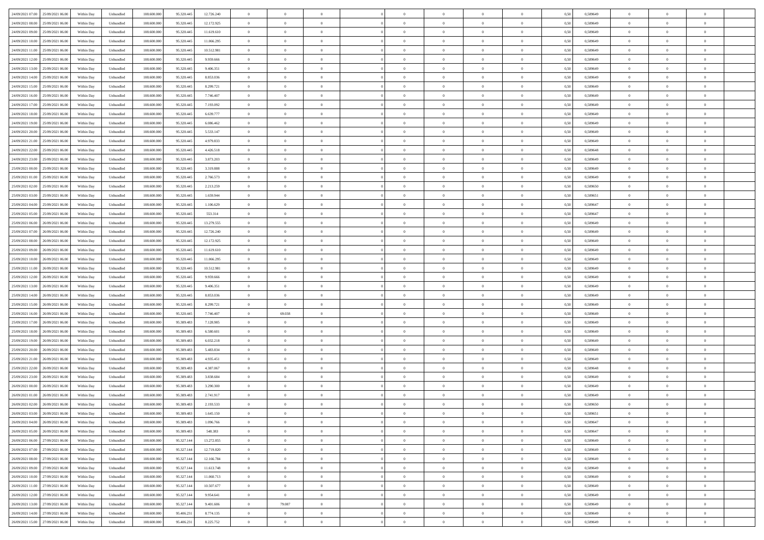| | | | | | | | | | | | | | | | | | | | | | |
|---|---|---|---|---|---|---|---|---|---|---|---|---|---|---|---|---|---|---|---|---|---|
| 24/09/2021 07:00 | 25/09/2021 06:00 | Within Day | Unbundled | 108.600.000 | 95.320.445 | 12.726.240 | 0 | 0 | 0 | | 0 | 0 | 0 | 0 | 0,50 | 0,589649 | 0 | 0 | 0 | |
| 24/09/2021 08:00 | 25/09/2021 06:00 | Within Day | Unbundled | 108.600.000 | 95.320.445 | 12.172.925 | 0 | 0 | 0 | | 0 | 0 | 0 | 0 | 0,50 | 0,589649 | 0 | 0 | 0 | |
| 24/09/2021 09:00 | 25/09/2021 06:00 | Within Day | Unbundled | 108.600.000 | 95.320.445 | 11.619.610 | 0 | 0 | 0 | | 0 | 0 | 0 | 0 | 0,50 | 0,589649 | 0 | 0 | 0 | |
| 24/09/2021 10:00 | 25/09/2021 06:00 | Within Day | Unbundled | 108.600.000 | 95.320.445 | 11.066.295 | 0 | 0 | 0 | | 0 | 0 | 0 | 0 | 0,50 | 0,589649 | 0 | 0 | 0 | |
| 24/09/2021 11:00 | 25/09/2021 06:00 | Within Day | Unbundled | 108.600.000 | 95.320.445 | 10.512.981 | 0 | 0 | 0 | | 0 | 0 | 0 | 0 | 0,50 | 0,589649 | 0 | 0 | 0 | |
| 24/09/2021 12:00 | 25/09/2021 06:00 | Within Day | Unbundled | 108.600.000 | 95.320.445 | 9.959.666 | 0 | 0 | 0 | | 0 | 0 | 0 | 0 | 0,50 | 0,589649 | 0 | 0 | 0 | |
| 24/09/2021 13:00 | 25/09/2021 06:00 | Within Day | Unbundled | 108.600.000 | 95.320.445 | 9.406.351 | 0 | 0 | 0 | | 0 | 0 | 0 | 0 | 0,50 | 0,589649 | 0 | 0 | 0 | |
| 24/09/2021 14:00 | 25/09/2021 06:00 | Within Day | Unbundled | 108.600.000 | 95.320.445 | 8.853.036 | 0 | 0 | 0 | | 0 | 0 | 0 | 0 | 0,50 | 0,589649 | 0 | 0 | 0 | |
| 24/09/2021 15:00 | 25/09/2021 06:00 | Within Day | Unbundled | 108.600.000 | 95.320.445 | 8.299.721 | 0 | 0 | 0 | | 0 | 0 | 0 | 0 | 0,50 | 0,589649 | 0 | 0 | 0 | |
| 24/09/2021 16:00 | 25/09/2021 06:00 | Within Day | Unbundled | 108.600.000 | 95.320.445 | 7.746.407 | 0 | 0 | 0 | | 0 | 0 | 0 | 0 | 0,50 | 0,589649 | 0 | 0 | 0 | |
| 24/09/2021 17:00 | 25/09/2021 06:00 | Within Day | Unbundled | 108.600.000 | 95.320.445 | 7.193.092 | 0 | 0 | 0 | | 0 | 0 | 0 | 0 | 0,50 | 0,589649 | 0 | 0 | 0 | |
| 24/09/2021 18:00 | 25/09/2021 06:00 | Within Day | Unbundled | 108.600.000 | 95.320.445 | 6.639.777 | 0 | 0 | 0 | | 0 | 0 | 0 | 0 | 0,50 | 0,589649 | 0 | 0 | 0 | |
| 24/09/2021 19:00 | 25/09/2021 06:00 | Within Day | Unbundled | 108.600.000 | 95.320.445 | 6.086.462 | 0 | 0 | 0 | | 0 | 0 | 0 | 0 | 0,50 | 0,589649 | 0 | 0 | 0 | |
| 24/09/2021 20:00 | 25/09/2021 06:00 | Within Day | Unbundled | 108.600.000 | 95.320.445 | 5.533.147 | 0 | 0 | 0 | | 0 | 0 | 0 | 0 | 0,50 | 0,589649 | 0 | 0 | 0 | |
| 24/09/2021 21:00 | 25/09/2021 06:00 | Within Day | Unbundled | 108.600.000 | 95.320.445 | 4.979.833 | 0 | 0 | 0 | | 0 | 0 | 0 | 0 | 0,50 | 0,589649 | 0 | 0 | 0 | |
| 24/09/2021 22:00 | 25/09/2021 06:00 | Within Day | Unbundled | 108.600.000 | 95.320.445 | 4.426.518 | 0 | 0 | 0 | | 0 | 0 | 0 | 0 | 0,50 | 0,589648 | 0 | 0 | 0 | |
| 24/09/2021 23:00 | 25/09/2021 06:00 | Within Day | Unbundled | 108.600.000 | 95.320.445 | 3.873.203 | 0 | 0 | 0 | | 0 | 0 | 0 | 0 | 0,50 | 0,589649 | 0 | 0 | 0 | |
| 25/09/2021 00:00 | 25/09/2021 06:00 | Within Day | Unbundled | 108.600.000 | 95.320.445 | 3.319.888 | 0 | 0 | 0 | | 0 | 0 | 0 | 0 | 0,50 | 0,589649 | 0 | 0 | 0 | |
| 25/09/2021 01:00 | 25/09/2021 06:00 | Within Day | Unbundled | 108.600.000 | 95.320.445 | 2.766.573 | 0 | 0 | 0 | | 0 | 0 | 0 | 0 | 0,50 | 0,589649 | 0 | 0 | 0 | |
| 25/09/2021 02:00 | 25/09/2021 06:00 | Within Day | Unbundled | 108.600.000 | 95.320.445 | 2.213.259 | 0 | 0 | 0 | | 0 | 0 | 0 | 0 | 0,50 | 0,589650 | 0 | 0 | 0 | |
| 25/09/2021 03:00 | 25/09/2021 06:00 | Within Day | Unbundled | 108.600.000 | 95.320.445 | 1.659.944 | 0 | 0 | 0 | | 0 | 0 | 0 | 0 | 0,50 | 0,589651 | 0 | 0 | 0 | |
| 25/09/2021 04:00 | 25/09/2021 06:00 | Within Day | Unbundled | 108.600.000 | 95.320.445 | 1.106.629 | 0 | 0 | 0 | | 0 | 0 | 0 | 0 | 0,50 | 0,589647 | 0 | 0 | 0 | |
| 25/09/2021 05:00 | 25/09/2021 06:00 | Within Day | Unbundled | 108.600.000 | 95.320.445 | 553.314 | 0 | 0 | 0 | | 0 | 0 | 0 | 0 | 0,50 | 0,589647 | 0 | 0 | 0 | |
| 25/09/2021 06:00 | 26/09/2021 06:00 | Within Day | Unbundled | 108.600.000 | 95.320.445 | 13.279.555 | 0 | 0 | 0 | | 0 | 0 | 0 | 0 | 0,50 | 0,589649 | 0 | 0 | 0 | |
| 25/09/2021 07:00 | 26/09/2021 06:00 | Within Day | Unbundled | 108.600.000 | 95.320.445 | 12.726.240 | 0 | 0 | 0 | | 0 | 0 | 0 | 0 | 0,50 | 0,589649 | 0 | 0 | 0 | |
| 25/09/2021 08:00 | 26/09/2021 06:00 | Within Day | Unbundled | 108.600.000 | 95.320.445 | 12.172.925 | 0 | 0 | 0 | | 0 | 0 | 0 | 0 | 0,50 | 0,589649 | 0 | 0 | 0 | |
| 25/09/2021 09:00 | 26/09/2021 06:00 | Within Day | Unbundled | 108.600.000 | 95.320.445 | 11.619.610 | 0 | 0 | 0 | | 0 | 0 | 0 | 0 | 0,50 | 0,589649 | 0 | 0 | 0 | |
| 25/09/2021 10:00 | 26/09/2021 06:00 | Within Day | Unbundled | 108.600.000 | 95.320.445 | 11.066.295 | 0 | 0 | 0 | | 0 | 0 | 0 | 0 | 0,50 | 0,589649 | 0 | 0 | 0 | |
| 25/09/2021 11:00 | 26/09/2021 06:00 | Within Day | Unbundled | 108.600.000 | 95.320.445 | 10.512.981 | 0 | 0 | 0 | | 0 | 0 | 0 | 0 | 0,50 | 0,589649 | 0 | 0 | 0 | |
| 25/09/2021 12:00 | 26/09/2021 06:00 | Within Day | Unbundled | 108.600.000 | 95.320.445 | 9.959.666 | 0 | 0 | 0 | | 0 | 0 | 0 | 0 | 0,50 | 0,589649 | 0 | 0 | 0 | |
| 25/09/2021 13:00 | 26/09/2021 06:00 | Within Day | Unbundled | 108.600.000 | 95.320.445 | 9.406.351 | 0 | 0 | 0 | | 0 | 0 | 0 | 0 | 0,50 | 0,589649 | 0 | 0 | 0 | |
| 25/09/2021 14:00 | 26/09/2021 06:00 | Within Day | Unbundled | 108.600.000 | 95.320.445 | 8.853.036 | 0 | 0 | 0 | | 0 | 0 | 0 | 0 | 0,50 | 0,589649 | 0 | 0 | 0 | |
| 25/09/2021 15:00 | 26/09/2021 06:00 | Within Day | Unbundled | 108.600.000 | 95.320.445 | 8.299.721 | 0 | 0 | 0 | | 0 | 0 | 0 | 0 | 0,50 | 0,589649 | 0 | 0 | 0 | |
| 25/09/2021 16:00 | 26/09/2021 06:00 | Within Day | Unbundled | 108.600.000 | 95.320.445 | 7.746.407 | 0 | 69.038 | 0 | | 0 | 0 | 0 | 0 | 0,50 | 0,589649 | 0 | 0 | 0 | |
| 25/09/2021 17:00 | 26/09/2021 06:00 | Within Day | Unbundled | 108.600.000 | 95.389.483 | 7.128.985 | 0 | 0 | 0 | | 0 | 0 | 0 | 0 | 0,50 | 0,589649 | 0 | 0 | 0 | |
| 25/09/2021 18:00 | 26/09/2021 06:00 | Within Day | Unbundled | 108.600.000 | 95.389.483 | 6.580.601 | 0 | 0 | 0 | | 0 | 0 | 0 | 0 | 0,50 | 0,589649 | 0 | 0 | 0 | |
| 25/09/2021 19:00 | 26/09/2021 06:00 | Within Day | Unbundled | 108.600.000 | 95.389.483 | 6.032.218 | 0 | 0 | 0 | | 0 | 0 | 0 | 0 | 0,50 | 0,589649 | 0 | 0 | 0 | |
| 25/09/2021 20:00 | 26/09/2021 06:00 | Within Day | Unbundled | 108.600.000 | 95.389.483 | 5.483.834 | 0 | 0 | 0 | | 0 | 0 | 0 | 0 | 0,50 | 0,589649 | 0 | 0 | 0 | |
| 25/09/2021 21:00 | 26/09/2021 06:00 | Within Day | Unbundled | 108.600.000 | 95.389.483 | 4.935.451 | 0 | 0 | 0 | | 0 | 0 | 0 | 0 | 0,50 | 0,589649 | 0 | 0 | 0 | |
| 25/09/2021 22:00 | 26/09/2021 06:00 | Within Day | Unbundled | 108.600.000 | 95.389.483 | 4.387.067 | 0 | 0 | 0 | | 0 | 0 | 0 | 0 | 0,50 | 0,589648 | 0 | 0 | 0 | |
| 25/09/2021 23:00 | 26/09/2021 06:00 | Within Day | Unbundled | 108.600.000 | 95.389.483 | 3.838.684 | 0 | 0 | 0 | | 0 | 0 | 0 | 0 | 0,50 | 0,589649 | 0 | 0 | 0 | |
| 26/09/2021 00:00 | 26/09/2021 06:00 | Within Day | Unbundled | 108.600.000 | 95.389.483 | 3.290.300 | 0 | 0 | 0 | | 0 | 0 | 0 | 0 | 0,50 | 0,589649 | 0 | 0 | 0 | |
| 26/09/2021 01:00 | 26/09/2021 06:00 | Within Day | Unbundled | 108.600.000 | 95.389.483 | 2.741.917 | 0 | 0 | 0 | | 0 | 0 | 0 | 0 | 0,50 | 0,589649 | 0 | 0 | 0 | |
| 26/09/2021 02:00 | 26/09/2021 06:00 | Within Day | Unbundled | 108.600.000 | 95.389.483 | 2.193.533 | 0 | 0 | 0 | | 0 | 0 | 0 | 0 | 0,50 | 0,589650 | 0 | 0 | 0 | |
| 26/09/2021 03:00 | 26/09/2021 06:00 | Within Day | Unbundled | 108.600.000 | 95.389.483 | 1.645.150 | 0 | 0 | 0 | | 0 | 0 | 0 | 0 | 0,50 | 0,589651 | 0 | 0 | 0 | |
| 26/09/2021 04:00 | 26/09/2021 06:00 | Within Day | Unbundled | 108.600.000 | 95.389.483 | 1.096.766 | 0 | 0 | 0 | | 0 | 0 | 0 | 0 | 0,50 | 0,589647 | 0 | 0 | 0 | |
| 26/09/2021 05:00 | 26/09/2021 06:00 | Within Day | Unbundled | 108.600.000 | 95.389.483 | 548.383 | 0 | 0 | 0 | | 0 | 0 | 0 | 0 | 0,50 | 0,589647 | 0 | 0 | 0 | |
| 26/09/2021 06:00 | 27/09/2021 06:00 | Within Day | Unbundled | 108.600.000 | 95.327.144 | 13.272.855 | 0 | 0 | 0 | | 0 | 0 | 0 | 0 | 0,50 | 0,589649 | 0 | 0 | 0 | |
| 26/09/2021 07:00 | 27/09/2021 06:00 | Within Day | Unbundled | 108.600.000 | 95.327.144 | 12.719.820 | 0 | 0 | 0 | | 0 | 0 | 0 | 0 | 0,50 | 0,589649 | 0 | 0 | 0 | |
| 26/09/2021 08:00 | 27/09/2021 06:00 | Within Day | Unbundled | 108.600.000 | 95.327.144 | 12.166.784 | 0 | 0 | 0 | | 0 | 0 | 0 | 0 | 0,50 | 0,589649 | 0 | 0 | 0 | |
| 26/09/2021 09:00 | 27/09/2021 06:00 | Within Day | Unbundled | 108.600.000 | 95.327.144 | 11.613.748 | 0 | 0 | 0 | | 0 | 0 | 0 | 0 | 0,50 | 0,589649 | 0 | 0 | 0 | |
| 26/09/2021 10:00 | 27/09/2021 06:00 | Within Day | Unbundled | 108.600.000 | 95.327.144 | 11.060.713 | 0 | 0 | 0 | | 0 | 0 | 0 | 0 | 0,50 | 0,589649 | 0 | 0 | 0 | |
| 26/09/2021 11:00 | 27/09/2021 06:00 | Within Day | Unbundled | 108.600.000 | 95.327.144 | 10.507.677 | 0 | 0 | 0 | | 0 | 0 | 0 | 0 | 0,50 | 0,589649 | 0 | 0 | 0 | |
| 26/09/2021 12:00 | 27/09/2021 06:00 | Within Day | Unbundled | 108.600.000 | 95.327.144 | 9.954.641 | 0 | 0 | 0 | | 0 | 0 | 0 | 0 | 0,50 | 0,589649 | 0 | 0 | 0 | |
| 26/09/2021 13:00 | 27/09/2021 06:00 | Within Day | Unbundled | 108.600.000 | 95.327.144 | 9.401.606 | 0 | 79.087 | 0 | | 0 | 0 | 0 | 0 | 0,50 | 0,589649 | 0 | 0 | 0 | |
| 26/09/2021 14:00 | 27/09/2021 06:00 | Within Day | Unbundled | 108.600.000 | 95.406.231 | 8.774.135 | 0 | 0 | 0 | | 0 | 0 | 0 | 0 | 0,50 | 0,589649 | 0 | 0 | 0 | |
| 26/09/2021 15:00 | 27/09/2021 06:00 | Within Day | Unbundled | 108.600.000 | 95.406.231 | 8.225.752 | 0 | 0 | 0 | | 0 | 0 | 0 | 0 | 0,50 | 0,589649 | 0 | 0 | 0 | |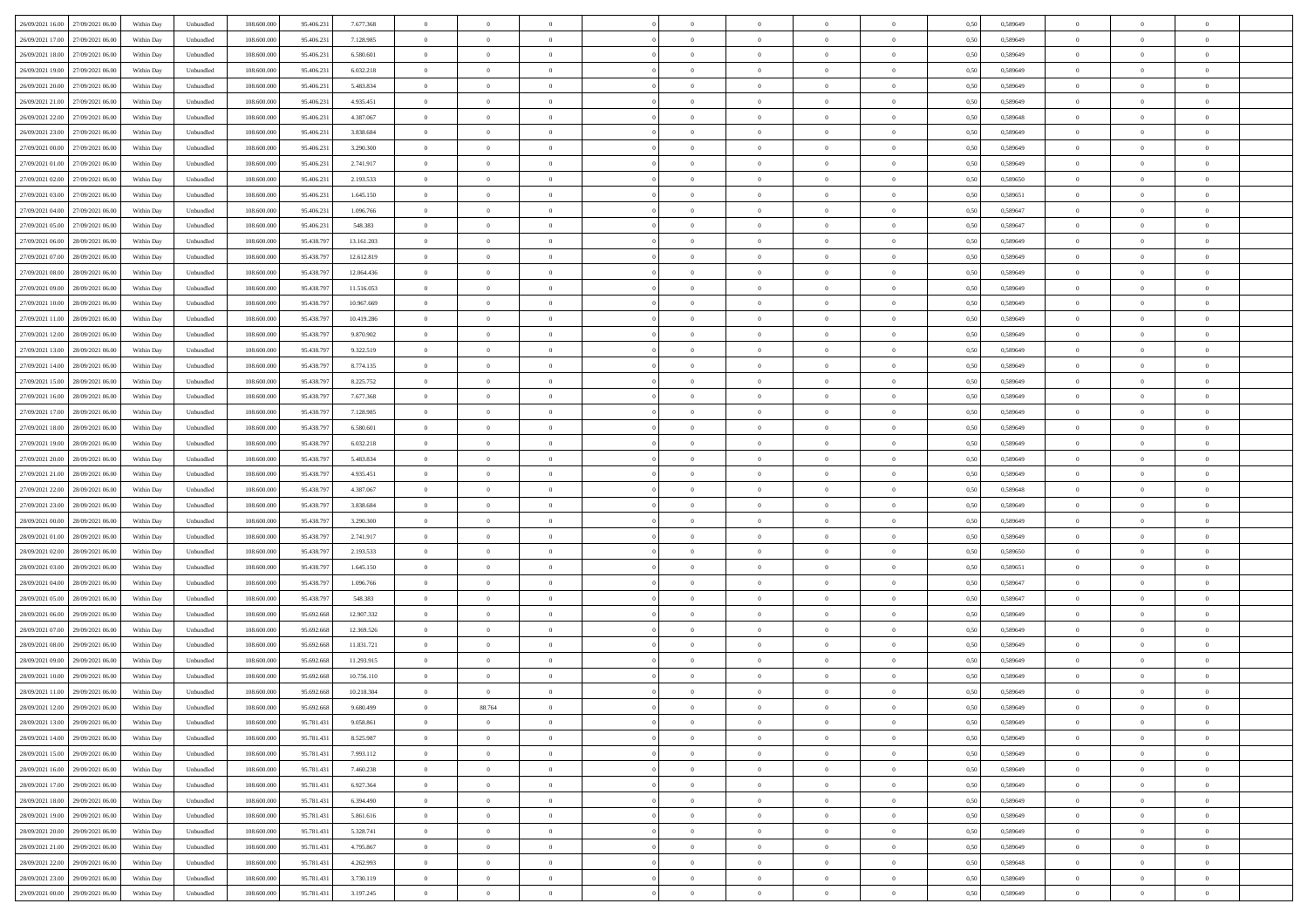| | | | | | | | | | | | | | | | | | | | | |
|---|---|---|---|---|---|---|---|---|---|---|---|---|---|---|---|---|---|---|---|---|
| 26/09/2021 16:00 | 27/09/2021 06:00 | Within Day | Unbundled | 108.600.000 | 95.406.231 | 7.677.368 | 0 | 0 | 0 | | 0 | 0 | 0 | 0 | 0,50 | 0,589649 | 0 | 0 | 0 | |
| 26/09/2021 17:00 | 27/09/2021 06:00 | Within Day | Unbundled | 108.600.000 | 95.406.231 | 7.128.985 | 0 | 0 | 0 | | 0 | 0 | 0 | 0 | 0,50 | 0,589649 | 0 | 0 | 0 | |
| 26/09/2021 18:00 | 27/09/2021 06:00 | Within Day | Unbundled | 108.600.000 | 95.406.231 | 6.580.601 | 0 | 0 | 0 | | 0 | 0 | 0 | 0 | 0,50 | 0,589649 | 0 | 0 | 0 | |
| 26/09/2021 19:00 | 27/09/2021 06:00 | Within Day | Unbundled | 108.600.000 | 95.406.231 | 6.032.218 | 0 | 0 | 0 | | 0 | 0 | 0 | 0 | 0,50 | 0,589649 | 0 | 0 | 0 | |
| 26/09/2021 20:00 | 27/09/2021 06:00 | Within Day | Unbundled | 108.600.000 | 95.406.231 | 5.483.834 | 0 | 0 | 0 | | 0 | 0 | 0 | 0 | 0,50 | 0,589649 | 0 | 0 | 0 | |
| 26/09/2021 21:00 | 27/09/2021 06:00 | Within Day | Unbundled | 108.600.000 | 95.406.231 | 4.935.451 | 0 | 0 | 0 | | 0 | 0 | 0 | 0 | 0,50 | 0,589649 | 0 | 0 | 0 | |
| 26/09/2021 22:00 | 27/09/2021 06:00 | Within Day | Unbundled | 108.600.000 | 95.406.231 | 4.387.067 | 0 | 0 | 0 | | 0 | 0 | 0 | 0 | 0,50 | 0,589648 | 0 | 0 | 0 | |
| 26/09/2021 23:00 | 27/09/2021 06:00 | Within Day | Unbundled | 108.600.000 | 95.406.231 | 3.838.684 | 0 | 0 | 0 | | 0 | 0 | 0 | 0 | 0,50 | 0,589649 | 0 | 0 | 0 | |
| 27/09/2021 00:00 | 27/09/2021 06:00 | Within Day | Unbundled | 108.600.000 | 95.406.231 | 3.290.300 | 0 | 0 | 0 | | 0 | 0 | 0 | 0 | 0,50 | 0,589649 | 0 | 0 | 0 | |
| 27/09/2021 01:00 | 27/09/2021 06:00 | Within Day | Unbundled | 108.600.000 | 95.406.231 | 2.741.917 | 0 | 0 | 0 | | 0 | 0 | 0 | 0 | 0,50 | 0,589649 | 0 | 0 | 0 | |
| 27/09/2021 02:00 | 27/09/2021 06:00 | Within Day | Unbundled | 108.600.000 | 95.406.231 | 2.193.533 | 0 | 0 | 0 | | 0 | 0 | 0 | 0 | 0,50 | 0,589650 | 0 | 0 | 0 | |
| 27/09/2021 03:00 | 27/09/2021 06:00 | Within Day | Unbundled | 108.600.000 | 95.406.231 | 1.645.150 | 0 | 0 | 0 | | 0 | 0 | 0 | 0 | 0,50 | 0,589651 | 0 | 0 | 0 | |
| 27/09/2021 04:00 | 27/09/2021 06:00 | Within Day | Unbundled | 108.600.000 | 95.406.231 | 1.096.766 | 0 | 0 | 0 | | 0 | 0 | 0 | 0 | 0,50 | 0,589647 | 0 | 0 | 0 | |
| 27/09/2021 05:00 | 27/09/2021 06:00 | Within Day | Unbundled | 108.600.000 | 95.406.231 | 548.383 | 0 | 0 | 0 | | 0 | 0 | 0 | 0 | 0,50 | 0,589647 | 0 | 0 | 0 | |
| 27/09/2021 06:00 | 28/09/2021 06:00 | Within Day | Unbundled | 108.600.000 | 95.438.797 | 13.161.203 | 0 | 0 | 0 | | 0 | 0 | 0 | 0 | 0,50 | 0,589649 | 0 | 0 | 0 | |
| 27/09/2021 07:00 | 28/09/2021 06:00 | Within Day | Unbundled | 108.600.000 | 95.438.797 | 12.612.819 | 0 | 0 | 0 | | 0 | 0 | 0 | 0 | 0,50 | 0,589649 | 0 | 0 | 0 | |
| 27/09/2021 08:00 | 28/09/2021 06:00 | Within Day | Unbundled | 108.600.000 | 95.438.797 | 12.064.436 | 0 | 0 | 0 | | 0 | 0 | 0 | 0 | 0,50 | 0,589649 | 0 | 0 | 0 | |
| 27/09/2021 09:00 | 28/09/2021 06:00 | Within Day | Unbundled | 108.600.000 | 95.438.797 | 11.516.053 | 0 | 0 | 0 | | 0 | 0 | 0 | 0 | 0,50 | 0,589649 | 0 | 0 | 0 | |
| 27/09/2021 10:00 | 28/09/2021 06:00 | Within Day | Unbundled | 108.600.000 | 95.438.797 | 10.967.669 | 0 | 0 | 0 | | 0 | 0 | 0 | 0 | 0,50 | 0,589649 | 0 | 0 | 0 | |
| 27/09/2021 11:00 | 28/09/2021 06:00 | Within Day | Unbundled | 108.600.000 | 95.438.797 | 10.419.286 | 0 | 0 | 0 | | 0 | 0 | 0 | 0 | 0,50 | 0,589649 | 0 | 0 | 0 | |
| 27/09/2021 12:00 | 28/09/2021 06:00 | Within Day | Unbundled | 108.600.000 | 95.438.797 | 9.870.902 | 0 | 0 | 0 | | 0 | 0 | 0 | 0 | 0,50 | 0,589649 | 0 | 0 | 0 | |
| 27/09/2021 13:00 | 28/09/2021 06:00 | Within Day | Unbundled | 108.600.000 | 95.438.797 | 9.322.519 | 0 | 0 | 0 | | 0 | 0 | 0 | 0 | 0,50 | 0,589649 | 0 | 0 | 0 | |
| 27/09/2021 14:00 | 28/09/2021 06:00 | Within Day | Unbundled | 108.600.000 | 95.438.797 | 8.774.135 | 0 | 0 | 0 | | 0 | 0 | 0 | 0 | 0,50 | 0,589649 | 0 | 0 | 0 | |
| 27/09/2021 15:00 | 28/09/2021 06:00 | Within Day | Unbundled | 108.600.000 | 95.438.797 | 8.225.752 | 0 | 0 | 0 | | 0 | 0 | 0 | 0 | 0,50 | 0,589649 | 0 | 0 | 0 | |
| 27/09/2021 16:00 | 28/09/2021 06:00 | Within Day | Unbundled | 108.600.000 | 95.438.797 | 7.677.368 | 0 | 0 | 0 | | 0 | 0 | 0 | 0 | 0,50 | 0,589649 | 0 | 0 | 0 | |
| 27/09/2021 17:00 | 28/09/2021 06:00 | Within Day | Unbundled | 108.600.000 | 95.438.797 | 7.128.985 | 0 | 0 | 0 | | 0 | 0 | 0 | 0 | 0,50 | 0,589649 | 0 | 0 | 0 | |
| 27/09/2021 18:00 | 28/09/2021 06:00 | Within Day | Unbundled | 108.600.000 | 95.438.797 | 6.580.601 | 0 | 0 | 0 | | 0 | 0 | 0 | 0 | 0,50 | 0,589649 | 0 | 0 | 0 | |
| 27/09/2021 19:00 | 28/09/2021 06:00 | Within Day | Unbundled | 108.600.000 | 95.438.797 | 6.032.218 | 0 | 0 | 0 | | 0 | 0 | 0 | 0 | 0,50 | 0,589649 | 0 | 0 | 0 | |
| 27/09/2021 20:00 | 28/09/2021 06:00 | Within Day | Unbundled | 108.600.000 | 95.438.797 | 5.483.834 | 0 | 0 | 0 | | 0 | 0 | 0 | 0 | 0,50 | 0,589649 | 0 | 0 | 0 | |
| 27/09/2021 21:00 | 28/09/2021 06:00 | Within Day | Unbundled | 108.600.000 | 95.438.797 | 4.935.451 | 0 | 0 | 0 | | 0 | 0 | 0 | 0 | 0,50 | 0,589649 | 0 | 0 | 0 | |
| 27/09/2021 22:00 | 28/09/2021 06:00 | Within Day | Unbundled | 108.600.000 | 95.438.797 | 4.387.067 | 0 | 0 | 0 | | 0 | 0 | 0 | 0 | 0,50 | 0,589648 | 0 | 0 | 0 | |
| 27/09/2021 23:00 | 28/09/2021 06:00 | Within Day | Unbundled | 108.600.000 | 95.438.797 | 3.838.684 | 0 | 0 | 0 | | 0 | 0 | 0 | 0 | 0,50 | 0,589649 | 0 | 0 | 0 | |
| 28/09/2021 00:00 | 28/09/2021 06:00 | Within Day | Unbundled | 108.600.000 | 95.438.797 | 3.290.300 | 0 | 0 | 0 | | 0 | 0 | 0 | 0 | 0,50 | 0,589649 | 0 | 0 | 0 | |
| 28/09/2021 01:00 | 28/09/2021 06:00 | Within Day | Unbundled | 108.600.000 | 95.438.797 | 2.741.917 | 0 | 0 | 0 | | 0 | 0 | 0 | 0 | 0,50 | 0,589649 | 0 | 0 | 0 | |
| 28/09/2021 02:00 | 28/09/2021 06:00 | Within Day | Unbundled | 108.600.000 | 95.438.797 | 2.193.533 | 0 | 0 | 0 | | 0 | 0 | 0 | 0 | 0,50 | 0,589650 | 0 | 0 | 0 | |
| 28/09/2021 03:00 | 28/09/2021 06:00 | Within Day | Unbundled | 108.600.000 | 95.438.797 | 1.645.150 | 0 | 0 | 0 | | 0 | 0 | 0 | 0 | 0,50 | 0,589651 | 0 | 0 | 0 | |
| 28/09/2021 04:00 | 28/09/2021 06:00 | Within Day | Unbundled | 108.600.000 | 95.438.797 | 1.096.766 | 0 | 0 | 0 | | 0 | 0 | 0 | 0 | 0,50 | 0,589647 | 0 | 0 | 0 | |
| 28/09/2021 05:00 | 28/09/2021 06:00 | Within Day | Unbundled | 108.600.000 | 95.438.797 | 548.383 | 0 | 0 | 0 | | 0 | 0 | 0 | 0 | 0,50 | 0,589647 | 0 | 0 | 0 | |
| 28/09/2021 06:00 | 29/09/2021 06:00 | Within Day | Unbundled | 108.600.000 | 95.692.668 | 12.907.332 | 0 | 0 | 0 | | 0 | 0 | 0 | 0 | 0,50 | 0,589649 | 0 | 0 | 0 | |
| 28/09/2021 07:00 | 29/09/2021 06:00 | Within Day | Unbundled | 108.600.000 | 95.692.668 | 12.369.526 | 0 | 0 | 0 | | 0 | 0 | 0 | 0 | 0,50 | 0,589649 | 0 | 0 | 0 | |
| 28/09/2021 08:00 | 29/09/2021 06:00 | Within Day | Unbundled | 108.600.000 | 95.692.668 | 11.831.721 | 0 | 0 | 0 | | 0 | 0 | 0 | 0 | 0,50 | 0,589649 | 0 | 0 | 0 | |
| 28/09/2021 09:00 | 29/09/2021 06:00 | Within Day | Unbundled | 108.600.000 | 95.692.668 | 11.293.915 | 0 | 0 | 0 | | 0 | 0 | 0 | 0 | 0,50 | 0,589649 | 0 | 0 | 0 | |
| 28/09/2021 10:00 | 29/09/2021 06:00 | Within Day | Unbundled | 108.600.000 | 95.692.668 | 10.756.110 | 0 | 0 | 0 | | 0 | 0 | 0 | 0 | 0,50 | 0,589649 | 0 | 0 | 0 | |
| 28/09/2021 11:00 | 29/09/2021 06:00 | Within Day | Unbundled | 108.600.000 | 95.692.668 | 10.218.304 | 0 | 0 | 0 | | 0 | 0 | 0 | 0 | 0,50 | 0,589649 | 0 | 0 | 0 | |
| 28/09/2021 12:00 | 29/09/2021 06:00 | Within Day | Unbundled | 108.600.000 | 95.692.668 | 9.680.499 | 0 | 88.764 | 0 | | 0 | 0 | 0 | 0 | 0,50 | 0,589649 | 0 | 0 | 0 | |
| 28/09/2021 13:00 | 29/09/2021 06:00 | Within Day | Unbundled | 108.600.000 | 95.781.431 | 9.058.861 | 0 | 0 | 0 | | 0 | 0 | 0 | 0 | 0,50 | 0,589649 | 0 | 0 | 0 | |
| 28/09/2021 14:00 | 29/09/2021 06:00 | Within Day | Unbundled | 108.600.000 | 95.781.431 | 8.525.987 | 0 | 0 | 0 | | 0 | 0 | 0 | 0 | 0,50 | 0,589649 | 0 | 0 | 0 | |
| 28/09/2021 15:00 | 29/09/2021 06:00 | Within Day | Unbundled | 108.600.000 | 95.781.431 | 7.993.112 | 0 | 0 | 0 | | 0 | 0 | 0 | 0 | 0,50 | 0,589649 | 0 | 0 | 0 | |
| 28/09/2021 16:00 | 29/09/2021 06:00 | Within Day | Unbundled | 108.600.000 | 95.781.431 | 7.460.238 | 0 | 0 | 0 | | 0 | 0 | 0 | 0 | 0,50 | 0,589649 | 0 | 0 | 0 | |
| 28/09/2021 17:00 | 29/09/2021 06:00 | Within Day | Unbundled | 108.600.000 | 95.781.431 | 6.927.364 | 0 | 0 | 0 | | 0 | 0 | 0 | 0 | 0,50 | 0,589649 | 0 | 0 | 0 | |
| 28/09/2021 18:00 | 29/09/2021 06:00 | Within Day | Unbundled | 108.600.000 | 95.781.431 | 6.394.490 | 0 | 0 | 0 | | 0 | 0 | 0 | 0 | 0,50 | 0,589649 | 0 | 0 | 0 | |
| 28/09/2021 19:00 | 29/09/2021 06:00 | Within Day | Unbundled | 108.600.000 | 95.781.431 | 5.861.616 | 0 | 0 | 0 | | 0 | 0 | 0 | 0 | 0,50 | 0,589649 | 0 | 0 | 0 | |
| 28/09/2021 20:00 | 29/09/2021 06:00 | Within Day | Unbundled | 108.600.000 | 95.781.431 | 5.328.741 | 0 | 0 | 0 | | 0 | 0 | 0 | 0 | 0,50 | 0,589649 | 0 | 0 | 0 | |
| 28/09/2021 21:00 | 29/09/2021 06:00 | Within Day | Unbundled | 108.600.000 | 95.781.431 | 4.795.867 | 0 | 0 | 0 | | 0 | 0 | 0 | 0 | 0,50 | 0,589649 | 0 | 0 | 0 | |
| 28/09/2021 22:00 | 29/09/2021 06:00 | Within Day | Unbundled | 108.600.000 | 95.781.431 | 4.262.993 | 0 | 0 | 0 | | 0 | 0 | 0 | 0 | 0,50 | 0,589648 | 0 | 0 | 0 | |
| 28/09/2021 23:00 | 29/09/2021 06:00 | Within Day | Unbundled | 108.600.000 | 95.781.431 | 3.730.119 | 0 | 0 | 0 | | 0 | 0 | 0 | 0 | 0,50 | 0,589649 | 0 | 0 | 0 | |
| 29/09/2021 00:00 | 29/09/2021 06:00 | Within Day | Unbundled | 108.600.000 | 95.781.431 | 3.197.245 | 0 | 0 | 0 | | 0 | 0 | 0 | 0 | 0,50 | 0,589649 | 0 | 0 | 0 | |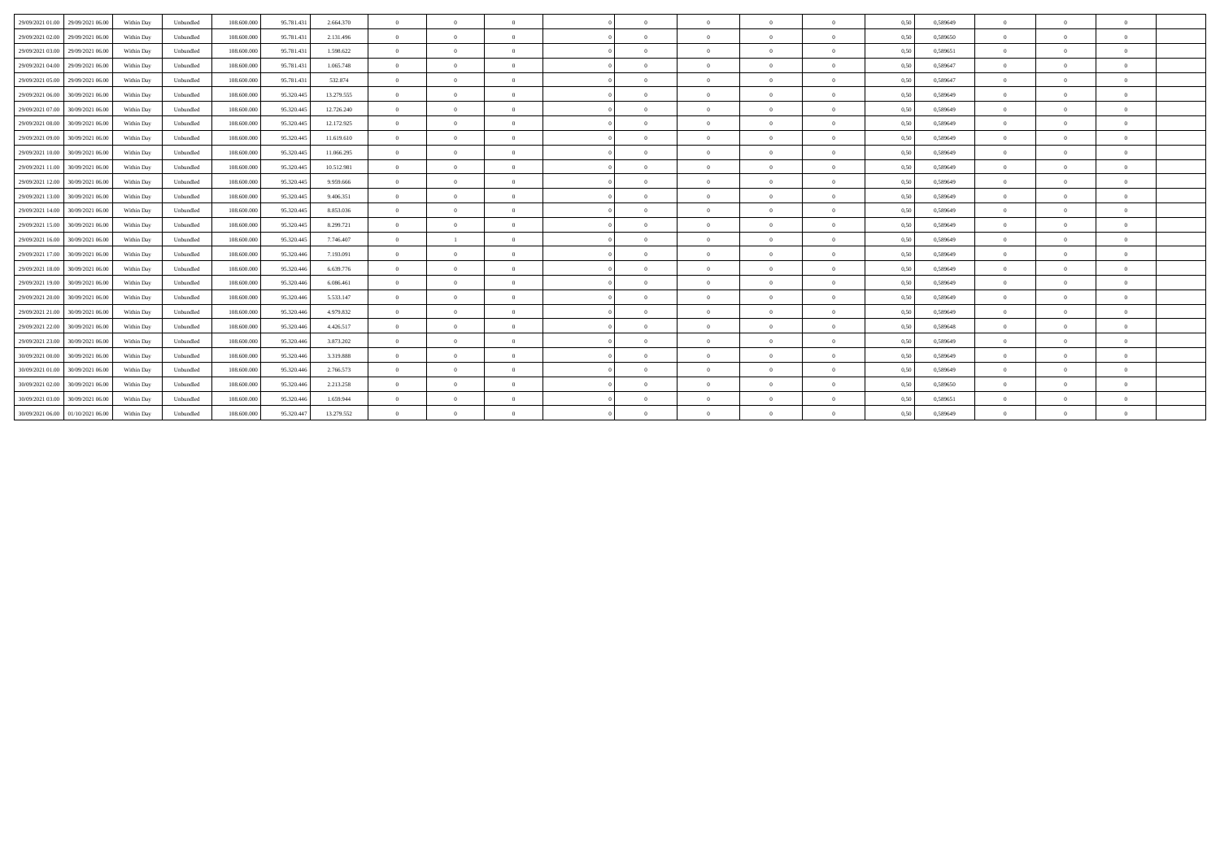| | | | | | | | | | | | | | | | | | | | | |
|---|---|---|---|---|---|---|---|---|---|---|---|---|---|---|---|---|---|---|---|---|
| 29/09/2021 01.00 | 29/09/2021 06.00 | Within Day | Unbundled | 108.600.000 | 95.781.431 | 2.664.370 | 0 | 0 | 0 | 0 | 0 | 0 | 0 | 0 | 0,50 | 0,589649 | 0 | 0 | 0 | |
| 29/09/2021 02.00 | 29/09/2021 06.00 | Within Day | Unbundled | 108.600.000 | 95.781.431 | 2.131.496 | 0 | 0 | 0 | 0 | 0 | 0 | 0 | 0 | 0,50 | 0,589650 | 0 | 0 | 0 | |
| 29/09/2021 03.00 | 29/09/2021 06.00 | Within Day | Unbundled | 108.600.000 | 95.781.431 | 1.598.622 | 0 | 0 | 0 | 0 | 0 | 0 | 0 | 0 | 0,50 | 0,589651 | 0 | 0 | 0 | |
| 29/09/2021 04.00 | 29/09/2021 06.00 | Within Day | Unbundled | 108.600.000 | 95.781.431 | 1.065.748 | 0 | 0 | 0 | 0 | 0 | 0 | 0 | 0 | 0,50 | 0,589647 | 0 | 0 | 0 | |
| 29/09/2021 05.00 | 29/09/2021 06.00 | Within Day | Unbundled | 108.600.000 | 95.781.431 | 532.874 | 0 | 0 | 0 | 0 | 0 | 0 | 0 | 0 | 0,50 | 0,589647 | 0 | 0 | 0 | |
| 29/09/2021 06.00 | 30/09/2021 06.00 | Within Day | Unbundled | 108.600.000 | 95.320.445 | 13.279.555 | 0 | 0 | 0 | 0 | 0 | 0 | 0 | 0 | 0,50 | 0,589649 | 0 | 0 | 0 | |
| 29/09/2021 07.00 | 30/09/2021 06.00 | Within Day | Unbundled | 108.600.000 | 95.320.445 | 12.726.240 | 0 | 0 | 0 | 0 | 0 | 0 | 0 | 0 | 0,50 | 0,589649 | 0 | 0 | 0 | |
| 29/09/2021 08.00 | 30/09/2021 06.00 | Within Day | Unbundled | 108.600.000 | 95.320.445 | 12.172.925 | 0 | 0 | 0 | 0 | 0 | 0 | 0 | 0 | 0,50 | 0,589649 | 0 | 0 | 0 | |
| 29/09/2021 09.00 | 30/09/2021 06.00 | Within Day | Unbundled | 108.600.000 | 95.320.445 | 11.619.610 | 0 | 0 | 0 | 0 | 0 | 0 | 0 | 0 | 0,50 | 0,589649 | 0 | 0 | 0 | |
| 29/09/2021 10.00 | 30/09/2021 06.00 | Within Day | Unbundled | 108.600.000 | 95.320.445 | 11.066.295 | 0 | 0 | 0 | 0 | 0 | 0 | 0 | 0 | 0,50 | 0,589649 | 0 | 0 | 0 | |
| 29/09/2021 11.00 | 30/09/2021 06.00 | Within Day | Unbundled | 108.600.000 | 95.320.445 | 10.512.981 | 0 | 0 | 0 | 0 | 0 | 0 | 0 | 0 | 0,50 | 0,589649 | 0 | 0 | 0 | |
| 29/09/2021 12.00 | 30/09/2021 06.00 | Within Day | Unbundled | 108.600.000 | 95.320.445 | 9.959.666 | 0 | 0 | 0 | 0 | 0 | 0 | 0 | 0 | 0,50 | 0,589649 | 0 | 0 | 0 | |
| 29/09/2021 13.00 | 30/09/2021 06.00 | Within Day | Unbundled | 108.600.000 | 95.320.445 | 9.406.351 | 0 | 0 | 0 | 0 | 0 | 0 | 0 | 0 | 0,50 | 0,589649 | 0 | 0 | 0 | |
| 29/09/2021 14.00 | 30/09/2021 06.00 | Within Day | Unbundled | 108.600.000 | 95.320.445 | 8.853.036 | 0 | 0 | 0 | 0 | 0 | 0 | 0 | 0 | 0,50 | 0,589649 | 0 | 0 | 0 | |
| 29/09/2021 15.00 | 30/09/2021 06.00 | Within Day | Unbundled | 108.600.000 | 95.320.445 | 8.299.721 | 0 | 0 | 0 | 0 | 0 | 0 | 0 | 0 | 0,50 | 0,589649 | 0 | 0 | 0 | |
| 29/09/2021 16.00 | 30/09/2021 06.00 | Within Day | Unbundled | 108.600.000 | 95.320.445 | 7.746.407 | 0 | 1 | 0 | 0 | 0 | 0 | 0 | 0 | 0,50 | 0,589649 | 0 | 0 | 0 | |
| 29/09/2021 17.00 | 30/09/2021 06.00 | Within Day | Unbundled | 108.600.000 | 95.320.446 | 7.193.091 | 0 | 0 | 0 | 0 | 0 | 0 | 0 | 0 | 0,50 | 0,589649 | 0 | 0 | 0 | |
| 29/09/2021 18.00 | 30/09/2021 06.00 | Within Day | Unbundled | 108.600.000 | 95.320.446 | 6.639.776 | 0 | 0 | 0 | 0 | 0 | 0 | 0 | 0 | 0,50 | 0,589649 | 0 | 0 | 0 | |
| 29/09/2021 19.00 | 30/09/2021 06.00 | Within Day | Unbundled | 108.600.000 | 95.320.446 | 6.086.461 | 0 | 0 | 0 | 0 | 0 | 0 | 0 | 0 | 0,50 | 0,589649 | 0 | 0 | 0 | |
| 29/09/2021 20.00 | 30/09/2021 06.00 | Within Day | Unbundled | 108.600.000 | 95.320.446 | 5.533.147 | 0 | 0 | 0 | 0 | 0 | 0 | 0 | 0 | 0,50 | 0,589649 | 0 | 0 | 0 | |
| 29/09/2021 21.00 | 30/09/2021 06.00 | Within Day | Unbundled | 108.600.000 | 95.320.446 | 4.979.832 | 0 | 0 | 0 | 0 | 0 | 0 | 0 | 0 | 0,50 | 0,589649 | 0 | 0 | 0 | |
| 29/09/2021 22.00 | 30/09/2021 06.00 | Within Day | Unbundled | 108.600.000 | 95.320.446 | 4.426.517 | 0 | 0 | 0 | 0 | 0 | 0 | 0 | 0 | 0,50 | 0,589648 | 0 | 0 | 0 | |
| 29/09/2021 23.00 | 30/09/2021 06.00 | Within Day | Unbundled | 108.600.000 | 95.320.446 | 3.873.202 | 0 | 0 | 0 | 0 | 0 | 0 | 0 | 0 | 0,50 | 0,589649 | 0 | 0 | 0 | |
| 30/09/2021 00.00 | 30/09/2021 06.00 | Within Day | Unbundled | 108.600.000 | 95.320.446 | 3.319.888 | 0 | 0 | 0 | 0 | 0 | 0 | 0 | 0 | 0,50 | 0,589649 | 0 | 0 | 0 | |
| 30/09/2021 01.00 | 30/09/2021 06.00 | Within Day | Unbundled | 108.600.000 | 95.320.446 | 2.766.573 | 0 | 0 | 0 | 0 | 0 | 0 | 0 | 0 | 0,50 | 0,589649 | 0 | 0 | 0 | |
| 30/09/2021 02.00 | 30/09/2021 06.00 | Within Day | Unbundled | 108.600.000 | 95.320.446 | 2.213.258 | 0 | 0 | 0 | 0 | 0 | 0 | 0 | 0 | 0,50 | 0,589650 | 0 | 0 | 0 | |
| 30/09/2021 03.00 | 30/09/2021 06.00 | Within Day | Unbundled | 108.600.000 | 95.320.446 | 1.659.944 | 0 | 0 | 0 | 0 | 0 | 0 | 0 | 0 | 0,50 | 0,589651 | 0 | 0 | 0 | |
| 30/09/2021 06.00 | 01/10/2021 06.00 | Within Day | Unbundled | 108.600.000 | 95.320.447 | 13.279.552 | 0 | 0 | 0 | 0 | 0 | 0 | 0 | 0 | 0,50 | 0,589649 | 0 | 0 | 0 | |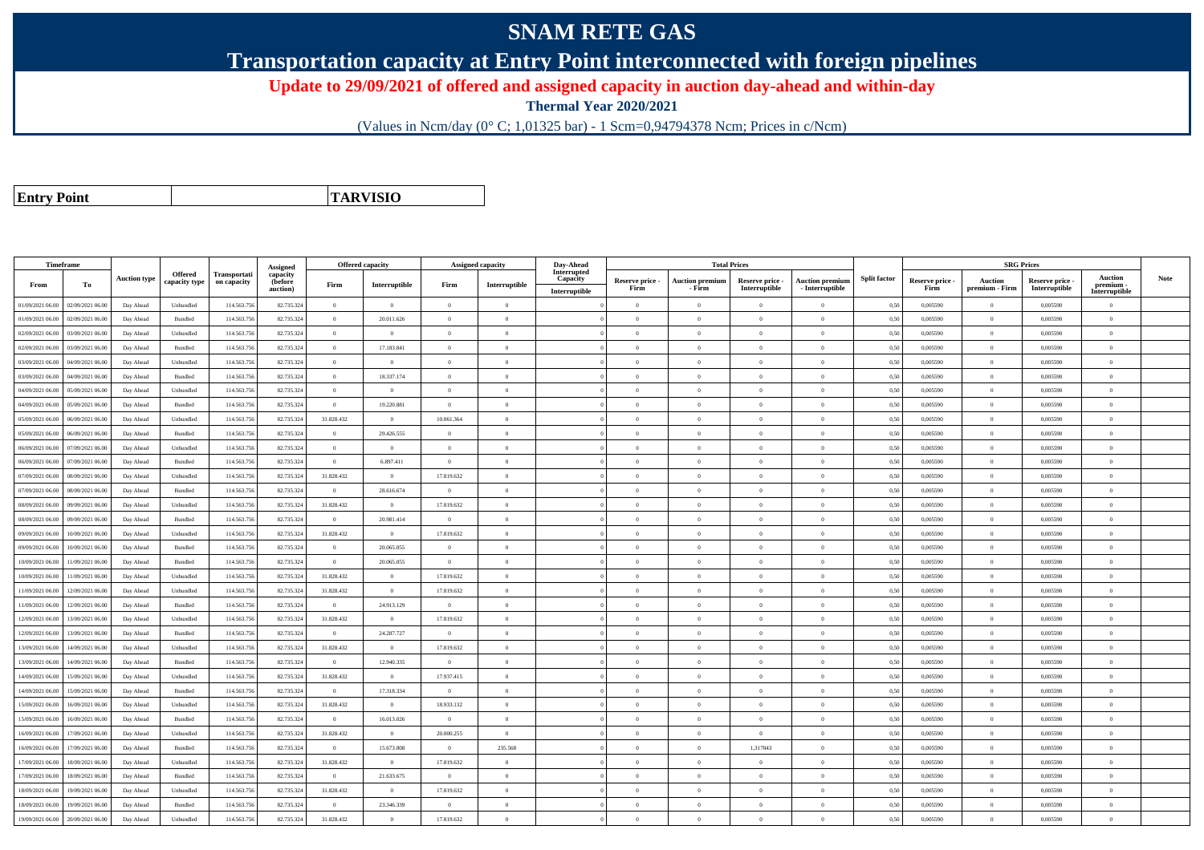# SNAM RETE GAS

## Transportation capacity at Entry Point interconnected with foreign pipelines

### Update to 29/09/2021 of offered and assigned capacity in auction day-ahead and within-day

**Thermal Year 2020/2021**

(Values in Ncm/day (0° C; 1,01325 bar) - 1 Scm=0,94794378 Ncm; Prices in c/Ncm)

| **Entry Point** | **TARVISIO** |
|---|---|

| Timeframe | | Auction type | Offered capacity type | Transportation capacity | Assigned capacity (before auction) | Offered capacity | | Assigned capacity | | Day-Ahead Interrupted Capacity | Total Prices | | | | Split factor | SRG Prices | | | | Note |
|---|---|---|---|---|---|---|---|---|---|---|---|---|---|---|---|---|---|---|---|---|
| From | To | | | | | Firm | Interruptible | Firm | Interruptible | Interruptible | Reserve price - Firm | Auction premium - Firm | Reserve price - Interruptible | Auction premium - Interruptible | | Reserve price - Firm | Auction premium - Firm | Reserve price - Interruptible | Auction premium - Interruptible | |
| 01/09/2021 06.00 | 02/09/2021 06.00 | Day Ahead | Unbundled | 114.563.756 | 82.735.324 | 0 | 0 | 0 | 0 | 0 | 0 | 0 | 0 | 0 | 0,50 | 0,005590 | 0 | 0,005590 | 0 | |
| 01/09/2021 06.00 | 02/09/2021 06.00 | Day Ahead | Bundled | 114.563.756 | 82.735.324 | 0 | 20.011.626 | 0 | 0 | 0 | 0 | 0 | 0 | 0 | 0,50 | 0,005590 | 0 | 0,005590 | 0 | |
| 02/09/2021 06.00 | 03/09/2021 06.00 | Day Ahead | Unbundled | 114.563.756 | 82.735.324 | 0 | 0 | 0 | 0 | 0 | 0 | 0 | 0 | 0 | 0,50 | 0,005590 | 0 | 0,005590 | 0 | |
| 02/09/2021 06.00 | 03/09/2021 06.00 | Day Ahead | Bundled | 114.563.756 | 82.735.324 | 0 | 17.183.841 | 0 | 0 | 0 | 0 | 0 | 0 | 0 | 0,50 | 0,005590 | 0 | 0,005590 | 0 | |
| 03/09/2021 06.00 | 04/09/2021 06.00 | Day Ahead | Unbundled | 114.563.756 | 82.735.324 | 0 | 0 | 0 | 0 | 0 | 0 | 0 | 0 | 0 | 0,50 | 0,005590 | 0 | 0,005590 | 0 | |
| 03/09/2021 06.00 | 04/09/2021 06.00 | Day Ahead | Bundled | 114.563.756 | 82.735.324 | 0 | 18.337.174 | 0 | 0 | 0 | 0 | 0 | 0 | 0 | 0,50 | 0,005590 | 0 | 0,005590 | 0 | |
| 04/09/2021 06.00 | 05/09/2021 06.00 | Day Ahead | Unbundled | 114.563.756 | 82.735.324 | 0 | 0 | 0 | 0 | 0 | 0 | 0 | 0 | 0 | 0,50 | 0,005590 | 0 | 0,005590 | 0 | |
| 04/09/2021 06.00 | 05/09/2021 06.00 | Day Ahead | Bundled | 114.563.756 | 82.735.324 | 0 | 19.220.881 | 0 | 0 | 0 | 0 | 0 | 0 | 0 | 0,50 | 0,005590 | 0 | 0,005590 | 0 | |
| 05/09/2021 06.00 | 06/09/2021 06.00 | Day Ahead | Unbundled | 114.563.756 | 82.735.324 | 31.828.432 | 0 | 10.061.364 | 0 | 0 | 0 | 0 | 0 | 0 | 0,50 | 0,005590 | 0 | 0,005590 | 0 | |
| 05/09/2021 06.00 | 06/09/2021 06.00 | Day Ahead | Bundled | 114.563.756 | 82.735.324 | 0 | 29.426.555 | 0 | 0 | 0 | 0 | 0 | 0 | 0 | 0,50 | 0,005590 | 0 | 0,005590 | 0 | |
| 06/09/2021 06.00 | 07/09/2021 06.00 | Day Ahead | Unbundled | 114.563.756 | 82.735.324 | 0 | 0 | 0 | 0 | 0 | 0 | 0 | 0 | 0 | 0,50 | 0,005590 | 0 | 0,005590 | 0 | |
| 06/09/2021 06.00 | 07/09/2021 06.00 | Day Ahead | Bundled | 114.563.756 | 82.735.324 | 0 | 6.897.411 | 0 | 0 | 0 | 0 | 0 | 0 | 0 | 0,50 | 0,005590 | 0 | 0,005590 | 0 | |
| 07/09/2021 06.00 | 08/09/2021 06.00 | Day Ahead | Unbundled | 114.563.756 | 82.735.324 | 31.828.432 | 0 | 17.819.632 | 0 | 0 | 0 | 0 | 0 | 0 | 0,50 | 0,005590 | 0 | 0,005590 | 0 | |
| 07/09/2021 06.00 | 08/09/2021 06.00 | Day Ahead | Bundled | 114.563.756 | 82.735.324 | 0 | 28.616.674 | 0 | 0 | 0 | 0 | 0 | 0 | 0 | 0,50 | 0,005590 | 0 | 0,005590 | 0 | |
| 08/09/2021 06.00 | 09/09/2021 06.00 | Day Ahead | Unbundled | 114.563.756 | 82.735.324 | 31.828.432 | 0 | 17.819.632 | 0 | 0 | 0 | 0 | 0 | 0 | 0,50 | 0,005590 | 0 | 0,005590 | 0 | |
| 08/09/2021 06.00 | 09/09/2021 06.00 | Day Ahead | Bundled | 114.563.756 | 82.735.324 | 0 | 20.981.414 | 0 | 0 | 0 | 0 | 0 | 0 | 0 | 0,50 | 0,005590 | 0 | 0,005590 | 0 | |
| 09/09/2021 06.00 | 10/09/2021 06.00 | Day Ahead | Unbundled | 114.563.756 | 82.735.324 | 31.828.432 | 0 | 17.819.632 | 0 | 0 | 0 | 0 | 0 | 0 | 0,50 | 0,005590 | 0 | 0,005590 | 0 | |
| 09/09/2021 06.00 | 10/09/2021 06.00 | Day Ahead | Bundled | 114.563.756 | 82.735.324 | 0 | 20.065.055 | 0 | 0 | 0 | 0 | 0 | 0 | 0 | 0,50 | 0,005590 | 0 | 0,005590 | 0 | |
| 10/09/2021 06.00 | 11/09/2021 06.00 | Day Ahead | Bundled | 114.563.756 | 82.735.324 | 0 | 20.065.055 | 0 | 0 | 0 | 0 | 0 | 0 | 0 | 0,50 | 0,005590 | 0 | 0,005590 | 0 | |
| 10/09/2021 06.00 | 11/09/2021 06.00 | Day Ahead | Unbundled | 114.563.756 | 82.735.324 | 31.828.432 | 0 | 17.819.632 | 0 | 0 | 0 | 0 | 0 | 0 | 0,50 | 0,005590 | 0 | 0,005590 | 0 | |
| 11/09/2021 06.00 | 12/09/2021 06.00 | Day Ahead | Unbundled | 114.563.756 | 82.735.324 | 31.828.432 | 0 | 17.819.632 | 0 | 0 | 0 | 0 | 0 | 0 | 0,50 | 0,005590 | 0 | 0,005590 | 0 | |
| 11/09/2021 06.00 | 12/09/2021 06.00 | Day Ahead | Bundled | 114.563.756 | 82.735.324 | 0 | 24.913.129 | 0 | 0 | 0 | 0 | 0 | 0 | 0 | 0,50 | 0,005590 | 0 | 0,005590 | 0 | |
| 12/09/2021 06.00 | 13/09/2021 06.00 | Day Ahead | Unbundled | 114.563.756 | 82.735.324 | 31.828.432 | 0 | 17.819.632 | 0 | 0 | 0 | 0 | 0 | 0 | 0,50 | 0,005590 | 0 | 0,005590 | 0 | |
| 12/09/2021 06.00 | 13/09/2021 06.00 | Day Ahead | Bundled | 114.563.756 | 82.735.324 | 0 | 24.287.727 | 0 | 0 | 0 | 0 | 0 | 0 | 0 | 0,50 | 0,005590 | 0 | 0,005590 | 0 | |
| 13/09/2021 06.00 | 14/09/2021 06.00 | Day Ahead | Unbundled | 114.563.756 | 82.735.324 | 31.828.432 | 0 | 17.819.632 | 0 | 0 | 0 | 0 | 0 | 0 | 0,50 | 0,005590 | 0 | 0,005590 | 0 | |
| 13/09/2021 06.00 | 14/09/2021 06.00 | Day Ahead | Bundled | 114.563.756 | 82.735.324 | 0 | 12.940.335 | 0 | 0 | 0 | 0 | 0 | 0 | 0 | 0,50 | 0,005590 | 0 | 0,005590 | 0 | |
| 14/09/2021 06.00 | 15/09/2021 06.00 | Day Ahead | Unbundled | 114.563.756 | 82.735.324 | 31.828.432 | 0 | 17.937.415 | 0 | 0 | 0 | 0 | 0 | 0 | 0,50 | 0,005590 | 0 | 0,005590 | 0 | |
| 14/09/2021 06.00 | 15/09/2021 06.00 | Day Ahead | Bundled | 114.563.756 | 82.735.324 | 0 | 17.318.334 | 0 | 0 | 0 | 0 | 0 | 0 | 0 | 0,50 | 0,005590 | 0 | 0,005590 | 0 | |
| 15/09/2021 06.00 | 16/09/2021 06.00 | Day Ahead | Unbundled | 114.563.756 | 82.735.324 | 31.828.432 | 0 | 18.933.132 | 0 | 0 | 0 | 0 | 0 | 0 | 0,50 | 0,005590 | 0 | 0,005590 | 0 | |
| 15/09/2021 06.00 | 16/09/2021 06.00 | Day Ahead | Bundled | 114.563.756 | 82.735.324 | 0 | 16.013.026 | 0 | 0 | 0 | 0 | 0 | 0 | 0 | 0,50 | 0,005590 | 0 | 0,005590 | 0 | |
| 16/09/2021 06.00 | 17/09/2021 06.00 | Day Ahead | Unbundled | 114.563.756 | 82.735.324 | 31.828.432 | 0 | 20.000.255 | 0 | 0 | 0 | 0 | 0 | 0 | 0,50 | 0,005590 | 0 | 0,005590 | 0 | |
| 16/09/2021 06.00 | 17/09/2021 06.00 | Day Ahead | Bundled | 114.563.756 | 82.735.324 | 0 | 15.673.808 | 0 | 235.568 | 0 | 0 | 0 | 1,317843 | 0 | 0,50 | 0,005590 | 0 | 0,005590 | 0 | |
| 17/09/2021 06.00 | 18/09/2021 06.00 | Day Ahead | Unbundled | 114.563.756 | 82.735.324 | 31.828.432 | 0 | 17.819.632 | 0 | 0 | 0 | 0 | 0 | 0 | 0,50 | 0,005590 | 0 | 0,005590 | 0 | |
| 17/09/2021 06.00 | 18/09/2021 06.00 | Day Ahead | Bundled | 114.563.756 | 82.735.324 | 0 | 21.633.675 | 0 | 0 | 0 | 0 | 0 | 0 | 0 | 0,50 | 0,005590 | 0 | 0,005590 | 0 | |
| 18/09/2021 06.00 | 19/09/2021 06.00 | Day Ahead | Unbundled | 114.563.756 | 82.735.324 | 31.828.432 | 0 | 17.819.632 | 0 | 0 | 0 | 0 | 0 | 0 | 0,50 | 0,005590 | 0 | 0,005590 | 0 | |
| 18/09/2021 06.00 | 19/09/2021 06.00 | Day Ahead | Bundled | 114.563.756 | 82.735.324 | 0 | 23.346.339 | 0 | 0 | 0 | 0 | 0 | 0 | 0 | 0,50 | 0,005590 | 0 | 0,005590 | 0 | |
| 19/09/2021 06.00 | 20/09/2021 06.00 | Day Ahead | Unbundled | 114.563.756 | 82.735.324 | 31.828.432 | 0 | 17.819.632 | 0 | 0 | 0 | 0 | 0 | 0 | 0,50 | 0,005590 | 0 | 0,005590 | 0 | |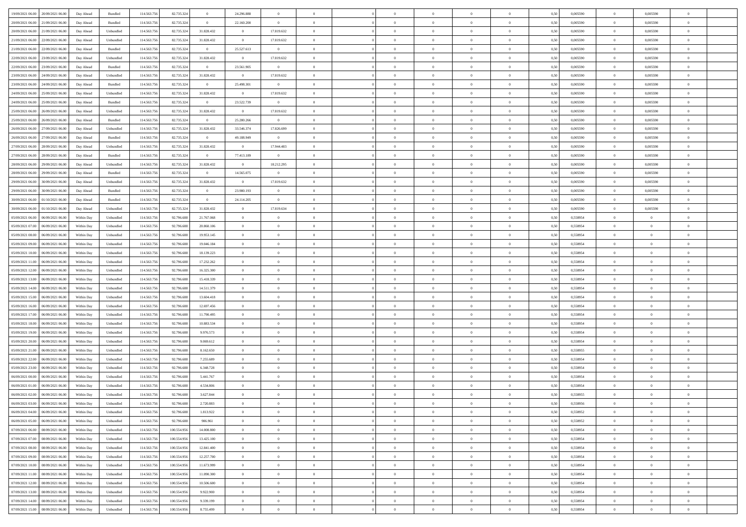| | | | | | | | | | | | | | | | | | | | | | |
|---|---|---|---|---|---|---|---|---|---|---|---|---|---|---|---|---|---|---|---|---|---|
| 19/09/2021 06:00 | 20/09/2021 06:00 | Day Ahead | Bundled | 114.563.756 | 82.735.324 | 0 | 24.296.888 | 0 | 0 | | 0 | 0 | 0 | 0 | 0 | 0,50 | 0,005590 | 0 | 0,005590 | 0 | |
| 20/09/2021 06:00 | 21/09/2021 06:00 | Day Ahead | Bundled | 114.563.756 | 82.735.324 | 0 | 22.160.200 | 0 | 0 | | 0 | 0 | 0 | 0 | 0 | 0,50 | 0,005590 | 0 | 0,005590 | 0 | |
| 20/09/2021 06:00 | 21/09/2021 06:00 | Day Ahead | Unbundled | 114.563.756 | 82.735.324 | 31.828.432 | 0 | 17.819.632 | 0 | | 0 | 0 | 0 | 0 | 0 | 0,50 | 0,005590 | 0 | 0,005590 | 0 | |
| 21/09/2021 06:00 | 22/09/2021 06:00 | Day Ahead | Unbundled | 114.563.756 | 82.735.324 | 31.828.432 | 0 | 17.819.632 | 0 | | 0 | 0 | 0 | 0 | 0 | 0,50 | 0,005590 | 0 | 0,005590 | 0 | |
| 21/09/2021 06:00 | 22/09/2021 06:00 | Day Ahead | Bundled | 114.563.756 | 82.735.324 | 0 | 25.527.613 | 0 | 0 | | 0 | 0 | 0 | 0 | 0 | 0,50 | 0,005590 | 0 | 0,005590 | 0 | |
| 22/09/2021 06:00 | 23/09/2021 06:00 | Day Ahead | Unbundled | 114.563.756 | 82.735.324 | 31.828.432 | 0 | 17.819.632 | 0 | | 0 | 0 | 0 | 0 | 0 | 0,50 | 0,005590 | 0 | 0,005590 | 0 | |
| 22/09/2021 06:00 | 23/09/2021 06:00 | Day Ahead | Bundled | 114.563.756 | 82.735.324 | 0 | 23.561.905 | 0 | 0 | | 0 | 0 | 0 | 0 | 0 | 0,50 | 0,005590 | 0 | 0,005590 | 0 | |
| 23/09/2021 06:00 | 24/09/2021 06:00 | Day Ahead | Unbundled | 114.563.756 | 82.735.324 | 31.828.432 | 0 | 17.819.632 | 0 | | 0 | 0 | 0 | 0 | 0 | 0,50 | 0,005590 | 0 | 0,005590 | 0 | |
| 23/09/2021 06:00 | 24/09/2021 06:00 | Day Ahead | Bundled | 114.563.756 | 82.735.324 | 0 | 25.498.301 | 0 | 0 | | 0 | 0 | 0 | 0 | 0 | 0,50 | 0,005590 | 0 | 0,005590 | 0 | |
| 24/09/2021 06:00 | 25/09/2021 06:00 | Day Ahead | Unbundled | 114.563.756 | 82.735.324 | 31.828.432 | 0 | 17.819.632 | 0 | | 0 | 0 | 0 | 0 | 0 | 0,50 | 0,005590 | 0 | 0,005590 | 0 | |
| 24/09/2021 06:00 | 25/09/2021 06:00 | Day Ahead | Bundled | 114.563.756 | 82.735.324 | 0 | 23.522.739 | 0 | 0 | | 0 | 0 | 0 | 0 | 0 | 0,50 | 0,005590 | 0 | 0,005590 | 0 | |
| 25/09/2021 06:00 | 26/09/2021 06:00 | Day Ahead | Unbundled | 114.563.756 | 82.735.324 | 31.828.432 | 0 | 17.819.632 | 0 | | 0 | 0 | 0 | 0 | 0 | 0,50 | 0,005590 | 0 | 0,005590 | 0 | |
| 25/09/2021 06:00 | 26/09/2021 06:00 | Day Ahead | Bundled | 114.563.756 | 82.735.324 | 0 | 25.280.266 | 0 | 0 | | 0 | 0 | 0 | 0 | 0 | 0,50 | 0,005590 | 0 | 0,005590 | 0 | |
| 26/09/2021 06:00 | 27/09/2021 06:00 | Day Ahead | Unbundled | 114.563.756 | 82.735.324 | 31.828.432 | 33.546.374 | 17.826.699 | 0 | | 0 | 0 | 0 | 0 | 0 | 0,50 | 0,005590 | 0 | 0,005590 | 0 | |
| 26/09/2021 06:00 | 27/09/2021 06:00 | Day Ahead | Bundled | 114.563.756 | 82.735.324 | 0 | 49.188.949 | 0 | 0 | | 0 | 0 | 0 | 0 | 0 | 0,50 | 0,005590 | 0 | 0,005590 | 0 | |
| 27/09/2021 06:00 | 28/09/2021 06:00 | Day Ahead | Unbundled | 114.563.756 | 82.735.324 | 31.828.432 | 0 | 17.944.483 | 0 | | 0 | 0 | 0 | 0 | 0 | 0,50 | 0,005590 | 0 | 0,005590 | 0 | |
| 27/09/2021 06:00 | 28/09/2021 06:00 | Day Ahead | Bundled | 114.563.756 | 82.735.324 | 0 | 77.413.189 | 0 | 0 | | 0 | 0 | 0 | 0 | 0 | 0,50 | 0,005590 | 0 | 0,005590 | 0 | |
| 28/09/2021 06:00 | 29/09/2021 06:00 | Day Ahead | Unbundled | 114.563.756 | 82.735.324 | 31.828.432 | 0 | 18.212.295 | 0 | | 0 | 0 | 0 | 0 | 0 | 0,50 | 0,005590 | 0 | 0,005590 | 0 | |
| 28/09/2021 06:00 | 29/09/2021 06:00 | Day Ahead | Bundled | 114.563.756 | 82.735.324 | 0 | 14.565.075 | 0 | 0 | | 0 | 0 | 0 | 0 | 0 | 0,50 | 0,005590 | 0 | 0,005590 | 0 | |
| 29/09/2021 06:00 | 30/09/2021 06:00 | Day Ahead | Unbundled | 114.563.756 | 82.735.324 | 31.828.432 | 0 | 17.819.632 | 0 | | 0 | 0 | 0 | 0 | 0 | 0,50 | 0,005590 | 0 | 0,005590 | 0 | |
| 29/09/2021 06:00 | 30/09/2021 06:00 | Day Ahead | Bundled | 114.563.756 | 82.735.324 | 0 | 23.980.193 | 0 | 0 | | 0 | 0 | 0 | 0 | 0 | 0,50 | 0,005590 | 0 | 0,005590 | 0 | |
| 30/09/2021 06:00 | 01/10/2021 06:00 | Day Ahead | Bundled | 114.563.756 | 82.735.324 | 0 | 24.114.205 | 0 | 0 | | 0 | 0 | 0 | 0 | 0 | 0,50 | 0,005590 | 0 | 0,005590 | 0 | |
| 30/09/2021 06:00 | 01/10/2021 06:00 | Day Ahead | Unbundled | 114.563.756 | 82.735.324 | 31.828.432 | 0 | 17.819.634 | 0 | | 0 | 0 | 0 | 0 | 0 | 0,50 | 0,005590 | 0 | 0,005590 | 0 | |
| 05/09/2021 06:00 | 06/09/2021 06:00 | Within Day | Unbundled | 114.563.756 | 92.796.688 | 21.767.068 | 0 | 0 | 0 | | 0 | 0 | 0 | 0 | 0 | 0,50 | 0,558954 | 0 | 0 | 0 | |
| 05/09/2021 07:00 | 06/09/2021 06:00 | Within Day | Unbundled | 114.563.756 | 92.796.688 | 20.860.106 | 0 | 0 | 0 | | 0 | 0 | 0 | 0 | 0 | 0,50 | 0,558954 | 0 | 0 | 0 | |
| 05/09/2021 08:00 | 06/09/2021 06:00 | Within Day | Unbundled | 114.563.756 | 92.796.688 | 19.953.145 | 0 | 0 | 0 | | 0 | 0 | 0 | 0 | 0 | 0,50 | 0,558954 | 0 | 0 | 0 | |
| 05/09/2021 09:00 | 06/09/2021 06:00 | Within Day | Unbundled | 114.563.756 | 92.796.688 | 19.046.184 | 0 | 0 | 0 | | 0 | 0 | 0 | 0 | 0 | 0,50 | 0,558954 | 0 | 0 | 0 | |
| 05/09/2021 10:00 | 06/09/2021 06:00 | Within Day | Unbundled | 114.563.756 | 92.796.688 | 18.139.223 | 0 | 0 | 0 | | 0 | 0 | 0 | 0 | 0 | 0,50 | 0,558954 | 0 | 0 | 0 | |
| 05/09/2021 11:00 | 06/09/2021 06:00 | Within Day | Unbundled | 114.563.756 | 92.796.688 | 17.232.262 | 0 | 0 | 0 | | 0 | 0 | 0 | 0 | 0 | 0,50 | 0,558954 | 0 | 0 | 0 | |
| 05/09/2021 12:00 | 06/09/2021 06:00 | Within Day | Unbundled | 114.563.756 | 92.796.688 | 16.325.300 | 0 | 0 | 0 | | 0 | 0 | 0 | 0 | 0 | 0,50 | 0,558954 | 0 | 0 | 0 | |
| 05/09/2021 13:00 | 06/09/2021 06:00 | Within Day | Unbundled | 114.563.756 | 92.796.688 | 15.418.339 | 0 | 0 | 0 | | 0 | 0 | 0 | 0 | 0 | 0,50 | 0,558954 | 0 | 0 | 0 | |
| 05/09/2021 14:00 | 06/09/2021 06:00 | Within Day | Unbundled | 114.563.756 | 92.796.688 | 14.511.379 | 0 | 0 | 0 | | 0 | 0 | 0 | 0 | 0 | 0,50 | 0,558954 | 0 | 0 | 0 | |
| 05/09/2021 15:00 | 06/09/2021 06:00 | Within Day | Unbundled | 114.563.756 | 92.796.688 | 13.604.418 | 0 | 0 | 0 | | 0 | 0 | 0 | 0 | 0 | 0,50 | 0,558954 | 0 | 0 | 0 | |
| 05/09/2021 16:00 | 06/09/2021 06:00 | Within Day | Unbundled | 114.563.756 | 92.796.688 | 12.697.456 | 0 | 0 | 0 | | 0 | 0 | 0 | 0 | 0 | 0,50 | 0,558954 | 0 | 0 | 0 | |
| 05/09/2021 17:00 | 06/09/2021 06:00 | Within Day | Unbundled | 114.563.756 | 92.796.688 | 11.790.495 | 0 | 0 | 0 | | 0 | 0 | 0 | 0 | 0 | 0,50 | 0,558954 | 0 | 0 | 0 | |
| 05/09/2021 18:00 | 06/09/2021 06:00 | Within Day | Unbundled | 114.563.756 | 92.796.688 | 10.883.534 | 0 | 0 | 0 | | 0 | 0 | 0 | 0 | 0 | 0,50 | 0,558954 | 0 | 0 | 0 | |
| 05/09/2021 19:00 | 06/09/2021 06:00 | Within Day | Unbundled | 114.563.756 | 92.796.688 | 9.976.573 | 0 | 0 | 0 | | 0 | 0 | 0 | 0 | 0 | 0,50 | 0,558954 | 0 | 0 | 0 | |
| 05/09/2021 20:00 | 06/09/2021 06:00 | Within Day | Unbundled | 114.563.756 | 92.796.688 | 9.069.612 | 0 | 0 | 0 | | 0 | 0 | 0 | 0 | 0 | 0,50 | 0,558954 | 0 | 0 | 0 | |
| 05/09/2021 21:00 | 06/09/2021 06:00 | Within Day | Unbundled | 114.563.756 | 92.796.688 | 8.162.650 | 0 | 0 | 0 | | 0 | 0 | 0 | 0 | 0 | 0,50 | 0,558955 | 0 | 0 | 0 | |
| 05/09/2021 22:00 | 06/09/2021 06:00 | Within Day | Unbundled | 114.563.756 | 92.796.688 | 7.255.689 | 0 | 0 | 0 | | 0 | 0 | 0 | 0 | 0 | 0,50 | 0,558954 | 0 | 0 | 0 | |
| 05/09/2021 23:00 | 06/09/2021 06:00 | Within Day | Unbundled | 114.563.756 | 92.796.688 | 6.348.728 | 0 | 0 | 0 | | 0 | 0 | 0 | 0 | 0 | 0,50 | 0,558954 | 0 | 0 | 0 | |
| 06/09/2021 00:00 | 06/09/2021 06:00 | Within Day | Unbundled | 114.563.756 | 92.796.688 | 5.441.767 | 0 | 0 | 0 | | 0 | 0 | 0 | 0 | 0 | 0,50 | 0,558954 | 0 | 0 | 0 | |
| 06/09/2021 01:00 | 06/09/2021 06:00 | Within Day | Unbundled | 114.563.756 | 92.796.688 | 4.534.806 | 0 | 0 | 0 | | 0 | 0 | 0 | 0 | 0 | 0,50 | 0,558954 | 0 | 0 | 0 | |
| 06/09/2021 02:00 | 06/09/2021 06:00 | Within Day | Unbundled | 114.563.756 | 92.796.688 | 3.627.844 | 0 | 0 | 0 | | 0 | 0 | 0 | 0 | 0 | 0,50 | 0,558955 | 0 | 0 | 0 | |
| 06/09/2021 03:00 | 06/09/2021 06:00 | Within Day | Unbundled | 114.563.756 | 92.796.688 | 2.720.883 | 0 | 0 | 0 | | 0 | 0 | 0 | 0 | 0 | 0,50 | 0,558956 | 0 | 0 | 0 | |
| 06/09/2021 04:00 | 06/09/2021 06:00 | Within Day | Unbundled | 114.563.756 | 92.796.688 | 1.813.922 | 0 | 0 | 0 | | 0 | 0 | 0 | 0 | 0 | 0,50 | 0,558952 | 0 | 0 | 0 | |
| 06/09/2021 05:00 | 06/09/2021 06:00 | Within Day | Unbundled | 114.563.756 | 92.796.688 | 906.961 | 0 | 0 | 0 | | 0 | 0 | 0 | 0 | 0 | 0,50 | 0,558952 | 0 | 0 | 0 | |
| 07/09/2021 06:00 | 08/09/2021 06:00 | Within Day | Unbundled | 114.563.756 | 100.554.956 | 14.008.800 | 0 | 0 | 0 | | 0 | 0 | 0 | 0 | 0 | 0,50 | 0,558954 | 0 | 0 | 0 | |
| 07/09/2021 07:00 | 08/09/2021 06:00 | Within Day | Unbundled | 114.563.756 | 100.554.956 | 13.425.100 | 0 | 0 | 0 | | 0 | 0 | 0 | 0 | 0 | 0,50 | 0,558954 | 0 | 0 | 0 | |
| 07/09/2021 08:00 | 08/09/2021 06:00 | Within Day | Unbundled | 114.563.756 | 100.554.956 | 12.841.400 | 0 | 0 | 0 | | 0 | 0 | 0 | 0 | 0 | 0,50 | 0,558954 | 0 | 0 | 0 | |
| 07/09/2021 09:00 | 08/09/2021 06:00 | Within Day | Unbundled | 114.563.756 | 100.554.956 | 12.257.700 | 0 | 0 | 0 | | 0 | 0 | 0 | 0 | 0 | 0,50 | 0,558954 | 0 | 0 | 0 | |
| 07/09/2021 10:00 | 08/09/2021 06:00 | Within Day | Unbundled | 114.563.756 | 100.554.956 | 11.673.999 | 0 | 0 | 0 | | 0 | 0 | 0 | 0 | 0 | 0,50 | 0,558954 | 0 | 0 | 0 | |
| 07/09/2021 11:00 | 08/09/2021 06:00 | Within Day | Unbundled | 114.563.756 | 100.554.956 | 11.090.300 | 0 | 0 | 0 | | 0 | 0 | 0 | 0 | 0 | 0,50 | 0,558954 | 0 | 0 | 0 | |
| 07/09/2021 12:00 | 08/09/2021 06:00 | Within Day | Unbundled | 114.563.756 | 100.554.956 | 10.506.600 | 0 | 0 | 0 | | 0 | 0 | 0 | 0 | 0 | 0,50 | 0,558954 | 0 | 0 | 0 | |
| 07/09/2021 13:00 | 08/09/2021 06:00 | Within Day | Unbundled | 114.563.756 | 100.554.956 | 9.922.900 | 0 | 0 | 0 | | 0 | 0 | 0 | 0 | 0 | 0,50 | 0,558954 | 0 | 0 | 0 | |
| 07/09/2021 14:00 | 08/09/2021 06:00 | Within Day | Unbundled | 114.563.756 | 100.554.956 | 9.339.199 | 0 | 0 | 0 | | 0 | 0 | 0 | 0 | 0 | 0,50 | 0,558954 | 0 | 0 | 0 | |
| 07/09/2021 15:00 | 08/09/2021 06:00 | Within Day | Unbundled | 114.563.756 | 100.554.956 | 8.755.499 | 0 | 0 | 0 | | 0 | 0 | 0 | 0 | 0 | 0,50 | 0,558954 | 0 | 0 | 0 | |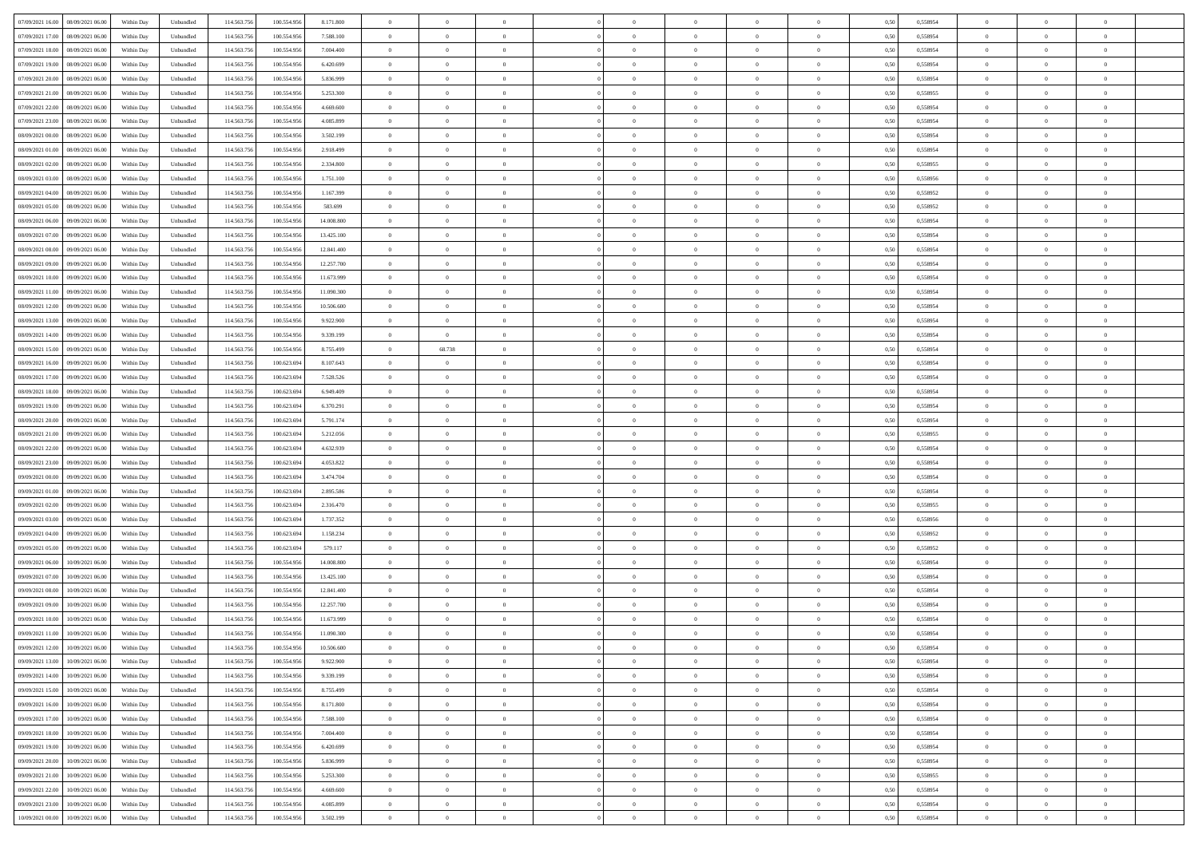| 07/09/2021 16:00 | 08/09/2021 06:00 | Within Day | Unbundled | 114.563.756 | 100.554.956 | 8.171.800 | 0 | 0 | 0 | | 0 | 0 | 0 | 0 | 0,50 | 0,558954 | 0 | 0 | 0 | |
|---|---|---|---|---|---|---|---|---|---|---|---|---|---|---|---|---|---|---|---|---|
| 07/09/2021 17:00 | 08/09/2021 06:00 | Within Day | Unbundled | 114.563.756 | 100.554.956 | 7.588.100 | 0 | 0 | 0 | | 0 | 0 | 0 | 0 | 0,50 | 0,558954 | 0 | 0 | 0 | |
| 07/09/2021 18:00 | 08/09/2021 06:00 | Within Day | Unbundled | 114.563.756 | 100.554.956 | 7.004.400 | 0 | 0 | 0 | | 0 | 0 | 0 | 0 | 0,50 | 0,558954 | 0 | 0 | 0 | |
| 07/09/2021 19:00 | 08/09/2021 06:00 | Within Day | Unbundled | 114.563.756 | 100.554.956 | 6.420.699 | 0 | 0 | 0 | | 0 | 0 | 0 | 0 | 0,50 | 0,558954 | 0 | 0 | 0 | |
| 07/09/2021 20:00 | 08/09/2021 06:00 | Within Day | Unbundled | 114.563.756 | 100.554.956 | 5.836.999 | 0 | 0 | 0 | | 0 | 0 | 0 | 0 | 0,50 | 0,558954 | 0 | 0 | 0 | |
| 07/09/2021 21:00 | 08/09/2021 06:00 | Within Day | Unbundled | 114.563.756 | 100.554.956 | 5.253.300 | 0 | 0 | 0 | | 0 | 0 | 0 | 0 | 0,50 | 0,558955 | 0 | 0 | 0 | |
| 07/09/2021 22:00 | 08/09/2021 06:00 | Within Day | Unbundled | 114.563.756 | 100.554.956 | 4.669.600 | 0 | 0 | 0 | | 0 | 0 | 0 | 0 | 0,50 | 0,558954 | 0 | 0 | 0 | |
| 07/09/2021 23:00 | 08/09/2021 06:00 | Within Day | Unbundled | 114.563.756 | 100.554.956 | 4.085.899 | 0 | 0 | 0 | | 0 | 0 | 0 | 0 | 0,50 | 0,558954 | 0 | 0 | 0 | |
| 08/09/2021 00:00 | 08/09/2021 06:00 | Within Day | Unbundled | 114.563.756 | 100.554.956 | 3.502.199 | 0 | 0 | 0 | | 0 | 0 | 0 | 0 | 0,50 | 0,558954 | 0 | 0 | 0 | |
| 08/09/2021 01:00 | 08/09/2021 06:00 | Within Day | Unbundled | 114.563.756 | 100.554.956 | 2.918.499 | 0 | 0 | 0 | | 0 | 0 | 0 | 0 | 0,50 | 0,558954 | 0 | 0 | 0 | |
| 08/09/2021 02:00 | 08/09/2021 06:00 | Within Day | Unbundled | 114.563.756 | 100.554.956 | 2.334.800 | 0 | 0 | 0 | | 0 | 0 | 0 | 0 | 0,50 | 0,558955 | 0 | 0 | 0 | |
| 08/09/2021 03:00 | 08/09/2021 06:00 | Within Day | Unbundled | 114.563.756 | 100.554.956 | 1.751.100 | 0 | 0 | 0 | | 0 | 0 | 0 | 0 | 0,50 | 0,558956 | 0 | 0 | 0 | |
| 08/09/2021 04:00 | 08/09/2021 06:00 | Within Day | Unbundled | 114.563.756 | 100.554.956 | 1.167.399 | 0 | 0 | 0 | | 0 | 0 | 0 | 0 | 0,50 | 0,558952 | 0 | 0 | 0 | |
| 08/09/2021 05:00 | 08/09/2021 06:00 | Within Day | Unbundled | 114.563.756 | 100.554.956 | 583.699 | 0 | 0 | 0 | | 0 | 0 | 0 | 0 | 0,50 | 0,558952 | 0 | 0 | 0 | |
| 08/09/2021 06:00 | 09/09/2021 06:00 | Within Day | Unbundled | 114.563.756 | 100.554.956 | 14.008.800 | 0 | 0 | 0 | | 0 | 0 | 0 | 0 | 0,50 | 0,558954 | 0 | 0 | 0 | |
| 08/09/2021 07:00 | 09/09/2021 06:00 | Within Day | Unbundled | 114.563.756 | 100.554.956 | 13.425.100 | 0 | 0 | 0 | | 0 | 0 | 0 | 0 | 0,50 | 0,558954 | 0 | 0 | 0 | |
| 08/09/2021 08:00 | 09/09/2021 06:00 | Within Day | Unbundled | 114.563.756 | 100.554.956 | 12.841.400 | 0 | 0 | 0 | | 0 | 0 | 0 | 0 | 0,50 | 0,558954 | 0 | 0 | 0 | |
| 08/09/2021 09:00 | 09/09/2021 06:00 | Within Day | Unbundled | 114.563.756 | 100.554.956 | 12.257.700 | 0 | 0 | 0 | | 0 | 0 | 0 | 0 | 0,50 | 0,558954 | 0 | 0 | 0 | |
| 08/09/2021 10:00 | 09/09/2021 06:00 | Within Day | Unbundled | 114.563.756 | 100.554.956 | 11.673.999 | 0 | 0 | 0 | | 0 | 0 | 0 | 0 | 0,50 | 0,558954 | 0 | 0 | 0 | |
| 08/09/2021 11:00 | 09/09/2021 06:00 | Within Day | Unbundled | 114.563.756 | 100.554.956 | 11.090.300 | 0 | 0 | 0 | | 0 | 0 | 0 | 0 | 0,50 | 0,558954 | 0 | 0 | 0 | |
| 08/09/2021 12:00 | 09/09/2021 06:00 | Within Day | Unbundled | 114.563.756 | 100.554.956 | 10.506.600 | 0 | 0 | 0 | | 0 | 0 | 0 | 0 | 0,50 | 0,558954 | 0 | 0 | 0 | |
| 08/09/2021 13:00 | 09/09/2021 06:00 | Within Day | Unbundled | 114.563.756 | 100.554.956 | 9.922.900 | 0 | 0 | 0 | | 0 | 0 | 0 | 0 | 0,50 | 0,558954 | 0 | 0 | 0 | |
| 08/09/2021 14:00 | 09/09/2021 06:00 | Within Day | Unbundled | 114.563.756 | 100.554.956 | 9.339.199 | 0 | 0 | 0 | | 0 | 0 | 0 | 0 | 0,50 | 0,558954 | 0 | 0 | 0 | |
| 08/09/2021 15:00 | 09/09/2021 06:00 | Within Day | Unbundled | 114.563.756 | 100.554.956 | 8.755.499 | 0 | 68.738 | 0 | | 0 | 0 | 0 | 0 | 0,50 | 0,558954 | 0 | 0 | 0 | |
| 08/09/2021 16:00 | 09/09/2021 06:00 | Within Day | Unbundled | 114.563.756 | 100.623.694 | 8.107.643 | 0 | 0 | 0 | | 0 | 0 | 0 | 0 | 0,50 | 0,558954 | 0 | 0 | 0 | |
| 08/09/2021 17:00 | 09/09/2021 06:00 | Within Day | Unbundled | 114.563.756 | 100.623.694 | 7.528.526 | 0 | 0 | 0 | | 0 | 0 | 0 | 0 | 0,50 | 0,558954 | 0 | 0 | 0 | |
| 08/09/2021 18:00 | 09/09/2021 06:00 | Within Day | Unbundled | 114.563.756 | 100.623.694 | 6.949.409 | 0 | 0 | 0 | | 0 | 0 | 0 | 0 | 0,50 | 0,558954 | 0 | 0 | 0 | |
| 08/09/2021 19:00 | 09/09/2021 06:00 | Within Day | Unbundled | 114.563.756 | 100.623.694 | 6.370.291 | 0 | 0 | 0 | | 0 | 0 | 0 | 0 | 0,50 | 0,558954 | 0 | 0 | 0 | |
| 08/09/2021 20:00 | 09/09/2021 06:00 | Within Day | Unbundled | 114.563.756 | 100.623.694 | 5.791.174 | 0 | 0 | 0 | | 0 | 0 | 0 | 0 | 0,50 | 0,558954 | 0 | 0 | 0 | |
| 08/09/2021 21:00 | 09/09/2021 06:00 | Within Day | Unbundled | 114.563.756 | 100.623.694 | 5.212.056 | 0 | 0 | 0 | | 0 | 0 | 0 | 0 | 0,50 | 0,558955 | 0 | 0 | 0 | |
| 08/09/2021 22:00 | 09/09/2021 06:00 | Within Day | Unbundled | 114.563.756 | 100.623.694 | 4.632.939 | 0 | 0 | 0 | | 0 | 0 | 0 | 0 | 0,50 | 0,558954 | 0 | 0 | 0 | |
| 08/09/2021 23:00 | 09/09/2021 06:00 | Within Day | Unbundled | 114.563.756 | 100.623.694 | 4.053.822 | 0 | 0 | 0 | | 0 | 0 | 0 | 0 | 0,50 | 0,558954 | 0 | 0 | 0 | |
| 09/09/2021 00:00 | 09/09/2021 06:00 | Within Day | Unbundled | 114.563.756 | 100.623.694 | 3.474.704 | 0 | 0 | 0 | | 0 | 0 | 0 | 0 | 0,50 | 0,558954 | 0 | 0 | 0 | |
| 09/09/2021 01:00 | 09/09/2021 06:00 | Within Day | Unbundled | 114.563.756 | 100.623.694 | 2.895.586 | 0 | 0 | 0 | | 0 | 0 | 0 | 0 | 0,50 | 0,558954 | 0 | 0 | 0 | |
| 09/09/2021 02:00 | 09/09/2021 06:00 | Within Day | Unbundled | 114.563.756 | 100.623.694 | 2.316.470 | 0 | 0 | 0 | | 0 | 0 | 0 | 0 | 0,50 | 0,558955 | 0 | 0 | 0 | |
| 09/09/2021 03:00 | 09/09/2021 06:00 | Within Day | Unbundled | 114.563.756 | 100.623.694 | 1.737.352 | 0 | 0 | 0 | | 0 | 0 | 0 | 0 | 0,50 | 0,558956 | 0 | 0 | 0 | |
| 09/09/2021 04:00 | 09/09/2021 06:00 | Within Day | Unbundled | 114.563.756 | 100.623.694 | 1.158.234 | 0 | 0 | 0 | | 0 | 0 | 0 | 0 | 0,50 | 0,558952 | 0 | 0 | 0 | |
| 09/09/2021 05:00 | 09/09/2021 06:00 | Within Day | Unbundled | 114.563.756 | 100.623.694 | 579.117 | 0 | 0 | 0 | | 0 | 0 | 0 | 0 | 0,50 | 0,558952 | 0 | 0 | 0 | |
| 09/09/2021 06:00 | 10/09/2021 06:00 | Within Day | Unbundled | 114.563.756 | 100.554.956 | 14.008.800 | 0 | 0 | 0 | | 0 | 0 | 0 | 0 | 0,50 | 0,558954 | 0 | 0 | 0 | |
| 09/09/2021 07:00 | 10/09/2021 06:00 | Within Day | Unbundled | 114.563.756 | 100.554.956 | 13.425.100 | 0 | 0 | 0 | | 0 | 0 | 0 | 0 | 0,50 | 0,558954 | 0 | 0 | 0 | |
| 09/09/2021 08:00 | 10/09/2021 06:00 | Within Day | Unbundled | 114.563.756 | 100.554.956 | 12.841.400 | 0 | 0 | 0 | | 0 | 0 | 0 | 0 | 0,50 | 0,558954 | 0 | 0 | 0 | |
| 09/09/2021 09:00 | 10/09/2021 06:00 | Within Day | Unbundled | 114.563.756 | 100.554.956 | 12.257.700 | 0 | 0 | 0 | | 0 | 0 | 0 | 0 | 0,50 | 0,558954 | 0 | 0 | 0 | |
| 09/09/2021 10:00 | 10/09/2021 06:00 | Within Day | Unbundled | 114.563.756 | 100.554.956 | 11.673.999 | 0 | 0 | 0 | | 0 | 0 | 0 | 0 | 0,50 | 0,558954 | 0 | 0 | 0 | |
| 09/09/2021 11:00 | 10/09/2021 06:00 | Within Day | Unbundled | 114.563.756 | 100.554.956 | 11.090.300 | 0 | 0 | 0 | | 0 | 0 | 0 | 0 | 0,50 | 0,558954 | 0 | 0 | 0 | |
| 09/09/2021 12:00 | 10/09/2021 06:00 | Within Day | Unbundled | 114.563.756 | 100.554.956 | 10.506.600 | 0 | 0 | 0 | | 0 | 0 | 0 | 0 | 0,50 | 0,558954 | 0 | 0 | 0 | |
| 09/09/2021 13:00 | 10/09/2021 06:00 | Within Day | Unbundled | 114.563.756 | 100.554.956 | 9.922.900 | 0 | 0 | 0 | | 0 | 0 | 0 | 0 | 0,50 | 0,558954 | 0 | 0 | 0 | |
| 09/09/2021 14:00 | 10/09/2021 06:00 | Within Day | Unbundled | 114.563.756 | 100.554.956 | 9.339.199 | 0 | 0 | 0 | | 0 | 0 | 0 | 0 | 0,50 | 0,558954 | 0 | 0 | 0 | |
| 09/09/2021 15:00 | 10/09/2021 06:00 | Within Day | Unbundled | 114.563.756 | 100.554.956 | 8.755.499 | 0 | 0 | 0 | | 0 | 0 | 0 | 0 | 0,50 | 0,558954 | 0 | 0 | 0 | |
| 09/09/2021 16:00 | 10/09/2021 06:00 | Within Day | Unbundled | 114.563.756 | 100.554.956 | 8.171.800 | 0 | 0 | 0 | | 0 | 0 | 0 | 0 | 0,50 | 0,558954 | 0 | 0 | 0 | |
| 09/09/2021 17:00 | 10/09/2021 06:00 | Within Day | Unbundled | 114.563.756 | 100.554.956 | 7.588.100 | 0 | 0 | 0 | | 0 | 0 | 0 | 0 | 0,50 | 0,558954 | 0 | 0 | 0 | |
| 09/09/2021 18:00 | 10/09/2021 06:00 | Within Day | Unbundled | 114.563.756 | 100.554.956 | 7.004.400 | 0 | 0 | 0 | | 0 | 0 | 0 | 0 | 0,50 | 0,558954 | 0 | 0 | 0 | |
| 09/09/2021 19:00 | 10/09/2021 06:00 | Within Day | Unbundled | 114.563.756 | 100.554.956 | 6.420.699 | 0 | 0 | 0 | | 0 | 0 | 0 | 0 | 0,50 | 0,558954 | 0 | 0 | 0 | |
| 09/09/2021 20:00 | 10/09/2021 06:00 | Within Day | Unbundled | 114.563.756 | 100.554.956 | 5.836.999 | 0 | 0 | 0 | | 0 | 0 | 0 | 0 | 0,50 | 0,558954 | 0 | 0 | 0 | |
| 09/09/2021 21:00 | 10/09/2021 06:00 | Within Day | Unbundled | 114.563.756 | 100.554.956 | 5.253.300 | 0 | 0 | 0 | | 0 | 0 | 0 | 0 | 0,50 | 0,558955 | 0 | 0 | 0 | |
| 09/09/2021 22:00 | 10/09/2021 06:00 | Within Day | Unbundled | 114.563.756 | 100.554.956 | 4.669.600 | 0 | 0 | 0 | | 0 | 0 | 0 | 0 | 0,50 | 0,558954 | 0 | 0 | 0 | |
| 09/09/2021 23:00 | 10/09/2021 06:00 | Within Day | Unbundled | 114.563.756 | 100.554.956 | 4.085.899 | 0 | 0 | 0 | | 0 | 0 | 0 | 0 | 0,50 | 0,558954 | 0 | 0 | 0 | |
| 10/09/2021 00:00 | 10/09/2021 06:00 | Within Day | Unbundled | 114.563.756 | 100.554.956 | 3.502.199 | 0 | 0 | 0 | | 0 | 0 | 0 | 0 | 0,50 | 0,558954 | 0 | 0 | 0 | |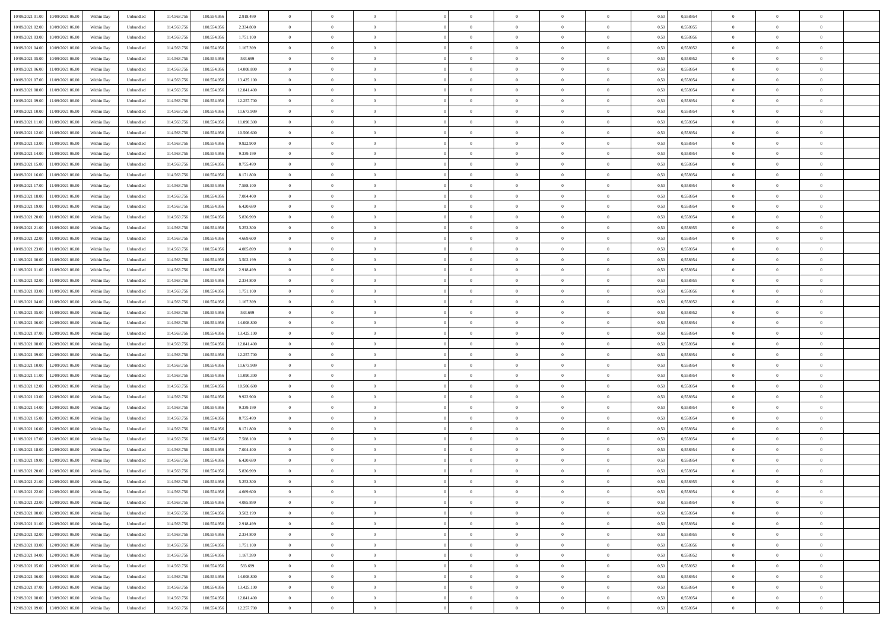| | | | | | | | | | | | | | | | | | | | | | |
|---|---|---|---|---|---|---|---|---|---|---|---|---|---|---|---|---|---|---|---|---|---|
| 10/09/2021 01:00 | 10/09/2021 06:00 | Within Day | Unbundled | 114.563.756 | 100.554.956 | 2.918.499 | 0 | 0 | 0 | | 0 | 0 | 0 | 0 | 0 | 0,50 | 0,558954 | 0 | 0 | 0 | |
| 10/09/2021 02:00 | 10/09/2021 06:00 | Within Day | Unbundled | 114.563.756 | 100.554.956 | 2.334.800 | 0 | 0 | 0 | | 0 | 0 | 0 | 0 | 0 | 0,50 | 0,558955 | 0 | 0 | 0 | |
| 10/09/2021 03:00 | 10/09/2021 06:00 | Within Day | Unbundled | 114.563.756 | 100.554.956 | 1.751.100 | 0 | 0 | 0 | | 0 | 0 | 0 | 0 | 0 | 0,50 | 0,558956 | 0 | 0 | 0 | |
| 10/09/2021 04:00 | 10/09/2021 06:00 | Within Day | Unbundled | 114.563.756 | 100.554.956 | 1.167.399 | 0 | 0 | 0 | | 0 | 0 | 0 | 0 | 0 | 0,50 | 0,558952 | 0 | 0 | 0 | |
| 10/09/2021 05:00 | 10/09/2021 06:00 | Within Day | Unbundled | 114.563.756 | 100.554.956 | 583.699 | 0 | 0 | 0 | | 0 | 0 | 0 | 0 | 0 | 0,50 | 0,558952 | 0 | 0 | 0 | |
| 10/09/2021 06:00 | 11/09/2021 06:00 | Within Day | Unbundled | 114.563.756 | 100.554.956 | 14.008.800 | 0 | 0 | 0 | | 0 | 0 | 0 | 0 | 0 | 0,50 | 0,558954 | 0 | 0 | 0 | |
| 10/09/2021 07:00 | 11/09/2021 06:00 | Within Day | Unbundled | 114.563.756 | 100.554.956 | 13.425.100 | 0 | 0 | 0 | | 0 | 0 | 0 | 0 | 0 | 0,50 | 0,558954 | 0 | 0 | 0 | |
| 10/09/2021 08:00 | 11/09/2021 06:00 | Within Day | Unbundled | 114.563.756 | 100.554.956 | 12.841.400 | 0 | 0 | 0 | | 0 | 0 | 0 | 0 | 0 | 0,50 | 0,558954 | 0 | 0 | 0 | |
| 10/09/2021 09:00 | 11/09/2021 06:00 | Within Day | Unbundled | 114.563.756 | 100.554.956 | 12.257.700 | 0 | 0 | 0 | | 0 | 0 | 0 | 0 | 0 | 0,50 | 0,558954 | 0 | 0 | 0 | |
| 10/09/2021 10:00 | 11/09/2021 06:00 | Within Day | Unbundled | 114.563.756 | 100.554.956 | 11.673.999 | 0 | 0 | 0 | | 0 | 0 | 0 | 0 | 0 | 0,50 | 0,558954 | 0 | 0 | 0 | |
| 10/09/2021 11:00 | 11/09/2021 06:00 | Within Day | Unbundled | 114.563.756 | 100.554.956 | 11.090.300 | 0 | 0 | 0 | | 0 | 0 | 0 | 0 | 0 | 0,50 | 0,558954 | 0 | 0 | 0 | |
| 10/09/2021 12:00 | 11/09/2021 06:00 | Within Day | Unbundled | 114.563.756 | 100.554.956 | 10.506.600 | 0 | 0 | 0 | | 0 | 0 | 0 | 0 | 0 | 0,50 | 0,558954 | 0 | 0 | 0 | |
| 10/09/2021 13:00 | 11/09/2021 06:00 | Within Day | Unbundled | 114.563.756 | 100.554.956 | 9.922.900 | 0 | 0 | 0 | | 0 | 0 | 0 | 0 | 0 | 0,50 | 0,558954 | 0 | 0 | 0 | |
| 10/09/2021 14:00 | 11/09/2021 06:00 | Within Day | Unbundled | 114.563.756 | 100.554.956 | 9.339.199 | 0 | 0 | 0 | | 0 | 0 | 0 | 0 | 0 | 0,50 | 0,558954 | 0 | 0 | 0 | |
| 10/09/2021 15:00 | 11/09/2021 06:00 | Within Day | Unbundled | 114.563.756 | 100.554.956 | 8.755.499 | 0 | 0 | 0 | | 0 | 0 | 0 | 0 | 0 | 0,50 | 0,558954 | 0 | 0 | 0 | |
| 10/09/2021 16:00 | 11/09/2021 06:00 | Within Day | Unbundled | 114.563.756 | 100.554.956 | 8.171.800 | 0 | 0 | 0 | | 0 | 0 | 0 | 0 | 0 | 0,50 | 0,558954 | 0 | 0 | 0 | |
| 10/09/2021 17:00 | 11/09/2021 06:00 | Within Day | Unbundled | 114.563.756 | 100.554.956 | 7.588.100 | 0 | 0 | 0 | | 0 | 0 | 0 | 0 | 0 | 0,50 | 0,558954 | 0 | 0 | 0 | |
| 10/09/2021 18:00 | 11/09/2021 06:00 | Within Day | Unbundled | 114.563.756 | 100.554.956 | 7.004.400 | 0 | 0 | 0 | | 0 | 0 | 0 | 0 | 0 | 0,50 | 0,558954 | 0 | 0 | 0 | |
| 10/09/2021 19:00 | 11/09/2021 06:00 | Within Day | Unbundled | 114.563.756 | 100.554.956 | 6.420.699 | 0 | 0 | 0 | | 0 | 0 | 0 | 0 | 0 | 0,50 | 0,558954 | 0 | 0 | 0 | |
| 10/09/2021 20:00 | 11/09/2021 06:00 | Within Day | Unbundled | 114.563.756 | 100.554.956 | 5.836.999 | 0 | 0 | 0 | | 0 | 0 | 0 | 0 | 0 | 0,50 | 0,558954 | 0 | 0 | 0 | |
| 10/09/2021 21:00 | 11/09/2021 06:00 | Within Day | Unbundled | 114.563.756 | 100.554.956 | 5.253.300 | 0 | 0 | 0 | | 0 | 0 | 0 | 0 | 0 | 0,50 | 0,558955 | 0 | 0 | 0 | |
| 10/09/2021 22:00 | 11/09/2021 06:00 | Within Day | Unbundled | 114.563.756 | 100.554.956 | 4.669.600 | 0 | 0 | 0 | | 0 | 0 | 0 | 0 | 0 | 0,50 | 0,558954 | 0 | 0 | 0 | |
| 10/09/2021 23:00 | 11/09/2021 06:00 | Within Day | Unbundled | 114.563.756 | 100.554.956 | 4.085.899 | 0 | 0 | 0 | | 0 | 0 | 0 | 0 | 0 | 0,50 | 0,558954 | 0 | 0 | 0 | |
| 11/09/2021 00:00 | 11/09/2021 06:00 | Within Day | Unbundled | 114.563.756 | 100.554.956 | 3.502.199 | 0 | 0 | 0 | | 0 | 0 | 0 | 0 | 0 | 0,50 | 0,558954 | 0 | 0 | 0 | |
| 11/09/2021 01:00 | 11/09/2021 06:00 | Within Day | Unbundled | 114.563.756 | 100.554.956 | 2.918.499 | 0 | 0 | 0 | | 0 | 0 | 0 | 0 | 0 | 0,50 | 0,558954 | 0 | 0 | 0 | |
| 11/09/2021 02:00 | 11/09/2021 06:00 | Within Day | Unbundled | 114.563.756 | 100.554.956 | 2.334.800 | 0 | 0 | 0 | | 0 | 0 | 0 | 0 | 0 | 0,50 | 0,558955 | 0 | 0 | 0 | |
| 11/09/2021 03:00 | 11/09/2021 06:00 | Within Day | Unbundled | 114.563.756 | 100.554.956 | 1.751.100 | 0 | 0 | 0 | | 0 | 0 | 0 | 0 | 0 | 0,50 | 0,558956 | 0 | 0 | 0 | |
| 11/09/2021 04:00 | 11/09/2021 06:00 | Within Day | Unbundled | 114.563.756 | 100.554.956 | 1.167.399 | 0 | 0 | 0 | | 0 | 0 | 0 | 0 | 0 | 0,50 | 0,558952 | 0 | 0 | 0 | |
| 11/09/2021 05:00 | 11/09/2021 06:00 | Within Day | Unbundled | 114.563.756 | 100.554.956 | 583.699 | 0 | 0 | 0 | | 0 | 0 | 0 | 0 | 0 | 0,50 | 0,558952 | 0 | 0 | 0 | |
| 11/09/2021 06:00 | 12/09/2021 06:00 | Within Day | Unbundled | 114.563.756 | 100.554.956 | 14.008.800 | 0 | 0 | 0 | | 0 | 0 | 0 | 0 | 0 | 0,50 | 0,558954 | 0 | 0 | 0 | |
| 11/09/2021 07:00 | 12/09/2021 06:00 | Within Day | Unbundled | 114.563.756 | 100.554.956 | 13.425.100 | 0 | 0 | 0 | | 0 | 0 | 0 | 0 | 0 | 0,50 | 0,558954 | 0 | 0 | 0 | |
| 11/09/2021 08:00 | 12/09/2021 06:00 | Within Day | Unbundled | 114.563.756 | 100.554.956 | 12.841.400 | 0 | 0 | 0 | | 0 | 0 | 0 | 0 | 0 | 0,50 | 0,558954 | 0 | 0 | 0 | |
| 11/09/2021 09:00 | 12/09/2021 06:00 | Within Day | Unbundled | 114.563.756 | 100.554.956 | 12.257.700 | 0 | 0 | 0 | | 0 | 0 | 0 | 0 | 0 | 0,50 | 0,558954 | 0 | 0 | 0 | |
| 11/09/2021 10:00 | 12/09/2021 06:00 | Within Day | Unbundled | 114.563.756 | 100.554.956 | 11.673.999 | 0 | 0 | 0 | | 0 | 0 | 0 | 0 | 0 | 0,50 | 0,558954 | 0 | 0 | 0 | |
| 11/09/2021 11:00 | 12/09/2021 06:00 | Within Day | Unbundled | 114.563.756 | 100.554.956 | 11.090.300 | 0 | 0 | 0 | | 0 | 0 | 0 | 0 | 0 | 0,50 | 0,558954 | 0 | 0 | 0 | |
| 11/09/2021 12:00 | 12/09/2021 06:00 | Within Day | Unbundled | 114.563.756 | 100.554.956 | 10.506.600 | 0 | 0 | 0 | | 0 | 0 | 0 | 0 | 0 | 0,50 | 0,558954 | 0 | 0 | 0 | |
| 11/09/2021 13:00 | 12/09/2021 06:00 | Within Day | Unbundled | 114.563.756 | 100.554.956 | 9.922.900 | 0 | 0 | 0 | | 0 | 0 | 0 | 0 | 0 | 0,50 | 0,558954 | 0 | 0 | 0 | |
| 11/09/2021 14:00 | 12/09/2021 06:00 | Within Day | Unbundled | 114.563.756 | 100.554.956 | 9.339.199 | 0 | 0 | 0 | | 0 | 0 | 0 | 0 | 0 | 0,50 | 0,558954 | 0 | 0 | 0 | |
| 11/09/2021 15:00 | 12/09/2021 06:00 | Within Day | Unbundled | 114.563.756 | 100.554.956 | 8.755.499 | 0 | 0 | 0 | | 0 | 0 | 0 | 0 | 0 | 0,50 | 0,558954 | 0 | 0 | 0 | |
| 11/09/2021 16:00 | 12/09/2021 06:00 | Within Day | Unbundled | 114.563.756 | 100.554.956 | 8.171.800 | 0 | 0 | 0 | | 0 | 0 | 0 | 0 | 0 | 0,50 | 0,558954 | 0 | 0 | 0 | |
| 11/09/2021 17:00 | 12/09/2021 06:00 | Within Day | Unbundled | 114.563.756 | 100.554.956 | 7.588.100 | 0 | 0 | 0 | | 0 | 0 | 0 | 0 | 0 | 0,50 | 0,558954 | 0 | 0 | 0 | |
| 11/09/2021 18:00 | 12/09/2021 06:00 | Within Day | Unbundled | 114.563.756 | 100.554.956 | 7.004.400 | 0 | 0 | 0 | | 0 | 0 | 0 | 0 | 0 | 0,50 | 0,558954 | 0 | 0 | 0 | |
| 11/09/2021 19:00 | 12/09/2021 06:00 | Within Day | Unbundled | 114.563.756 | 100.554.956 | 6.420.699 | 0 | 0 | 0 | | 0 | 0 | 0 | 0 | 0 | 0,50 | 0,558954 | 0 | 0 | 0 | |
| 11/09/2021 20:00 | 12/09/2021 06:00 | Within Day | Unbundled | 114.563.756 | 100.554.956 | 5.836.999 | 0 | 0 | 0 | | 0 | 0 | 0 | 0 | 0 | 0,50 | 0,558954 | 0 | 0 | 0 | |
| 11/09/2021 21:00 | 12/09/2021 06:00 | Within Day | Unbundled | 114.563.756 | 100.554.956 | 5.253.300 | 0 | 0 | 0 | | 0 | 0 | 0 | 0 | 0 | 0,50 | 0,558955 | 0 | 0 | 0 | |
| 11/09/2021 22:00 | 12/09/2021 06:00 | Within Day | Unbundled | 114.563.756 | 100.554.956 | 4.669.600 | 0 | 0 | 0 | | 0 | 0 | 0 | 0 | 0 | 0,50 | 0,558954 | 0 | 0 | 0 | |
| 11/09/2021 23:00 | 12/09/2021 06:00 | Within Day | Unbundled | 114.563.756 | 100.554.956 | 4.085.899 | 0 | 0 | 0 | | 0 | 0 | 0 | 0 | 0 | 0,50 | 0,558954 | 0 | 0 | 0 | |
| 12/09/2021 00:00 | 12/09/2021 06:00 | Within Day | Unbundled | 114.563.756 | 100.554.956 | 3.502.199 | 0 | 0 | 0 | | 0 | 0 | 0 | 0 | 0 | 0,50 | 0,558954 | 0 | 0 | 0 | |
| 12/09/2021 01:00 | 12/09/2021 06:00 | Within Day | Unbundled | 114.563.756 | 100.554.956 | 2.918.499 | 0 | 0 | 0 | | 0 | 0 | 0 | 0 | 0 | 0,50 | 0,558954 | 0 | 0 | 0 | |
| 12/09/2021 02:00 | 12/09/2021 06:00 | Within Day | Unbundled | 114.563.756 | 100.554.956 | 2.334.800 | 0 | 0 | 0 | | 0 | 0 | 0 | 0 | 0 | 0,50 | 0,558955 | 0 | 0 | 0 | |
| 12/09/2021 03:00 | 12/09/2021 06:00 | Within Day | Unbundled | 114.563.756 | 100.554.956 | 1.751.100 | 0 | 0 | 0 | | 0 | 0 | 0 | 0 | 0 | 0,50 | 0,558956 | 0 | 0 | 0 | |
| 12/09/2021 04:00 | 12/09/2021 06:00 | Within Day | Unbundled | 114.563.756 | 100.554.956 | 1.167.399 | 0 | 0 | 0 | | 0 | 0 | 0 | 0 | 0 | 0,50 | 0,558952 | 0 | 0 | 0 | |
| 12/09/2021 05:00 | 12/09/2021 06:00 | Within Day | Unbundled | 114.563.756 | 100.554.956 | 583.699 | 0 | 0 | 0 | | 0 | 0 | 0 | 0 | 0 | 0,50 | 0,558952 | 0 | 0 | 0 | |
| 12/09/2021 06:00 | 13/09/2021 06:00 | Within Day | Unbundled | 114.563.756 | 100.554.956 | 14.008.800 | 0 | 0 | 0 | | 0 | 0 | 0 | 0 | 0 | 0,50 | 0,558954 | 0 | 0 | 0 | |
| 12/09/2021 07:00 | 13/09/2021 06:00 | Within Day | Unbundled | 114.563.756 | 100.554.956 | 13.425.100 | 0 | 0 | 0 | | 0 | 0 | 0 | 0 | 0 | 0,50 | 0,558954 | 0 | 0 | 0 | |
| 12/09/2021 08:00 | 13/09/2021 06:00 | Within Day | Unbundled | 114.563.756 | 100.554.956 | 12.841.400 | 0 | 0 | 0 | | 0 | 0 | 0 | 0 | 0 | 0,50 | 0,558954 | 0 | 0 | 0 | |
| 12/09/2021 09:00 | 13/09/2021 06:00 | Within Day | Unbundled | 114.563.756 | 100.554.956 | 12.257.700 | 0 | 0 | 0 | | 0 | 0 | 0 | 0 | 0 | 0,50 | 0,558954 | 0 | 0 | 0 | |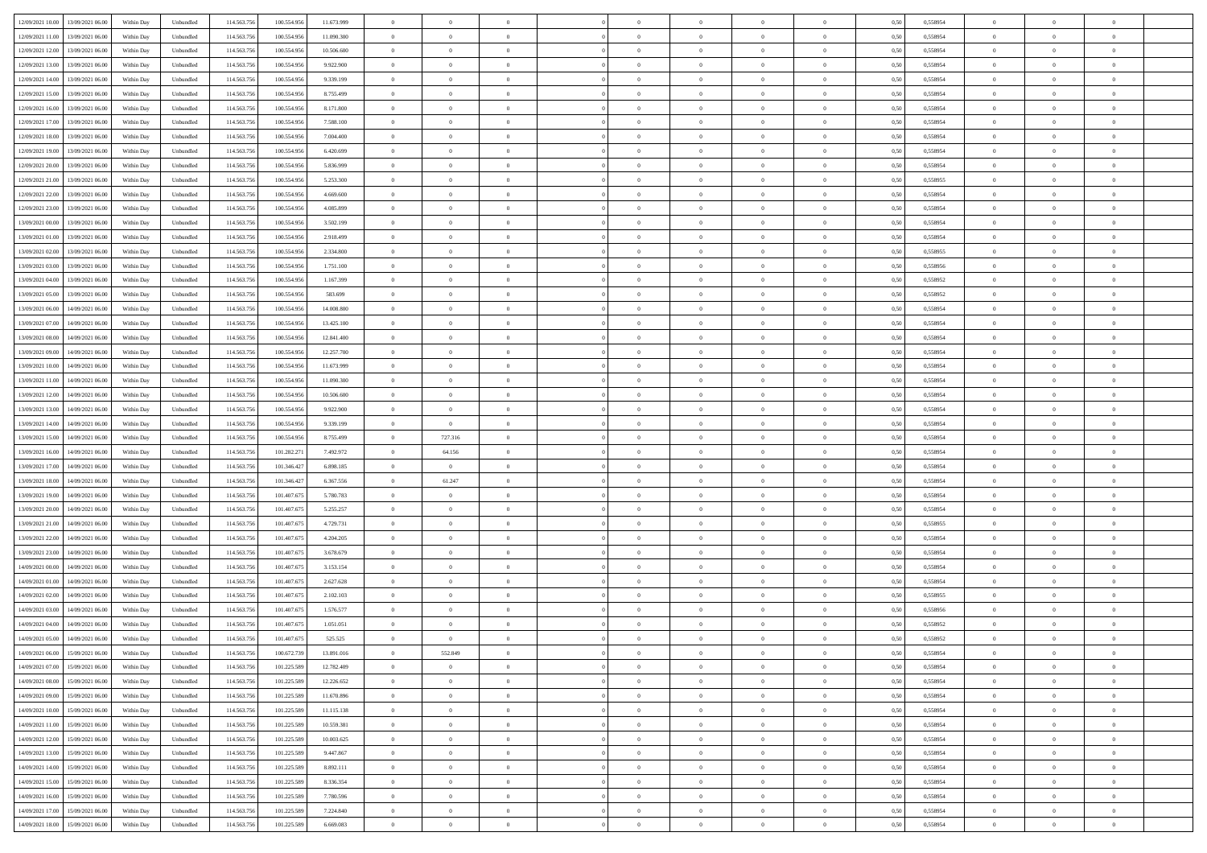| | | | | | | | | | | | | | | | | | | | | |
|---|---|---|---|---|---|---|---|---|---|---|---|---|---|---|---|---|---|---|---|---|
| 12/09/2021 10:00 | 13/09/2021 06:00 | Within Day | Unbundled | 114.563.756 | 100.554.956 | 11.673.999 | 0 | 0 | 0 | | 0 | 0 | 0 | 0 | 0,50 | 0,558954 | 0 | 0 | 0 | |
| 12/09/2021 11:00 | 13/09/2021 06:00 | Within Day | Unbundled | 114.563.756 | 100.554.956 | 11.090.300 | 0 | 0 | 0 | | 0 | 0 | 0 | 0 | 0,50 | 0,558954 | 0 | 0 | 0 | |
| 12/09/2021 12:00 | 13/09/2021 06:00 | Within Day | Unbundled | 114.563.756 | 100.554.956 | 10.506.600 | 0 | 0 | 0 | | 0 | 0 | 0 | 0 | 0,50 | 0,558954 | 0 | 0 | 0 | |
| 12/09/2021 13:00 | 13/09/2021 06:00 | Within Day | Unbundled | 114.563.756 | 100.554.956 | 9.922.900 | 0 | 0 | 0 | | 0 | 0 | 0 | 0 | 0,50 | 0,558954 | 0 | 0 | 0 | |
| 12/09/2021 14:00 | 13/09/2021 06:00 | Within Day | Unbundled | 114.563.756 | 100.554.956 | 9.339.199 | 0 | 0 | 0 | | 0 | 0 | 0 | 0 | 0,50 | 0,558954 | 0 | 0 | 0 | |
| 12/09/2021 15:00 | 13/09/2021 06:00 | Within Day | Unbundled | 114.563.756 | 100.554.956 | 8.755.499 | 0 | 0 | 0 | | 0 | 0 | 0 | 0 | 0,50 | 0,558954 | 0 | 0 | 0 | |
| 12/09/2021 16:00 | 13/09/2021 06:00 | Within Day | Unbundled | 114.563.756 | 100.554.956 | 8.171.800 | 0 | 0 | 0 | | 0 | 0 | 0 | 0 | 0,50 | 0,558954 | 0 | 0 | 0 | |
| 12/09/2021 17:00 | 13/09/2021 06:00 | Within Day | Unbundled | 114.563.756 | 100.554.956 | 7.588.100 | 0 | 0 | 0 | | 0 | 0 | 0 | 0 | 0,50 | 0,558954 | 0 | 0 | 0 | |
| 12/09/2021 18:00 | 13/09/2021 06:00 | Within Day | Unbundled | 114.563.756 | 100.554.956 | 7.004.400 | 0 | 0 | 0 | | 0 | 0 | 0 | 0 | 0,50 | 0,558954 | 0 | 0 | 0 | |
| 12/09/2021 19:00 | 13/09/2021 06:00 | Within Day | Unbundled | 114.563.756 | 100.554.956 | 6.420.699 | 0 | 0 | 0 | | 0 | 0 | 0 | 0 | 0,50 | 0,558954 | 0 | 0 | 0 | |
| 12/09/2021 20:00 | 13/09/2021 06:00 | Within Day | Unbundled | 114.563.756 | 100.554.956 | 5.836.999 | 0 | 0 | 0 | | 0 | 0 | 0 | 0 | 0,50 | 0,558954 | 0 | 0 | 0 | |
| 12/09/2021 21:00 | 13/09/2021 06:00 | Within Day | Unbundled | 114.563.756 | 100.554.956 | 5.253.300 | 0 | 0 | 0 | | 0 | 0 | 0 | 0 | 0,50 | 0,558955 | 0 | 0 | 0 | |
| 12/09/2021 22:00 | 13/09/2021 06:00 | Within Day | Unbundled | 114.563.756 | 100.554.956 | 4.669.600 | 0 | 0 | 0 | | 0 | 0 | 0 | 0 | 0,50 | 0,558954 | 0 | 0 | 0 | |
| 12/09/2021 23:00 | 13/09/2021 06:00 | Within Day | Unbundled | 114.563.756 | 100.554.956 | 4.085.899 | 0 | 0 | 0 | | 0 | 0 | 0 | 0 | 0,50 | 0,558954 | 0 | 0 | 0 | |
| 13/09/2021 00:00 | 13/09/2021 06:00 | Within Day | Unbundled | 114.563.756 | 100.554.956 | 3.502.199 | 0 | 0 | 0 | | 0 | 0 | 0 | 0 | 0,50 | 0,558954 | 0 | 0 | 0 | |
| 13/09/2021 01:00 | 13/09/2021 06:00 | Within Day | Unbundled | 114.563.756 | 100.554.956 | 2.918.499 | 0 | 0 | 0 | | 0 | 0 | 0 | 0 | 0,50 | 0,558954 | 0 | 0 | 0 | |
| 13/09/2021 02:00 | 13/09/2021 06:00 | Within Day | Unbundled | 114.563.756 | 100.554.956 | 2.334.800 | 0 | 0 | 0 | | 0 | 0 | 0 | 0 | 0,50 | 0,558955 | 0 | 0 | 0 | |
| 13/09/2021 03:00 | 13/09/2021 06:00 | Within Day | Unbundled | 114.563.756 | 100.554.956 | 1.751.100 | 0 | 0 | 0 | | 0 | 0 | 0 | 0 | 0,50 | 0,558956 | 0 | 0 | 0 | |
| 13/09/2021 04:00 | 13/09/2021 06:00 | Within Day | Unbundled | 114.563.756 | 100.554.956 | 1.167.399 | 0 | 0 | 0 | | 0 | 0 | 0 | 0 | 0,50 | 0,558952 | 0 | 0 | 0 | |
| 13/09/2021 05:00 | 13/09/2021 06:00 | Within Day | Unbundled | 114.563.756 | 100.554.956 | 583.699 | 0 | 0 | 0 | | 0 | 0 | 0 | 0 | 0,50 | 0,558952 | 0 | 0 | 0 | |
| 13/09/2021 06:00 | 14/09/2021 06:00 | Within Day | Unbundled | 114.563.756 | 100.554.956 | 14.008.800 | 0 | 0 | 0 | | 0 | 0 | 0 | 0 | 0,50 | 0,558954 | 0 | 0 | 0 | |
| 13/09/2021 07:00 | 14/09/2021 06:00 | Within Day | Unbundled | 114.563.756 | 100.554.956 | 13.425.100 | 0 | 0 | 0 | | 0 | 0 | 0 | 0 | 0,50 | 0,558954 | 0 | 0 | 0 | |
| 13/09/2021 08:00 | 14/09/2021 06:00 | Within Day | Unbundled | 114.563.756 | 100.554.956 | 12.841.400 | 0 | 0 | 0 | | 0 | 0 | 0 | 0 | 0,50 | 0,558954 | 0 | 0 | 0 | |
| 13/09/2021 09:00 | 14/09/2021 06:00 | Within Day | Unbundled | 114.563.756 | 100.554.956 | 12.257.700 | 0 | 0 | 0 | | 0 | 0 | 0 | 0 | 0,50 | 0,558954 | 0 | 0 | 0 | |
| 13/09/2021 10:00 | 14/09/2021 06:00 | Within Day | Unbundled | 114.563.756 | 100.554.956 | 11.673.999 | 0 | 0 | 0 | | 0 | 0 | 0 | 0 | 0,50 | 0,558954 | 0 | 0 | 0 | |
| 13/09/2021 11:00 | 14/09/2021 06:00 | Within Day | Unbundled | 114.563.756 | 100.554.956 | 11.090.300 | 0 | 0 | 0 | | 0 | 0 | 0 | 0 | 0,50 | 0,558954 | 0 | 0 | 0 | |
| 13/09/2021 12:00 | 14/09/2021 06:00 | Within Day | Unbundled | 114.563.756 | 100.554.956 | 10.506.600 | 0 | 0 | 0 | | 0 | 0 | 0 | 0 | 0,50 | 0,558954 | 0 | 0 | 0 | |
| 13/09/2021 13:00 | 14/09/2021 06:00 | Within Day | Unbundled | 114.563.756 | 100.554.956 | 9.922.900 | 0 | 0 | 0 | | 0 | 0 | 0 | 0 | 0,50 | 0,558954 | 0 | 0 | 0 | |
| 13/09/2021 14:00 | 14/09/2021 06:00 | Within Day | Unbundled | 114.563.756 | 100.554.956 | 9.339.199 | 0 | 0 | 0 | | 0 | 0 | 0 | 0 | 0,50 | 0,558954 | 0 | 0 | 0 | |
| 13/09/2021 15:00 | 14/09/2021 06:00 | Within Day | Unbundled | 114.563.756 | 100.554.956 | 8.755.499 | 0 | 727.316 | 0 | | 0 | 0 | 0 | 0 | 0,50 | 0,558954 | 0 | 0 | 0 | |
| 13/09/2021 16:00 | 14/09/2021 06:00 | Within Day | Unbundled | 114.563.756 | 101.282.271 | 7.492.972 | 0 | 64.156 | 0 | | 0 | 0 | 0 | 0 | 0,50 | 0,558954 | 0 | 0 | 0 | |
| 13/09/2021 17:00 | 14/09/2021 06:00 | Within Day | Unbundled | 114.563.756 | 101.346.427 | 6.898.185 | 0 | 0 | 0 | | 0 | 0 | 0 | 0 | 0,50 | 0,558954 | 0 | 0 | 0 | |
| 13/09/2021 18:00 | 14/09/2021 06:00 | Within Day | Unbundled | 114.563.756 | 101.346.427 | 6.367.556 | 0 | 61.247 | 0 | | 0 | 0 | 0 | 0 | 0,50 | 0,558954 | 0 | 0 | 0 | |
| 13/09/2021 19:00 | 14/09/2021 06:00 | Within Day | Unbundled | 114.563.756 | 101.407.675 | 5.780.783 | 0 | 0 | 0 | | 0 | 0 | 0 | 0 | 0,50 | 0,558954 | 0 | 0 | 0 | |
| 13/09/2021 20:00 | 14/09/2021 06:00 | Within Day | Unbundled | 114.563.756 | 101.407.675 | 5.255.257 | 0 | 0 | 0 | | 0 | 0 | 0 | 0 | 0,50 | 0,558954 | 0 | 0 | 0 | |
| 13/09/2021 21:00 | 14/09/2021 06:00 | Within Day | Unbundled | 114.563.756 | 101.407.675 | 4.729.731 | 0 | 0 | 0 | | 0 | 0 | 0 | 0 | 0,50 | 0,558955 | 0 | 0 | 0 | |
| 13/09/2021 22:00 | 14/09/2021 06:00 | Within Day | Unbundled | 114.563.756 | 101.407.675 | 4.204.205 | 0 | 0 | 0 | | 0 | 0 | 0 | 0 | 0,50 | 0,558954 | 0 | 0 | 0 | |
| 13/09/2021 23:00 | 14/09/2021 06:00 | Within Day | Unbundled | 114.563.756 | 101.407.675 | 3.678.679 | 0 | 0 | 0 | | 0 | 0 | 0 | 0 | 0,50 | 0,558954 | 0 | 0 | 0 | |
| 14/09/2021 00:00 | 14/09/2021 06:00 | Within Day | Unbundled | 114.563.756 | 101.407.675 | 3.153.154 | 0 | 0 | 0 | | 0 | 0 | 0 | 0 | 0,50 | 0,558954 | 0 | 0 | 0 | |
| 14/09/2021 01:00 | 14/09/2021 06:00 | Within Day | Unbundled | 114.563.756 | 101.407.675 | 2.627.628 | 0 | 0 | 0 | | 0 | 0 | 0 | 0 | 0,50 | 0,558954 | 0 | 0 | 0 | |
| 14/09/2021 02:00 | 14/09/2021 06:00 | Within Day | Unbundled | 114.563.756 | 101.407.675 | 2.102.103 | 0 | 0 | 0 | | 0 | 0 | 0 | 0 | 0,50 | 0,558955 | 0 | 0 | 0 | |
| 14/09/2021 03:00 | 14/09/2021 06:00 | Within Day | Unbundled | 114.563.756 | 101.407.675 | 1.576.577 | 0 | 0 | 0 | | 0 | 0 | 0 | 0 | 0,50 | 0,558956 | 0 | 0 | 0 | |
| 14/09/2021 04:00 | 14/09/2021 06:00 | Within Day | Unbundled | 114.563.756 | 101.407.675 | 1.051.051 | 0 | 0 | 0 | | 0 | 0 | 0 | 0 | 0,50 | 0,558952 | 0 | 0 | 0 | |
| 14/09/2021 05:00 | 14/09/2021 06:00 | Within Day | Unbundled | 114.563.756 | 101.407.675 | 525.525 | 0 | 0 | 0 | | 0 | 0 | 0 | 0 | 0,50 | 0,558952 | 0 | 0 | 0 | |
| 14/09/2021 06:00 | 15/09/2021 06:00 | Within Day | Unbundled | 114.563.756 | 100.672.739 | 13.891.016 | 0 | 552.849 | 0 | | 0 | 0 | 0 | 0 | 0,50 | 0,558954 | 0 | 0 | 0 | |
| 14/09/2021 07:00 | 15/09/2021 06:00 | Within Day | Unbundled | 114.563.756 | 101.225.589 | 12.782.409 | 0 | 0 | 0 | | 0 | 0 | 0 | 0 | 0,50 | 0,558954 | 0 | 0 | 0 | |
| 14/09/2021 08:00 | 15/09/2021 06:00 | Within Day | Unbundled | 114.563.756 | 101.225.589 | 12.226.652 | 0 | 0 | 0 | | 0 | 0 | 0 | 0 | 0,50 | 0,558954 | 0 | 0 | 0 | |
| 14/09/2021 09:00 | 15/09/2021 06:00 | Within Day | Unbundled | 114.563.756 | 101.225.589 | 11.670.896 | 0 | 0 | 0 | | 0 | 0 | 0 | 0 | 0,50 | 0,558954 | 0 | 0 | 0 | |
| 14/09/2021 10:00 | 15/09/2021 06:00 | Within Day | Unbundled | 114.563.756 | 101.225.589 | 11.115.138 | 0 | 0 | 0 | | 0 | 0 | 0 | 0 | 0,50 | 0,558954 | 0 | 0 | 0 | |
| 14/09/2021 11:00 | 15/09/2021 06:00 | Within Day | Unbundled | 114.563.756 | 101.225.589 | 10.559.381 | 0 | 0 | 0 | | 0 | 0 | 0 | 0 | 0,50 | 0,558954 | 0 | 0 | 0 | |
| 14/09/2021 12:00 | 15/09/2021 06:00 | Within Day | Unbundled | 114.563.756 | 101.225.589 | 10.003.625 | 0 | 0 | 0 | | 0 | 0 | 0 | 0 | 0,50 | 0,558954 | 0 | 0 | 0 | |
| 14/09/2021 13:00 | 15/09/2021 06:00 | Within Day | Unbundled | 114.563.756 | 101.225.589 | 9.447.867 | 0 | 0 | 0 | | 0 | 0 | 0 | 0 | 0,50 | 0,558954 | 0 | 0 | 0 | |
| 14/09/2021 14:00 | 15/09/2021 06:00 | Within Day | Unbundled | 114.563.756 | 101.225.589 | 8.892.111 | 0 | 0 | 0 | | 0 | 0 | 0 | 0 | 0,50 | 0,558954 | 0 | 0 | 0 | |
| 14/09/2021 15:00 | 15/09/2021 06:00 | Within Day | Unbundled | 114.563.756 | 101.225.589 | 8.336.354 | 0 | 0 | 0 | | 0 | 0 | 0 | 0 | 0,50 | 0,558954 | 0 | 0 | 0 | |
| 14/09/2021 16:00 | 15/09/2021 06:00 | Within Day | Unbundled | 114.563.756 | 101.225.589 | 7.780.596 | 0 | 0 | 0 | | 0 | 0 | 0 | 0 | 0,50 | 0,558954 | 0 | 0 | 0 | |
| 14/09/2021 17:00 | 15/09/2021 06:00 | Within Day | Unbundled | 114.563.756 | 101.225.589 | 7.224.840 | 0 | 0 | 0 | | 0 | 0 | 0 | 0 | 0,50 | 0,558954 | 0 | 0 | 0 | |
| 14/09/2021 18:00 | 15/09/2021 06:00 | Within Day | Unbundled | 114.563.756 | 101.225.589 | 6.669.083 | 0 | 0 | 0 | | 0 | 0 | 0 | 0 | 0,50 | 0,558954 | 0 | 0 | 0 | |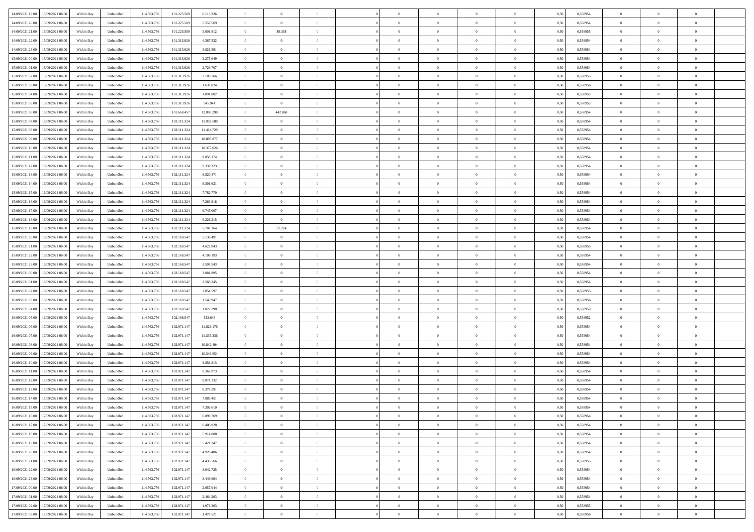| | | | | | | | | | | | | | | | | | | | | | |
|---|---|---|---|---|---|---|---|---|---|---|---|---|---|---|---|---|---|---|---|---|---|
| 14/09/2021 19.00 | 15/09/2021 06.00 | Within Day | Unbundled | 114.563.756 | 101.225.589 | 6.113.326 | 0 | 0 | 0 | | 0 | 0 | 0 | 0 | 0,50 | 0,558954 | 0 | 0 | 0 | |
| 14/09/2021 20.00 | 15/09/2021 06.00 | Within Day | Unbundled | 114.563.756 | 101.225.589 | 5.557.569 | 0 | 0 | 0 | | 0 | 0 | 0 | 0 | 0,50 | 0,558954 | 0 | 0 | 0 | |
| 14/09/2021 21.00 | 15/09/2021 06.00 | Within Day | Unbundled | 114.563.756 | 101.225.589 | 5.001.812 | 0 | 88.338 | 0 | | 0 | 0 | 0 | 0 | 0,50 | 0,558955 | 0 | 0 | 0 | |
| 14/09/2021 22.00 | 15/09/2021 06.00 | Within Day | Unbundled | 114.563.756 | 101.313.926 | 4.367.532 | 0 | 0 | 0 | | 0 | 0 | 0 | 0 | 0,50 | 0,558954 | 0 | 0 | 0 | |
| 14/09/2021 23.00 | 15/09/2021 06.00 | Within Day | Unbundled | 114.563.756 | 101.313.926 | 3.821.591 | 0 | 0 | 0 | | 0 | 0 | 0 | 0 | 0,50 | 0,558954 | 0 | 0 | 0 | |
| 15/09/2021 00.00 | 15/09/2021 06.00 | Within Day | Unbundled | 114.563.756 | 101.313.926 | 3.275.649 | 0 | 0 | 0 | | 0 | 0 | 0 | 0 | 0,50 | 0,558954 | 0 | 0 | 0 | |
| 15/09/2021 01.00 | 15/09/2021 06.00 | Within Day | Unbundled | 114.563.756 | 101.313.926 | 2.729.707 | 0 | 0 | 0 | | 0 | 0 | 0 | 0 | 0,50 | 0,558954 | 0 | 0 | 0 | |
| 15/09/2021 02.00 | 15/09/2021 06.00 | Within Day | Unbundled | 114.563.756 | 101.313.926 | 2.183.766 | 0 | 0 | 0 | | 0 | 0 | 0 | 0 | 0,50 | 0,558955 | 0 | 0 | 0 | |
| 15/09/2021 03.00 | 15/09/2021 06.00 | Within Day | Unbundled | 114.563.756 | 101.313.926 | 1.637.824 | 0 | 0 | 0 | | 0 | 0 | 0 | 0 | 0,50 | 0,558956 | 0 | 0 | 0 | |
| 15/09/2021 04.00 | 15/09/2021 06.00 | Within Day | Unbundled | 114.563.756 | 101.313.926 | 1.091.882 | 0 | 0 | 0 | | 0 | 0 | 0 | 0 | 0,50 | 0,558952 | 0 | 0 | 0 | |
| 15/09/2021 05.00 | 15/09/2021 06.00 | Within Day | Unbundled | 114.563.756 | 101.313.926 | 545.941 | 0 | 0 | 0 | | 0 | 0 | 0 | 0 | 0,50 | 0,558952 | 0 | 0 | 0 | |
| 15/09/2021 06.00 | 16/09/2021 06.00 | Within Day | Unbundled | 114.563.756 | 101.668.457 | 12.895.298 | 0 | 442.868 | 0 | | 0 | 0 | 0 | 0 | 0,50 | 0,558954 | 0 | 0 | 0 | |
| 15/09/2021 07.00 | 16/09/2021 06.00 | Within Day | Unbundled | 114.563.756 | 102.111.324 | 11.933.580 | 0 | 0 | 0 | | 0 | 0 | 0 | 0 | 0,50 | 0,558954 | 0 | 0 | 0 | |
| 15/09/2021 08.00 | 16/09/2021 06.00 | Within Day | Unbundled | 114.563.756 | 102.111.324 | 11.414.729 | 0 | 0 | 0 | | 0 | 0 | 0 | 0 | 0,50 | 0,558954 | 0 | 0 | 0 | |
| 15/09/2021 09.00 | 16/09/2021 06.00 | Within Day | Unbundled | 114.563.756 | 102.111.324 | 10.895.877 | 0 | 0 | 0 | | 0 | 0 | 0 | 0 | 0,50 | 0,558954 | 0 | 0 | 0 | |
| 15/09/2021 10.00 | 16/09/2021 06.00 | Within Day | Unbundled | 114.563.756 | 102.111.324 | 10.377.026 | 0 | 0 | 0 | | 0 | 0 | 0 | 0 | 0,50 | 0,558954 | 0 | 0 | 0 | |
| 15/09/2021 11.00 | 16/09/2021 06.00 | Within Day | Unbundled | 114.563.756 | 102.111.324 | 9.858.174 | 0 | 0 | 0 | | 0 | 0 | 0 | 0 | 0,50 | 0,558954 | 0 | 0 | 0 | |
| 15/09/2021 12.00 | 16/09/2021 06.00 | Within Day | Unbundled | 114.563.756 | 102.111.324 | 9.339.323 | 0 | 0 | 0 | | 0 | 0 | 0 | 0 | 0,50 | 0,558954 | 0 | 0 | 0 | |
| 15/09/2021 13.00 | 16/09/2021 06.00 | Within Day | Unbundled | 114.563.756 | 102.111.324 | 8.820.471 | 0 | 0 | 0 | | 0 | 0 | 0 | 0 | 0,50 | 0,558954 | 0 | 0 | 0 | |
| 15/09/2021 14.00 | 16/09/2021 06.00 | Within Day | Unbundled | 114.563.756 | 102.111.324 | 8.301.621 | 0 | 0 | 0 | | 0 | 0 | 0 | 0 | 0,50 | 0,558954 | 0 | 0 | 0 | |
| 15/09/2021 15.00 | 16/09/2021 06.00 | Within Day | Unbundled | 114.563.756 | 102.111.324 | 7.782.770 | 0 | 0 | 0 | | 0 | 0 | 0 | 0 | 0,50 | 0,558954 | 0 | 0 | 0 | |
| 15/09/2021 16.00 | 16/09/2021 06.00 | Within Day | Unbundled | 114.563.756 | 102.111.324 | 7.263.918 | 0 | 0 | 0 | | 0 | 0 | 0 | 0 | 0,50 | 0,558954 | 0 | 0 | 0 | |
| 15/09/2021 17.00 | 16/09/2021 06.00 | Within Day | Unbundled | 114.563.756 | 102.111.324 | 6.745.067 | 0 | 0 | 0 | | 0 | 0 | 0 | 0 | 0,50 | 0,558954 | 0 | 0 | 0 | |
| 15/09/2021 18.00 | 16/09/2021 06.00 | Within Day | Unbundled | 114.563.756 | 102.111.324 | 6.226.215 | 0 | 0 | 0 | | 0 | 0 | 0 | 0 | 0,50 | 0,558954 | 0 | 0 | 0 | |
| 15/09/2021 19.00 | 16/09/2021 06.00 | Within Day | Unbundled | 114.563.756 | 102.111.324 | 5.707.364 | 0 | 57.224 | 0 | | 0 | 0 | 0 | 0 | 0,50 | 0,558954 | 0 | 0 | 0 | |
| 15/09/2021 20.00 | 16/09/2021 06.00 | Within Day | Unbundled | 114.563.756 | 102.168.547 | 5.136.491 | 0 | 0 | 0 | | 0 | 0 | 0 | 0 | 0,50 | 0,558954 | 0 | 0 | 0 | |
| 15/09/2021 21.00 | 16/09/2021 06.00 | Within Day | Unbundled | 114.563.756 | 102.168.547 | 4.622.843 | 0 | 0 | 0 | | 0 | 0 | 0 | 0 | 0,50 | 0,558955 | 0 | 0 | 0 | |
| 15/09/2021 22.00 | 16/09/2021 06.00 | Within Day | Unbundled | 114.563.756 | 102.168.547 | 4.109.193 | 0 | 0 | 0 | | 0 | 0 | 0 | 0 | 0,50 | 0,558954 | 0 | 0 | 0 | |
| 15/09/2021 23.00 | 16/09/2021 06.00 | Within Day | Unbundled | 114.563.756 | 102.168.547 | 3.595.543 | 0 | 0 | 0 | | 0 | 0 | 0 | 0 | 0,50 | 0,558954 | 0 | 0 | 0 | |
| 16/09/2021 00.00 | 16/09/2021 06.00 | Within Day | Unbundled | 114.563.756 | 102.168.547 | 3.081.895 | 0 | 0 | 0 | | 0 | 0 | 0 | 0 | 0,50 | 0,558954 | 0 | 0 | 0 | |
| 16/09/2021 01.00 | 16/09/2021 06.00 | Within Day | Unbundled | 114.563.756 | 102.168.547 | 2.568.245 | 0 | 0 | 0 | | 0 | 0 | 0 | 0 | 0,50 | 0,558954 | 0 | 0 | 0 | |
| 16/09/2021 02.00 | 16/09/2021 06.00 | Within Day | Unbundled | 114.563.756 | 102.168.547 | 2.054.597 | 0 | 0 | 0 | | 0 | 0 | 0 | 0 | 0,50 | 0,558955 | 0 | 0 | 0 | |
| 16/09/2021 03.00 | 16/09/2021 06.00 | Within Day | Unbundled | 114.563.756 | 102.168.547 | 1.540.947 | 0 | 0 | 0 | | 0 | 0 | 0 | 0 | 0,50 | 0,558956 | 0 | 0 | 0 | |
| 16/09/2021 04.00 | 16/09/2021 06.00 | Within Day | Unbundled | 114.563.756 | 102.168.547 | 1.027.298 | 0 | 0 | 0 | | 0 | 0 | 0 | 0 | 0,50 | 0,558952 | 0 | 0 | 0 | |
| 16/09/2021 05.00 | 16/09/2021 06.00 | Within Day | Unbundled | 114.563.756 | 102.168.547 | 513.649 | 0 | 0 | 0 | | 0 | 0 | 0 | 0 | 0,50 | 0,558952 | 0 | 0 | 0 | |
| 16/09/2021 06.00 | 17/09/2021 06.00 | Within Day | Unbundled | 114.563.756 | 102.971.147 | 11.828.176 | 0 | 0 | 0 | | 0 | 0 | 0 | 0 | 0,50 | 0,558954 | 0 | 0 | 0 | |
| 16/09/2021 07.00 | 17/09/2021 06.00 | Within Day | Unbundled | 114.563.756 | 102.971.147 | 11.335.336 | 0 | 0 | 0 | | 0 | 0 | 0 | 0 | 0,50 | 0,558954 | 0 | 0 | 0 | |
| 16/09/2021 08.00 | 17/09/2021 06.00 | Within Day | Unbundled | 114.563.756 | 102.971.147 | 10.842.494 | 0 | 0 | 0 | | 0 | 0 | 0 | 0 | 0,50 | 0,558954 | 0 | 0 | 0 | |
| 16/09/2021 09.00 | 17/09/2021 06.00 | Within Day | Unbundled | 114.563.756 | 102.971.147 | 10.349.654 | 0 | 0 | 0 | | 0 | 0 | 0 | 0 | 0,50 | 0,558954 | 0 | 0 | 0 | |
| 16/09/2021 10.00 | 17/09/2021 06.00 | Within Day | Unbundled | 114.563.756 | 102.971.147 | 9.856.813 | 0 | 0 | 0 | | 0 | 0 | 0 | 0 | 0,50 | 0,558954 | 0 | 0 | 0 | |
| 16/09/2021 11.00 | 17/09/2021 06.00 | Within Day | Unbundled | 114.563.756 | 102.971.147 | 9.363.973 | 0 | 0 | 0 | | 0 | 0 | 0 | 0 | 0,50 | 0,558954 | 0 | 0 | 0 | |
| 16/09/2021 12.00 | 17/09/2021 06.00 | Within Day | Unbundled | 114.563.756 | 102.971.147 | 8.871.132 | 0 | 0 | 0 | | 0 | 0 | 0 | 0 | 0,50 | 0,558954 | 0 | 0 | 0 | |
| 16/09/2021 13.00 | 17/09/2021 06.00 | Within Day | Unbundled | 114.563.756 | 102.971.147 | 8.378.291 | 0 | 0 | 0 | | 0 | 0 | 0 | 0 | 0,50 | 0,558954 | 0 | 0 | 0 | |
| 16/09/2021 14.00 | 17/09/2021 06.00 | Within Day | Unbundled | 114.563.756 | 102.971.147 | 7.885.451 | 0 | 0 | 0 | | 0 | 0 | 0 | 0 | 0,50 | 0,558954 | 0 | 0 | 0 | |
| 16/09/2021 15.00 | 17/09/2021 06.00 | Within Day | Unbundled | 114.563.756 | 102.971.147 | 7.392.610 | 0 | 0 | 0 | | 0 | 0 | 0 | 0 | 0,50 | 0,558954 | 0 | 0 | 0 | |
| 16/09/2021 16.00 | 17/09/2021 06.00 | Within Day | Unbundled | 114.563.756 | 102.971.147 | 6.899.769 | 0 | 0 | 0 | | 0 | 0 | 0 | 0 | 0,50 | 0,558954 | 0 | 0 | 0 | |
| 16/09/2021 17.00 | 17/09/2021 06.00 | Within Day | Unbundled | 114.563.756 | 102.971.147 | 6.406.928 | 0 | 0 | 0 | | 0 | 0 | 0 | 0 | 0,50 | 0,558954 | 0 | 0 | 0 | |
| 16/09/2021 18.00 | 17/09/2021 06.00 | Within Day | Unbundled | 114.563.756 | 102.971.147 | 5.914.088 | 0 | 0 | 0 | | 0 | 0 | 0 | 0 | 0,50 | 0,558954 | 0 | 0 | 0 | |
| 16/09/2021 19.00 | 17/09/2021 06.00 | Within Day | Unbundled | 114.563.756 | 102.971.147 | 5.421.247 | 0 | 0 | 0 | | 0 | 0 | 0 | 0 | 0,50 | 0,558954 | 0 | 0 | 0 | |
| 16/09/2021 20.00 | 17/09/2021 06.00 | Within Day | Unbundled | 114.563.756 | 102.971.147 | 4.928.406 | 0 | 0 | 0 | | 0 | 0 | 0 | 0 | 0,50 | 0,558954 | 0 | 0 | 0 | |
| 16/09/2021 21.00 | 17/09/2021 06.00 | Within Day | Unbundled | 114.563.756 | 102.971.147 | 4.435.566 | 0 | 0 | 0 | | 0 | 0 | 0 | 0 | 0,50 | 0,558955 | 0 | 0 | 0 | |
| 16/09/2021 22.00 | 17/09/2021 06.00 | Within Day | Unbundled | 114.563.756 | 102.971.147 | 3.942.725 | 0 | 0 | 0 | | 0 | 0 | 0 | 0 | 0,50 | 0,558954 | 0 | 0 | 0 | |
| 16/09/2021 23.00 | 17/09/2021 06.00 | Within Day | Unbundled | 114.563.756 | 102.971.147 | 3.449.884 | 0 | 0 | 0 | | 0 | 0 | 0 | 0 | 0,50 | 0,558954 | 0 | 0 | 0 | |
| 17/09/2021 00.00 | 17/09/2021 06.00 | Within Day | Unbundled | 114.563.756 | 102.971.147 | 2.957.044 | 0 | 0 | 0 | | 0 | 0 | 0 | 0 | 0,50 | 0,558954 | 0 | 0 | 0 | |
| 17/09/2021 01.00 | 17/09/2021 06.00 | Within Day | Unbundled | 114.563.756 | 102.971.147 | 2.464.203 | 0 | 0 | 0 | | 0 | 0 | 0 | 0 | 0,50 | 0,558954 | 0 | 0 | 0 | |
| 17/09/2021 02.00 | 17/09/2021 06.00 | Within Day | Unbundled | 114.563.756 | 102.971.147 | 1.971.363 | 0 | 0 | 0 | | 0 | 0 | 0 | 0 | 0,50 | 0,558955 | 0 | 0 | 0 | |
| 17/09/2021 03.00 | 17/09/2021 06.00 | Within Day | Unbundled | 114.563.756 | 102.971.147 | 1.478.521 | 0 | 0 | 0 | | 0 | 0 | 0 | 0 | 0,50 | 0,558956 | 0 | 0 | 0 | |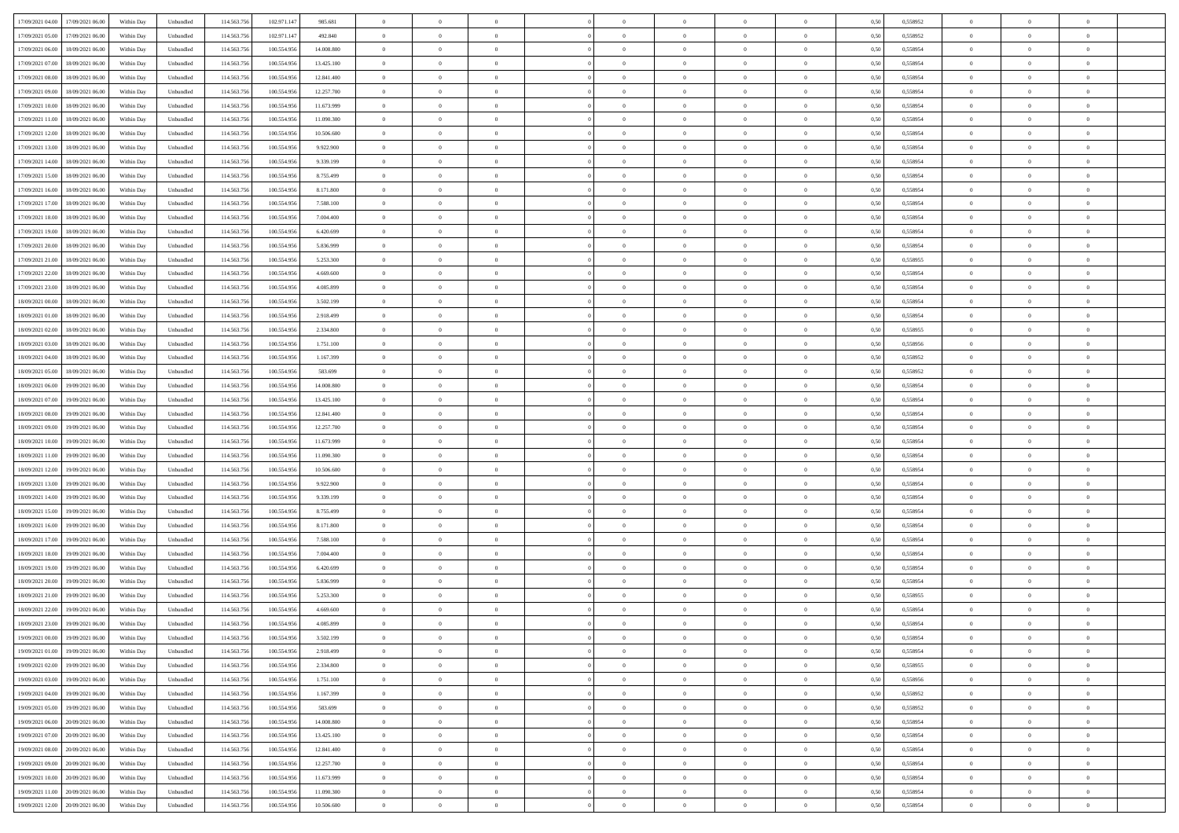| | | | | | | | | | | | | | | | | | | | | | |
|---|---|---|---|---|---|---|---|---|---|---|---|---|---|---|---|---|---|---|---|---|---|
| 17/09/2021 04:00 | 17/09/2021 06:00 | Within Day | Unbundled | 114.563.756 | 102.971.147 | 985.681 | 0 | 0 | 0 | | 0 | 0 | 0 | 0 | 0 | 0,50 | 0,558952 | 0 | 0 | 0 | |
| 17/09/2021 05:00 | 17/09/2021 06:00 | Within Day | Unbundled | 114.563.756 | 102.971.147 | 492.840 | 0 | 0 | 0 | | 0 | 0 | 0 | 0 | 0 | 0,50 | 0,558952 | 0 | 0 | 0 | |
| 17/09/2021 06:00 | 18/09/2021 06:00 | Within Day | Unbundled | 114.563.756 | 100.554.956 | 14.008.800 | 0 | 0 | 0 | | 0 | 0 | 0 | 0 | 0 | 0,50 | 0,558954 | 0 | 0 | 0 | |
| 17/09/2021 07:00 | 18/09/2021 06:00 | Within Day | Unbundled | 114.563.756 | 100.554.956 | 13.425.100 | 0 | 0 | 0 | | 0 | 0 | 0 | 0 | 0 | 0,50 | 0,558954 | 0 | 0 | 0 | |
| 17/09/2021 08:00 | 18/09/2021 06:00 | Within Day | Unbundled | 114.563.756 | 100.554.956 | 12.841.400 | 0 | 0 | 0 | | 0 | 0 | 0 | 0 | 0 | 0,50 | 0,558954 | 0 | 0 | 0 | |
| 17/09/2021 09:00 | 18/09/2021 06:00 | Within Day | Unbundled | 114.563.756 | 100.554.956 | 12.257.700 | 0 | 0 | 0 | | 0 | 0 | 0 | 0 | 0 | 0,50 | 0,558954 | 0 | 0 | 0 | |
| 17/09/2021 10:00 | 18/09/2021 06:00 | Within Day | Unbundled | 114.563.756 | 100.554.956 | 11.673.999 | 0 | 0 | 0 | | 0 | 0 | 0 | 0 | 0 | 0,50 | 0,558954 | 0 | 0 | 0 | |
| 17/09/2021 11:00 | 18/09/2021 06:00 | Within Day | Unbundled | 114.563.756 | 100.554.956 | 11.090.300 | 0 | 0 | 0 | | 0 | 0 | 0 | 0 | 0 | 0,50 | 0,558954 | 0 | 0 | 0 | |
| 17/09/2021 12:00 | 18/09/2021 06:00 | Within Day | Unbundled | 114.563.756 | 100.554.956 | 10.506.600 | 0 | 0 | 0 | | 0 | 0 | 0 | 0 | 0 | 0,50 | 0,558954 | 0 | 0 | 0 | |
| 17/09/2021 13:00 | 18/09/2021 06:00 | Within Day | Unbundled | 114.563.756 | 100.554.956 | 9.922.900 | 0 | 0 | 0 | | 0 | 0 | 0 | 0 | 0 | 0,50 | 0,558954 | 0 | 0 | 0 | |
| 17/09/2021 14:00 | 18/09/2021 06:00 | Within Day | Unbundled | 114.563.756 | 100.554.956 | 9.339.199 | 0 | 0 | 0 | | 0 | 0 | 0 | 0 | 0 | 0,50 | 0,558954 | 0 | 0 | 0 | |
| 17/09/2021 15:00 | 18/09/2021 06:00 | Within Day | Unbundled | 114.563.756 | 100.554.956 | 8.755.499 | 0 | 0 | 0 | | 0 | 0 | 0 | 0 | 0 | 0,50 | 0,558954 | 0 | 0 | 0 | |
| 17/09/2021 16:00 | 18/09/2021 06:00 | Within Day | Unbundled | 114.563.756 | 100.554.956 | 8.171.800 | 0 | 0 | 0 | | 0 | 0 | 0 | 0 | 0 | 0,50 | 0,558954 | 0 | 0 | 0 | |
| 17/09/2021 17:00 | 18/09/2021 06:00 | Within Day | Unbundled | 114.563.756 | 100.554.956 | 7.588.100 | 0 | 0 | 0 | | 0 | 0 | 0 | 0 | 0 | 0,50 | 0,558954 | 0 | 0 | 0 | |
| 17/09/2021 18:00 | 18/09/2021 06:00 | Within Day | Unbundled | 114.563.756 | 100.554.956 | 7.004.400 | 0 | 0 | 0 | | 0 | 0 | 0 | 0 | 0 | 0,50 | 0,558954 | 0 | 0 | 0 | |
| 17/09/2021 19:00 | 18/09/2021 06:00 | Within Day | Unbundled | 114.563.756 | 100.554.956 | 6.420.699 | 0 | 0 | 0 | | 0 | 0 | 0 | 0 | 0 | 0,50 | 0,558954 | 0 | 0 | 0 | |
| 17/09/2021 20:00 | 18/09/2021 06:00 | Within Day | Unbundled | 114.563.756 | 100.554.956 | 5.836.999 | 0 | 0 | 0 | | 0 | 0 | 0 | 0 | 0 | 0,50 | 0,558954 | 0 | 0 | 0 | |
| 17/09/2021 21:00 | 18/09/2021 06:00 | Within Day | Unbundled | 114.563.756 | 100.554.956 | 5.253.300 | 0 | 0 | 0 | | 0 | 0 | 0 | 0 | 0 | 0,50 | 0,558955 | 0 | 0 | 0 | |
| 17/09/2021 22:00 | 18/09/2021 06:00 | Within Day | Unbundled | 114.563.756 | 100.554.956 | 4.669.600 | 0 | 0 | 0 | | 0 | 0 | 0 | 0 | 0 | 0,50 | 0,558954 | 0 | 0 | 0 | |
| 17/09/2021 23:00 | 18/09/2021 06:00 | Within Day | Unbundled | 114.563.756 | 100.554.956 | 4.085.899 | 0 | 0 | 0 | | 0 | 0 | 0 | 0 | 0 | 0,50 | 0,558954 | 0 | 0 | 0 | |
| 18/09/2021 00:00 | 18/09/2021 06:00 | Within Day | Unbundled | 114.563.756 | 100.554.956 | 3.502.199 | 0 | 0 | 0 | | 0 | 0 | 0 | 0 | 0 | 0,50 | 0,558954 | 0 | 0 | 0 | |
| 18/09/2021 01:00 | 18/09/2021 06:00 | Within Day | Unbundled | 114.563.756 | 100.554.956 | 2.918.499 | 0 | 0 | 0 | | 0 | 0 | 0 | 0 | 0 | 0,50 | 0,558954 | 0 | 0 | 0 | |
| 18/09/2021 02:00 | 18/09/2021 06:00 | Within Day | Unbundled | 114.563.756 | 100.554.956 | 2.334.800 | 0 | 0 | 0 | | 0 | 0 | 0 | 0 | 0 | 0,50 | 0,558955 | 0 | 0 | 0 | |
| 18/09/2021 03:00 | 18/09/2021 06:00 | Within Day | Unbundled | 114.563.756 | 100.554.956 | 1.751.100 | 0 | 0 | 0 | | 0 | 0 | 0 | 0 | 0 | 0,50 | 0,558956 | 0 | 0 | 0 | |
| 18/09/2021 04:00 | 18/09/2021 06:00 | Within Day | Unbundled | 114.563.756 | 100.554.956 | 1.167.399 | 0 | 0 | 0 | | 0 | 0 | 0 | 0 | 0 | 0,50 | 0,558952 | 0 | 0 | 0 | |
| 18/09/2021 05:00 | 18/09/2021 06:00 | Within Day | Unbundled | 114.563.756 | 100.554.956 | 583.699 | 0 | 0 | 0 | | 0 | 0 | 0 | 0 | 0 | 0,50 | 0,558952 | 0 | 0 | 0 | |
| 18/09/2021 06:00 | 19/09/2021 06:00 | Within Day | Unbundled | 114.563.756 | 100.554.956 | 14.008.800 | 0 | 0 | 0 | | 0 | 0 | 0 | 0 | 0 | 0,50 | 0,558954 | 0 | 0 | 0 | |
| 18/09/2021 07:00 | 19/09/2021 06:00 | Within Day | Unbundled | 114.563.756 | 100.554.956 | 13.425.100 | 0 | 0 | 0 | | 0 | 0 | 0 | 0 | 0 | 0,50 | 0,558954 | 0 | 0 | 0 | |
| 18/09/2021 08:00 | 19/09/2021 06:00 | Within Day | Unbundled | 114.563.756 | 100.554.956 | 12.841.400 | 0 | 0 | 0 | | 0 | 0 | 0 | 0 | 0 | 0,50 | 0,558954 | 0 | 0 | 0 | |
| 18/09/2021 09:00 | 19/09/2021 06:00 | Within Day | Unbundled | 114.563.756 | 100.554.956 | 12.257.700 | 0 | 0 | 0 | | 0 | 0 | 0 | 0 | 0 | 0,50 | 0,558954 | 0 | 0 | 0 | |
| 18/09/2021 10:00 | 19/09/2021 06:00 | Within Day | Unbundled | 114.563.756 | 100.554.956 | 11.673.999 | 0 | 0 | 0 | | 0 | 0 | 0 | 0 | 0 | 0,50 | 0,558954 | 0 | 0 | 0 | |
| 18/09/2021 11:00 | 19/09/2021 06:00 | Within Day | Unbundled | 114.563.756 | 100.554.956 | 11.090.300 | 0 | 0 | 0 | | 0 | 0 | 0 | 0 | 0 | 0,50 | 0,558954 | 0 | 0 | 0 | |
| 18/09/2021 12:00 | 19/09/2021 06:00 | Within Day | Unbundled | 114.563.756 | 100.554.956 | 10.506.600 | 0 | 0 | 0 | | 0 | 0 | 0 | 0 | 0 | 0,50 | 0,558954 | 0 | 0 | 0 | |
| 18/09/2021 13:00 | 19/09/2021 06:00 | Within Day | Unbundled | 114.563.756 | 100.554.956 | 9.922.900 | 0 | 0 | 0 | | 0 | 0 | 0 | 0 | 0 | 0,50 | 0,558954 | 0 | 0 | 0 | |
| 18/09/2021 14:00 | 19/09/2021 06:00 | Within Day | Unbundled | 114.563.756 | 100.554.956 | 9.339.199 | 0 | 0 | 0 | | 0 | 0 | 0 | 0 | 0 | 0,50 | 0,558954 | 0 | 0 | 0 | |
| 18/09/2021 15:00 | 19/09/2021 06:00 | Within Day | Unbundled | 114.563.756 | 100.554.956 | 8.755.499 | 0 | 0 | 0 | | 0 | 0 | 0 | 0 | 0 | 0,50 | 0,558954 | 0 | 0 | 0 | |
| 18/09/2021 16:00 | 19/09/2021 06:00 | Within Day | Unbundled | 114.563.756 | 100.554.956 | 8.171.800 | 0 | 0 | 0 | | 0 | 0 | 0 | 0 | 0 | 0,50 | 0,558954 | 0 | 0 | 0 | |
| 18/09/2021 17:00 | 19/09/2021 06:00 | Within Day | Unbundled | 114.563.756 | 100.554.956 | 7.588.100 | 0 | 0 | 0 | | 0 | 0 | 0 | 0 | 0 | 0,50 | 0,558954 | 0 | 0 | 0 | |
| 18/09/2021 18:00 | 19/09/2021 06:00 | Within Day | Unbundled | 114.563.756 | 100.554.956 | 7.004.400 | 0 | 0 | 0 | | 0 | 0 | 0 | 0 | 0 | 0,50 | 0,558954 | 0 | 0 | 0 | |
| 18/09/2021 19:00 | 19/09/2021 06:00 | Within Day | Unbundled | 114.563.756 | 100.554.956 | 6.420.699 | 0 | 0 | 0 | | 0 | 0 | 0 | 0 | 0 | 0,50 | 0,558954 | 0 | 0 | 0 | |
| 18/09/2021 20:00 | 19/09/2021 06:00 | Within Day | Unbundled | 114.563.756 | 100.554.956 | 5.836.999 | 0 | 0 | 0 | | 0 | 0 | 0 | 0 | 0 | 0,50 | 0,558954 | 0 | 0 | 0 | |
| 18/09/2021 21:00 | 19/09/2021 06:00 | Within Day | Unbundled | 114.563.756 | 100.554.956 | 5.253.300 | 0 | 0 | 0 | | 0 | 0 | 0 | 0 | 0 | 0,50 | 0,558955 | 0 | 0 | 0 | |
| 18/09/2021 22:00 | 19/09/2021 06:00 | Within Day | Unbundled | 114.563.756 | 100.554.956 | 4.669.600 | 0 | 0 | 0 | | 0 | 0 | 0 | 0 | 0 | 0,50 | 0,558954 | 0 | 0 | 0 | |
| 18/09/2021 23:00 | 19/09/2021 06:00 | Within Day | Unbundled | 114.563.756 | 100.554.956 | 4.085.899 | 0 | 0 | 0 | | 0 | 0 | 0 | 0 | 0 | 0,50 | 0,558954 | 0 | 0 | 0 | |
| 19/09/2021 00:00 | 19/09/2021 06:00 | Within Day | Unbundled | 114.563.756 | 100.554.956 | 3.502.199 | 0 | 0 | 0 | | 0 | 0 | 0 | 0 | 0 | 0,50 | 0,558954 | 0 | 0 | 0 | |
| 19/09/2021 01:00 | 19/09/2021 06:00 | Within Day | Unbundled | 114.563.756 | 100.554.956 | 2.918.499 | 0 | 0 | 0 | | 0 | 0 | 0 | 0 | 0 | 0,50 | 0,558954 | 0 | 0 | 0 | |
| 19/09/2021 02:00 | 19/09/2021 06:00 | Within Day | Unbundled | 114.563.756 | 100.554.956 | 2.334.800 | 0 | 0 | 0 | | 0 | 0 | 0 | 0 | 0 | 0,50 | 0,558955 | 0 | 0 | 0 | |
| 19/09/2021 03:00 | 19/09/2021 06:00 | Within Day | Unbundled | 114.563.756 | 100.554.956 | 1.751.100 | 0 | 0 | 0 | | 0 | 0 | 0 | 0 | 0 | 0,50 | 0,558956 | 0 | 0 | 0 | |
| 19/09/2021 04:00 | 19/09/2021 06:00 | Within Day | Unbundled | 114.563.756 | 100.554.956 | 1.167.399 | 0 | 0 | 0 | | 0 | 0 | 0 | 0 | 0 | 0,50 | 0,558952 | 0 | 0 | 0 | |
| 19/09/2021 05:00 | 19/09/2021 06:00 | Within Day | Unbundled | 114.563.756 | 100.554.956 | 583.699 | 0 | 0 | 0 | | 0 | 0 | 0 | 0 | 0 | 0,50 | 0,558952 | 0 | 0 | 0 | |
| 19/09/2021 06:00 | 20/09/2021 06:00 | Within Day | Unbundled | 114.563.756 | 100.554.956 | 14.008.800 | 0 | 0 | 0 | | 0 | 0 | 0 | 0 | 0 | 0,50 | 0,558954 | 0 | 0 | 0 | |
| 19/09/2021 07:00 | 20/09/2021 06:00 | Within Day | Unbundled | 114.563.756 | 100.554.956 | 13.425.100 | 0 | 0 | 0 | | 0 | 0 | 0 | 0 | 0 | 0,50 | 0,558954 | 0 | 0 | 0 | |
| 19/09/2021 08:00 | 20/09/2021 06:00 | Within Day | Unbundled | 114.563.756 | 100.554.956 | 12.841.400 | 0 | 0 | 0 | | 0 | 0 | 0 | 0 | 0 | 0,50 | 0,558954 | 0 | 0 | 0 | |
| 19/09/2021 09:00 | 20/09/2021 06:00 | Within Day | Unbundled | 114.563.756 | 100.554.956 | 12.257.700 | 0 | 0 | 0 | | 0 | 0 | 0 | 0 | 0 | 0,50 | 0,558954 | 0 | 0 | 0 | |
| 19/09/2021 10:00 | 20/09/2021 06:00 | Within Day | Unbundled | 114.563.756 | 100.554.956 | 11.673.999 | 0 | 0 | 0 | | 0 | 0 | 0 | 0 | 0 | 0,50 | 0,558954 | 0 | 0 | 0 | |
| 19/09/2021 11:00 | 20/09/2021 06:00 | Within Day | Unbundled | 114.563.756 | 100.554.956 | 11.090.300 | 0 | 0 | 0 | | 0 | 0 | 0 | 0 | 0 | 0,50 | 0,558954 | 0 | 0 | 0 | |
| 19/09/2021 12:00 | 20/09/2021 06:00 | Within Day | Unbundled | 114.563.756 | 100.554.956 | 10.506.600 | 0 | 0 | 0 | | 0 | 0 | 0 | 0 | 0 | 0,50 | 0,558954 | 0 | 0 | 0 | |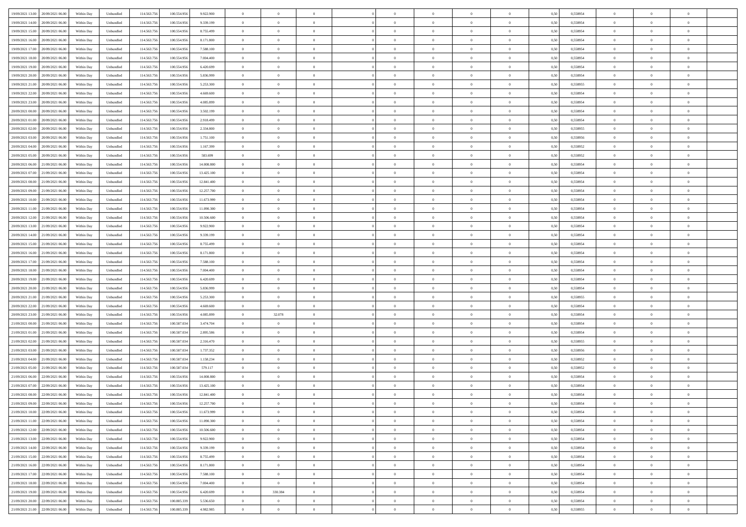| 19/09/2021 13:00 | 20/09/2021 06:00 | Within Day | Unbundled | 114.563.756 | 100.554.956 | 9.922.900 | 0 | 0 | 0 | | 0 | 0 | 0 | 0 | 0,50 | 0,558954 | 0 | 0 | 0 | |
|---|---|---|---|---|---|---|---|---|---|---|---|---|---|---|---|---|---|---|---|---|
| 19/09/2021 14:00 | 20/09/2021 06:00 | Within Day | Unbundled | 114.563.756 | 100.554.956 | 9.339.199 | 0 | 0 | 0 | | 0 | 0 | 0 | 0 | 0,50 | 0,558954 | 0 | 0 | 0 | |
| 19/09/2021 15:00 | 20/09/2021 06:00 | Within Day | Unbundled | 114.563.756 | 100.554.956 | 8.755.499 | 0 | 0 | 0 | | 0 | 0 | 0 | 0 | 0,50 | 0,558954 | 0 | 0 | 0 | |
| 19/09/2021 16:00 | 20/09/2021 06:00 | Within Day | Unbundled | 114.563.756 | 100.554.956 | 8.171.800 | 0 | 0 | 0 | | 0 | 0 | 0 | 0 | 0,50 | 0,558954 | 0 | 0 | 0 | |
| 19/09/2021 17:00 | 20/09/2021 06:00 | Within Day | Unbundled | 114.563.756 | 100.554.956 | 7.588.100 | 0 | 0 | 0 | | 0 | 0 | 0 | 0 | 0,50 | 0,558954 | 0 | 0 | 0 | |
| 19/09/2021 18:00 | 20/09/2021 06:00 | Within Day | Unbundled | 114.563.756 | 100.554.956 | 7.004.400 | 0 | 0 | 0 | | 0 | 0 | 0 | 0 | 0,50 | 0,558954 | 0 | 0 | 0 | |
| 19/09/2021 19:00 | 20/09/2021 06:00 | Within Day | Unbundled | 114.563.756 | 100.554.956 | 6.420.699 | 0 | 0 | 0 | | 0 | 0 | 0 | 0 | 0,50 | 0,558954 | 0 | 0 | 0 | |
| 19/09/2021 20:00 | 20/09/2021 06:00 | Within Day | Unbundled | 114.563.756 | 100.554.956 | 5.836.999 | 0 | 0 | 0 | | 0 | 0 | 0 | 0 | 0,50 | 0,558954 | 0 | 0 | 0 | |
| 19/09/2021 21:00 | 20/09/2021 06:00 | Within Day | Unbundled | 114.563.756 | 100.554.956 | 5.253.300 | 0 | 0 | 0 | | 0 | 0 | 0 | 0 | 0,50 | 0,558955 | 0 | 0 | 0 | |
| 19/09/2021 22:00 | 20/09/2021 06:00 | Within Day | Unbundled | 114.563.756 | 100.554.956 | 4.669.600 | 0 | 0 | 0 | | 0 | 0 | 0 | 0 | 0,50 | 0,558954 | 0 | 0 | 0 | |
| 19/09/2021 23:00 | 20/09/2021 06:00 | Within Day | Unbundled | 114.563.756 | 100.554.956 | 4.085.899 | 0 | 0 | 0 | | 0 | 0 | 0 | 0 | 0,50 | 0,558954 | 0 | 0 | 0 | |
| 20/09/2021 00:00 | 20/09/2021 06:00 | Within Day | Unbundled | 114.563.756 | 100.554.956 | 3.502.199 | 0 | 0 | 0 | | 0 | 0 | 0 | 0 | 0,50 | 0,558954 | 0 | 0 | 0 | |
| 20/09/2021 01:00 | 20/09/2021 06:00 | Within Day | Unbundled | 114.563.756 | 100.554.956 | 2.918.499 | 0 | 0 | 0 | | 0 | 0 | 0 | 0 | 0,50 | 0,558954 | 0 | 0 | 0 | |
| 20/09/2021 02:00 | 20/09/2021 06:00 | Within Day | Unbundled | 114.563.756 | 100.554.956 | 2.334.800 | 0 | 0 | 0 | | 0 | 0 | 0 | 0 | 0,50 | 0,558955 | 0 | 0 | 0 | |
| 20/09/2021 03:00 | 20/09/2021 06:00 | Within Day | Unbundled | 114.563.756 | 100.554.956 | 1.751.100 | 0 | 0 | 0 | | 0 | 0 | 0 | 0 | 0,50 | 0,558956 | 0 | 0 | 0 | |
| 20/09/2021 04:00 | 20/09/2021 06:00 | Within Day | Unbundled | 114.563.756 | 100.554.956 | 1.167.399 | 0 | 0 | 0 | | 0 | 0 | 0 | 0 | 0,50 | 0,558952 | 0 | 0 | 0 | |
| 20/09/2021 05:00 | 20/09/2021 06:00 | Within Day | Unbundled | 114.563.756 | 100.554.956 | 583.699 | 0 | 0 | 0 | | 0 | 0 | 0 | 0 | 0,50 | 0,558952 | 0 | 0 | 0 | |
| 20/09/2021 06:00 | 21/09/2021 06:00 | Within Day | Unbundled | 114.563.756 | 100.554.956 | 14.008.800 | 0 | 0 | 0 | | 0 | 0 | 0 | 0 | 0,50 | 0,558954 | 0 | 0 | 0 | |
| 20/09/2021 07:00 | 21/09/2021 06:00 | Within Day | Unbundled | 114.563.756 | 100.554.956 | 13.425.100 | 0 | 0 | 0 | | 0 | 0 | 0 | 0 | 0,50 | 0,558954 | 0 | 0 | 0 | |
| 20/09/2021 08:00 | 21/09/2021 06:00 | Within Day | Unbundled | 114.563.756 | 100.554.956 | 12.841.400 | 0 | 0 | 0 | | 0 | 0 | 0 | 0 | 0,50 | 0,558954 | 0 | 0 | 0 | |
| 20/09/2021 09:00 | 21/09/2021 06:00 | Within Day | Unbundled | 114.563.756 | 100.554.956 | 12.257.700 | 0 | 0 | 0 | | 0 | 0 | 0 | 0 | 0,50 | 0,558954 | 0 | 0 | 0 | |
| 20/09/2021 10:00 | 21/09/2021 06:00 | Within Day | Unbundled | 114.563.756 | 100.554.956 | 11.673.999 | 0 | 0 | 0 | | 0 | 0 | 0 | 0 | 0,50 | 0,558954 | 0 | 0 | 0 | |
| 20/09/2021 11:00 | 21/09/2021 06:00 | Within Day | Unbundled | 114.563.756 | 100.554.956 | 11.090.300 | 0 | 0 | 0 | | 0 | 0 | 0 | 0 | 0,50 | 0,558954 | 0 | 0 | 0 | |
| 20/09/2021 12:00 | 21/09/2021 06:00 | Within Day | Unbundled | 114.563.756 | 100.554.956 | 10.506.600 | 0 | 0 | 0 | | 0 | 0 | 0 | 0 | 0,50 | 0,558954 | 0 | 0 | 0 | |
| 20/09/2021 13:00 | 21/09/2021 06:00 | Within Day | Unbundled | 114.563.756 | 100.554.956 | 9.922.900 | 0 | 0 | 0 | | 0 | 0 | 0 | 0 | 0,50 | 0,558954 | 0 | 0 | 0 | |
| 20/09/2021 14:00 | 21/09/2021 06:00 | Within Day | Unbundled | 114.563.756 | 100.554.956 | 9.339.199 | 0 | 0 | 0 | | 0 | 0 | 0 | 0 | 0,50 | 0,558954 | 0 | 0 | 0 | |
| 20/09/2021 15:00 | 21/09/2021 06:00 | Within Day | Unbundled | 114.563.756 | 100.554.956 | 8.755.499 | 0 | 0 | 0 | | 0 | 0 | 0 | 0 | 0,50 | 0,558954 | 0 | 0 | 0 | |
| 20/09/2021 16:00 | 21/09/2021 06:00 | Within Day | Unbundled | 114.563.756 | 100.554.956 | 8.171.800 | 0 | 0 | 0 | | 0 | 0 | 0 | 0 | 0,50 | 0,558954 | 0 | 0 | 0 | |
| 20/09/2021 17:00 | 21/09/2021 06:00 | Within Day | Unbundled | 114.563.756 | 100.554.956 | 7.588.100 | 0 | 0 | 0 | | 0 | 0 | 0 | 0 | 0,50 | 0,558954 | 0 | 0 | 0 | |
| 20/09/2021 18:00 | 21/09/2021 06:00 | Within Day | Unbundled | 114.563.756 | 100.554.956 | 7.004.400 | 0 | 0 | 0 | | 0 | 0 | 0 | 0 | 0,50 | 0,558954 | 0 | 0 | 0 | |
| 20/09/2021 19:00 | 21/09/2021 06:00 | Within Day | Unbundled | 114.563.756 | 100.554.956 | 6.420.699 | 0 | 0 | 0 | | 0 | 0 | 0 | 0 | 0,50 | 0,558954 | 0 | 0 | 0 | |
| 20/09/2021 20:00 | 21/09/2021 06:00 | Within Day | Unbundled | 114.563.756 | 100.554.956 | 5.836.999 | 0 | 0 | 0 | | 0 | 0 | 0 | 0 | 0,50 | 0,558954 | 0 | 0 | 0 | |
| 20/09/2021 21:00 | 21/09/2021 06:00 | Within Day | Unbundled | 114.563.756 | 100.554.956 | 5.253.300 | 0 | 0 | 0 | | 0 | 0 | 0 | 0 | 0,50 | 0,558955 | 0 | 0 | 0 | |
| 20/09/2021 22:00 | 21/09/2021 06:00 | Within Day | Unbundled | 114.563.756 | 100.554.956 | 4.669.600 | 0 | 0 | 0 | | 0 | 0 | 0 | 0 | 0,50 | 0,558954 | 0 | 0 | 0 | |
| 20/09/2021 23:00 | 21/09/2021 06:00 | Within Day | Unbundled | 114.563.756 | 100.554.956 | 4.085.899 | 0 | 32.078 | 0 | | 0 | 0 | 0 | 0 | 0,50 | 0,558954 | 0 | 0 | 0 | |
| 21/09/2021 00:00 | 21/09/2021 06:00 | Within Day | Unbundled | 114.563.756 | 100.587.034 | 3.474.704 | 0 | 0 | 0 | | 0 | 0 | 0 | 0 | 0,50 | 0,558954 | 0 | 0 | 0 | |
| 21/09/2021 01:00 | 21/09/2021 06:00 | Within Day | Unbundled | 114.563.756 | 100.587.034 | 2.895.586 | 0 | 0 | 0 | | 0 | 0 | 0 | 0 | 0,50 | 0,558954 | 0 | 0 | 0 | |
| 21/09/2021 02:00 | 21/09/2021 06:00 | Within Day | Unbundled | 114.563.756 | 100.587.034 | 2.316.470 | 0 | 0 | 0 | | 0 | 0 | 0 | 0 | 0,50 | 0,558955 | 0 | 0 | 0 | |
| 21/09/2021 03:00 | 21/09/2021 06:00 | Within Day | Unbundled | 114.563.756 | 100.587.034 | 1.737.352 | 0 | 0 | 0 | | 0 | 0 | 0 | 0 | 0,50 | 0,558956 | 0 | 0 | 0 | |
| 21/09/2021 04:00 | 21/09/2021 06:00 | Within Day | Unbundled | 114.563.756 | 100.587.034 | 1.158.234 | 0 | 0 | 0 | | 0 | 0 | 0 | 0 | 0,50 | 0,558952 | 0 | 0 | 0 | |
| 21/09/2021 05:00 | 21/09/2021 06:00 | Within Day | Unbundled | 114.563.756 | 100.587.034 | 579.117 | 0 | 0 | 0 | | 0 | 0 | 0 | 0 | 0,50 | 0,558952 | 0 | 0 | 0 | |
| 21/09/2021 06:00 | 22/09/2021 06:00 | Within Day | Unbundled | 114.563.756 | 100.554.956 | 14.008.800 | 0 | 0 | 0 | | 0 | 0 | 0 | 0 | 0,50 | 0,558954 | 0 | 0 | 0 | |
| 21/09/2021 07:00 | 22/09/2021 06:00 | Within Day | Unbundled | 114.563.756 | 100.554.956 | 13.425.100 | 0 | 0 | 0 | | 0 | 0 | 0 | 0 | 0,50 | 0,558954 | 0 | 0 | 0 | |
| 21/09/2021 08:00 | 22/09/2021 06:00 | Within Day | Unbundled | 114.563.756 | 100.554.956 | 12.841.400 | 0 | 0 | 0 | | 0 | 0 | 0 | 0 | 0,50 | 0,558954 | 0 | 0 | 0 | |
| 21/09/2021 09:00 | 22/09/2021 06:00 | Within Day | Unbundled | 114.563.756 | 100.554.956 | 12.257.700 | 0 | 0 | 0 | | 0 | 0 | 0 | 0 | 0,50 | 0,558954 | 0 | 0 | 0 | |
| 21/09/2021 10:00 | 22/09/2021 06:00 | Within Day | Unbundled | 114.563.756 | 100.554.956 | 11.673.999 | 0 | 0 | 0 | | 0 | 0 | 0 | 0 | 0,50 | 0,558954 | 0 | 0 | 0 | |
| 21/09/2021 11:00 | 22/09/2021 06:00 | Within Day | Unbundled | 114.563.756 | 100.554.956 | 11.090.300 | 0 | 0 | 0 | | 0 | 0 | 0 | 0 | 0,50 | 0,558954 | 0 | 0 | 0 | |
| 21/09/2021 12:00 | 22/09/2021 06:00 | Within Day | Unbundled | 114.563.756 | 100.554.956 | 10.506.600 | 0 | 0 | 0 | | 0 | 0 | 0 | 0 | 0,50 | 0,558954 | 0 | 0 | 0 | |
| 21/09/2021 13:00 | 22/09/2021 06:00 | Within Day | Unbundled | 114.563.756 | 100.554.956 | 9.922.900 | 0 | 0 | 0 | | 0 | 0 | 0 | 0 | 0,50 | 0,558954 | 0 | 0 | 0 | |
| 21/09/2021 14:00 | 22/09/2021 06:00 | Within Day | Unbundled | 114.563.756 | 100.554.956 | 9.339.199 | 0 | 0 | 0 | | 0 | 0 | 0 | 0 | 0,50 | 0,558954 | 0 | 0 | 0 | |
| 21/09/2021 15:00 | 22/09/2021 06:00 | Within Day | Unbundled | 114.563.756 | 100.554.956 | 8.755.499 | 0 | 0 | 0 | | 0 | 0 | 0 | 0 | 0,50 | 0,558954 | 0 | 0 | 0 | |
| 21/09/2021 16:00 | 22/09/2021 06:00 | Within Day | Unbundled | 114.563.756 | 100.554.956 | 8.171.800 | 0 | 0 | 0 | | 0 | 0 | 0 | 0 | 0,50 | 0,558954 | 0 | 0 | 0 | |
| 21/09/2021 17:00 | 22/09/2021 06:00 | Within Day | Unbundled | 114.563.756 | 100.554.956 | 7.588.100 | 0 | 0 | 0 | | 0 | 0 | 0 | 0 | 0,50 | 0,558954 | 0 | 0 | 0 | |
| 21/09/2021 18:00 | 22/09/2021 06:00 | Within Day | Unbundled | 114.563.756 | 100.554.956 | 7.004.400 | 0 | 0 | 0 | | 0 | 0 | 0 | 0 | 0,50 | 0,558954 | 0 | 0 | 0 | |
| 21/09/2021 19:00 | 22/09/2021 06:00 | Within Day | Unbundled | 114.563.756 | 100.554.956 | 6.420.699 | 0 | 330.384 | 0 | | 0 | 0 | 0 | 0 | 0,50 | 0,558954 | 0 | 0 | 0 | |
| 21/09/2021 20:00 | 22/09/2021 06:00 | Within Day | Unbundled | 114.563.756 | 100.885.339 | 5.536.650 | 0 | 0 | 0 | | 0 | 0 | 0 | 0 | 0,50 | 0,558954 | 0 | 0 | 0 | |
| 21/09/2021 21:00 | 22/09/2021 06:00 | Within Day | Unbundled | 114.563.756 | 100.885.339 | 4.982.985 | 0 | 0 | 0 | | 0 | 0 | 0 | 0 | 0,50 | 0,558955 | 0 | 0 | 0 | |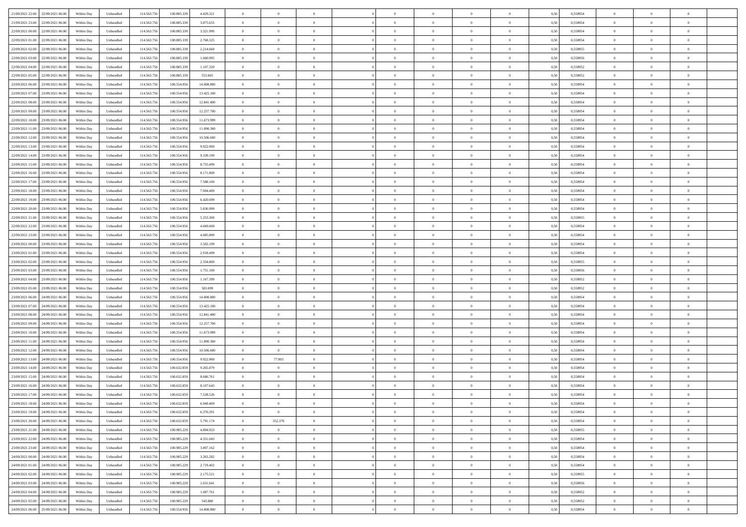| | | | | | | | | | | | | | | | | | | | | | |
|---|---|---|---|---|---|---|---|---|---|---|---|---|---|---|---|---|---|---|---|---|---|
| 21/09/2021 22.00 | 22/09/2021 06.00 | Within Day | Unbundled | 114.563.756 | 100.885.339 | 4.429.321 | 0 | 0 | 0 | | 0 | 0 | 0 | 0 | 0 | 0,50 | 0,558954 | 0 | 0 | 0 | |
| 21/09/2021 23.00 | 22/09/2021 06.00 | Within Day | Unbundled | 114.563.756 | 100.885.339 | 3.875.655 | 0 | 0 | 0 | | 0 | 0 | 0 | 0 | 0 | 0,50 | 0,558954 | 0 | 0 | 0 | |
| 22/09/2021 00.00 | 22/09/2021 06.00 | Within Day | Unbundled | 114.563.756 | 100.885.339 | 3.321.990 | 0 | 0 | 0 | | 0 | 0 | 0 | 0 | 0 | 0,50 | 0,558954 | 0 | 0 | 0 | |
| 22/09/2021 01.00 | 22/09/2021 06.00 | Within Day | Unbundled | 114.563.756 | 100.885.339 | 2.768.325 | 0 | 0 | 0 | | 0 | 0 | 0 | 0 | 0 | 0,50 | 0,558954 | 0 | 0 | 0 | |
| 22/09/2021 02.00 | 22/09/2021 06.00 | Within Day | Unbundled | 114.563.756 | 100.885.339 | 2.214.660 | 0 | 0 | 0 | | 0 | 0 | 0 | 0 | 0 | 0,50 | 0,558955 | 0 | 0 | 0 | |
| 22/09/2021 03.00 | 22/09/2021 06.00 | Within Day | Unbundled | 114.563.756 | 100.885.339 | 1.660.995 | 0 | 0 | 0 | | 0 | 0 | 0 | 0 | 0 | 0,50 | 0,558956 | 0 | 0 | 0 | |
| 22/09/2021 04.00 | 22/09/2021 06.00 | Within Day | Unbundled | 114.563.756 | 100.885.339 | 1.107.329 | 0 | 0 | 0 | | 0 | 0 | 0 | 0 | 0 | 0,50 | 0,558952 | 0 | 0 | 0 | |
| 22/09/2021 05.00 | 22/09/2021 06.00 | Within Day | Unbundled | 114.563.756 | 100.885.339 | 553.665 | 0 | 0 | 0 | | 0 | 0 | 0 | 0 | 0 | 0,50 | 0,558952 | 0 | 0 | 0 | |
| 22/09/2021 06.00 | 23/09/2021 06.00 | Within Day | Unbundled | 114.563.756 | 100.554.956 | 14.008.800 | 0 | 0 | 0 | | 0 | 0 | 0 | 0 | 0 | 0,50 | 0,558954 | 0 | 0 | 0 | |
| 22/09/2021 07.00 | 23/09/2021 06.00 | Within Day | Unbundled | 114.563.756 | 100.554.956 | 13.425.100 | 0 | 0 | 0 | | 0 | 0 | 0 | 0 | 0 | 0,50 | 0,558954 | 0 | 0 | 0 | |
| 22/09/2021 08.00 | 23/09/2021 06.00 | Within Day | Unbundled | 114.563.756 | 100.554.956 | 12.841.400 | 0 | 0 | 0 | | 0 | 0 | 0 | 0 | 0 | 0,50 | 0,558954 | 0 | 0 | 0 | |
| 22/09/2021 09.00 | 23/09/2021 06.00 | Within Day | Unbundled | 114.563.756 | 100.554.956 | 12.257.700 | 0 | 0 | 0 | | 0 | 0 | 0 | 0 | 0 | 0,50 | 0,558954 | 0 | 0 | 0 | |
| 22/09/2021 10.00 | 23/09/2021 06.00 | Within Day | Unbundled | 114.563.756 | 100.554.956 | 11.673.999 | 0 | 0 | 0 | | 0 | 0 | 0 | 0 | 0 | 0,50 | 0,558954 | 0 | 0 | 0 | |
| 22/09/2021 11.00 | 23/09/2021 06.00 | Within Day | Unbundled | 114.563.756 | 100.554.956 | 11.090.300 | 0 | 0 | 0 | | 0 | 0 | 0 | 0 | 0 | 0,50 | 0,558954 | 0 | 0 | 0 | |
| 22/09/2021 12.00 | 23/09/2021 06.00 | Within Day | Unbundled | 114.563.756 | 100.554.956 | 10.506.600 | 0 | 0 | 0 | | 0 | 0 | 0 | 0 | 0 | 0,50 | 0,558954 | 0 | 0 | 0 | |
| 22/09/2021 13.00 | 23/09/2021 06.00 | Within Day | Unbundled | 114.563.756 | 100.554.956 | 9.922.900 | 0 | 0 | 0 | | 0 | 0 | 0 | 0 | 0 | 0,50 | 0,558954 | 0 | 0 | 0 | |
| 22/09/2021 14.00 | 23/09/2021 06.00 | Within Day | Unbundled | 114.563.756 | 100.554.956 | 9.339.199 | 0 | 0 | 0 | | 0 | 0 | 0 | 0 | 0 | 0,50 | 0,558954 | 0 | 0 | 0 | |
| 22/09/2021 15.00 | 23/09/2021 06.00 | Within Day | Unbundled | 114.563.756 | 100.554.956 | 8.755.499 | 0 | 0 | 0 | | 0 | 0 | 0 | 0 | 0 | 0,50 | 0,558954 | 0 | 0 | 0 | |
| 22/09/2021 16.00 | 23/09/2021 06.00 | Within Day | Unbundled | 114.563.756 | 100.554.956 | 8.171.800 | 0 | 0 | 0 | | 0 | 0 | 0 | 0 | 0 | 0,50 | 0,558954 | 0 | 0 | 0 | |
| 22/09/2021 17.00 | 23/09/2021 06.00 | Within Day | Unbundled | 114.563.756 | 100.554.956 | 7.588.100 | 0 | 0 | 0 | | 0 | 0 | 0 | 0 | 0 | 0,50 | 0,558954 | 0 | 0 | 0 | |
| 22/09/2021 18.00 | 23/09/2021 06.00 | Within Day | Unbundled | 114.563.756 | 100.554.956 | 7.004.400 | 0 | 0 | 0 | | 0 | 0 | 0 | 0 | 0 | 0,50 | 0,558954 | 0 | 0 | 0 | |
| 22/09/2021 19.00 | 23/09/2021 06.00 | Within Day | Unbundled | 114.563.756 | 100.554.956 | 6.420.699 | 0 | 0 | 0 | | 0 | 0 | 0 | 0 | 0 | 0,50 | 0,558954 | 0 | 0 | 0 | |
| 22/09/2021 20.00 | 23/09/2021 06.00 | Within Day | Unbundled | 114.563.756 | 100.554.956 | 5.836.999 | 0 | 0 | 0 | | 0 | 0 | 0 | 0 | 0 | 0,50 | 0,558954 | 0 | 0 | 0 | |
| 22/09/2021 21.00 | 23/09/2021 06.00 | Within Day | Unbundled | 114.563.756 | 100.554.956 | 5.253.300 | 0 | 0 | 0 | | 0 | 0 | 0 | 0 | 0 | 0,50 | 0,558955 | 0 | 0 | 0 | |
| 22/09/2021 22.00 | 23/09/2021 06.00 | Within Day | Unbundled | 114.563.756 | 100.554.956 | 4.669.600 | 0 | 0 | 0 | | 0 | 0 | 0 | 0 | 0 | 0,50 | 0,558954 | 0 | 0 | 0 | |
| 22/09/2021 23.00 | 23/09/2021 06.00 | Within Day | Unbundled | 114.563.756 | 100.554.956 | 4.085.899 | 0 | 0 | 0 | | 0 | 0 | 0 | 0 | 0 | 0,50 | 0,558954 | 0 | 0 | 0 | |
| 23/09/2021 00.00 | 23/09/2021 06.00 | Within Day | Unbundled | 114.563.756 | 100.554.956 | 3.502.199 | 0 | 0 | 0 | | 0 | 0 | 0 | 0 | 0 | 0,50 | 0,558954 | 0 | 0 | 0 | |
| 23/09/2021 01.00 | 23/09/2021 06.00 | Within Day | Unbundled | 114.563.756 | 100.554.956 | 2.918.499 | 0 | 0 | 0 | | 0 | 0 | 0 | 0 | 0 | 0,50 | 0,558954 | 0 | 0 | 0 | |
| 23/09/2021 02.00 | 23/09/2021 06.00 | Within Day | Unbundled | 114.563.756 | 100.554.956 | 2.334.800 | 0 | 0 | 0 | | 0 | 0 | 0 | 0 | 0 | 0,50 | 0,558955 | 0 | 0 | 0 | |
| 23/09/2021 03.00 | 23/09/2021 06.00 | Within Day | Unbundled | 114.563.756 | 100.554.956 | 1.751.100 | 0 | 0 | 0 | | 0 | 0 | 0 | 0 | 0 | 0,50 | 0,558956 | 0 | 0 | 0 | |
| 23/09/2021 04.00 | 23/09/2021 06.00 | Within Day | Unbundled | 114.563.756 | 100.554.956 | 1.167.399 | 0 | 0 | 0 | | 0 | 0 | 0 | 0 | 0 | 0,50 | 0,558952 | 0 | 0 | 0 | |
| 23/09/2021 05.00 | 23/09/2021 06.00 | Within Day | Unbundled | 114.563.756 | 100.554.956 | 583.699 | 0 | 0 | 0 | | 0 | 0 | 0 | 0 | 0 | 0,50 | 0,558952 | 0 | 0 | 0 | |
| 23/09/2021 06.00 | 24/09/2021 06.00 | Within Day | Unbundled | 114.563.756 | 100.554.956 | 14.008.800 | 0 | 0 | 0 | | 0 | 0 | 0 | 0 | 0 | 0,50 | 0,558954 | 0 | 0 | 0 | |
| 23/09/2021 07.00 | 24/09/2021 06.00 | Within Day | Unbundled | 114.563.756 | 100.554.956 | 13.425.100 | 0 | 0 | 0 | | 0 | 0 | 0 | 0 | 0 | 0,50 | 0,558954 | 0 | 0 | 0 | |
| 23/09/2021 08.00 | 24/09/2021 06.00 | Within Day | Unbundled | 114.563.756 | 100.554.956 | 12.841.400 | 0 | 0 | 0 | | 0 | 0 | 0 | 0 | 0 | 0,50 | 0,558954 | 0 | 0 | 0 | |
| 23/09/2021 09.00 | 24/09/2021 06.00 | Within Day | Unbundled | 114.563.756 | 100.554.956 | 12.257.700 | 0 | 0 | 0 | | 0 | 0 | 0 | 0 | 0 | 0,50 | 0,558954 | 0 | 0 | 0 | |
| 23/09/2021 10.00 | 24/09/2021 06.00 | Within Day | Unbundled | 114.563.756 | 100.554.956 | 11.673.999 | 0 | 0 | 0 | | 0 | 0 | 0 | 0 | 0 | 0,50 | 0,558954 | 0 | 0 | 0 | |
| 23/09/2021 11.00 | 24/09/2021 06.00 | Within Day | Unbundled | 114.563.756 | 100.554.956 | 11.090.300 | 0 | 0 | 0 | | 0 | 0 | 0 | 0 | 0 | 0,50 | 0,558954 | 0 | 0 | 0 | |
| 23/09/2021 12.00 | 24/09/2021 06.00 | Within Day | Unbundled | 114.563.756 | 100.554.956 | 10.506.600 | 0 | 0 | 0 | | 0 | 0 | 0 | 0 | 0 | 0,50 | 0,558954 | 0 | 0 | 0 | |
| 23/09/2021 13.00 | 24/09/2021 06.00 | Within Day | Unbundled | 114.563.756 | 100.554.956 | 9.922.900 | 0 | 77.903 | 0 | | 0 | 0 | 0 | 0 | 0 | 0,50 | 0,558954 | 0 | 0 | 0 | |
| 23/09/2021 14.00 | 24/09/2021 06.00 | Within Day | Unbundled | 114.563.756 | 100.632.859 | 9.265.879 | 0 | 0 | 0 | | 0 | 0 | 0 | 0 | 0 | 0,50 | 0,558954 | 0 | 0 | 0 | |
| 23/09/2021 15.00 | 24/09/2021 06.00 | Within Day | Unbundled | 114.563.756 | 100.632.859 | 8.686.761 | 0 | 0 | 0 | | 0 | 0 | 0 | 0 | 0 | 0,50 | 0,558954 | 0 | 0 | 0 | |
| 23/09/2021 16.00 | 24/09/2021 06.00 | Within Day | Unbundled | 114.563.756 | 100.632.859 | 8.107.643 | 0 | 0 | 0 | | 0 | 0 | 0 | 0 | 0 | 0,50 | 0,558954 | 0 | 0 | 0 | |
| 23/09/2021 17.00 | 24/09/2021 06.00 | Within Day | Unbundled | 114.563.756 | 100.632.859 | 7.528.526 | 0 | 0 | 0 | | 0 | 0 | 0 | 0 | 0 | 0,50 | 0,558954 | 0 | 0 | 0 | |
| 23/09/2021 18.00 | 24/09/2021 06.00 | Within Day | Unbundled | 114.563.756 | 100.632.859 | 6.949.409 | 0 | 0 | 0 | | 0 | 0 | 0 | 0 | 0 | 0,50 | 0,558954 | 0 | 0 | 0 | |
| 23/09/2021 19.00 | 24/09/2021 06.00 | Within Day | Unbundled | 114.563.756 | 100.632.859 | 6.370.291 | 0 | 0 | 0 | | 0 | 0 | 0 | 0 | 0 | 0,50 | 0,558954 | 0 | 0 | 0 | |
| 23/09/2021 20.00 | 24/09/2021 06.00 | Within Day | Unbundled | 114.563.756 | 100.632.859 | 5.791.174 | 0 | 352.370 | 0 | | 0 | 0 | 0 | 0 | 0 | 0,50 | 0,558954 | 0 | 0 | 0 | |
| 23/09/2021 21.00 | 24/09/2021 06.00 | Within Day | Unbundled | 114.563.756 | 100.985.229 | 4.894.923 | 0 | 0 | 0 | | 0 | 0 | 0 | 0 | 0 | 0,50 | 0,558955 | 0 | 0 | 0 | |
| 23/09/2021 22.00 | 24/09/2021 06.00 | Within Day | Unbundled | 114.563.756 | 100.985.229 | 4.351.043 | 0 | 0 | 0 | | 0 | 0 | 0 | 0 | 0 | 0,50 | 0,558954 | 0 | 0 | 0 | |
| 23/09/2021 23.00 | 24/09/2021 06.00 | Within Day | Unbundled | 114.563.756 | 100.985.229 | 3.807.162 | 0 | 0 | 0 | | 0 | 0 | 0 | 0 | 0 | 0,50 | 0,558954 | 0 | 0 | 0 | |
| 24/09/2021 00.00 | 24/09/2021 06.00 | Within Day | Unbundled | 114.563.756 | 100.985.229 | 3.263.282 | 0 | 0 | 0 | | 0 | 0 | 0 | 0 | 0 | 0,50 | 0,558954 | 0 | 0 | 0 | |
| 24/09/2021 01.00 | 24/09/2021 06.00 | Within Day | Unbundled | 114.563.756 | 100.985.229 | 2.719.402 | 0 | 0 | 0 | | 0 | 0 | 0 | 0 | 0 | 0,50 | 0,558954 | 0 | 0 | 0 | |
| 24/09/2021 02.00 | 24/09/2021 06.00 | Within Day | Unbundled | 114.563.756 | 100.985.229 | 2.175.521 | 0 | 0 | 0 | | 0 | 0 | 0 | 0 | 0 | 0,50 | 0,558955 | 0 | 0 | 0 | |
| 24/09/2021 03.00 | 24/09/2021 06.00 | Within Day | Unbundled | 114.563.756 | 100.985.229 | 1.631.641 | 0 | 0 | 0 | | 0 | 0 | 0 | 0 | 0 | 0,50 | 0,558956 | 0 | 0 | 0 | |
| 24/09/2021 04.00 | 24/09/2021 06.00 | Within Day | Unbundled | 114.563.756 | 100.985.229 | 1.087.761 | 0 | 0 | 0 | | 0 | 0 | 0 | 0 | 0 | 0,50 | 0,558952 | 0 | 0 | 0 | |
| 24/09/2021 05.00 | 24/09/2021 06.00 | Within Day | Unbundled | 114.563.756 | 100.985.229 | 543.880 | 0 | 0 | 0 | | 0 | 0 | 0 | 0 | 0 | 0,50 | 0,558952 | 0 | 0 | 0 | |
| 24/09/2021 06.00 | 25/09/2021 06.00 | Within Day | Unbundled | 114.563.756 | 100.554.956 | 14.008.800 | 0 | 0 | 0 | | 0 | 0 | 0 | 0 | 0 | 0,50 | 0,558954 | 0 | 0 | 0 | |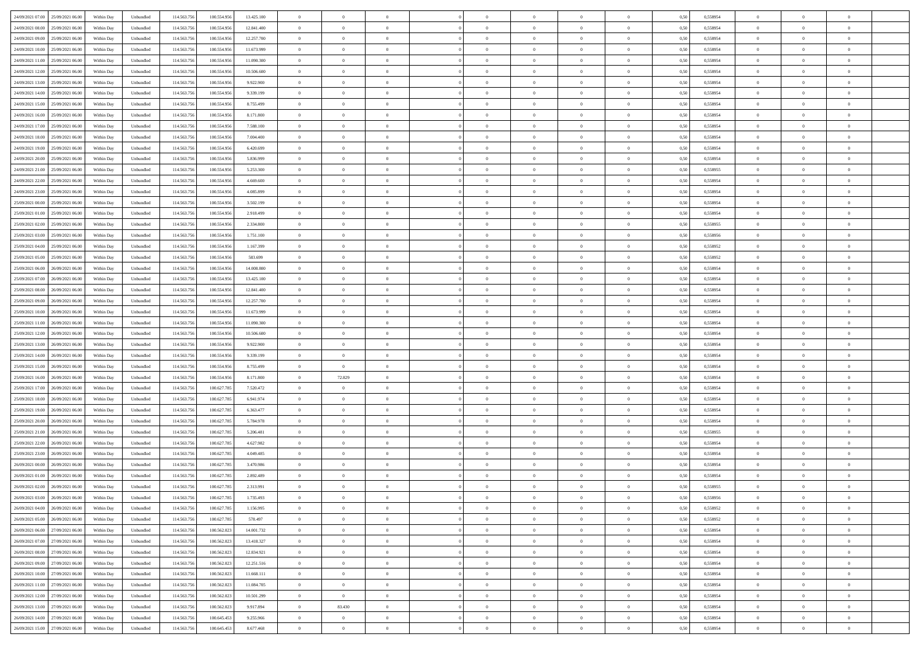| | | | | | | | | | | | | | | | | | | | | | |
|---|---|---|---|---|---|---|---|---|---|---|---|---|---|---|---|---|---|---|---|---|---|
| 24/09/2021 07:00 | 25/09/2021 06:00 | Within Day | Unbundled | 114.563.756 | 100.554.956 | 13.425.100 | 0 | 0 | 0 | | 0 | 0 | 0 | 0 | 0,50 | 0,558954 | 0 | 0 | 0 | |
| 24/09/2021 08:00 | 25/09/2021 06:00 | Within Day | Unbundled | 114.563.756 | 100.554.956 | 12.841.400 | 0 | 0 | 0 | | 0 | 0 | 0 | 0 | 0,50 | 0,558954 | 0 | 0 | 0 | |
| 24/09/2021 09:00 | 25/09/2021 06:00 | Within Day | Unbundled | 114.563.756 | 100.554.956 | 12.257.700 | 0 | 0 | 0 | | 0 | 0 | 0 | 0 | 0,50 | 0,558954 | 0 | 0 | 0 | |
| 24/09/2021 10:00 | 25/09/2021 06:00 | Within Day | Unbundled | 114.563.756 | 100.554.956 | 11.673.999 | 0 | 0 | 0 | | 0 | 0 | 0 | 0 | 0,50 | 0,558954 | 0 | 0 | 0 | |
| 24/09/2021 11:00 | 25/09/2021 06:00 | Within Day | Unbundled | 114.563.756 | 100.554.956 | 11.090.300 | 0 | 0 | 0 | | 0 | 0 | 0 | 0 | 0,50 | 0,558954 | 0 | 0 | 0 | |
| 24/09/2021 12:00 | 25/09/2021 06:00 | Within Day | Unbundled | 114.563.756 | 100.554.956 | 10.506.600 | 0 | 0 | 0 | | 0 | 0 | 0 | 0 | 0,50 | 0,558954 | 0 | 0 | 0 | |
| 24/09/2021 13:00 | 25/09/2021 06:00 | Within Day | Unbundled | 114.563.756 | 100.554.956 | 9.922.900 | 0 | 0 | 0 | | 0 | 0 | 0 | 0 | 0,50 | 0,558954 | 0 | 0 | 0 | |
| 24/09/2021 14:00 | 25/09/2021 06:00 | Within Day | Unbundled | 114.563.756 | 100.554.956 | 9.339.199 | 0 | 0 | 0 | | 0 | 0 | 0 | 0 | 0,50 | 0,558954 | 0 | 0 | 0 | |
| 24/09/2021 15:00 | 25/09/2021 06:00 | Within Day | Unbundled | 114.563.756 | 100.554.956 | 8.755.499 | 0 | 0 | 0 | | 0 | 0 | 0 | 0 | 0,50 | 0,558954 | 0 | 0 | 0 | |
| 24/09/2021 16:00 | 25/09/2021 06:00 | Within Day | Unbundled | 114.563.756 | 100.554.956 | 8.171.800 | 0 | 0 | 0 | | 0 | 0 | 0 | 0 | 0,50 | 0,558954 | 0 | 0 | 0 | |
| 24/09/2021 17:00 | 25/09/2021 06:00 | Within Day | Unbundled | 114.563.756 | 100.554.956 | 7.588.100 | 0 | 0 | 0 | | 0 | 0 | 0 | 0 | 0,50 | 0,558954 | 0 | 0 | 0 | |
| 24/09/2021 18:00 | 25/09/2021 06:00 | Within Day | Unbundled | 114.563.756 | 100.554.956 | 7.004.400 | 0 | 0 | 0 | | 0 | 0 | 0 | 0 | 0,50 | 0,558954 | 0 | 0 | 0 | |
| 24/09/2021 19:00 | 25/09/2021 06:00 | Within Day | Unbundled | 114.563.756 | 100.554.956 | 6.420.699 | 0 | 0 | 0 | | 0 | 0 | 0 | 0 | 0,50 | 0,558954 | 0 | 0 | 0 | |
| 24/09/2021 20:00 | 25/09/2021 06:00 | Within Day | Unbundled | 114.563.756 | 100.554.956 | 5.836.999 | 0 | 0 | 0 | | 0 | 0 | 0 | 0 | 0,50 | 0,558954 | 0 | 0 | 0 | |
| 24/09/2021 21:00 | 25/09/2021 06:00 | Within Day | Unbundled | 114.563.756 | 100.554.956 | 5.253.300 | 0 | 0 | 0 | | 0 | 0 | 0 | 0 | 0,50 | 0,558955 | 0 | 0 | 0 | |
| 24/09/2021 22:00 | 25/09/2021 06:00 | Within Day | Unbundled | 114.563.756 | 100.554.956 | 4.669.600 | 0 | 0 | 0 | | 0 | 0 | 0 | 0 | 0,50 | 0,558954 | 0 | 0 | 0 | |
| 24/09/2021 23:00 | 25/09/2021 06:00 | Within Day | Unbundled | 114.563.756 | 100.554.956 | 4.085.899 | 0 | 0 | 0 | | 0 | 0 | 0 | 0 | 0,50 | 0,558954 | 0 | 0 | 0 | |
| 25/09/2021 00:00 | 25/09/2021 06:00 | Within Day | Unbundled | 114.563.756 | 100.554.956 | 3.502.199 | 0 | 0 | 0 | | 0 | 0 | 0 | 0 | 0,50 | 0,558954 | 0 | 0 | 0 | |
| 25/09/2021 01:00 | 25/09/2021 06:00 | Within Day | Unbundled | 114.563.756 | 100.554.956 | 2.918.499 | 0 | 0 | 0 | | 0 | 0 | 0 | 0 | 0,50 | 0,558954 | 0 | 0 | 0 | |
| 25/09/2021 02:00 | 25/09/2021 06:00 | Within Day | Unbundled | 114.563.756 | 100.554.956 | 2.334.800 | 0 | 0 | 0 | | 0 | 0 | 0 | 0 | 0,50 | 0,558955 | 0 | 0 | 0 | |
| 25/09/2021 03:00 | 25/09/2021 06:00 | Within Day | Unbundled | 114.563.756 | 100.554.956 | 1.751.100 | 0 | 0 | 0 | | 0 | 0 | 0 | 0 | 0,50 | 0,558956 | 0 | 0 | 0 | |
| 25/09/2021 04:00 | 25/09/2021 06:00 | Within Day | Unbundled | 114.563.756 | 100.554.956 | 1.167.399 | 0 | 0 | 0 | | 0 | 0 | 0 | 0 | 0,50 | 0,558952 | 0 | 0 | 0 | |
| 25/09/2021 05:00 | 25/09/2021 06:00 | Within Day | Unbundled | 114.563.756 | 100.554.956 | 583.699 | 0 | 0 | 0 | | 0 | 0 | 0 | 0 | 0,50 | 0,558952 | 0 | 0 | 0 | |
| 25/09/2021 06:00 | 26/09/2021 06:00 | Within Day | Unbundled | 114.563.756 | 100.554.956 | 14.008.800 | 0 | 0 | 0 | | 0 | 0 | 0 | 0 | 0,50 | 0,558954 | 0 | 0 | 0 | |
| 25/09/2021 07:00 | 26/09/2021 06:00 | Within Day | Unbundled | 114.563.756 | 100.554.956 | 13.425.100 | 0 | 0 | 0 | | 0 | 0 | 0 | 0 | 0,50 | 0,558954 | 0 | 0 | 0 | |
| 25/09/2021 08:00 | 26/09/2021 06:00 | Within Day | Unbundled | 114.563.756 | 100.554.956 | 12.841.400 | 0 | 0 | 0 | | 0 | 0 | 0 | 0 | 0,50 | 0,558954 | 0 | 0 | 0 | |
| 25/09/2021 09:00 | 26/09/2021 06:00 | Within Day | Unbundled | 114.563.756 | 100.554.956 | 12.257.700 | 0 | 0 | 0 | | 0 | 0 | 0 | 0 | 0,50 | 0,558954 | 0 | 0 | 0 | |
| 25/09/2021 10:00 | 26/09/2021 06:00 | Within Day | Unbundled | 114.563.756 | 100.554.956 | 11.673.999 | 0 | 0 | 0 | | 0 | 0 | 0 | 0 | 0,50 | 0,558954 | 0 | 0 | 0 | |
| 25/09/2021 11:00 | 26/09/2021 06:00 | Within Day | Unbundled | 114.563.756 | 100.554.956 | 11.090.300 | 0 | 0 | 0 | | 0 | 0 | 0 | 0 | 0,50 | 0,558954 | 0 | 0 | 0 | |
| 25/09/2021 12:00 | 26/09/2021 06:00 | Within Day | Unbundled | 114.563.756 | 100.554.956 | 10.506.600 | 0 | 0 | 0 | | 0 | 0 | 0 | 0 | 0,50 | 0,558954 | 0 | 0 | 0 | |
| 25/09/2021 13:00 | 26/09/2021 06:00 | Within Day | Unbundled | 114.563.756 | 100.554.956 | 9.922.900 | 0 | 0 | 0 | | 0 | 0 | 0 | 0 | 0,50 | 0,558954 | 0 | 0 | 0 | |
| 25/09/2021 14:00 | 26/09/2021 06:00 | Within Day | Unbundled | 114.563.756 | 100.554.956 | 9.339.199 | 0 | 0 | 0 | | 0 | 0 | 0 | 0 | 0,50 | 0,558954 | 0 | 0 | 0 | |
| 25/09/2021 15:00 | 26/09/2021 06:00 | Within Day | Unbundled | 114.563.756 | 100.554.956 | 8.755.499 | 0 | 0 | 0 | | 0 | 0 | 0 | 0 | 0,50 | 0,558954 | 0 | 0 | 0 | |
| 25/09/2021 16:00 | 26/09/2021 06:00 | Within Day | Unbundled | 114.563.756 | 100.554.956 | 8.171.800 | 0 | 72.829 | 0 | | 0 | 0 | 0 | 0 | 0,50 | 0,558954 | 0 | 0 | 0 | |
| 25/09/2021 17:00 | 26/09/2021 06:00 | Within Day | Unbundled | 114.563.756 | 100.627.785 | 7.520.472 | 0 | 0 | 0 | | 0 | 0 | 0 | 0 | 0,50 | 0,558954 | 0 | 0 | 0 | |
| 25/09/2021 18:00 | 26/09/2021 06:00 | Within Day | Unbundled | 114.563.756 | 100.627.785 | 6.941.974 | 0 | 0 | 0 | | 0 | 0 | 0 | 0 | 0,50 | 0,558954 | 0 | 0 | 0 | |
| 25/09/2021 19:00 | 26/09/2021 06:00 | Within Day | Unbundled | 114.563.756 | 100.627.785 | 6.363.477 | 0 | 0 | 0 | | 0 | 0 | 0 | 0 | 0,50 | 0,558954 | 0 | 0 | 0 | |
| 25/09/2021 20:00 | 26/09/2021 06:00 | Within Day | Unbundled | 114.563.756 | 100.627.785 | 5.784.978 | 0 | 0 | 0 | | 0 | 0 | 0 | 0 | 0,50 | 0,558954 | 0 | 0 | 0 | |
| 25/09/2021 21:00 | 26/09/2021 06:00 | Within Day | Unbundled | 114.563.756 | 100.627.785 | 5.206.481 | 0 | 0 | 0 | | 0 | 0 | 0 | 0 | 0,50 | 0,558955 | 0 | 0 | 0 | |
| 25/09/2021 22:00 | 26/09/2021 06:00 | Within Day | Unbundled | 114.563.756 | 100.627.785 | 4.627.982 | 0 | 0 | 0 | | 0 | 0 | 0 | 0 | 0,50 | 0,558954 | 0 | 0 | 0 | |
| 25/09/2021 23:00 | 26/09/2021 06:00 | Within Day | Unbundled | 114.563.756 | 100.627.785 | 4.049.485 | 0 | 0 | 0 | | 0 | 0 | 0 | 0 | 0,50 | 0,558954 | 0 | 0 | 0 | |
| 26/09/2021 00:00 | 26/09/2021 06:00 | Within Day | Unbundled | 114.563.756 | 100.627.785 | 3.470.986 | 0 | 0 | 0 | | 0 | 0 | 0 | 0 | 0,50 | 0,558954 | 0 | 0 | 0 | |
| 26/09/2021 01:00 | 26/09/2021 06:00 | Within Day | Unbundled | 114.563.756 | 100.627.785 | 2.892.489 | 0 | 0 | 0 | | 0 | 0 | 0 | 0 | 0,50 | 0,558954 | 0 | 0 | 0 | |
| 26/09/2021 02:00 | 26/09/2021 06:00 | Within Day | Unbundled | 114.563.756 | 100.627.785 | 2.313.991 | 0 | 0 | 0 | | 0 | 0 | 0 | 0 | 0,50 | 0,558955 | 0 | 0 | 0 | |
| 26/09/2021 03:00 | 26/09/2021 06:00 | Within Day | Unbundled | 114.563.756 | 100.627.785 | 1.735.493 | 0 | 0 | 0 | | 0 | 0 | 0 | 0 | 0,50 | 0,558956 | 0 | 0 | 0 | |
| 26/09/2021 04:00 | 26/09/2021 06:00 | Within Day | Unbundled | 114.563.756 | 100.627.785 | 1.156.995 | 0 | 0 | 0 | | 0 | 0 | 0 | 0 | 0,50 | 0,558952 | 0 | 0 | 0 | |
| 26/09/2021 05:00 | 26/09/2021 06:00 | Within Day | Unbundled | 114.563.756 | 100.627.785 | 578.497 | 0 | 0 | 0 | | 0 | 0 | 0 | 0 | 0,50 | 0,558952 | 0 | 0 | 0 | |
| 26/09/2021 06:00 | 27/09/2021 06:00 | Within Day | Unbundled | 114.563.756 | 100.562.023 | 14.001.732 | 0 | 0 | 0 | | 0 | 0 | 0 | 0 | 0,50 | 0,558954 | 0 | 0 | 0 | |
| 26/09/2021 07:00 | 27/09/2021 06:00 | Within Day | Unbundled | 114.563.756 | 100.562.023 | 13.418.327 | 0 | 0 | 0 | | 0 | 0 | 0 | 0 | 0,50 | 0,558954 | 0 | 0 | 0 | |
| 26/09/2021 08:00 | 27/09/2021 06:00 | Within Day | Unbundled | 114.563.756 | 100.562.023 | 12.834.921 | 0 | 0 | 0 | | 0 | 0 | 0 | 0 | 0,50 | 0,558954 | 0 | 0 | 0 | |
| 26/09/2021 09:00 | 27/09/2021 06:00 | Within Day | Unbundled | 114.563.756 | 100.562.023 | 12.251.516 | 0 | 0 | 0 | | 0 | 0 | 0 | 0 | 0,50 | 0,558954 | 0 | 0 | 0 | |
| 26/09/2021 10:00 | 27/09/2021 06:00 | Within Day | Unbundled | 114.563.756 | 100.562.023 | 11.668.111 | 0 | 0 | 0 | | 0 | 0 | 0 | 0 | 0,50 | 0,558954 | 0 | 0 | 0 | |
| 26/09/2021 11:00 | 27/09/2021 06:00 | Within Day | Unbundled | 114.563.756 | 100.562.023 | 11.084.705 | 0 | 0 | 0 | | 0 | 0 | 0 | 0 | 0,50 | 0,558954 | 0 | 0 | 0 | |
| 26/09/2021 12:00 | 27/09/2021 06:00 | Within Day | Unbundled | 114.563.756 | 100.562.023 | 10.501.299 | 0 | 0 | 0 | | 0 | 0 | 0 | 0 | 0,50 | 0,558954 | 0 | 0 | 0 | |
| 26/09/2021 13:00 | 27/09/2021 06:00 | Within Day | Unbundled | 114.563.756 | 100.562.023 | 9.917.894 | 0 | 83.430 | 0 | | 0 | 0 | 0 | 0 | 0,50 | 0,558954 | 0 | 0 | 0 | |
| 26/09/2021 14:00 | 27/09/2021 06:00 | Within Day | Unbundled | 114.563.756 | 100.645.453 | 9.255.966 | 0 | 0 | 0 | | 0 | 0 | 0 | 0 | 0,50 | 0,558954 | 0 | 0 | 0 | |
| 26/09/2021 15:00 | 27/09/2021 06:00 | Within Day | Unbundled | 114.563.756 | 100.645.453 | 8.677.468 | 0 | 0 | 0 | | 0 | 0 | 0 | 0 | 0,50 | 0,558954 | 0 | 0 | 0 | |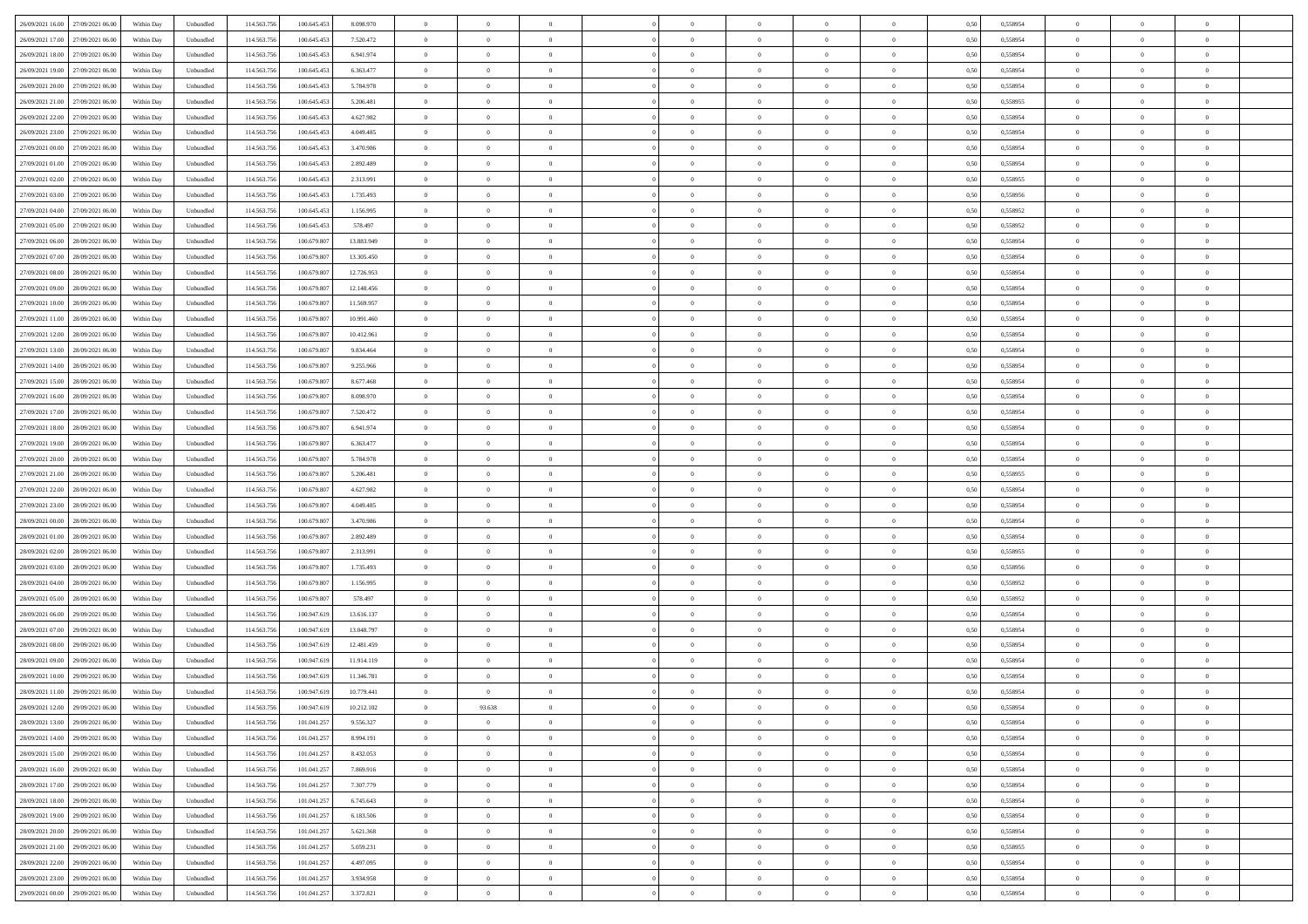| | | | | | | | | | | | | | | | | | | | | | |
|---|---|---|---|---|---|---|---|---|---|---|---|---|---|---|---|---|---|---|---|---|---|
| 26/09/2021 16:00 | 27/09/2021 06:00 | Within Day | Unbundled | 114.563.756 | 100.645.453 | 8.098.970 | 0 | 0 | 0 | | 0 | 0 | 0 | 0 | 0 | 0,50 | 0,558954 | 0 | 0 | 0 | |
| 26/09/2021 17:00 | 27/09/2021 06:00 | Within Day | Unbundled | 114.563.756 | 100.645.453 | 7.520.472 | 0 | 0 | 0 | | 0 | 0 | 0 | 0 | 0 | 0,50 | 0,558954 | 0 | 0 | 0 | |
| 26/09/2021 18:00 | 27/09/2021 06:00 | Within Day | Unbundled | 114.563.756 | 100.645.453 | 6.941.974 | 0 | 0 | 0 | | 0 | 0 | 0 | 0 | 0 | 0,50 | 0,558954 | 0 | 0 | 0 | |
| 26/09/2021 19:00 | 27/09/2021 06:00 | Within Day | Unbundled | 114.563.756 | 100.645.453 | 6.363.477 | 0 | 0 | 0 | | 0 | 0 | 0 | 0 | 0 | 0,50 | 0,558954 | 0 | 0 | 0 | |
| 26/09/2021 20:00 | 27/09/2021 06:00 | Within Day | Unbundled | 114.563.756 | 100.645.453 | 5.784.978 | 0 | 0 | 0 | | 0 | 0 | 0 | 0 | 0 | 0,50 | 0,558954 | 0 | 0 | 0 | |
| 26/09/2021 21:00 | 27/09/2021 06:00 | Within Day | Unbundled | 114.563.756 | 100.645.453 | 5.206.481 | 0 | 0 | 0 | | 0 | 0 | 0 | 0 | 0 | 0,50 | 0,558955 | 0 | 0 | 0 | |
| 26/09/2021 22:00 | 27/09/2021 06:00 | Within Day | Unbundled | 114.563.756 | 100.645.453 | 4.627.982 | 0 | 0 | 0 | | 0 | 0 | 0 | 0 | 0 | 0,50 | 0,558954 | 0 | 0 | 0 | |
| 26/09/2021 23:00 | 27/09/2021 06:00 | Within Day | Unbundled | 114.563.756 | 100.645.453 | 4.049.485 | 0 | 0 | 0 | | 0 | 0 | 0 | 0 | 0 | 0,50 | 0,558954 | 0 | 0 | 0 | |
| 27/09/2021 00:00 | 27/09/2021 06:00 | Within Day | Unbundled | 114.563.756 | 100.645.453 | 3.470.986 | 0 | 0 | 0 | | 0 | 0 | 0 | 0 | 0 | 0,50 | 0,558954 | 0 | 0 | 0 | |
| 27/09/2021 01:00 | 27/09/2021 06:00 | Within Day | Unbundled | 114.563.756 | 100.645.453 | 2.892.489 | 0 | 0 | 0 | | 0 | 0 | 0 | 0 | 0 | 0,50 | 0,558954 | 0 | 0 | 0 | |
| 27/09/2021 02:00 | 27/09/2021 06:00 | Within Day | Unbundled | 114.563.756 | 100.645.453 | 2.313.991 | 0 | 0 | 0 | | 0 | 0 | 0 | 0 | 0 | 0,50 | 0,558955 | 0 | 0 | 0 | |
| 27/09/2021 03:00 | 27/09/2021 06:00 | Within Day | Unbundled | 114.563.756 | 100.645.453 | 1.735.493 | 0 | 0 | 0 | | 0 | 0 | 0 | 0 | 0 | 0,50 | 0,558956 | 0 | 0 | 0 | |
| 27/09/2021 04:00 | 27/09/2021 06:00 | Within Day | Unbundled | 114.563.756 | 100.645.453 | 1.156.995 | 0 | 0 | 0 | | 0 | 0 | 0 | 0 | 0 | 0,50 | 0,558952 | 0 | 0 | 0 | |
| 27/09/2021 05:00 | 27/09/2021 06:00 | Within Day | Unbundled | 114.563.756 | 100.645.453 | 578.497 | 0 | 0 | 0 | | 0 | 0 | 0 | 0 | 0 | 0,50 | 0,558952 | 0 | 0 | 0 | |
| 27/09/2021 06:00 | 28/09/2021 06:00 | Within Day | Unbundled | 114.563.756 | 100.679.807 | 13.883.949 | 0 | 0 | 0 | | 0 | 0 | 0 | 0 | 0 | 0,50 | 0,558954 | 0 | 0 | 0 | |
| 27/09/2021 07:00 | 28/09/2021 06:00 | Within Day | Unbundled | 114.563.756 | 100.679.807 | 13.305.450 | 0 | 0 | 0 | | 0 | 0 | 0 | 0 | 0 | 0,50 | 0,558954 | 0 | 0 | 0 | |
| 27/09/2021 08:00 | 28/09/2021 06:00 | Within Day | Unbundled | 114.563.756 | 100.679.807 | 12.726.953 | 0 | 0 | 0 | | 0 | 0 | 0 | 0 | 0 | 0,50 | 0,558954 | 0 | 0 | 0 | |
| 27/09/2021 09:00 | 28/09/2021 06:00 | Within Day | Unbundled | 114.563.756 | 100.679.807 | 12.148.456 | 0 | 0 | 0 | | 0 | 0 | 0 | 0 | 0 | 0,50 | 0,558954 | 0 | 0 | 0 | |
| 27/09/2021 10:00 | 28/09/2021 06:00 | Within Day | Unbundled | 114.563.756 | 100.679.807 | 11.569.957 | 0 | 0 | 0 | | 0 | 0 | 0 | 0 | 0 | 0,50 | 0,558954 | 0 | 0 | 0 | |
| 27/09/2021 11:00 | 28/09/2021 06:00 | Within Day | Unbundled | 114.563.756 | 100.679.807 | 10.991.460 | 0 | 0 | 0 | | 0 | 0 | 0 | 0 | 0 | 0,50 | 0,558954 | 0 | 0 | 0 | |
| 27/09/2021 12:00 | 28/09/2021 06:00 | Within Day | Unbundled | 114.563.756 | 100.679.807 | 10.412.961 | 0 | 0 | 0 | | 0 | 0 | 0 | 0 | 0 | 0,50 | 0,558954 | 0 | 0 | 0 | |
| 27/09/2021 13:00 | 28/09/2021 06:00 | Within Day | Unbundled | 114.563.756 | 100.679.807 | 9.834.464 | 0 | 0 | 0 | | 0 | 0 | 0 | 0 | 0 | 0,50 | 0,558954 | 0 | 0 | 0 | |
| 27/09/2021 14:00 | 28/09/2021 06:00 | Within Day | Unbundled | 114.563.756 | 100.679.807 | 9.255.966 | 0 | 0 | 0 | | 0 | 0 | 0 | 0 | 0 | 0,50 | 0,558954 | 0 | 0 | 0 | |
| 27/09/2021 15:00 | 28/09/2021 06:00 | Within Day | Unbundled | 114.563.756 | 100.679.807 | 8.677.468 | 0 | 0 | 0 | | 0 | 0 | 0 | 0 | 0 | 0,50 | 0,558954 | 0 | 0 | 0 | |
| 27/09/2021 16:00 | 28/09/2021 06:00 | Within Day | Unbundled | 114.563.756 | 100.679.807 | 8.098.970 | 0 | 0 | 0 | | 0 | 0 | 0 | 0 | 0 | 0,50 | 0,558954 | 0 | 0 | 0 | |
| 27/09/2021 17:00 | 28/09/2021 06:00 | Within Day | Unbundled | 114.563.756 | 100.679.807 | 7.520.472 | 0 | 0 | 0 | | 0 | 0 | 0 | 0 | 0 | 0,50 | 0,558954 | 0 | 0 | 0 | |
| 27/09/2021 18:00 | 28/09/2021 06:00 | Within Day | Unbundled | 114.563.756 | 100.679.807 | 6.941.974 | 0 | 0 | 0 | | 0 | 0 | 0 | 0 | 0 | 0,50 | 0,558954 | 0 | 0 | 0 | |
| 27/09/2021 19:00 | 28/09/2021 06:00 | Within Day | Unbundled | 114.563.756 | 100.679.807 | 6.363.477 | 0 | 0 | 0 | | 0 | 0 | 0 | 0 | 0 | 0,50 | 0,558954 | 0 | 0 | 0 | |
| 27/09/2021 20:00 | 28/09/2021 06:00 | Within Day | Unbundled | 114.563.756 | 100.679.807 | 5.784.978 | 0 | 0 | 0 | | 0 | 0 | 0 | 0 | 0 | 0,50 | 0,558954 | 0 | 0 | 0 | |
| 27/09/2021 21:00 | 28/09/2021 06:00 | Within Day | Unbundled | 114.563.756 | 100.679.807 | 5.206.481 | 0 | 0 | 0 | | 0 | 0 | 0 | 0 | 0 | 0,50 | 0,558955 | 0 | 0 | 0 | |
| 27/09/2021 22:00 | 28/09/2021 06:00 | Within Day | Unbundled | 114.563.756 | 100.679.807 | 4.627.982 | 0 | 0 | 0 | | 0 | 0 | 0 | 0 | 0 | 0,50 | 0,558954 | 0 | 0 | 0 | |
| 27/09/2021 23:00 | 28/09/2021 06:00 | Within Day | Unbundled | 114.563.756 | 100.679.807 | 4.049.485 | 0 | 0 | 0 | | 0 | 0 | 0 | 0 | 0 | 0,50 | 0,558954 | 0 | 0 | 0 | |
| 28/09/2021 00:00 | 28/09/2021 06:00 | Within Day | Unbundled | 114.563.756 | 100.679.807 | 3.470.986 | 0 | 0 | 0 | | 0 | 0 | 0 | 0 | 0 | 0,50 | 0,558954 | 0 | 0 | 0 | |
| 28/09/2021 01:00 | 28/09/2021 06:00 | Within Day | Unbundled | 114.563.756 | 100.679.807 | 2.892.489 | 0 | 0 | 0 | | 0 | 0 | 0 | 0 | 0 | 0,50 | 0,558954 | 0 | 0 | 0 | |
| 28/09/2021 02:00 | 28/09/2021 06:00 | Within Day | Unbundled | 114.563.756 | 100.679.807 | 2.313.991 | 0 | 0 | 0 | | 0 | 0 | 0 | 0 | 0 | 0,50 | 0,558955 | 0 | 0 | 0 | |
| 28/09/2021 03:00 | 28/09/2021 06:00 | Within Day | Unbundled | 114.563.756 | 100.679.807 | 1.735.493 | 0 | 0 | 0 | | 0 | 0 | 0 | 0 | 0 | 0,50 | 0,558956 | 0 | 0 | 0 | |
| 28/09/2021 04:00 | 28/09/2021 06:00 | Within Day | Unbundled | 114.563.756 | 100.679.807 | 1.156.995 | 0 | 0 | 0 | | 0 | 0 | 0 | 0 | 0 | 0,50 | 0,558952 | 0 | 0 | 0 | |
| 28/09/2021 05:00 | 28/09/2021 06:00 | Within Day | Unbundled | 114.563.756 | 100.679.807 | 578.497 | 0 | 0 | 0 | | 0 | 0 | 0 | 0 | 0 | 0,50 | 0,558952 | 0 | 0 | 0 | |
| 28/09/2021 06:00 | 29/09/2021 06:00 | Within Day | Unbundled | 114.563.756 | 100.947.619 | 13.616.137 | 0 | 0 | 0 | | 0 | 0 | 0 | 0 | 0 | 0,50 | 0,558954 | 0 | 0 | 0 | |
| 28/09/2021 07:00 | 29/09/2021 06:00 | Within Day | Unbundled | 114.563.756 | 100.947.619 | 13.048.797 | 0 | 0 | 0 | | 0 | 0 | 0 | 0 | 0 | 0,50 | 0,558954 | 0 | 0 | 0 | |
| 28/09/2021 08:00 | 29/09/2021 06:00 | Within Day | Unbundled | 114.563.756 | 100.947.619 | 12.481.459 | 0 | 0 | 0 | | 0 | 0 | 0 | 0 | 0 | 0,50 | 0,558954 | 0 | 0 | 0 | |
| 28/09/2021 09:00 | 29/09/2021 06:00 | Within Day | Unbundled | 114.563.756 | 100.947.619 | 11.914.119 | 0 | 0 | 0 | | 0 | 0 | 0 | 0 | 0 | 0,50 | 0,558954 | 0 | 0 | 0 | |
| 28/09/2021 10:00 | 29/09/2021 06:00 | Within Day | Unbundled | 114.563.756 | 100.947.619 | 11.346.781 | 0 | 0 | 0 | | 0 | 0 | 0 | 0 | 0 | 0,50 | 0,558954 | 0 | 0 | 0 | |
| 28/09/2021 11:00 | 29/09/2021 06:00 | Within Day | Unbundled | 114.563.756 | 100.947.619 | 10.779.441 | 0 | 0 | 0 | | 0 | 0 | 0 | 0 | 0 | 0,50 | 0,558954 | 0 | 0 | 0 | |
| 28/09/2021 12:00 | 29/09/2021 06:00 | Within Day | Unbundled | 114.563.756 | 100.947.619 | 10.212.102 | 0 | 93.638 | 0 | | 0 | 0 | 0 | 0 | 0 | 0,50 | 0,558954 | 0 | 0 | 0 | |
| 28/09/2021 13:00 | 29/09/2021 06:00 | Within Day | Unbundled | 114.563.756 | 101.041.257 | 9.556.327 | 0 | 0 | 0 | | 0 | 0 | 0 | 0 | 0 | 0,50 | 0,558954 | 0 | 0 | 0 | |
| 28/09/2021 14:00 | 29/09/2021 06:00 | Within Day | Unbundled | 114.563.756 | 101.041.257 | 8.994.191 | 0 | 0 | 0 | | 0 | 0 | 0 | 0 | 0 | 0,50 | 0,558954 | 0 | 0 | 0 | |
| 28/09/2021 15:00 | 29/09/2021 06:00 | Within Day | Unbundled | 114.563.756 | 101.041.257 | 8.432.053 | 0 | 0 | 0 | | 0 | 0 | 0 | 0 | 0 | 0,50 | 0,558954 | 0 | 0 | 0 | |
| 28/09/2021 16:00 | 29/09/2021 06:00 | Within Day | Unbundled | 114.563.756 | 101.041.257 | 7.869.916 | 0 | 0 | 0 | | 0 | 0 | 0 | 0 | 0 | 0,50 | 0,558954 | 0 | 0 | 0 | |
| 28/09/2021 17:00 | 29/09/2021 06:00 | Within Day | Unbundled | 114.563.756 | 101.041.257 | 7.307.779 | 0 | 0 | 0 | | 0 | 0 | 0 | 0 | 0 | 0,50 | 0,558954 | 0 | 0 | 0 | |
| 28/09/2021 18:00 | 29/09/2021 06:00 | Within Day | Unbundled | 114.563.756 | 101.041.257 | 6.745.643 | 0 | 0 | 0 | | 0 | 0 | 0 | 0 | 0 | 0,50 | 0,558954 | 0 | 0 | 0 | |
| 28/09/2021 19:00 | 29/09/2021 06:00 | Within Day | Unbundled | 114.563.756 | 101.041.257 | 6.183.506 | 0 | 0 | 0 | | 0 | 0 | 0 | 0 | 0 | 0,50 | 0,558954 | 0 | 0 | 0 | |
| 28/09/2021 20:00 | 29/09/2021 06:00 | Within Day | Unbundled | 114.563.756 | 101.041.257 | 5.621.368 | 0 | 0 | 0 | | 0 | 0 | 0 | 0 | 0 | 0,50 | 0,558954 | 0 | 0 | 0 | |
| 28/09/2021 21:00 | 29/09/2021 06:00 | Within Day | Unbundled | 114.563.756 | 101.041.257 | 5.059.231 | 0 | 0 | 0 | | 0 | 0 | 0 | 0 | 0 | 0,50 | 0,558955 | 0 | 0 | 0 | |
| 28/09/2021 22:00 | 29/09/2021 06:00 | Within Day | Unbundled | 114.563.756 | 101.041.257 | 4.497.095 | 0 | 0 | 0 | | 0 | 0 | 0 | 0 | 0 | 0,50 | 0,558954 | 0 | 0 | 0 | |
| 28/09/2021 23:00 | 29/09/2021 06:00 | Within Day | Unbundled | 114.563.756 | 101.041.257 | 3.934.958 | 0 | 0 | 0 | | 0 | 0 | 0 | 0 | 0 | 0,50 | 0,558954 | 0 | 0 | 0 | |
| 29/09/2021 00:00 | 29/09/2021 06:00 | Within Day | Unbundled | 114.563.756 | 101.041.257 | 3.372.821 | 0 | 0 | 0 | | 0 | 0 | 0 | 0 | 0 | 0,50 | 0,558954 | 0 | 0 | 0 | |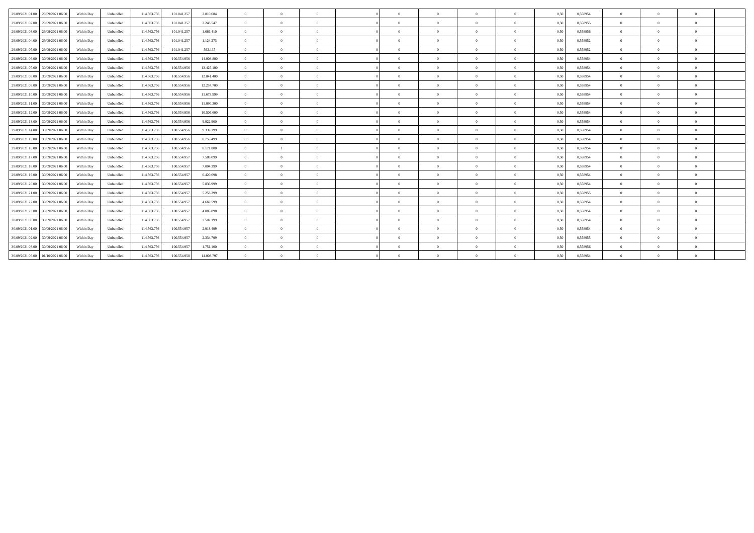| | | | | | | | | | | | | | | | | | | | | |
|---|---|---|---|---|---|---|---|---|---|---|---|---|---|---|---|---|---|---|---|---|
| 29/09/2021 01.00 | 29/09/2021 06.00 | Within Day | Unbundled | 114.563.756 | 101.041.257 | 2.810.684 | 0 | 0 | 0 | 0 | 0 | 0 | 0 | 0 | 0,50 | 0,558954 | 0 | 0 | 0 | |
| 29/09/2021 02.00 | 29/09/2021 06.00 | Within Day | Unbundled | 114.563.756 | 101.041.257 | 2.248.547 | 0 | 0 | 0 | 0 | 0 | 0 | 0 | 0 | 0,50 | 0,558955 | 0 | 0 | 0 | |
| 29/09/2021 03.00 | 29/09/2021 06.00 | Within Day | Unbundled | 114.563.756 | 101.041.257 | 1.686.410 | 0 | 0 | 0 | 0 | 0 | 0 | 0 | 0 | 0,50 | 0,558956 | 0 | 0 | 0 | |
| 29/09/2021 04.00 | 29/09/2021 06.00 | Within Day | Unbundled | 114.563.756 | 101.041.257 | 1.124.273 | 0 | 0 | 0 | 0 | 0 | 0 | 0 | 0 | 0,50 | 0,558952 | 0 | 0 | 0 | |
| 29/09/2021 05.00 | 29/09/2021 06.00 | Within Day | Unbundled | 114.563.756 | 101.041.257 | 562.137 | 0 | 0 | 0 | 0 | 0 | 0 | 0 | 0 | 0,50 | 0,558952 | 0 | 0 | 0 | |
| 29/09/2021 06.00 | 30/09/2021 06.00 | Within Day | Unbundled | 114.563.756 | 100.554.956 | 14.008.800 | 0 | 0 | 0 | 0 | 0 | 0 | 0 | 0 | 0,50 | 0,558954 | 0 | 0 | 0 | |
| 29/09/2021 07.00 | 30/09/2021 06.00 | Within Day | Unbundled | 114.563.756 | 100.554.956 | 13.425.100 | 0 | 0 | 0 | 0 | 0 | 0 | 0 | 0 | 0,50 | 0,558954 | 0 | 0 | 0 | |
| 29/09/2021 08.00 | 30/09/2021 06.00 | Within Day | Unbundled | 114.563.756 | 100.554.956 | 12.841.400 | 0 | 0 | 0 | 0 | 0 | 0 | 0 | 0 | 0,50 | 0,558954 | 0 | 0 | 0 | |
| 29/09/2021 09.00 | 30/09/2021 06.00 | Within Day | Unbundled | 114.563.756 | 100.554.956 | 12.257.700 | 0 | 0 | 0 | 0 | 0 | 0 | 0 | 0 | 0,50 | 0,558954 | 0 | 0 | 0 | |
| 29/09/2021 10.00 | 30/09/2021 06.00 | Within Day | Unbundled | 114.563.756 | 100.554.956 | 11.673.999 | 0 | 0 | 0 | 0 | 0 | 0 | 0 | 0 | 0,50 | 0,558954 | 0 | 0 | 0 | |
| 29/09/2021 11.00 | 30/09/2021 06.00 | Within Day | Unbundled | 114.563.756 | 100.554.956 | 11.090.300 | 0 | 0 | 0 | 0 | 0 | 0 | 0 | 0 | 0,50 | 0,558954 | 0 | 0 | 0 | |
| 29/09/2021 12.00 | 30/09/2021 06.00 | Within Day | Unbundled | 114.563.756 | 100.554.956 | 10.506.600 | 0 | 0 | 0 | 0 | 0 | 0 | 0 | 0 | 0,50 | 0,558954 | 0 | 0 | 0 | |
| 29/09/2021 13.00 | 30/09/2021 06.00 | Within Day | Unbundled | 114.563.756 | 100.554.956 | 9.922.900 | 0 | 0 | 0 | 0 | 0 | 0 | 0 | 0 | 0,50 | 0,558954 | 0 | 0 | 0 | |
| 29/09/2021 14.00 | 30/09/2021 06.00 | Within Day | Unbundled | 114.563.756 | 100.554.956 | 9.339.199 | 0 | 0 | 0 | 0 | 0 | 0 | 0 | 0 | 0,50 | 0,558954 | 0 | 0 | 0 | |
| 29/09/2021 15.00 | 30/09/2021 06.00 | Within Day | Unbundled | 114.563.756 | 100.554.956 | 8.755.499 | 0 | 0 | 0 | 0 | 0 | 0 | 0 | 0 | 0,50 | 0,558954 | 0 | 0 | 0 | |
| 29/09/2021 16.00 | 30/09/2021 06.00 | Within Day | Unbundled | 114.563.756 | 100.554.956 | 8.171.800 | 0 | 1 | 0 | 0 | 0 | 0 | 0 | 0 | 0,50 | 0,558954 | 0 | 0 | 0 | |
| 29/09/2021 17.00 | 30/09/2021 06.00 | Within Day | Unbundled | 114.563.756 | 100.554.957 | 7.588.099 | 0 | 0 | 0 | 0 | 0 | 0 | 0 | 0 | 0,50 | 0,558954 | 0 | 0 | 0 | |
| 29/09/2021 18.00 | 30/09/2021 06.00 | Within Day | Unbundled | 114.563.756 | 100.554.957 | 7.004.399 | 0 | 0 | 0 | 0 | 0 | 0 | 0 | 0 | 0,50 | 0,558954 | 0 | 0 | 0 | |
| 29/09/2021 19.00 | 30/09/2021 06.00 | Within Day | Unbundled | 114.563.756 | 100.554.957 | 6.420.698 | 0 | 0 | 0 | 0 | 0 | 0 | 0 | 0 | 0,50 | 0,558954 | 0 | 0 | 0 | |
| 29/09/2021 20.00 | 30/09/2021 06.00 | Within Day | Unbundled | 114.563.756 | 100.554.957 | 5.836.999 | 0 | 0 | 0 | 0 | 0 | 0 | 0 | 0 | 0,50 | 0,558954 | 0 | 0 | 0 | |
| 29/09/2021 21.00 | 30/09/2021 06.00 | Within Day | Unbundled | 114.563.756 | 100.554.957 | 5.253.299 | 0 | 0 | 0 | 0 | 0 | 0 | 0 | 0 | 0,50 | 0,558955 | 0 | 0 | 0 | |
| 29/09/2021 22.00 | 30/09/2021 06.00 | Within Day | Unbundled | 114.563.756 | 100.554.957 | 4.669.599 | 0 | 0 | 0 | 0 | 0 | 0 | 0 | 0 | 0,50 | 0,558954 | 0 | 0 | 0 | |
| 29/09/2021 23.00 | 30/09/2021 06.00 | Within Day | Unbundled | 114.563.756 | 100.554.957 | 4.085.898 | 0 | 0 | 0 | 0 | 0 | 0 | 0 | 0 | 0,50 | 0,558954 | 0 | 0 | 0 | |
| 30/09/2021 00.00 | 30/09/2021 06.00 | Within Day | Unbundled | 114.563.756 | 100.554.957 | 3.502.199 | 0 | 0 | 0 | 0 | 0 | 0 | 0 | 0 | 0,50 | 0,558954 | 0 | 0 | 0 | |
| 30/09/2021 01.00 | 30/09/2021 06.00 | Within Day | Unbundled | 114.563.756 | 100.554.957 | 2.918.499 | 0 | 0 | 0 | 0 | 0 | 0 | 0 | 0 | 0,50 | 0,558954 | 0 | 0 | 0 | |
| 30/09/2021 02.00 | 30/09/2021 06.00 | Within Day | Unbundled | 114.563.756 | 100.554.957 | 2.334.799 | 0 | 0 | 0 | 0 | 0 | 0 | 0 | 0 | 0,50 | 0,558955 | 0 | 0 | 0 | |
| 30/09/2021 03.00 | 30/09/2021 06.00 | Within Day | Unbundled | 114.563.756 | 100.554.957 | 1.751.100 | 0 | 0 | 0 | 0 | 0 | 0 | 0 | 0 | 0,50 | 0,558956 | 0 | 0 | 0 | |
| 30/09/2021 06.00 | 01/10/2021 06.00 | Within Day | Unbundled | 114.563.756 | 100.554.958 | 14.008.797 | 0 | 0 | 0 | 0 | 0 | 0 | 0 | 0 | 0,50 | 0,558954 | 0 | 0 | 0 | |